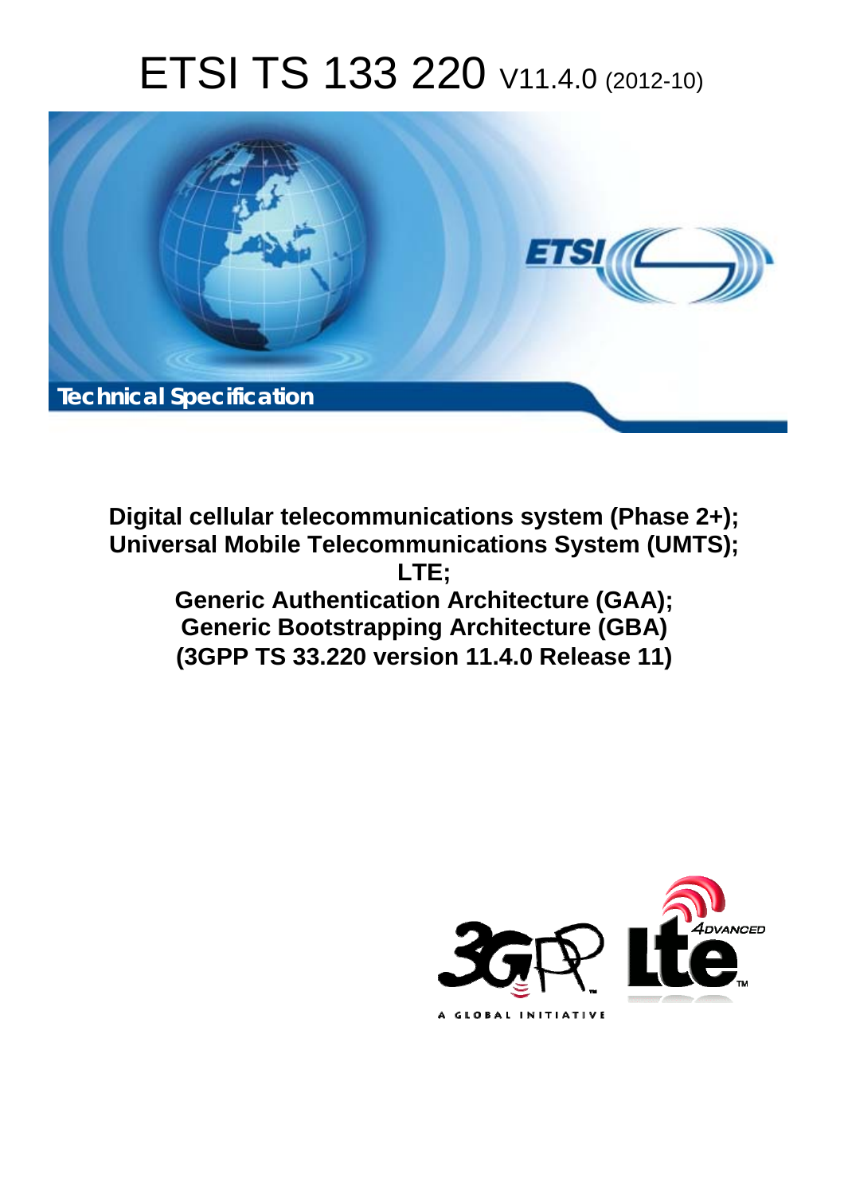# ETSI TS 133 220 V11.4.0 (2012-10)

**Technical Specification**

**Digital cellular telecommunications system (Phase 2+); Universal Mobile Telecommunications System (UMTS); LTE; Generic Authentication Architecture (GAA); Generic Bootstrapping Architecture (GBA) (3GPP TS 33.220 version 11.4.0 Release 11)**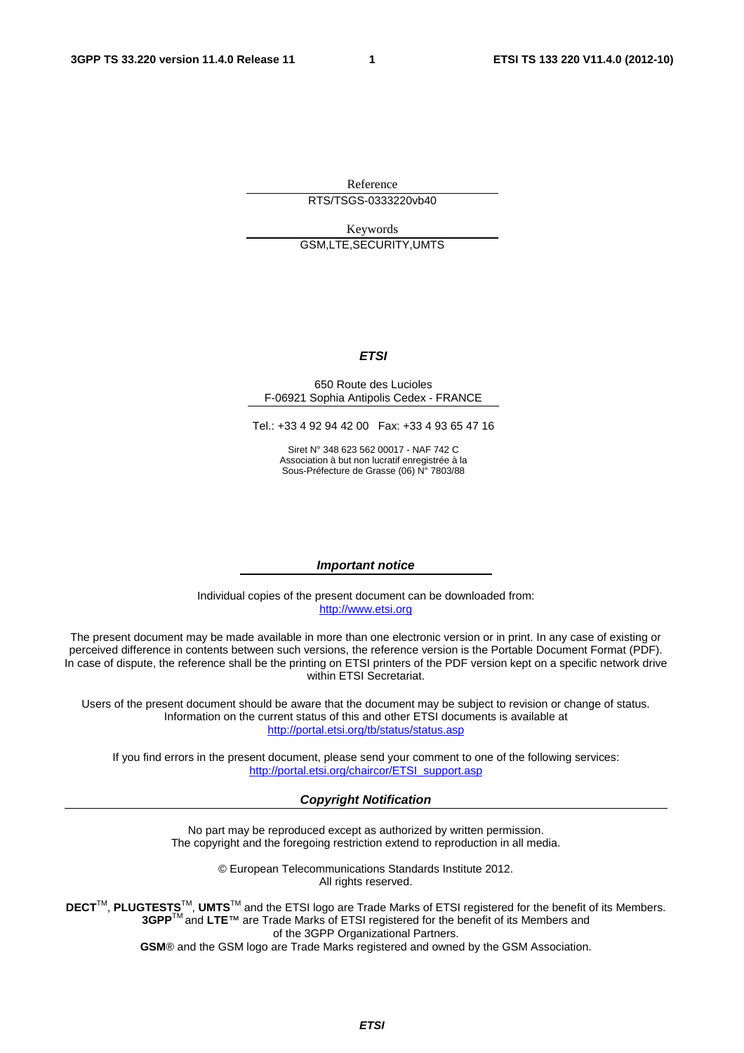Reference

RTS/TSGS-0333220vb40

Keywords

GSM,LTE,SECURITY,UMTS

***ETSI***

650 Route des Lucioles
F-06921 Sophia Antipolis Cedex - FRANCE

Tel.: +33 4 92 94 42 00 Fax: +33 4 93 65 47 16

Siret N° 348 623 562 00017 - NAF 742 C
Association à but non lucratif enregistrée à la
Sous-Préfecture de Grasse (06) N° 7803/88

***Important notice***

Individual copies of the present document can be downloaded from:
http://www.etsi.org

The present document may be made available in more than one electronic version or in print. In any case of existing or perceived difference in contents between such versions, the reference version is the Portable Document Format (PDF). In case of dispute, the reference shall be the printing on ETSI printers of the PDF version kept on a specific network drive within ETSI Secretariat.

Users of the present document should be aware that the document may be subject to revision or change of status. Information on the current status of this and other ETSI documents is available at
http://portal.etsi.org/tb/status/status.asp

If you find errors in the present document, please send your comment to one of the following services:
http://portal.etsi.org/chaircor/ETSI_support.asp

***Copyright Notification***

No part may be reproduced except as authorized by written permission.
The copyright and the foregoing restriction extend to reproduction in all media.

© European Telecommunications Standards Institute 2012.
All rights reserved.

**DECT**™, **PLUGTESTS**™, **UMTS**™ and the ETSI logo are Trade Marks of ETSI registered for the benefit of its Members.
**3GPP**™ and **LTE**™ are Trade Marks of ETSI registered for the benefit of its Members and of the 3GPP Organizational Partners.
**GSM**® and the GSM logo are Trade Marks registered and owned by the GSM Association.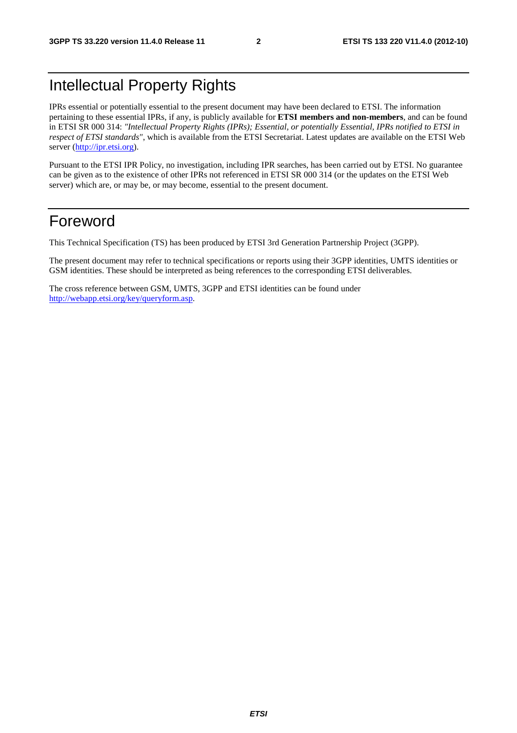# Intellectual Property Rights

IPRs essential or potentially essential to the present document may have been declared to ETSI. The information pertaining to these essential IPRs, if any, is publicly available for **ETSI members and non-members**, and can be found in ETSI SR 000 314: *"Intellectual Property Rights (IPRs); Essential, or potentially Essential, IPRs notified to ETSI in respect of ETSI standards"*, which is available from the ETSI Secretariat. Latest updates are available on the ETSI Web server (http://ipr.etsi.org).

Pursuant to the ETSI IPR Policy, no investigation, including IPR searches, has been carried out by ETSI. No guarantee can be given as to the existence of other IPRs not referenced in ETSI SR 000 314 (or the updates on the ETSI Web server) which are, or may be, or may become, essential to the present document.

# Foreword

This Technical Specification (TS) has been produced by ETSI 3rd Generation Partnership Project (3GPP).

The present document may refer to technical specifications or reports using their 3GPP identities, UMTS identities or GSM identities. These should be interpreted as being references to the corresponding ETSI deliverables.

The cross reference between GSM, UMTS, 3GPP and ETSI identities can be found under http://webapp.etsi.org/key/queryform.asp.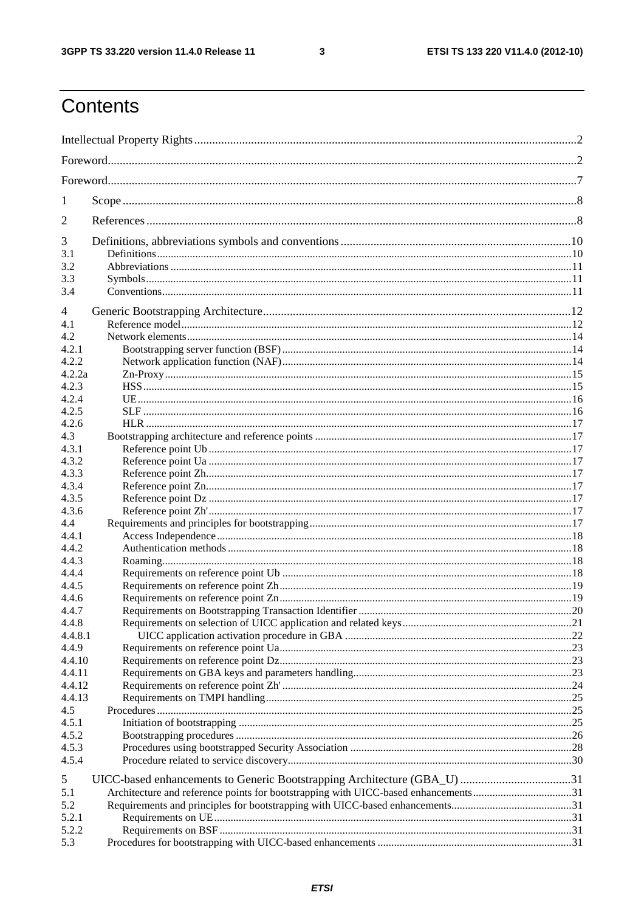# Contents

Intellectual Property Rights....2

Foreword....2

Foreword....7

1 Scope....8

2 References....8

3 Definitions, abbreviations symbols and conventions....10
3.1 Definitions....10
3.2 Abbreviations....11
3.3 Symbols....11
3.4 Conventions....11

4 Generic Bootstrapping Architecture....12
4.1 Reference model....12
4.2 Network elements....14
4.2.1 Bootstrapping server function (BSF)....14
4.2.2 Network application function (NAF)....14
4.2.2a Zn-Proxy....15
4.2.3 HSS....15
4.2.4 UE....16
4.2.5 SLF....16
4.2.6 HLR....17
4.3 Bootstrapping architecture and reference points....17
4.3.1 Reference point Ub....17
4.3.2 Reference point Ua....17
4.3.3 Reference point Zh....17
4.3.4 Reference point Zn....17
4.3.5 Reference point Dz....17
4.3.6 Reference point Zh'....17
4.4 Requirements and principles for bootstrapping....17
4.4.1 Access Independence....18
4.4.2 Authentication methods....18
4.4.3 Roaming....18
4.4.4 Requirements on reference point Ub....18
4.4.5 Requirements on reference point Zh....19
4.4.6 Requirements on reference point Zn....19
4.4.7 Requirements on Bootstrapping Transaction Identifier....20
4.4.8 Requirements on selection of UICC application and related keys....21
4.4.8.1 UICC application activation procedure in GBA....22
4.4.9 Requirements on reference point Ua....23
4.4.10 Requirements on reference point Dz....23
4.4.11 Requirements on GBA keys and parameters handling....23
4.4.12 Requirements on reference point Zh'....24
4.4.13 Requirements on TMPI handling....25
4.5 Procedures....25
4.5.1 Initiation of bootstrapping....25
4.5.2 Bootstrapping procedures....26
4.5.3 Procedures using bootstrapped Security Association....28
4.5.4 Procedure related to service discovery....30

5 UICC-based enhancements to Generic Bootstrapping Architecture (GBA_U)....31
5.1 Architecture and reference points for bootstrapping with UICC-based enhancements....31
5.2 Requirements and principles for bootstrapping with UICC-based enhancements....31
5.2.1 Requirements on UE....31
5.2.2 Requirements on BSF....31
5.3 Procedures for bootstrapping with UICC-based enhancements....31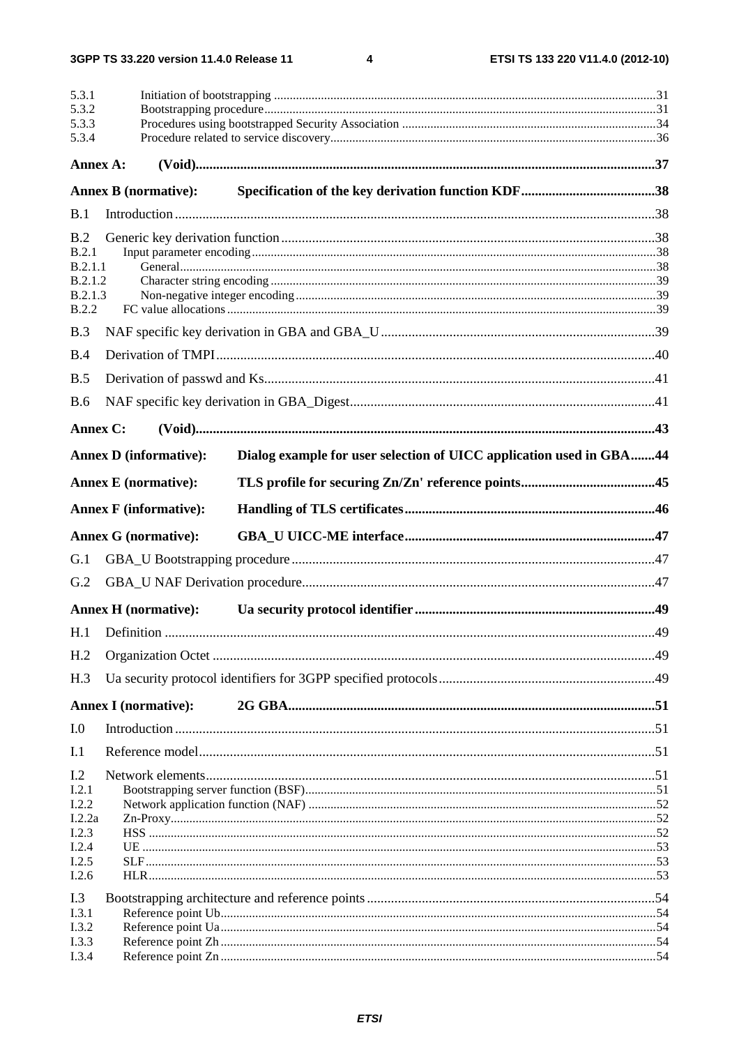5.3.1 Initiation of bootstrapping ..... 31
5.3.2 Bootstrapping procedure ..... 31
5.3.3 Procedures using bootstrapped Security Association ..... 34
5.3.4 Procedure related to service discovery ..... 36

**Annex A: (Void) ..... 37**

**Annex B (normative): Specification of the key derivation function KDF ..... 38**

B.1 Introduction ..... 38

B.2 Generic key derivation function ..... 38
B.2.1 Input parameter encoding ..... 38
B.2.1.1 General ..... 38
B.2.1.2 Character string encoding ..... 39
B.2.1.3 Non-negative integer encoding ..... 39
B.2.2 FC value allocations ..... 39

B.3 NAF specific key derivation in GBA and GBA_U ..... 39

B.4 Derivation of TMPI ..... 40

B.5 Derivation of passwd and Ks ..... 41

B.6 NAF specific key derivation in GBA_Digest ..... 41

**Annex C: (Void) ..... 43**

**Annex D (informative): Dialog example for user selection of UICC application used in GBA ..... 44**

**Annex E (normative): TLS profile for securing Zn/Zn' reference points ..... 45**

**Annex F (informative): Handling of TLS certificates ..... 46**

**Annex G (normative): GBA_U UICC-ME interface ..... 47**

G.1 GBA_U Bootstrapping procedure ..... 47

G.2 GBA_U NAF Derivation procedure ..... 47

**Annex H (normative): Ua security protocol identifier ..... 49**

H.1 Definition ..... 49

H.2 Organization Octet ..... 49

H.3 Ua security protocol identifiers for 3GPP specified protocols ..... 49

**Annex I (normative): 2G GBA ..... 51**

I.0 Introduction ..... 51

I.1 Reference model ..... 51

I.2 Network elements ..... 51
I.2.1 Bootstrapping server function (BSF) ..... 51
I.2.2 Network application function (NAF) ..... 52
I.2.2a Zn-Proxy ..... 52
I.2.3 HSS ..... 52
I.2.4 UE ..... 53
I.2.5 SLF ..... 53
I.2.6 HLR ..... 53

I.3 Bootstrapping architecture and reference points ..... 54
I.3.1 Reference point Ub ..... 54
I.3.2 Reference point Ua ..... 54
I.3.3 Reference point Zh ..... 54
I.3.4 Reference point Zn ..... 54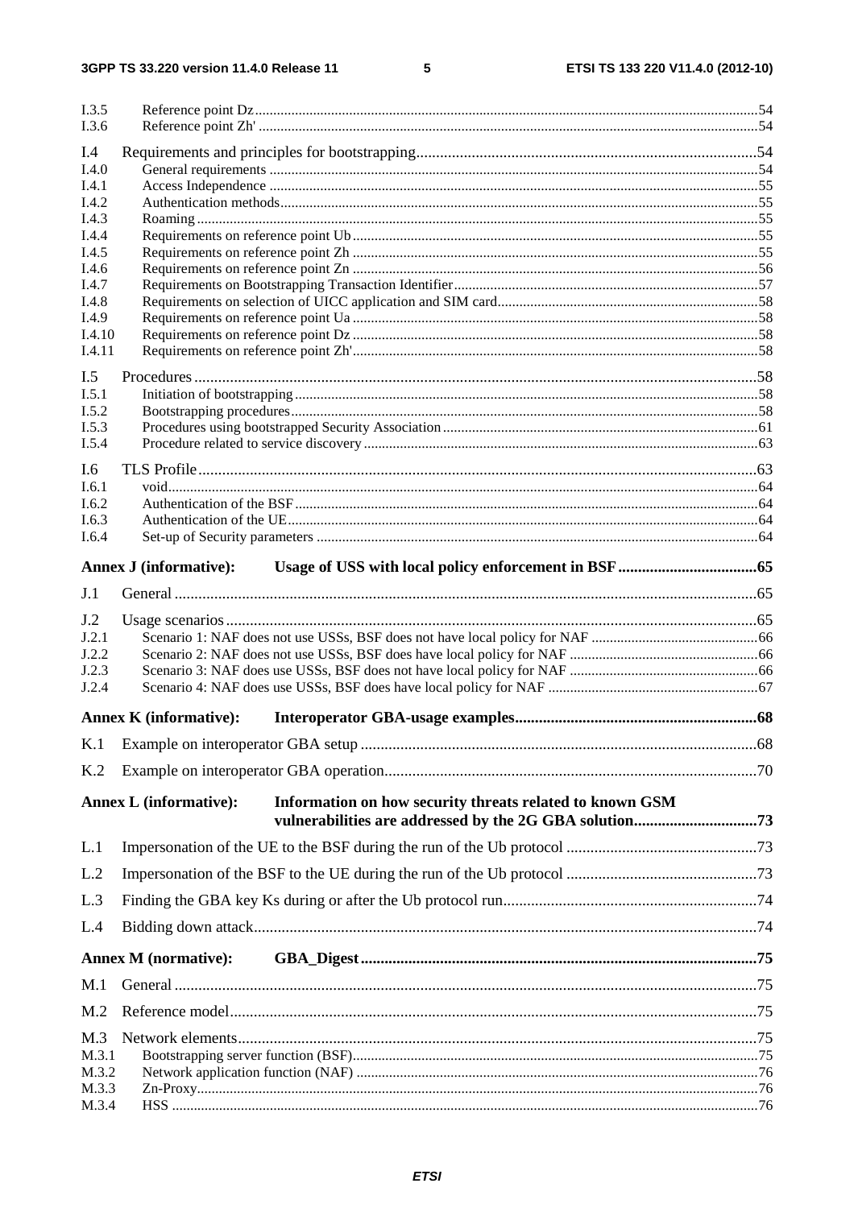I.3.5 Reference point Dz .......................................................................................................................................54
I.3.6 Reference point Zh' .......................................................................................................................................54

I.4 Requirements and principles for bootstrapping......................................................................................54
I.4.0 General requirements .....................................................................................................................................54
I.4.1 Access Independence .....................................................................................................................................55
I.4.2 Authentication methods..................................................................................................................................55
I.4.3 Roaming .........................................................................................................................................................55
I.4.4 Requirements on reference point Ub..............................................................................................................55
I.4.5 Requirements on reference point Zh ..............................................................................................................55
I.4.6 Requirements on reference point Zn ..............................................................................................................56
I.4.7 Requirements on Bootstrapping Transaction Identifier...................................................................................57
I.4.8 Requirements on selection of UICC application and SIM card.......................................................................58
I.4.9 Requirements on reference point Ua ..............................................................................................................58
I.4.10 Requirements on reference point Dz ..............................................................................................................58
I.4.11 Requirements on reference point Zh'..............................................................................................................58

I.5 Procedures.............................................................................................................................................58
I.5.1 Initiation of bootstrapping..............................................................................................................................58
I.5.2 Bootstrapping procedures................................................................................................................................58
I.5.3 Procedures using bootstrapped Security Association......................................................................................61
I.5.4 Procedure related to service discovery ...........................................................................................................63

I.6 TLS Profile............................................................................................................................................63
I.6.1 void..................................................................................................................................................................64
I.6.2 Authentication of the BSF...............................................................................................................................64
I.6.3 Authentication of the UE.................................................................................................................................64
I.6.4 Set-up of Security parameters .........................................................................................................................64

**Annex J (informative): Usage of USS with local policy enforcement in BSF..................................65**

J.1 General .................................................................................................................................................65

J.2 Usage scenarios.....................................................................................................................................65
J.2.1 Scenario 1: NAF does not use USSs, BSF does not have local policy for NAF .............................................66
J.2.2 Scenario 2: NAF does not use USSs, BSF does have local policy for NAF ...................................................66
J.2.3 Scenario 3: NAF does use USSs, BSF does not have local policy for NAF ...................................................66
J.2.4 Scenario 4: NAF does use USSs, BSF does have local policy for NAF .........................................................67

**Annex K (informative): Interoperator GBA-usage examples............................................................68**

K.1 Example on interoperator GBA setup ...................................................................................................68

K.2 Example on interoperator GBA operation.............................................................................................70

**Annex L (informative): Information on how security threats related to known GSM vulnerabilities are addressed by the 2G GBA solution..............................73**

L.1 Impersonation of the UE to the BSF during the run of the Ub protocol ................................................73

L.2 Impersonation of the BSF to the UE during the run of the Ub protocol ................................................73

L.3 Finding the GBA key Ks during or after the Ub protocol run................................................................74

L.4 Bidding down attack..............................................................................................................................74

**Annex M (normative): GBA_Digest...................................................................................................75**

M.1 General .................................................................................................................................................75

M.2 Reference model...................................................................................................................................75

M.3 Network elements.................................................................................................................................75
M.3.1 Bootstrapping server function (BSF)...............................................................................................................75
M.3.2 Network application function (NAF) .............................................................................................................76
M.3.3 Zn-Proxy..........................................................................................................................................................76
M.3.4 HSS .................................................................................................................................................................76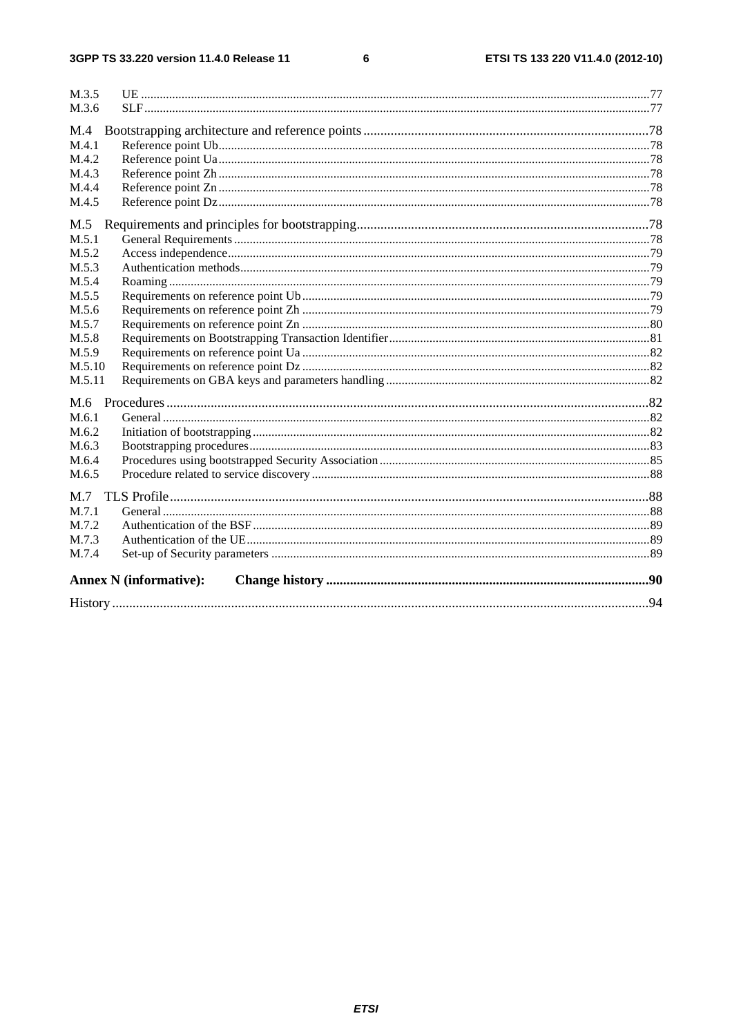M.3.5 UE .....77
M.3.6 SLF .....77

M.4 Bootstrapping architecture and reference points .....78
M.4.1 Reference point Ub .....78
M.4.2 Reference point Ua .....78
M.4.3 Reference point Zh .....78
M.4.4 Reference point Zn .....78
M.4.5 Reference point Dz .....78

M.5 Requirements and principles for bootstrapping .....78
M.5.1 General Requirements .....78
M.5.2 Access independence .....79
M.5.3 Authentication methods .....79
M.5.4 Roaming .....79
M.5.5 Requirements on reference point Ub .....79
M.5.6 Requirements on reference point Zh .....79
M.5.7 Requirements on reference point Zn .....80
M.5.8 Requirements on Bootstrapping Transaction Identifier .....81
M.5.9 Requirements on reference point Ua .....82
M.5.10 Requirements on reference point Dz .....82
M.5.11 Requirements on GBA keys and parameters handling .....82

M.6 Procedures .....82
M.6.1 General .....82
M.6.2 Initiation of bootstrapping .....82
M.6.3 Bootstrapping procedures .....83
M.6.4 Procedures using bootstrapped Security Association .....85
M.6.5 Procedure related to service discovery .....88

M.7 TLS Profile .....88
M.7.1 General .....88
M.7.2 Authentication of the BSF .....89
M.7.3 Authentication of the UE .....89
M.7.4 Set-up of Security parameters .....89

**Annex N (informative): Change history** .....90

History .....94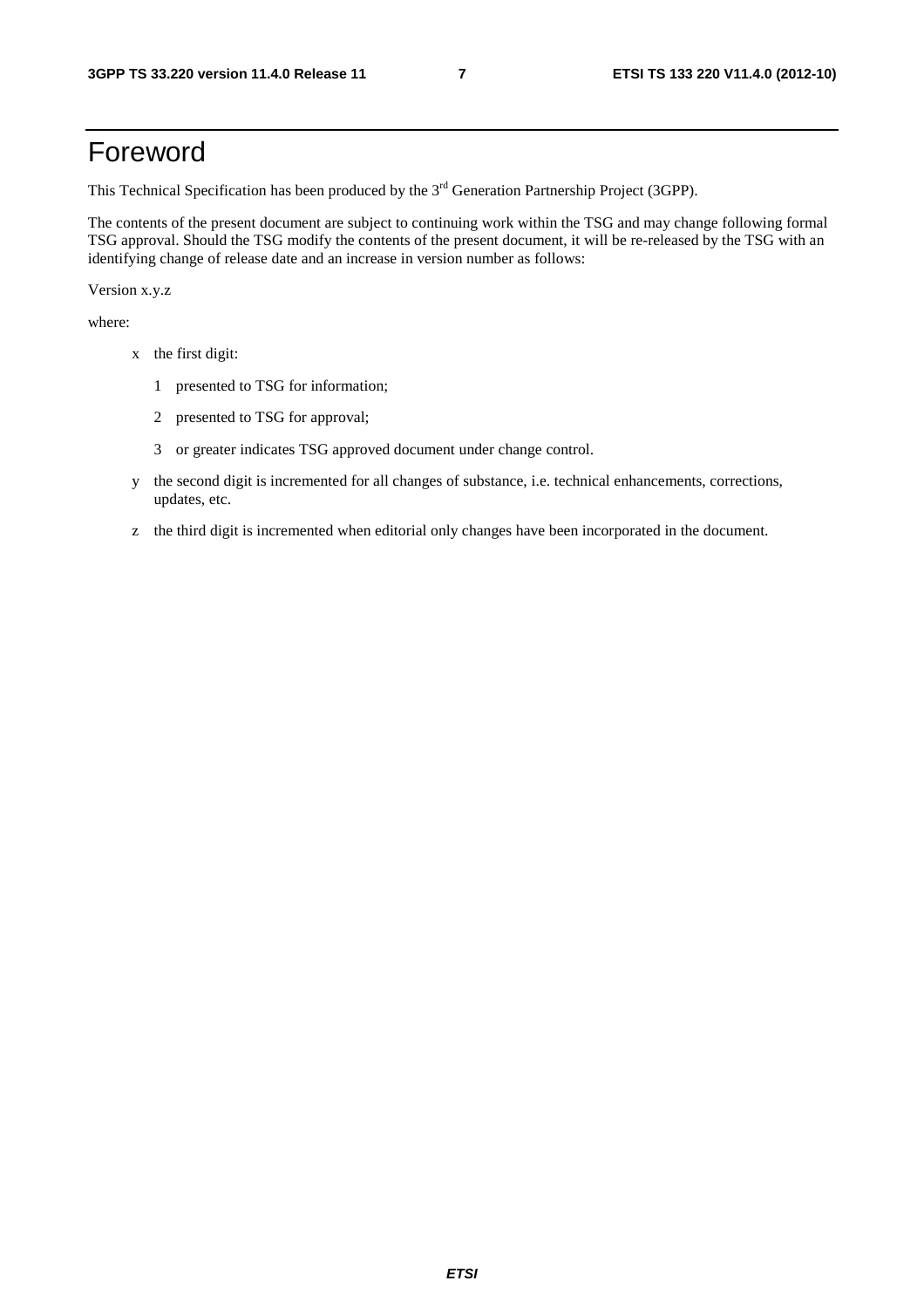# Foreword

This Technical Specification has been produced by the 3rd Generation Partnership Project (3GPP).

The contents of the present document are subject to continuing work within the TSG and may change following formal TSG approval. Should the TSG modify the contents of the present document, it will be re-released by the TSG with an identifying change of release date and an increase in version number as follows:

Version x.y.z

where:

- x the first digit:
  - 1 presented to TSG for information;
  - 2 presented to TSG for approval;
  - 3 or greater indicates TSG approved document under change control.
- y the second digit is incremented for all changes of substance, i.e. technical enhancements, corrections, updates, etc.
- z the third digit is incremented when editorial only changes have been incorporated in the document.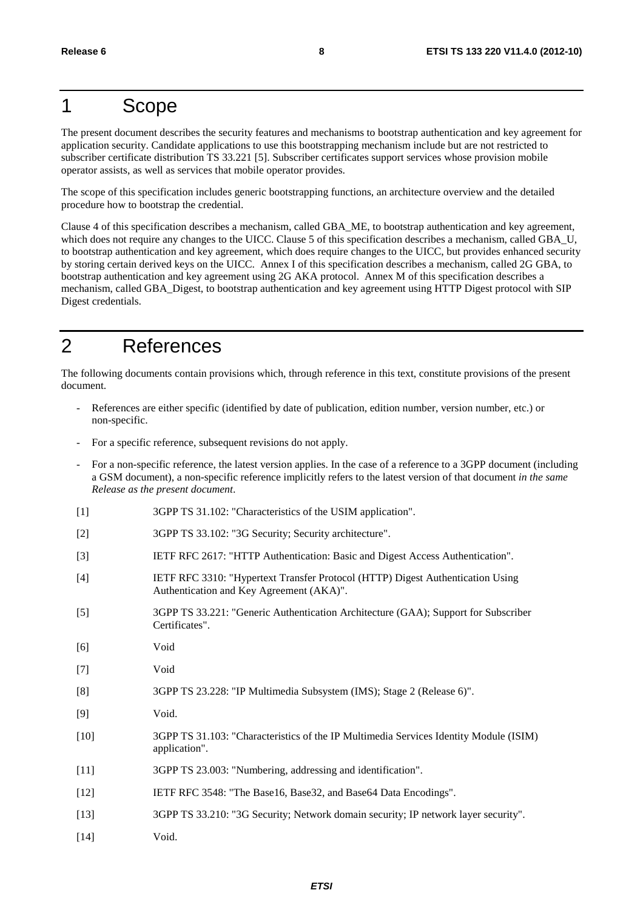# 1 Scope

The present document describes the security features and mechanisms to bootstrap authentication and key agreement for application security. Candidate applications to use this bootstrapping mechanism include but are not restricted to subscriber certificate distribution TS 33.221 [5]. Subscriber certificates support services whose provision mobile operator assists, as well as services that mobile operator provides.

The scope of this specification includes generic bootstrapping functions, an architecture overview and the detailed procedure how to bootstrap the credential.

Clause 4 of this specification describes a mechanism, called GBA_ME, to bootstrap authentication and key agreement, which does not require any changes to the UICC. Clause 5 of this specification describes a mechanism, called GBA_U, to bootstrap authentication and key agreement, which does require changes to the UICC, but provides enhanced security by storing certain derived keys on the UICC. Annex I of this specification describes a mechanism, called 2G GBA, to bootstrap authentication and key agreement using 2G AKA protocol. Annex M of this specification describes a mechanism, called GBA_Digest, to bootstrap authentication and key agreement using HTTP Digest protocol with SIP Digest credentials.

# 2 References

The following documents contain provisions which, through reference in this text, constitute provisions of the present document.

- References are either specific (identified by date of publication, edition number, version number, etc.) or non-specific.
- For a specific reference, subsequent revisions do not apply.
- For a non-specific reference, the latest version applies. In the case of a reference to a 3GPP document (including a GSM document), a non-specific reference implicitly refers to the latest version of that document *in the same Release as the present document*.

[1] 3GPP TS 31.102: "Characteristics of the USIM application".

[2] 3GPP TS 33.102: "3G Security; Security architecture".

[3] IETF RFC 2617: "HTTP Authentication: Basic and Digest Access Authentication".

[4] IETF RFC 3310: "Hypertext Transfer Protocol (HTTP) Digest Authentication Using Authentication and Key Agreement (AKA)".

[5] 3GPP TS 33.221: "Generic Authentication Architecture (GAA); Support for Subscriber Certificates".

[6] Void

[7] Void

[8] 3GPP TS 23.228: "IP Multimedia Subsystem (IMS); Stage 2 (Release 6)".

[9] Void.

[10] 3GPP TS 31.103: "Characteristics of the IP Multimedia Services Identity Module (ISIM) application".

[11] 3GPP TS 23.003: "Numbering, addressing and identification".

[12] IETF RFC 3548: "The Base16, Base32, and Base64 Data Encodings".

[13] 3GPP TS 33.210: "3G Security; Network domain security; IP network layer security".

[14] Void.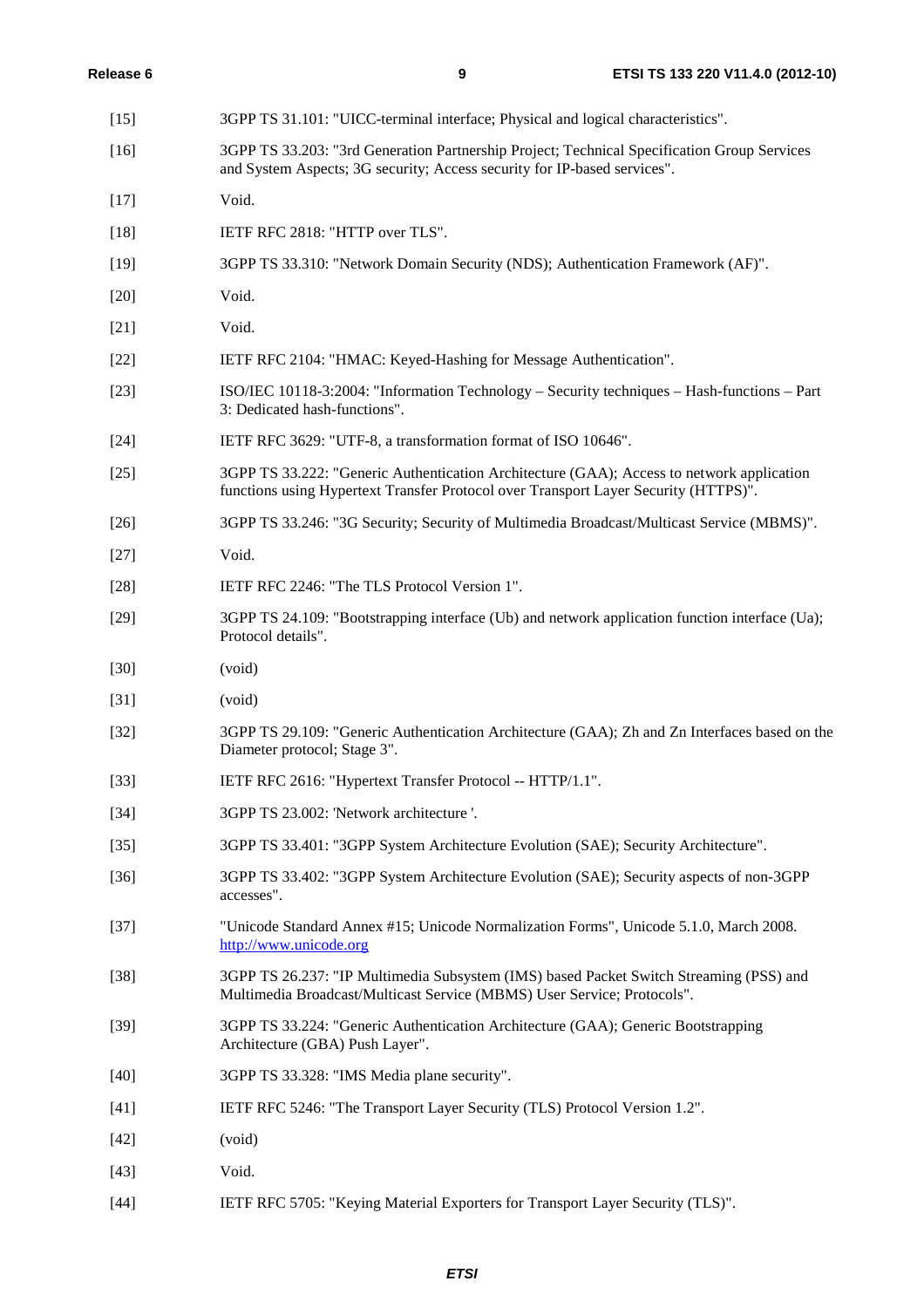[15] 3GPP TS 31.101: "UICC-terminal interface; Physical and logical characteristics".

[16] 3GPP TS 33.203: "3rd Generation Partnership Project; Technical Specification Group Services and System Aspects; 3G security; Access security for IP-based services".

[17] Void.

[18] IETF RFC 2818: "HTTP over TLS".

[19] 3GPP TS 33.310: "Network Domain Security (NDS); Authentication Framework (AF)".

[20] Void.

[21] Void.

[22] IETF RFC 2104: "HMAC: Keyed-Hashing for Message Authentication".

[23] ISO/IEC 10118-3:2004: "Information Technology – Security techniques – Hash-functions – Part 3: Dedicated hash-functions".

[24] IETF RFC 3629: "UTF-8, a transformation format of ISO 10646".

[25] 3GPP TS 33.222: "Generic Authentication Architecture (GAA); Access to network application functions using Hypertext Transfer Protocol over Transport Layer Security (HTTPS)".

[26] 3GPP TS 33.246: "3G Security; Security of Multimedia Broadcast/Multicast Service (MBMS)".

[27] Void.

[28] IETF RFC 2246: "The TLS Protocol Version 1".

[29] 3GPP TS 24.109: "Bootstrapping interface (Ub) and network application function interface (Ua); Protocol details".

[30] (void)

[31] (void)

[32] 3GPP TS 29.109: "Generic Authentication Architecture (GAA); Zh and Zn Interfaces based on the Diameter protocol; Stage 3".

[33] IETF RFC 2616: "Hypertext Transfer Protocol -- HTTP/1.1".

[34] 3GPP TS 23.002: 'Network architecture '.

[35] 3GPP TS 33.401: "3GPP System Architecture Evolution (SAE); Security Architecture".

[36] 3GPP TS 33.402: "3GPP System Architecture Evolution (SAE); Security aspects of non-3GPP accesses".

[37] "Unicode Standard Annex #15; Unicode Normalization Forms", Unicode 5.1.0, March 2008. http://www.unicode.org

[38] 3GPP TS 26.237: "IP Multimedia Subsystem (IMS) based Packet Switch Streaming (PSS) and Multimedia Broadcast/Multicast Service (MBMS) User Service; Protocols".

[39] 3GPP TS 33.224: "Generic Authentication Architecture (GAA); Generic Bootstrapping Architecture (GBA) Push Layer".

[40] 3GPP TS 33.328: "IMS Media plane security".

[41] IETF RFC 5246: "The Transport Layer Security (TLS) Protocol Version 1.2".

[42] (void)

[43] Void.

[44] IETF RFC 5705: "Keying Material Exporters for Transport Layer Security (TLS)".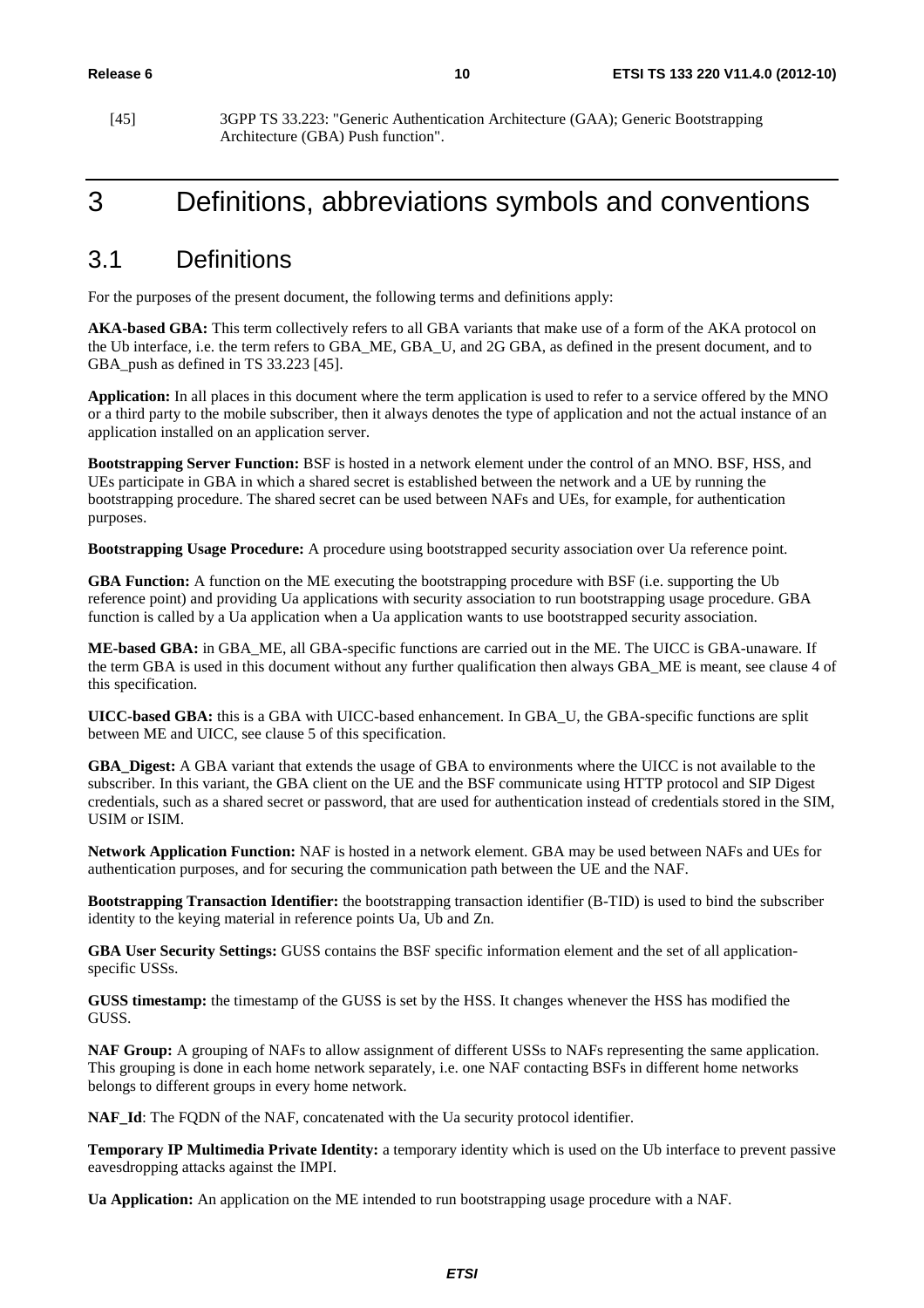[45] 3GPP TS 33.223: "Generic Authentication Architecture (GAA); Generic Bootstrapping Architecture (GBA) Push function".

# 3 Definitions, abbreviations symbols and conventions

## 3.1 Definitions

For the purposes of the present document, the following terms and definitions apply:

**AKA-based GBA:** This term collectively refers to all GBA variants that make use of a form of the AKA protocol on the Ub interface, i.e. the term refers to GBA_ME, GBA_U, and 2G GBA, as defined in the present document, and to GBA_push as defined in TS 33.223 [45].

**Application:** In all places in this document where the term application is used to refer to a service offered by the MNO or a third party to the mobile subscriber, then it always denotes the type of application and not the actual instance of an application installed on an application server.

**Bootstrapping Server Function:** BSF is hosted in a network element under the control of an MNO. BSF, HSS, and UEs participate in GBA in which a shared secret is established between the network and a UE by running the bootstrapping procedure. The shared secret can be used between NAFs and UEs, for example, for authentication purposes.

**Bootstrapping Usage Procedure:** A procedure using bootstrapped security association over Ua reference point.

**GBA Function:** A function on the ME executing the bootstrapping procedure with BSF (i.e. supporting the Ub reference point) and providing Ua applications with security association to run bootstrapping usage procedure. GBA function is called by a Ua application when a Ua application wants to use bootstrapped security association.

**ME-based GBA:** in GBA_ME, all GBA-specific functions are carried out in the ME. The UICC is GBA-unaware. If the term GBA is used in this document without any further qualification then always GBA_ME is meant, see clause 4 of this specification.

**UICC-based GBA:** this is a GBA with UICC-based enhancement. In GBA_U, the GBA-specific functions are split between ME and UICC, see clause 5 of this specification.

**GBA_Digest:** A GBA variant that extends the usage of GBA to environments where the UICC is not available to the subscriber. In this variant, the GBA client on the UE and the BSF communicate using HTTP protocol and SIP Digest credentials, such as a shared secret or password, that are used for authentication instead of credentials stored in the SIM, USIM or ISIM.

**Network Application Function:** NAF is hosted in a network element. GBA may be used between NAFs and UEs for authentication purposes, and for securing the communication path between the UE and the NAF.

**Bootstrapping Transaction Identifier:** the bootstrapping transaction identifier (B-TID) is used to bind the subscriber identity to the keying material in reference points Ua, Ub and Zn.

**GBA User Security Settings:** GUSS contains the BSF specific information element and the set of all application-specific USSs.

**GUSS timestamp:** the timestamp of the GUSS is set by the HSS. It changes whenever the HSS has modified the GUSS.

**NAF Group:** A grouping of NAFs to allow assignment of different USSs to NAFs representing the same application. This grouping is done in each home network separately, i.e. one NAF contacting BSFs in different home networks belongs to different groups in every home network.

**NAF_Id**: The FQDN of the NAF, concatenated with the Ua security protocol identifier.

**Temporary IP Multimedia Private Identity:** a temporary identity which is used on the Ub interface to prevent passive eavesdropping attacks against the IMPI.

**Ua Application:** An application on the ME intended to run bootstrapping usage procedure with a NAF.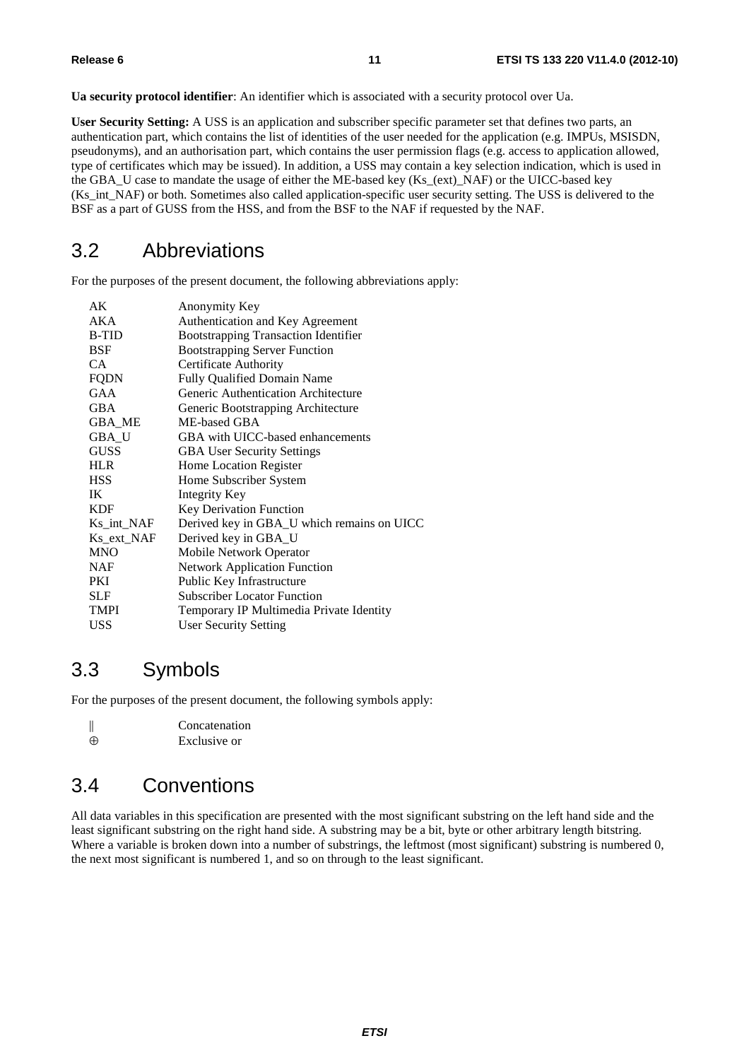**Ua security protocol identifier**: An identifier which is associated with a security protocol over Ua.

**User Security Setting:** A USS is an application and subscriber specific parameter set that defines two parts, an authentication part, which contains the list of identities of the user needed for the application (e.g. IMPUs, MSISDN, pseudonyms), and an authorisation part, which contains the user permission flags (e.g. access to application allowed, type of certificates which may be issued). In addition, a USS may contain a key selection indication, which is used in the GBA_U case to mandate the usage of either the ME-based key (Ks_(ext)_NAF) or the UICC-based key (Ks_int_NAF) or both. Sometimes also called application-specific user security setting. The USS is delivered to the BSF as a part of GUSS from the HSS, and from the BSF to the NAF if requested by the NAF.

## 3.2 Abbreviations

For the purposes of the present document, the following abbreviations apply:

| | |
|---|---|
| AK | Anonymity Key |
| AKA | Authentication and Key Agreement |
| B-TID | Bootstrapping Transaction Identifier |
| BSF | Bootstrapping Server Function |
| CA | Certificate Authority |
| FQDN | Fully Qualified Domain Name |
| GAA | Generic Authentication Architecture |
| GBA | Generic Bootstrapping Architecture |
| GBA_ME | ME-based GBA |
| GBA_U | GBA with UICC-based enhancements |
| GUSS | GBA User Security Settings |
| HLR | Home Location Register |
| HSS | Home Subscriber System |
| IK | Integrity Key |
| KDF | Key Derivation Function |
| Ks_int_NAF | Derived key in GBA_U which remains on UICC |
| Ks_ext_NAF | Derived key in GBA_U |
| MNO | Mobile Network Operator |
| NAF | Network Application Function |
| PKI | Public Key Infrastructure |
| SLF | Subscriber Locator Function |
| TMPI | Temporary IP Multimedia Private Identity |
| USS | User Security Setting |

## 3.3 Symbols

For the purposes of the present document, the following symbols apply:

| | |
|---|---|
| $\|\|$ | Concatenation |
| $\oplus$ | Exclusive or |

## 3.4 Conventions

All data variables in this specification are presented with the most significant substring on the left hand side and the least significant substring on the right hand side. A substring may be a bit, byte or other arbitrary length bitstring. Where a variable is broken down into a number of substrings, the leftmost (most significant) substring is numbered 0, the next most significant is numbered 1, and so on through to the least significant.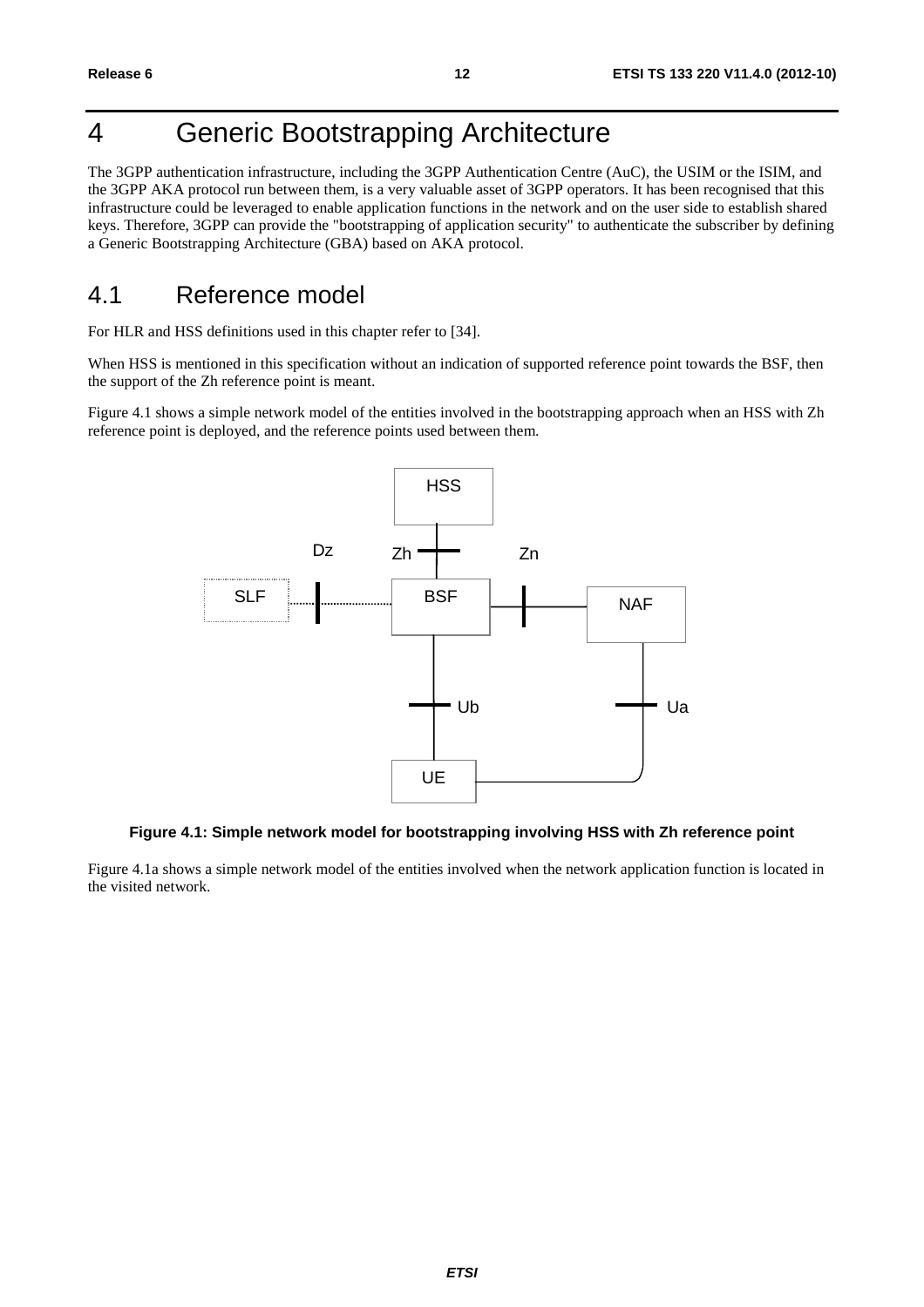# 4 Generic Bootstrapping Architecture

The 3GPP authentication infrastructure, including the 3GPP Authentication Centre (AuC), the USIM or the ISIM, and the 3GPP AKA protocol run between them, is a very valuable asset of 3GPP operators. It has been recognised that this infrastructure could be leveraged to enable application functions in the network and on the user side to establish shared keys. Therefore, 3GPP can provide the "bootstrapping of application security" to authenticate the subscriber by defining a Generic Bootstrapping Architecture (GBA) based on AKA protocol.

## 4.1 Reference model

For HLR and HSS definitions used in this chapter refer to [34].

When HSS is mentioned in this specification without an indication of supported reference point towards the BSF, then the support of the Zh reference point is meant.

Figure 4.1 shows a simple network model of the entities involved in the bootstrapping approach when an HSS with Zh reference point is deployed, and the reference points used between them.

**Figure 4.1: Simple network model for bootstrapping involving HSS with Zh reference point**

Figure 4.1a shows a simple network model of the entities involved when the network application function is located in the visited network.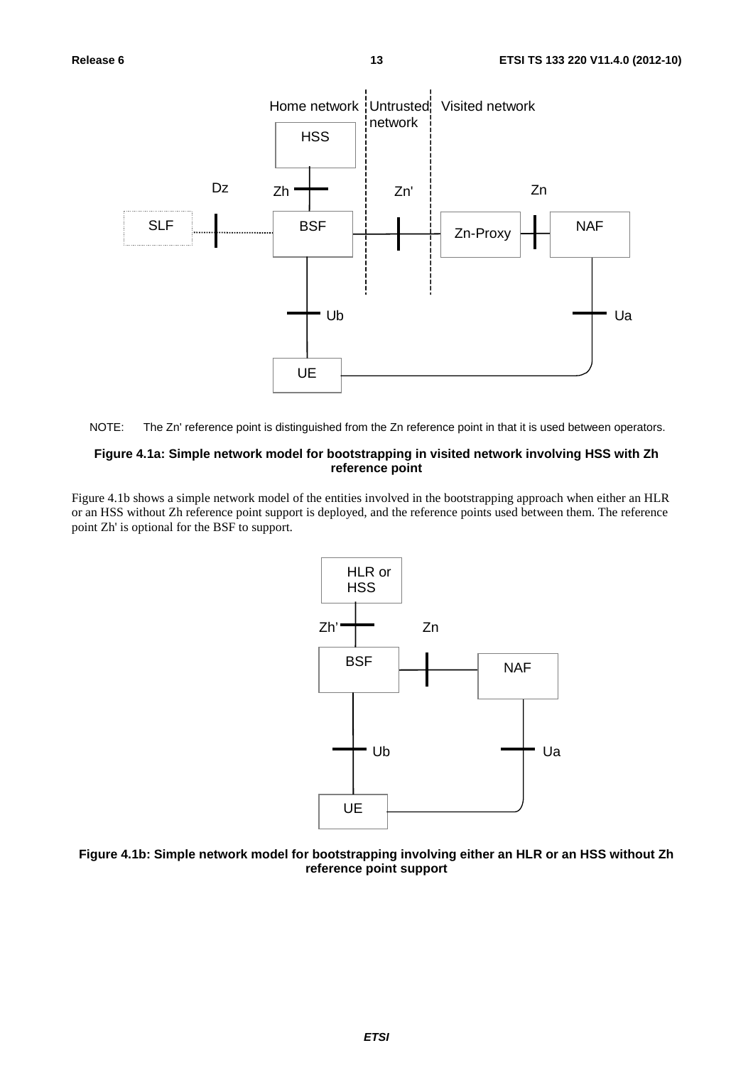NOTE: The Zn' reference point is distinguished from the Zn reference point in that it is used between operators.

**Figure 4.1a: Simple network model for bootstrapping in visited network involving HSS with Zh reference point**

Figure 4.1b shows a simple network model of the entities involved in the bootstrapping approach when either an HLR or an HSS without Zh reference point support is deployed, and the reference points used between them. The reference point Zh' is optional for the BSF to support.

**Figure 4.1b: Simple network model for bootstrapping involving either an HLR or an HSS without Zh reference point support**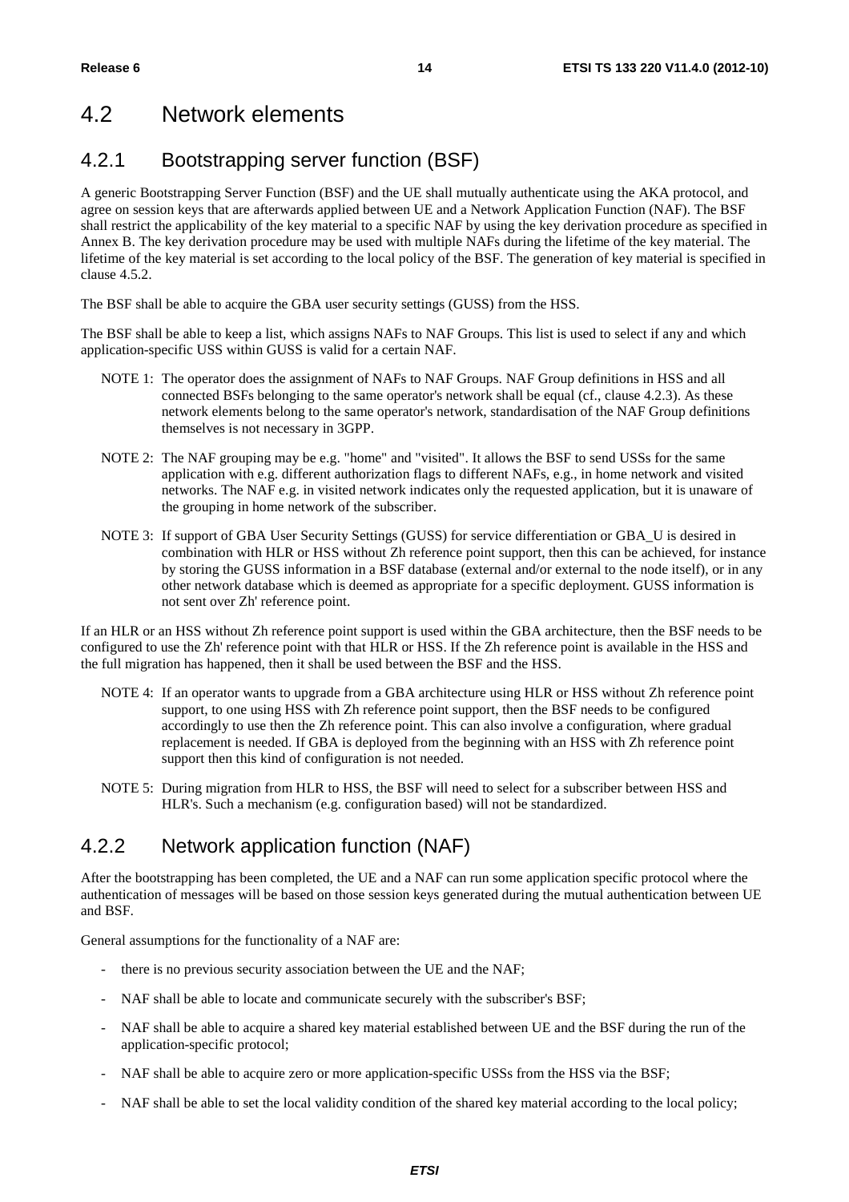# 4.2 Network elements

## 4.2.1 Bootstrapping server function (BSF)

A generic Bootstrapping Server Function (BSF) and the UE shall mutually authenticate using the AKA protocol, and agree on session keys that are afterwards applied between UE and a Network Application Function (NAF). The BSF shall restrict the applicability of the key material to a specific NAF by using the key derivation procedure as specified in Annex B. The key derivation procedure may be used with multiple NAFs during the lifetime of the key material. The lifetime of the key material is set according to the local policy of the BSF. The generation of key material is specified in clause 4.5.2.

The BSF shall be able to acquire the GBA user security settings (GUSS) from the HSS.

The BSF shall be able to keep a list, which assigns NAFs to NAF Groups. This list is used to select if any and which application-specific USS within GUSS is valid for a certain NAF.

NOTE 1: The operator does the assignment of NAFs to NAF Groups. NAF Group definitions in HSS and all connected BSFs belonging to the same operator's network shall be equal (cf., clause 4.2.3). As these network elements belong to the same operator's network, standardisation of the NAF Group definitions themselves is not necessary in 3GPP.

NOTE 2: The NAF grouping may be e.g. "home" and "visited". It allows the BSF to send USSs for the same application with e.g. different authorization flags to different NAFs, e.g., in home network and visited networks. The NAF e.g. in visited network indicates only the requested application, but it is unaware of the grouping in home network of the subscriber.

NOTE 3: If support of GBA User Security Settings (GUSS) for service differentiation or GBA_U is desired in combination with HLR or HSS without Zh reference point support, then this can be achieved, for instance by storing the GUSS information in a BSF database (external and/or external to the node itself), or in any other network database which is deemed as appropriate for a specific deployment. GUSS information is not sent over Zh' reference point.

If an HLR or an HSS without Zh reference point support is used within the GBA architecture, then the BSF needs to be configured to use the Zh' reference point with that HLR or HSS. If the Zh reference point is available in the HSS and the full migration has happened, then it shall be used between the BSF and the HSS.

NOTE 4: If an operator wants to upgrade from a GBA architecture using HLR or HSS without Zh reference point support, to one using HSS with Zh reference point support, then the BSF needs to be configured accordingly to use then the Zh reference point. This can also involve a configuration, where gradual replacement is needed. If GBA is deployed from the beginning with an HSS with Zh reference point support then this kind of configuration is not needed.

NOTE 5: During migration from HLR to HSS, the BSF will need to select for a subscriber between HSS and HLR's. Such a mechanism (e.g. configuration based) will not be standardized.

## 4.2.2 Network application function (NAF)

After the bootstrapping has been completed, the UE and a NAF can run some application specific protocol where the authentication of messages will be based on those session keys generated during the mutual authentication between UE and BSF.

General assumptions for the functionality of a NAF are:

- there is no previous security association between the UE and the NAF;
- NAF shall be able to locate and communicate securely with the subscriber's BSF;
- NAF shall be able to acquire a shared key material established between UE and the BSF during the run of the application-specific protocol;
- NAF shall be able to acquire zero or more application-specific USSs from the HSS via the BSF;
- NAF shall be able to set the local validity condition of the shared key material according to the local policy;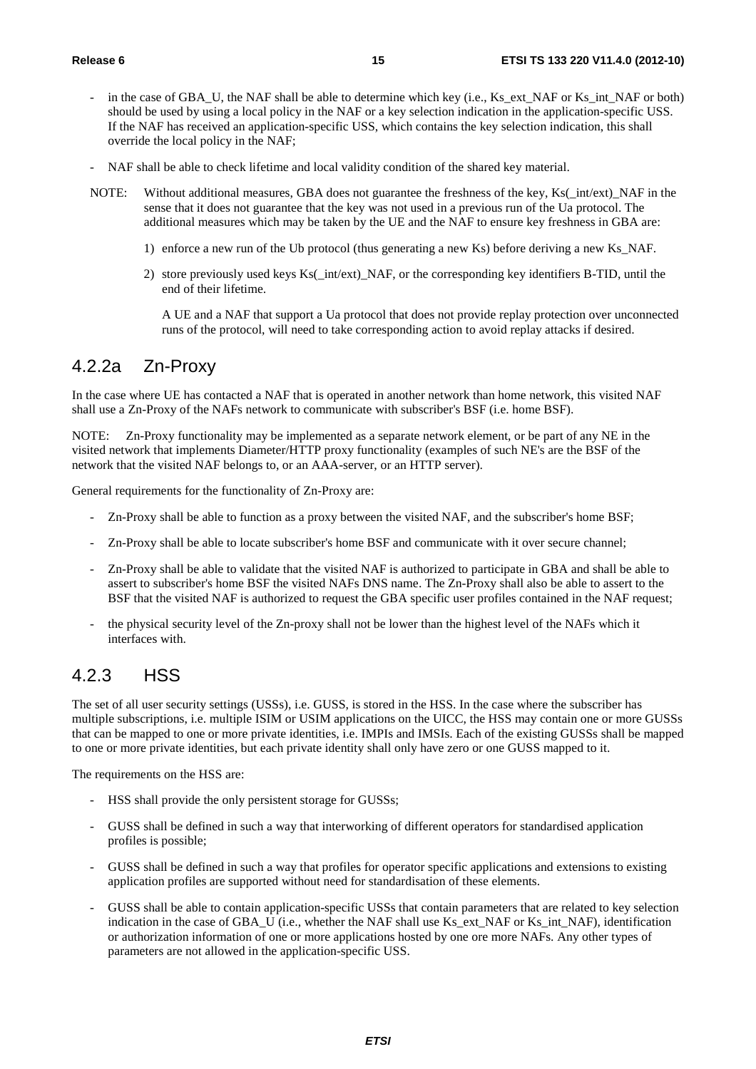- in the case of GBA_U, the NAF shall be able to determine which key (i.e., Ks_ext_NAF or Ks_int_NAF or both) should be used by using a local policy in the NAF or a key selection indication in the application-specific USS. If the NAF has received an application-specific USS, which contains the key selection indication, this shall override the local policy in the NAF;
- NAF shall be able to check lifetime and local validity condition of the shared key material.

NOTE: Without additional measures, GBA does not guarantee the freshness of the key, Ks(_int/ext)_NAF in the sense that it does not guarantee that the key was not used in a previous run of the Ua protocol. The additional measures which may be taken by the UE and the NAF to ensure key freshness in GBA are:

1) enforce a new run of the Ub protocol (thus generating a new Ks) before deriving a new Ks_NAF.
2) store previously used keys Ks(_int/ext)_NAF, or the corresponding key identifiers B-TID, until the end of their lifetime.

A UE and a NAF that support a Ua protocol that does not provide replay protection over unconnected runs of the protocol, will need to take corresponding action to avoid replay attacks if desired.

### 4.2.2a Zn-Proxy

In the case where UE has contacted a NAF that is operated in another network than home network, this visited NAF shall use a Zn-Proxy of the NAFs network to communicate with subscriber's BSF (i.e. home BSF).

NOTE: Zn-Proxy functionality may be implemented as a separate network element, or be part of any NE in the visited network that implements Diameter/HTTP proxy functionality (examples of such NE's are the BSF of the network that the visited NAF belongs to, or an AAA-server, or an HTTP server).

General requirements for the functionality of Zn-Proxy are:

- Zn-Proxy shall be able to function as a proxy between the visited NAF, and the subscriber's home BSF;
- Zn-Proxy shall be able to locate subscriber's home BSF and communicate with it over secure channel;
- Zn-Proxy shall be able to validate that the visited NAF is authorized to participate in GBA and shall be able to assert to subscriber's home BSF the visited NAFs DNS name. The Zn-Proxy shall also be able to assert to the BSF that the visited NAF is authorized to request the GBA specific user profiles contained in the NAF request;
- the physical security level of the Zn-proxy shall not be lower than the highest level of the NAFs which it interfaces with.

### 4.2.3 HSS

The set of all user security settings (USSs), i.e. GUSS, is stored in the HSS. In the case where the subscriber has multiple subscriptions, i.e. multiple ISIM or USIM applications on the UICC, the HSS may contain one or more GUSSs that can be mapped to one or more private identities, i.e. IMPIs and IMSIs. Each of the existing GUSSs shall be mapped to one or more private identities, but each private identity shall only have zero or one GUSS mapped to it.

The requirements on the HSS are:

- HSS shall provide the only persistent storage for GUSSs;
- GUSS shall be defined in such a way that interworking of different operators for standardised application profiles is possible;
- GUSS shall be defined in such a way that profiles for operator specific applications and extensions to existing application profiles are supported without need for standardisation of these elements.
- GUSS shall be able to contain application-specific USSs that contain parameters that are related to key selection indication in the case of GBA_U (i.e., whether the NAF shall use Ks_ext_NAF or Ks_int_NAF), identification or authorization information of one or more applications hosted by one ore more NAFs. Any other types of parameters are not allowed in the application-specific USS.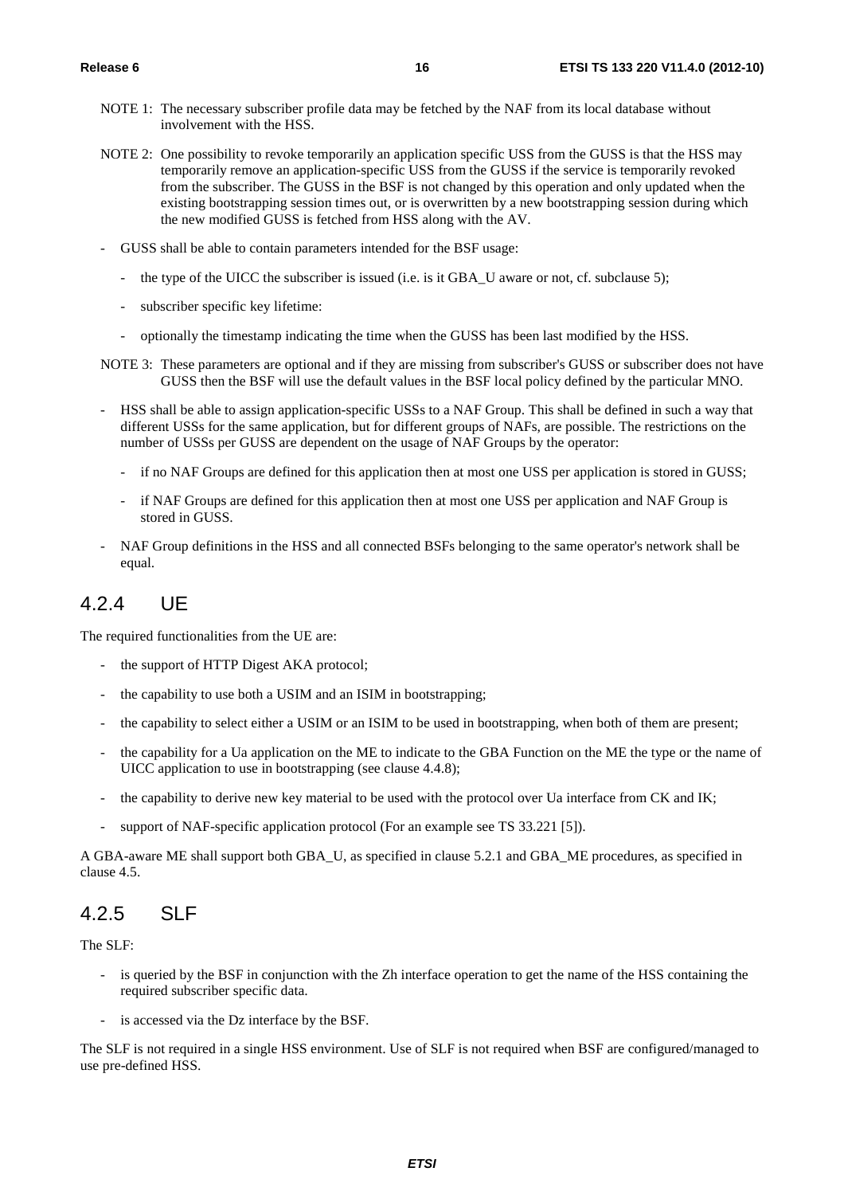NOTE 1: The necessary subscriber profile data may be fetched by the NAF from its local database without involvement with the HSS.

NOTE 2: One possibility to revoke temporarily an application specific USS from the GUSS is that the HSS may temporarily remove an application-specific USS from the GUSS if the service is temporarily revoked from the subscriber. The GUSS in the BSF is not changed by this operation and only updated when the existing bootstrapping session times out, or is overwritten by a new bootstrapping session during which the new modified GUSS is fetched from HSS along with the AV.

- GUSS shall be able to contain parameters intended for the BSF usage:
  - the type of the UICC the subscriber is issued (i.e. is it GBA_U aware or not, cf. subclause 5);
  - subscriber specific key lifetime:
  - optionally the timestamp indicating the time when the GUSS has been last modified by the HSS.

NOTE 3: These parameters are optional and if they are missing from subscriber's GUSS or subscriber does not have GUSS then the BSF will use the default values in the BSF local policy defined by the particular MNO.

- HSS shall be able to assign application-specific USSs to a NAF Group. This shall be defined in such a way that different USSs for the same application, but for different groups of NAFs, are possible. The restrictions on the number of USSs per GUSS are dependent on the usage of NAF Groups by the operator:
  - if no NAF Groups are defined for this application then at most one USS per application is stored in GUSS;
  - if NAF Groups are defined for this application then at most one USS per application and NAF Group is stored in GUSS.
- NAF Group definitions in the HSS and all connected BSFs belonging to the same operator's network shall be equal.

### 4.2.4 UE

The required functionalities from the UE are:

- the support of HTTP Digest AKA protocol;
- the capability to use both a USIM and an ISIM in bootstrapping;
- the capability to select either a USIM or an ISIM to be used in bootstrapping, when both of them are present;
- the capability for a Ua application on the ME to indicate to the GBA Function on the ME the type or the name of UICC application to use in bootstrapping (see clause 4.4.8);
- the capability to derive new key material to be used with the protocol over Ua interface from CK and IK;
- support of NAF-specific application protocol (For an example see TS 33.221 [5]).

A GBA-aware ME shall support both GBA_U, as specified in clause 5.2.1 and GBA_ME procedures, as specified in clause 4.5.

### 4.2.5 SLF

The SLF:

- is queried by the BSF in conjunction with the Zh interface operation to get the name of the HSS containing the required subscriber specific data.
- is accessed via the Dz interface by the BSF.

The SLF is not required in a single HSS environment. Use of SLF is not required when BSF are configured/managed to use pre-defined HSS.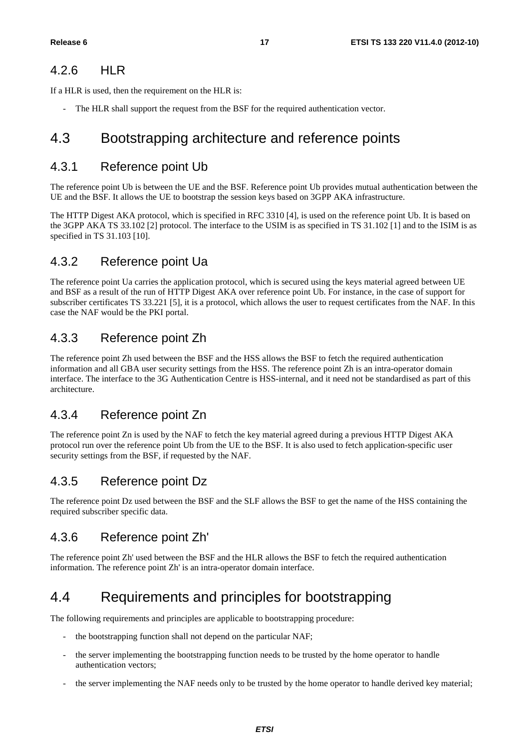### 4.2.6 HLR

If a HLR is used, then the requirement on the HLR is:

- The HLR shall support the request from the BSF for the required authentication vector.

## 4.3 Bootstrapping architecture and reference points

### 4.3.1 Reference point Ub

The reference point Ub is between the UE and the BSF. Reference point Ub provides mutual authentication between the UE and the BSF. It allows the UE to bootstrap the session keys based on 3GPP AKA infrastructure.

The HTTP Digest AKA protocol, which is specified in RFC 3310 [4], is used on the reference point Ub. It is based on the 3GPP AKA TS 33.102 [2] protocol. The interface to the USIM is as specified in TS 31.102 [1] and to the ISIM is as specified in TS 31.103 [10].

### 4.3.2 Reference point Ua

The reference point Ua carries the application protocol, which is secured using the keys material agreed between UE and BSF as a result of the run of HTTP Digest AKA over reference point Ub. For instance, in the case of support for subscriber certificates TS 33.221 [5], it is a protocol, which allows the user to request certificates from the NAF. In this case the NAF would be the PKI portal.

### 4.3.3 Reference point Zh

The reference point Zh used between the BSF and the HSS allows the BSF to fetch the required authentication information and all GBA user security settings from the HSS. The reference point Zh is an intra-operator domain interface. The interface to the 3G Authentication Centre is HSS-internal, and it need not be standardised as part of this architecture.

### 4.3.4 Reference point Zn

The reference point Zn is used by the NAF to fetch the key material agreed during a previous HTTP Digest AKA protocol run over the reference point Ub from the UE to the BSF. It is also used to fetch application-specific user security settings from the BSF, if requested by the NAF.

### 4.3.5 Reference point Dz

The reference point Dz used between the BSF and the SLF allows the BSF to get the name of the HSS containing the required subscriber specific data.

### 4.3.6 Reference point Zh'

The reference point Zh' used between the BSF and the HLR allows the BSF to fetch the required authentication information. The reference point Zh' is an intra-operator domain interface.

## 4.4 Requirements and principles for bootstrapping

The following requirements and principles are applicable to bootstrapping procedure:

- the bootstrapping function shall not depend on the particular NAF;
- the server implementing the bootstrapping function needs to be trusted by the home operator to handle authentication vectors;
- the server implementing the NAF needs only to be trusted by the home operator to handle derived key material;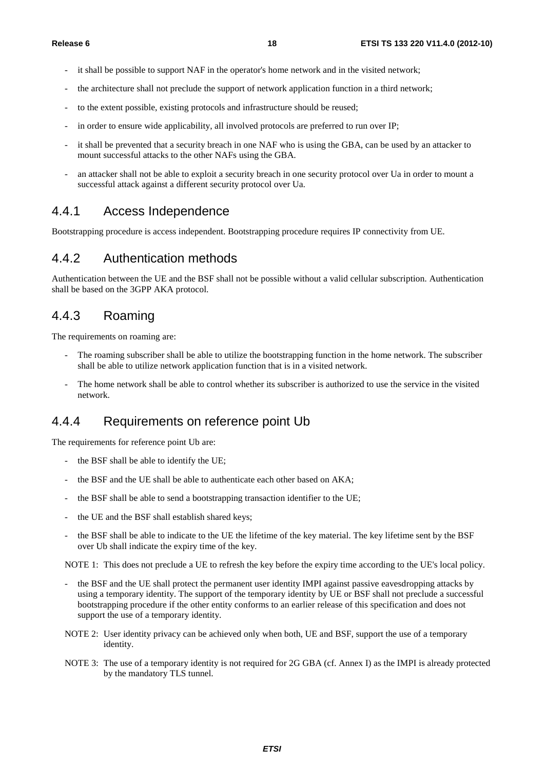- it shall be possible to support NAF in the operator's home network and in the visited network;
- the architecture shall not preclude the support of network application function in a third network;
- to the extent possible, existing protocols and infrastructure should be reused;
- in order to ensure wide applicability, all involved protocols are preferred to run over IP;
- it shall be prevented that a security breach in one NAF who is using the GBA, can be used by an attacker to mount successful attacks to the other NAFs using the GBA.
- an attacker shall not be able to exploit a security breach in one security protocol over Ua in order to mount a successful attack against a different security protocol over Ua.

### 4.4.1 Access Independence

Bootstrapping procedure is access independent. Bootstrapping procedure requires IP connectivity from UE.

### 4.4.2 Authentication methods

Authentication between the UE and the BSF shall not be possible without a valid cellular subscription. Authentication shall be based on the 3GPP AKA protocol.

### 4.4.3 Roaming

The requirements on roaming are:

- The roaming subscriber shall be able to utilize the bootstrapping function in the home network. The subscriber shall be able to utilize network application function that is in a visited network.
- The home network shall be able to control whether its subscriber is authorized to use the service in the visited network.

### 4.4.4 Requirements on reference point Ub

The requirements for reference point Ub are:

- the BSF shall be able to identify the UE;
- the BSF and the UE shall be able to authenticate each other based on AKA;
- the BSF shall be able to send a bootstrapping transaction identifier to the UE;
- the UE and the BSF shall establish shared keys;
- the BSF shall be able to indicate to the UE the lifetime of the key material. The key lifetime sent by the BSF over Ub shall indicate the expiry time of the key.

NOTE 1: This does not preclude a UE to refresh the key before the expiry time according to the UE's local policy.

- the BSF and the UE shall protect the permanent user identity IMPI against passive eavesdropping attacks by using a temporary identity. The support of the temporary identity by UE or BSF shall not preclude a successful bootstrapping procedure if the other entity conforms to an earlier release of this specification and does not support the use of a temporary identity.

NOTE 2: User identity privacy can be achieved only when both, UE and BSF, support the use of a temporary identity.

NOTE 3: The use of a temporary identity is not required for 2G GBA (cf. Annex I) as the IMPI is already protected by the mandatory TLS tunnel.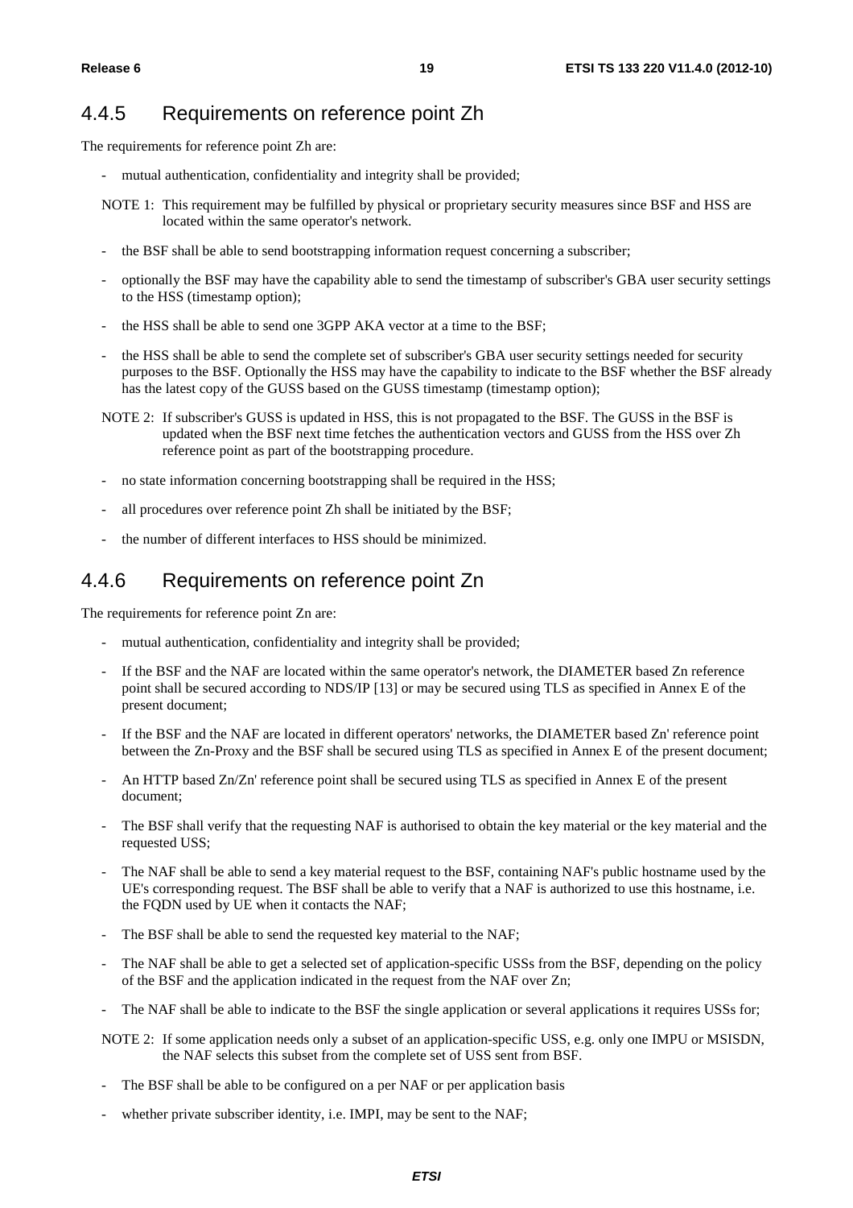### 4.4.5 Requirements on reference point Zh

The requirements for reference point Zh are:

- mutual authentication, confidentiality and integrity shall be provided;

NOTE 1: This requirement may be fulfilled by physical or proprietary security measures since BSF and HSS are located within the same operator's network.

- the BSF shall be able to send bootstrapping information request concerning a subscriber;
- optionally the BSF may have the capability able to send the timestamp of subscriber's GBA user security settings to the HSS (timestamp option);
- the HSS shall be able to send one 3GPP AKA vector at a time to the BSF;
- the HSS shall be able to send the complete set of subscriber's GBA user security settings needed for security purposes to the BSF. Optionally the HSS may have the capability to indicate to the BSF whether the BSF already has the latest copy of the GUSS based on the GUSS timestamp (timestamp option);

NOTE 2: If subscriber's GUSS is updated in HSS, this is not propagated to the BSF. The GUSS in the BSF is updated when the BSF next time fetches the authentication vectors and GUSS from the HSS over Zh reference point as part of the bootstrapping procedure.

- no state information concerning bootstrapping shall be required in the HSS;
- all procedures over reference point Zh shall be initiated by the BSF;
- the number of different interfaces to HSS should be minimized.

### 4.4.6 Requirements on reference point Zn

The requirements for reference point Zn are:

- mutual authentication, confidentiality and integrity shall be provided;
- If the BSF and the NAF are located within the same operator's network, the DIAMETER based Zn reference point shall be secured according to NDS/IP [13] or may be secured using TLS as specified in Annex E of the present document;
- If the BSF and the NAF are located in different operators' networks, the DIAMETER based Zn' reference point between the Zn-Proxy and the BSF shall be secured using TLS as specified in Annex E of the present document;
- An HTTP based Zn/Zn' reference point shall be secured using TLS as specified in Annex E of the present document;
- The BSF shall verify that the requesting NAF is authorised to obtain the key material or the key material and the requested USS;
- The NAF shall be able to send a key material request to the BSF, containing NAF's public hostname used by the UE's corresponding request. The BSF shall be able to verify that a NAF is authorized to use this hostname, i.e. the FQDN used by UE when it contacts the NAF;
- The BSF shall be able to send the requested key material to the NAF;
- The NAF shall be able to get a selected set of application-specific USSs from the BSF, depending on the policy of the BSF and the application indicated in the request from the NAF over Zn;
- The NAF shall be able to indicate to the BSF the single application or several applications it requires USSs for;

NOTE 2: If some application needs only a subset of an application-specific USS, e.g. only one IMPU or MSISDN, the NAF selects this subset from the complete set of USS sent from BSF.

- The BSF shall be able to be configured on a per NAF or per application basis
- whether private subscriber identity, i.e. IMPI, may be sent to the NAF;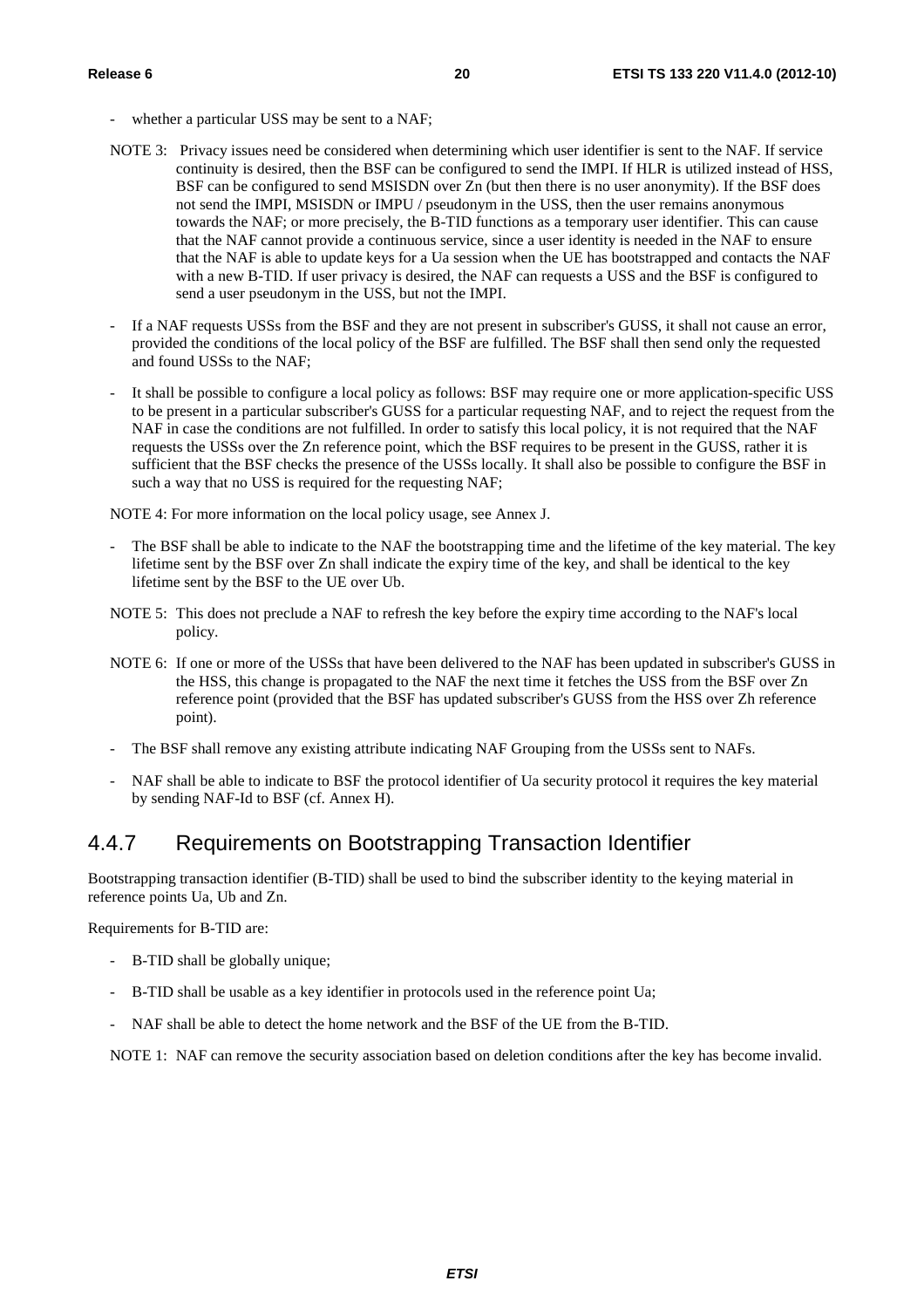- whether a particular USS may be sent to a NAF;

NOTE 3: Privacy issues need be considered when determining which user identifier is sent to the NAF. If service continuity is desired, then the BSF can be configured to send the IMPI. If HLR is utilized instead of HSS, BSF can be configured to send MSISDN over Zn (but then there is no user anonymity). If the BSF does not send the IMPI, MSISDN or IMPU / pseudonym in the USS, then the user remains anonymous towards the NAF; or more precisely, the B-TID functions as a temporary user identifier. This can cause that the NAF cannot provide a continuous service, since a user identity is needed in the NAF to ensure that the NAF is able to update keys for a Ua session when the UE has bootstrapped and contacts the NAF with a new B-TID. If user privacy is desired, the NAF can requests a USS and the BSF is configured to send a user pseudonym in the USS, but not the IMPI.

- If a NAF requests USSs from the BSF and they are not present in subscriber's GUSS, it shall not cause an error, provided the conditions of the local policy of the BSF are fulfilled. The BSF shall then send only the requested and found USSs to the NAF;
- It shall be possible to configure a local policy as follows: BSF may require one or more application-specific USS to be present in a particular subscriber's GUSS for a particular requesting NAF, and to reject the request from the NAF in case the conditions are not fulfilled. In order to satisfy this local policy, it is not required that the NAF requests the USSs over the Zn reference point, which the BSF requires to be present in the GUSS, rather it is sufficient that the BSF checks the presence of the USSs locally. It shall also be possible to configure the BSF in such a way that no USS is required for the requesting NAF;

NOTE 4: For more information on the local policy usage, see Annex J.

- The BSF shall be able to indicate to the NAF the bootstrapping time and the lifetime of the key material. The key lifetime sent by the BSF over Zn shall indicate the expiry time of the key, and shall be identical to the key lifetime sent by the BSF to the UE over Ub.

NOTE 5: This does not preclude a NAF to refresh the key before the expiry time according to the NAF's local policy.

NOTE 6: If one or more of the USSs that have been delivered to the NAF has been updated in subscriber's GUSS in the HSS, this change is propagated to the NAF the next time it fetches the USS from the BSF over Zn reference point (provided that the BSF has updated subscriber's GUSS from the HSS over Zh reference point).

- The BSF shall remove any existing attribute indicating NAF Grouping from the USSs sent to NAFs.
- NAF shall be able to indicate to BSF the protocol identifier of Ua security protocol it requires the key material by sending NAF-Id to BSF (cf. Annex H).

### 4.4.7 Requirements on Bootstrapping Transaction Identifier

Bootstrapping transaction identifier (B-TID) shall be used to bind the subscriber identity to the keying material in reference points Ua, Ub and Zn.

Requirements for B-TID are:

- B-TID shall be globally unique;
- B-TID shall be usable as a key identifier in protocols used in the reference point Ua;
- NAF shall be able to detect the home network and the BSF of the UE from the B-TID.

NOTE 1: NAF can remove the security association based on deletion conditions after the key has become invalid.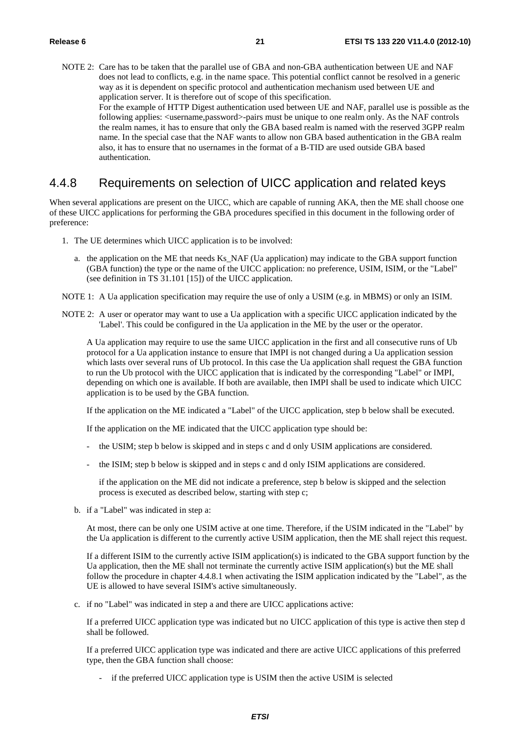NOTE 2: Care has to be taken that the parallel use of GBA and non-GBA authentication between UE and NAF does not lead to conflicts, e.g. in the name space. This potential conflict cannot be resolved in a generic way as it is dependent on specific protocol and authentication mechanism used between UE and application server. It is therefore out of scope of this specification.
For the example of HTTP Digest authentication used between UE and NAF, parallel use is possible as the following applies: <username,password>-pairs must be unique to one realm only. As the NAF controls the realm names, it has to ensure that only the GBA based realm is named with the reserved 3GPP realm name. In the special case that the NAF wants to allow non GBA based authentication in the GBA realm also, it has to ensure that no usernames in the format of a B-TID are used outside GBA based authentication.

## 4.4.8 Requirements on selection of UICC application and related keys

When several applications are present on the UICC, which are capable of running AKA, then the ME shall choose one of these UICC applications for performing the GBA procedures specified in this document in the following order of preference:

1. The UE determines which UICC application is to be involved:

   a. the application on the ME that needs Ks_NAF (Ua application) may indicate to the GBA support function (GBA function) the type or the name of the UICC application: no preference, USIM, ISIM, or the "Label" (see definition in TS 31.101 [15]) of the UICC application.

NOTE 1: A Ua application specification may require the use of only a USIM (e.g. in MBMS) or only an ISIM.

NOTE 2: A user or operator may want to use a Ua application with a specific UICC application indicated by the 'Label'. This could be configured in the Ua application in the ME by the user or the operator.

A Ua application may require to use the same UICC application in the first and all consecutive runs of Ub protocol for a Ua application instance to ensure that IMPI is not changed during a Ua application session which lasts over several runs of Ub protocol. In this case the Ua application shall request the GBA function to run the Ub protocol with the UICC application that is indicated by the corresponding "Label" or IMPI, depending on which one is available. If both are available, then IMPI shall be used to indicate which UICC application is to be used by the GBA function.

If the application on the ME indicated a "Label" of the UICC application, step b below shall be executed.

If the application on the ME indicated that the UICC application type should be:

- the USIM; step b below is skipped and in steps c and d only USIM applications are considered.
- the ISIM; step b below is skipped and in steps c and d only ISIM applications are considered.

  if the application on the ME did not indicate a preference, step b below is skipped and the selection process is executed as described below, starting with step c;

   b. if a "Label" was indicated in step a:

   At most, there can be only one USIM active at one time. Therefore, if the USIM indicated in the "Label" by the Ua application is different to the currently active USIM application, then the ME shall reject this request.

   If a different ISIM to the currently active ISIM application(s) is indicated to the GBA support function by the Ua application, then the ME shall not terminate the currently active ISIM application(s) but the ME shall follow the procedure in chapter 4.4.8.1 when activating the ISIM application indicated by the "Label", as the UE is allowed to have several ISIM's active simultaneously.

   c. if no "Label" was indicated in step a and there are UICC applications active:

   If a preferred UICC application type was indicated but no UICC application of this type is active then step d shall be followed.

   If a preferred UICC application type was indicated and there are active UICC applications of this preferred type, then the GBA function shall choose:

   - if the preferred UICC application type is USIM then the active USIM is selected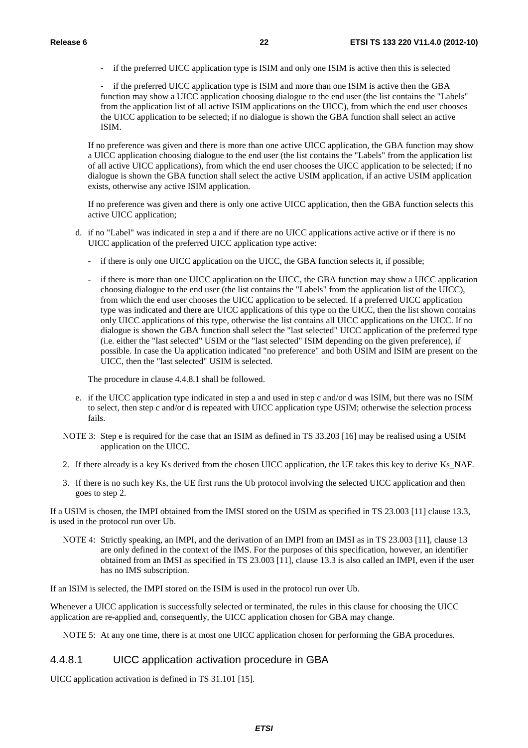- if the preferred UICC application type is ISIM and only one ISIM is active then this is selected

- if the preferred UICC application type is ISIM and more than one ISIM is active then the GBA function may show a UICC application choosing dialogue to the end user (the list contains the "Labels" from the application list of all active ISIM applications on the UICC), from which the end user chooses the UICC application to be selected; if no dialogue is shown the GBA function shall select an active ISIM.

If no preference was given and there is more than one active UICC application, the GBA function may show a UICC application choosing dialogue to the end user (the list contains the "Labels" from the application list of all active UICC applications), from which the end user chooses the UICC application to be selected; if no dialogue is shown the GBA function shall select the active USIM application, if an active USIM application exists, otherwise any active ISIM application.

If no preference was given and there is only one active UICC application, then the GBA function selects this active UICC application;

d. if no "Label" was indicated in step a and if there are no UICC applications active active or if there is no UICC application of the preferred UICC application type active:

   - if there is only one UICC application on the UICC, the GBA function selects it, if possible;

   - if there is more than one UICC application on the UICC, the GBA function may show a UICC application choosing dialogue to the end user (the list contains the "Labels" from the application list of the UICC), from which the end user chooses the UICC application to be selected. If a preferred UICC application type was indicated and there are UICC applications of this type on the UICC, then the list shown contains only UICC applications of this type, otherwise the list contains all UICC applications on the UICC. If no dialogue is shown the GBA function shall select the "last selected" UICC application of the preferred type (i.e. either the "last selected" USIM or the "last selected" ISIM depending on the given preference), if possible. In case the Ua application indicated "no preference" and both USIM and ISIM are present on the UICC, then the "last selected" USIM is selected.

   The procedure in clause 4.4.8.1 shall be followed.

e. if the UICC application type indicated in step a and used in step c and/or d was ISIM, but there was no ISIM to select, then step c and/or d is repeated with UICC application type USIM; otherwise the selection process fails.

NOTE 3: Step e is required for the case that an ISIM as defined in TS 33.203 [16] may be realised using a USIM application on the UICC.

2. If there already is a key Ks derived from the chosen UICC application, the UE takes this key to derive Ks_NAF.

3. If there is no such key Ks, the UE first runs the Ub protocol involving the selected UICC application and then goes to step 2.

If a USIM is chosen, the IMPI obtained from the IMSI stored on the USIM as specified in TS 23.003 [11] clause 13.3, is used in the protocol run over Ub.

NOTE 4: Strictly speaking, an IMPI, and the derivation of an IMPI from an IMSI as in TS 23.003 [11], clause 13 are only defined in the context of the IMS. For the purposes of this specification, however, an identifier obtained from an IMSI as specified in TS 23.003 [11], clause 13.3 is also called an IMPI, even if the user has no IMS subscription.

If an ISIM is selected, the IMPI stored on the ISIM is used in the protocol run over Ub.

Whenever a UICC application is successfully selected or terminated, the rules in this clause for choosing the UICC application are re-applied and, consequently, the UICC application chosen for GBA may change.

NOTE 5: At any one time, there is at most one UICC application chosen for performing the GBA procedures.

#### 4.4.8.1 UICC application activation procedure in GBA

UICC application activation is defined in TS 31.101 [15].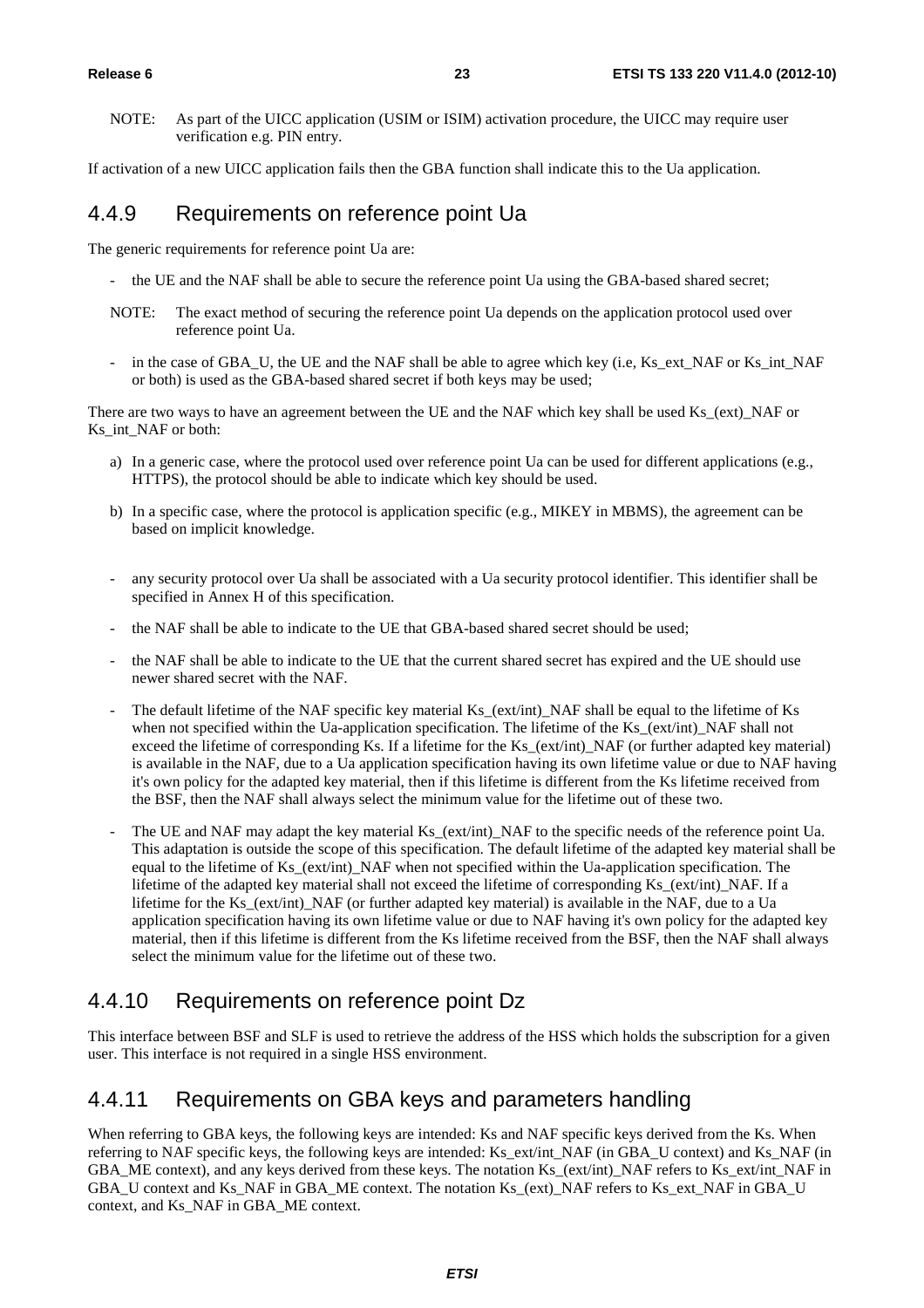NOTE: As part of the UICC application (USIM or ISIM) activation procedure, the UICC may require user verification e.g. PIN entry.

If activation of a new UICC application fails then the GBA function shall indicate this to the Ua application.

### 4.4.9 Requirements on reference point Ua

The generic requirements for reference point Ua are:

- the UE and the NAF shall be able to secure the reference point Ua using the GBA-based shared secret;

NOTE: The exact method of securing the reference point Ua depends on the application protocol used over reference point Ua.

- in the case of GBA_U, the UE and the NAF shall be able to agree which key (i.e, Ks_ext_NAF or Ks_int_NAF or both) is used as the GBA-based shared secret if both keys may be used;

There are two ways to have an agreement between the UE and the NAF which key shall be used Ks_(ext)_NAF or Ks_int_NAF or both:

a) In a generic case, where the protocol used over reference point Ua can be used for different applications (e.g., HTTPS), the protocol should be able to indicate which key should be used.

b) In a specific case, where the protocol is application specific (e.g., MIKEY in MBMS), the agreement can be based on implicit knowledge.

- any security protocol over Ua shall be associated with a Ua security protocol identifier. This identifier shall be specified in Annex H of this specification.
- the NAF shall be able to indicate to the UE that GBA-based shared secret should be used;
- the NAF shall be able to indicate to the UE that the current shared secret has expired and the UE should use newer shared secret with the NAF.
- The default lifetime of the NAF specific key material Ks_(ext/int)_NAF shall be equal to the lifetime of Ks when not specified within the Ua-application specification. The lifetime of the Ks_(ext/int)_NAF shall not exceed the lifetime of corresponding Ks. If a lifetime for the Ks_(ext/int)_NAF (or further adapted key material) is available in the NAF, due to a Ua application specification having its own lifetime value or due to NAF having it's own policy for the adapted key material, then if this lifetime is different from the Ks lifetime received from the BSF, then the NAF shall always select the minimum value for the lifetime out of these two.
- The UE and NAF may adapt the key material Ks_(ext/int)_NAF to the specific needs of the reference point Ua. This adaptation is outside the scope of this specification. The default lifetime of the adapted key material shall be equal to the lifetime of Ks_(ext/int)_NAF when not specified within the Ua-application specification. The lifetime of the adapted key material shall not exceed the lifetime of corresponding Ks_(ext/int)_NAF. If a lifetime for the Ks_(ext/int)_NAF (or further adapted key material) is available in the NAF, due to a Ua application specification having its own lifetime value or due to NAF having it's own policy for the adapted key material, then if this lifetime is different from the Ks lifetime received from the BSF, then the NAF shall always select the minimum value for the lifetime out of these two.

### 4.4.10 Requirements on reference point Dz

This interface between BSF and SLF is used to retrieve the address of the HSS which holds the subscription for a given user. This interface is not required in a single HSS environment.

### 4.4.11 Requirements on GBA keys and parameters handling

When referring to GBA keys, the following keys are intended: Ks and NAF specific keys derived from the Ks. When referring to NAF specific keys, the following keys are intended: Ks_ext/int_NAF (in GBA_U context) and Ks_NAF (in GBA_ME context), and any keys derived from these keys. The notation Ks_(ext/int)_NAF refers to Ks_ext/int_NAF in GBA_U context and Ks_NAF in GBA_ME context. The notation Ks_(ext)_NAF refers to Ks_ext_NAF in GBA_U context, and Ks_NAF in GBA_ME context.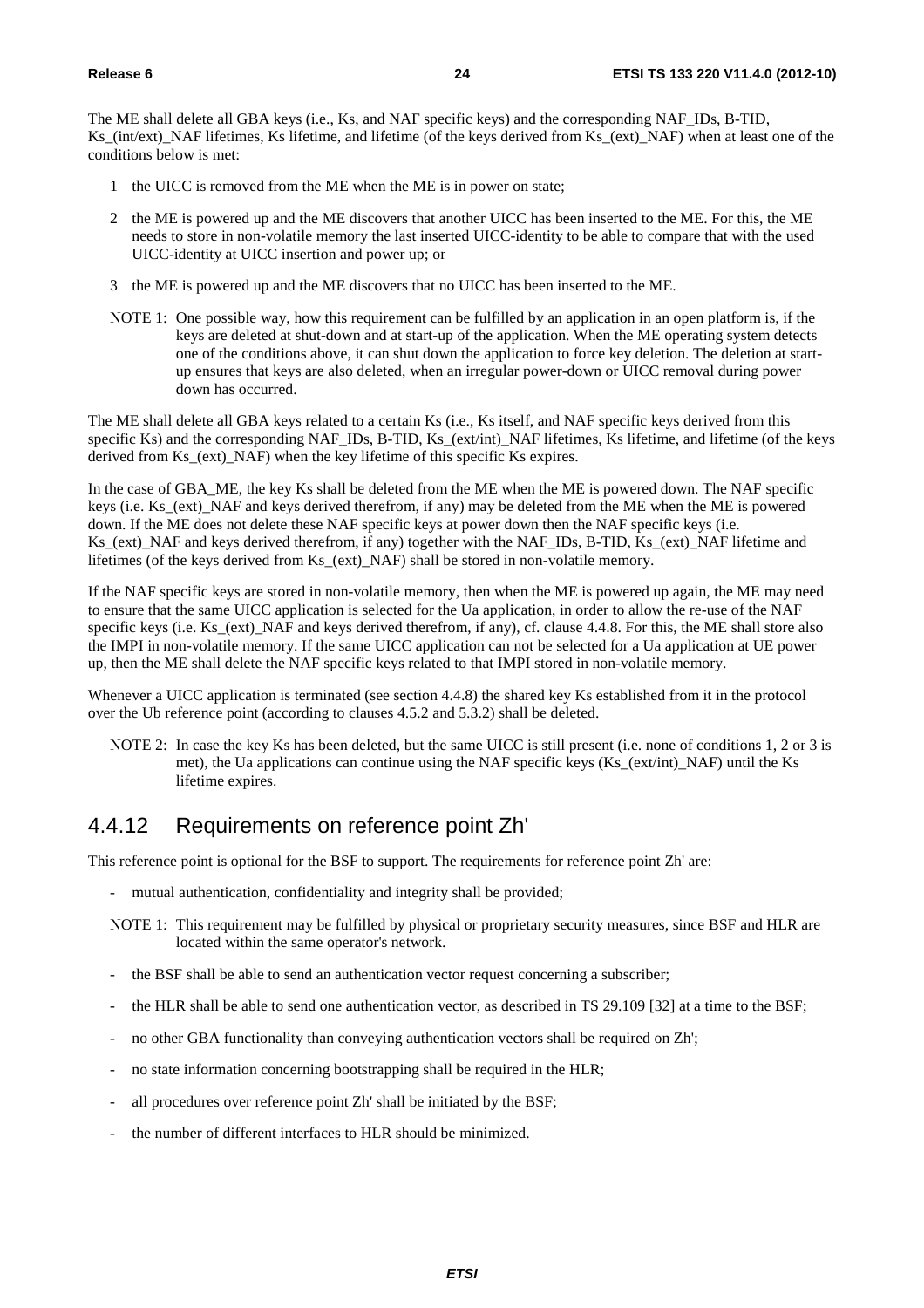The ME shall delete all GBA keys (i.e., Ks, and NAF specific keys) and the corresponding NAF_IDs, B-TID, Ks_(int/ext)_NAF lifetimes, Ks lifetime, and lifetime (of the keys derived from Ks_(ext)_NAF) when at least one of the conditions below is met:

1 the UICC is removed from the ME when the ME is in power on state;

2 the ME is powered up and the ME discovers that another UICC has been inserted to the ME. For this, the ME needs to store in non-volatile memory the last inserted UICC-identity to be able to compare that with the used UICC-identity at UICC insertion and power up; or

3 the ME is powered up and the ME discovers that no UICC has been inserted to the ME.

NOTE 1: One possible way, how this requirement can be fulfilled by an application in an open platform is, if the keys are deleted at shut-down and at start-up of the application. When the ME operating system detects one of the conditions above, it can shut down the application to force key deletion. The deletion at start-up ensures that keys are also deleted, when an irregular power-down or UICC removal during power down has occurred.

The ME shall delete all GBA keys related to a certain Ks (i.e., Ks itself, and NAF specific keys derived from this specific Ks) and the corresponding NAF_IDs, B-TID, Ks_(ext/int)_NAF lifetimes, Ks lifetime, and lifetime (of the keys derived from Ks_(ext)_NAF) when the key lifetime of this specific Ks expires.

In the case of GBA_ME, the key Ks shall be deleted from the ME when the ME is powered down. The NAF specific keys (i.e. Ks_(ext)_NAF and keys derived therefrom, if any) may be deleted from the ME when the ME is powered down. If the ME does not delete these NAF specific keys at power down then the NAF specific keys (i.e. Ks_(ext)_NAF and keys derived therefrom, if any) together with the NAF_IDs, B-TID, Ks_(ext)_NAF lifetime and lifetimes (of the keys derived from Ks_(ext)_NAF) shall be stored in non-volatile memory.

If the NAF specific keys are stored in non-volatile memory, then when the ME is powered up again, the ME may need to ensure that the same UICC application is selected for the Ua application, in order to allow the re-use of the NAF specific keys (i.e. Ks_(ext)_NAF and keys derived therefrom, if any), cf. clause 4.4.8. For this, the ME shall store also the IMPI in non-volatile memory. If the same UICC application can not be selected for a Ua application at UE power up, then the ME shall delete the NAF specific keys related to that IMPI stored in non-volatile memory.

Whenever a UICC application is terminated (see section 4.4.8) the shared key Ks established from it in the protocol over the Ub reference point (according to clauses 4.5.2 and 5.3.2) shall be deleted.

NOTE 2: In case the key Ks has been deleted, but the same UICC is still present (i.e. none of conditions 1, 2 or 3 is met), the Ua applications can continue using the NAF specific keys (Ks_(ext/int)_NAF) until the Ks lifetime expires.

### 4.4.12 Requirements on reference point Zh'

This reference point is optional for the BSF to support. The requirements for reference point Zh' are:

- mutual authentication, confidentiality and integrity shall be provided;

NOTE 1: This requirement may be fulfilled by physical or proprietary security measures, since BSF and HLR are located within the same operator's network.

- the BSF shall be able to send an authentication vector request concerning a subscriber;
- the HLR shall be able to send one authentication vector, as described in TS 29.109 [32] at a time to the BSF;
- no other GBA functionality than conveying authentication vectors shall be required on Zh';
- no state information concerning bootstrapping shall be required in the HLR;
- all procedures over reference point Zh' shall be initiated by the BSF;
- the number of different interfaces to HLR should be minimized.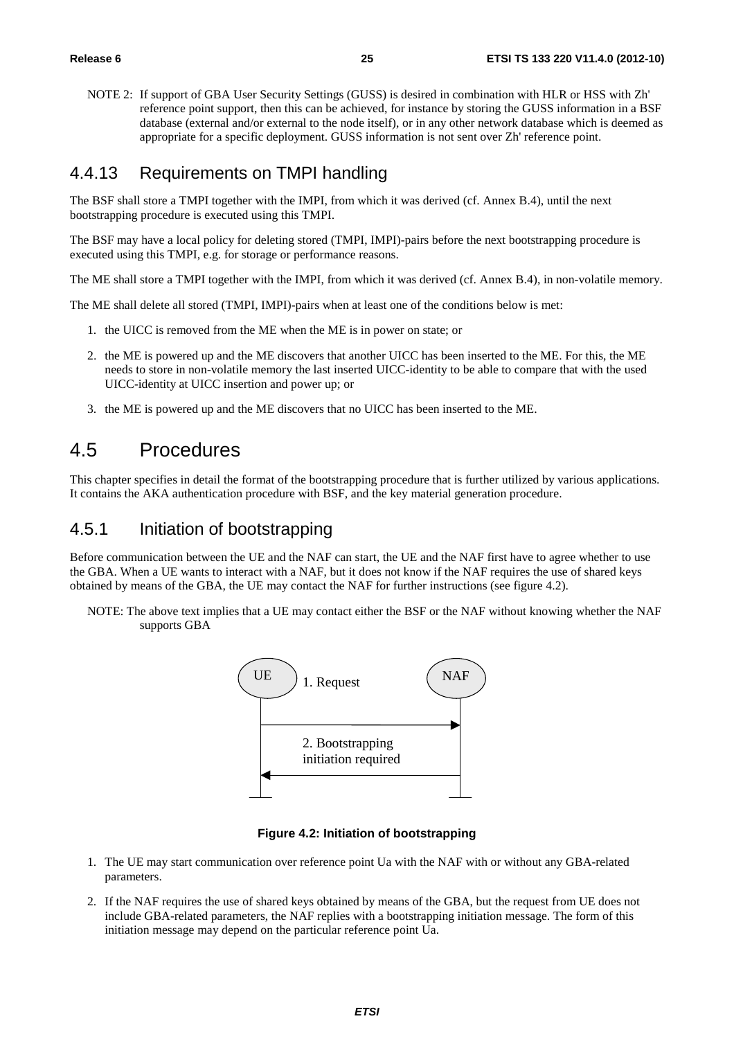NOTE 2: If support of GBA User Security Settings (GUSS) is desired in combination with HLR or HSS with Zh' reference point support, then this can be achieved, for instance by storing the GUSS information in a BSF database (external and/or external to the node itself), or in any other network database which is deemed as appropriate for a specific deployment. GUSS information is not sent over Zh' reference point.

### 4.4.13 Requirements on TMPI handling

The BSF shall store a TMPI together with the IMPI, from which it was derived (cf. Annex B.4), until the next bootstrapping procedure is executed using this TMPI.

The BSF may have a local policy for deleting stored (TMPI, IMPI)-pairs before the next bootstrapping procedure is executed using this TMPI, e.g. for storage or performance reasons.

The ME shall store a TMPI together with the IMPI, from which it was derived (cf. Annex B.4), in non-volatile memory.

The ME shall delete all stored (TMPI, IMPI)-pairs when at least one of the conditions below is met:

1. the UICC is removed from the ME when the ME is in power on state; or
2. the ME is powered up and the ME discovers that another UICC has been inserted to the ME. For this, the ME needs to store in non-volatile memory the last inserted UICC-identity to be able to compare that with the used UICC-identity at UICC insertion and power up; or
3. the ME is powered up and the ME discovers that no UICC has been inserted to the ME.

## 4.5 Procedures

This chapter specifies in detail the format of the bootstrapping procedure that is further utilized by various applications. It contains the AKA authentication procedure with BSF, and the key material generation procedure.

### 4.5.1 Initiation of bootstrapping

Before communication between the UE and the NAF can start, the UE and the NAF first have to agree whether to use the GBA. When a UE wants to interact with a NAF, but it does not know if the NAF requires the use of shared keys obtained by means of the GBA, the UE may contact the NAF for further instructions (see figure 4.2).

NOTE: The above text implies that a UE may contact either the BSF or the NAF without knowing whether the NAF supports GBA

UE → NAF: 1. Request

NAF → UE: 2. Bootstrapping initiation required

**Figure 4.2: Initiation of bootstrapping**

1. The UE may start communication over reference point Ua with the NAF with or without any GBA-related parameters.
2. If the NAF requires the use of shared keys obtained by means of the GBA, but the request from UE does not include GBA-related parameters, the NAF replies with a bootstrapping initiation message. The form of this initiation message may depend on the particular reference point Ua.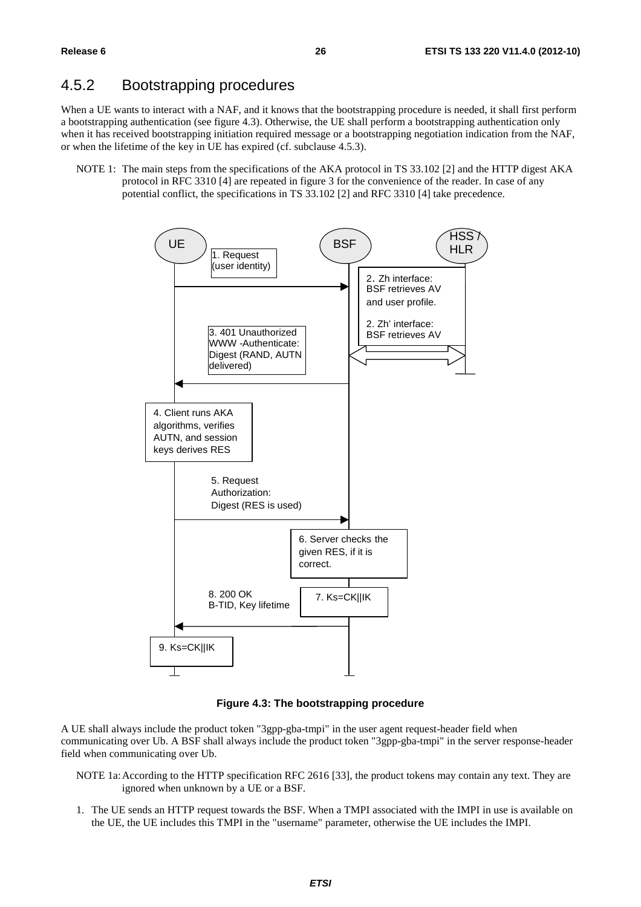## 4.5.2 Bootstrapping procedures

When a UE wants to interact with a NAF, and it knows that the bootstrapping procedure is needed, it shall first perform a bootstrapping authentication (see figure 4.3). Otherwise, the UE shall perform a bootstrapping authentication only when it has received bootstrapping initiation required message or a bootstrapping negotiation indication from the NAF, or when the lifetime of the key in UE has expired (cf. subclause 4.5.3).

NOTE 1: The main steps from the specifications of the AKA protocol in TS 33.102 [2] and the HTTP digest AKA protocol in RFC 3310 [4] are repeated in figure 3 for the convenience of the reader. In case of any potential conflict, the specifications in TS 33.102 [2] and RFC 3310 [4] take precedence.

**Figure 4.3: The bootstrapping procedure**

A UE shall always include the product token "3gpp-gba-tmpi" in the user agent request-header field when communicating over Ub. A BSF shall always include the product token "3gpp-gba-tmpi" in the server response-header field when communicating over Ub.

NOTE 1a: According to the HTTP specification RFC 2616 [33], the product tokens may contain any text. They are ignored when unknown by a UE or a BSF.

1. The UE sends an HTTP request towards the BSF. When a TMPI associated with the IMPI in use is available on the UE, the UE includes this TMPI in the "username" parameter, otherwise the UE includes the IMPI.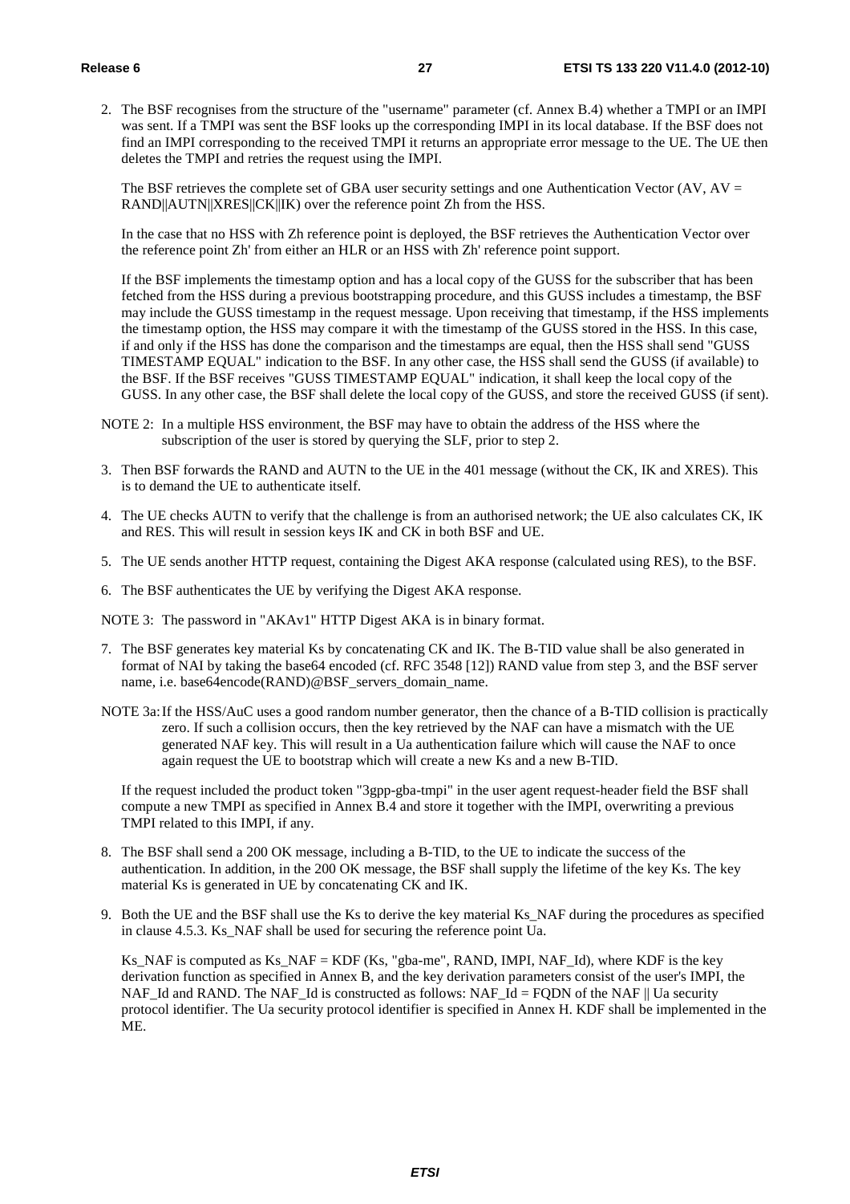2. The BSF recognises from the structure of the "username" parameter (cf. Annex B.4) whether a TMPI or an IMPI was sent. If a TMPI was sent the BSF looks up the corresponding IMPI in its local database. If the BSF does not find an IMPI corresponding to the received TMPI it returns an appropriate error message to the UE. The UE then deletes the TMPI and retries the request using the IMPI.

   The BSF retrieves the complete set of GBA user security settings and one Authentication Vector (AV, AV = RAND||AUTN||XRES||CK||IK) over the reference point Zh from the HSS.

   In the case that no HSS with Zh reference point is deployed, the BSF retrieves the Authentication Vector over the reference point Zh' from either an HLR or an HSS with Zh' reference point support.

   If the BSF implements the timestamp option and has a local copy of the GUSS for the subscriber that has been fetched from the HSS during a previous bootstrapping procedure, and this GUSS includes a timestamp, the BSF may include the GUSS timestamp in the request message. Upon receiving that timestamp, if the HSS implements the timestamp option, the HSS may compare it with the timestamp of the GUSS stored in the HSS. In this case, if and only if the HSS has done the comparison and the timestamps are equal, then the HSS shall send "GUSS TIMESTAMP EQUAL" indication to the BSF. In any other case, the HSS shall send the GUSS (if available) to the BSF. If the BSF receives "GUSS TIMESTAMP EQUAL" indication, it shall keep the local copy of the GUSS. In any other case, the BSF shall delete the local copy of the GUSS, and store the received GUSS (if sent).

NOTE 2: In a multiple HSS environment, the BSF may have to obtain the address of the HSS where the subscription of the user is stored by querying the SLF, prior to step 2.

3. Then BSF forwards the RAND and AUTN to the UE in the 401 message (without the CK, IK and XRES). This is to demand the UE to authenticate itself.

4. The UE checks AUTN to verify that the challenge is from an authorised network; the UE also calculates CK, IK and RES. This will result in session keys IK and CK in both BSF and UE.

5. The UE sends another HTTP request, containing the Digest AKA response (calculated using RES), to the BSF.

6. The BSF authenticates the UE by verifying the Digest AKA response.

NOTE 3: The password in "AKAv1" HTTP Digest AKA is in binary format.

7. The BSF generates key material Ks by concatenating CK and IK. The B-TID value shall be also generated in format of NAI by taking the base64 encoded (cf. RFC 3548 [12]) RAND value from step 3, and the BSF server name, i.e. base64encode(RAND)@BSF_servers_domain_name.

NOTE 3a: If the HSS/AuC uses a good random number generator, then the chance of a B-TID collision is practically zero. If such a collision occurs, then the key retrieved by the NAF can have a mismatch with the UE generated NAF key. This will result in a Ua authentication failure which will cause the NAF to once again request the UE to bootstrap which will create a new Ks and a new B-TID.

   If the request included the product token "3gpp-gba-tmpi" in the user agent request-header field the BSF shall compute a new TMPI as specified in Annex B.4 and store it together with the IMPI, overwriting a previous TMPI related to this IMPI, if any.

8. The BSF shall send a 200 OK message, including a B-TID, to the UE to indicate the success of the authentication. In addition, in the 200 OK message, the BSF shall supply the lifetime of the key Ks. The key material Ks is generated in UE by concatenating CK and IK.

9. Both the UE and the BSF shall use the Ks to derive the key material Ks_NAF during the procedures as specified in clause 4.5.3. Ks_NAF shall be used for securing the reference point Ua.

   Ks_NAF is computed as Ks_NAF = KDF (Ks, "gba-me", RAND, IMPI, NAF_Id), where KDF is the key derivation function as specified in Annex B, and the key derivation parameters consist of the user's IMPI, the NAF_Id and RAND. The NAF_Id is constructed as follows: NAF_Id = FQDN of the NAF || Ua security protocol identifier. The Ua security protocol identifier is specified in Annex H. KDF shall be implemented in the ME.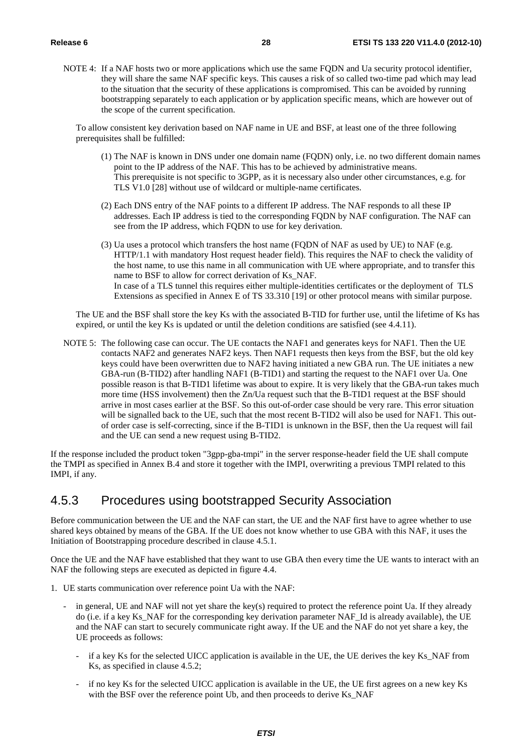NOTE 4: If a NAF hosts two or more applications which use the same FQDN and Ua security protocol identifier, they will share the same NAF specific keys. This causes a risk of so called two-time pad which may lead to the situation that the security of these applications is compromised. This can be avoided by running bootstrapping separately to each application or by application specific means, which are however out of the scope of the current specification.

To allow consistent key derivation based on NAF name in UE and BSF, at least one of the three following prerequisites shall be fulfilled:

(1) The NAF is known in DNS under one domain name (FQDN) only, i.e. no two different domain names point to the IP address of the NAF. This has to be achieved by administrative means. This prerequisite is not specific to 3GPP, as it is necessary also under other circumstances, e.g. for TLS V1.0 [28] without use of wildcard or multiple-name certificates.

(2) Each DNS entry of the NAF points to a different IP address. The NAF responds to all these IP addresses. Each IP address is tied to the corresponding FQDN by NAF configuration. The NAF can see from the IP address, which FQDN to use for key derivation.

(3) Ua uses a protocol which transfers the host name (FQDN of NAF as used by UE) to NAF (e.g. HTTP/1.1 with mandatory Host request header field). This requires the NAF to check the validity of the host name, to use this name in all communication with UE where appropriate, and to transfer this name to BSF to allow for correct derivation of Ks_NAF. In case of a TLS tunnel this requires either multiple-identities certificates or the deployment of TLS Extensions as specified in Annex E of TS 33.310 [19] or other protocol means with similar purpose.

The UE and the BSF shall store the key Ks with the associated B-TID for further use, until the lifetime of Ks has expired, or until the key Ks is updated or until the deletion conditions are satisfied (see 4.4.11).

NOTE 5: The following case can occur. The UE contacts the NAF1 and generates keys for NAF1. Then the UE contacts NAF2 and generates NAF2 keys. Then NAF1 requests then keys from the BSF, but the old key keys could have been overwritten due to NAF2 having initiated a new GBA run. The UE initiates a new GBA-run (B-TID2) after handling NAF1 (B-TID1) and starting the request to the NAF1 over Ua. One possible reason is that B-TID1 lifetime was about to expire. It is very likely that the GBA-run takes much more time (HSS involvement) then the Zn/Ua request such that the B-TID1 request at the BSF should arrive in most cases earlier at the BSF. So this out-of-order case should be very rare. This error situation will be signalled back to the UE, such that the most recent B-TID2 will also be used for NAF1. This out-of order case is self-correcting, since if the B-TID1 is unknown in the BSF, then the Ua request will fail and the UE can send a new request using B-TID2.

If the response included the product token "3gpp-gba-tmpi" in the server response-header field the UE shall compute the TMPI as specified in Annex B.4 and store it together with the IMPI, overwriting a previous TMPI related to this IMPI, if any.

## 4.5.3 Procedures using bootstrapped Security Association

Before communication between the UE and the NAF can start, the UE and the NAF first have to agree whether to use shared keys obtained by means of the GBA. If the UE does not know whether to use GBA with this NAF, it uses the Initiation of Bootstrapping procedure described in clause 4.5.1.

Once the UE and the NAF have established that they want to use GBA then every time the UE wants to interact with an NAF the following steps are executed as depicted in figure 4.4.

1. UE starts communication over reference point Ua with the NAF:
   - in general, UE and NAF will not yet share the key(s) required to protect the reference point Ua. If they already do (i.e. if a key Ks_NAF for the corresponding key derivation parameter NAF_Id is already available), the UE and the NAF can start to securely communicate right away. If the UE and the NAF do not yet share a key, the UE proceeds as follows:
     - if a key Ks for the selected UICC application is available in the UE, the UE derives the key Ks_NAF from Ks, as specified in clause 4.5.2;
     - if no key Ks for the selected UICC application is available in the UE, the UE first agrees on a new key Ks with the BSF over the reference point Ub, and then proceeds to derive Ks_NAF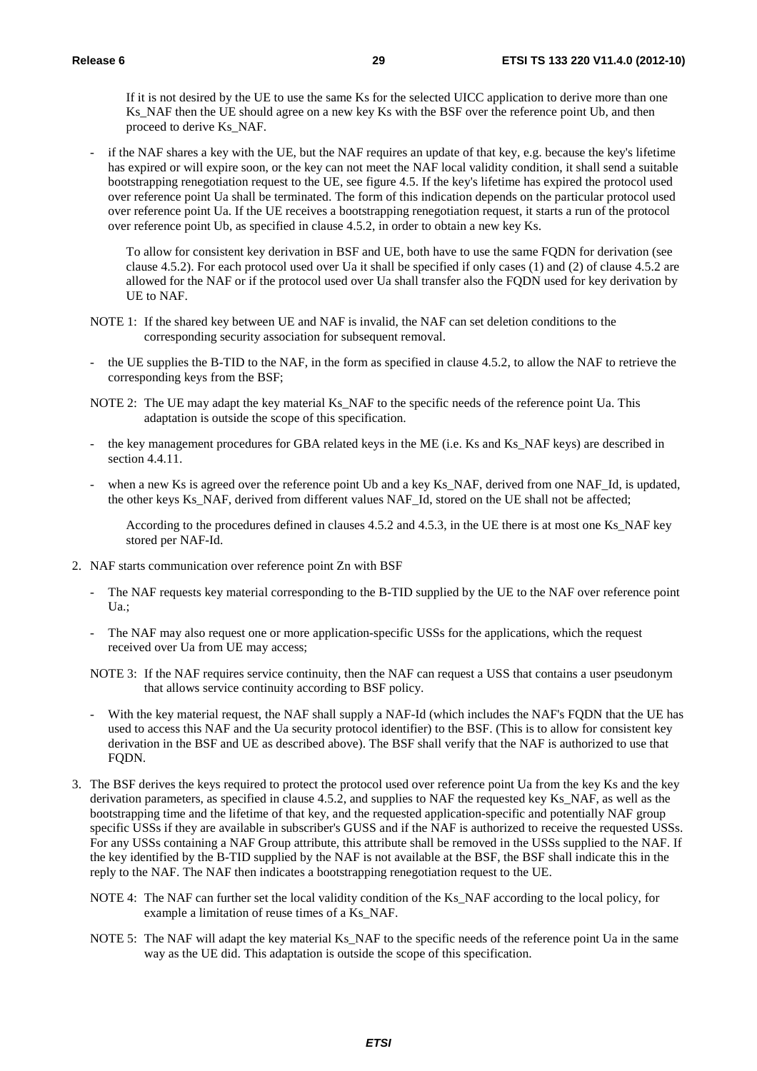If it is not desired by the UE to use the same Ks for the selected UICC application to derive more than one Ks_NAF then the UE should agree on a new key Ks with the BSF over the reference point Ub, and then proceed to derive Ks_NAF.

- if the NAF shares a key with the UE, but the NAF requires an update of that key, e.g. because the key's lifetime has expired or will expire soon, or the key can not meet the NAF local validity condition, it shall send a suitable bootstrapping renegotiation request to the UE, see figure 4.5. If the key's lifetime has expired the protocol used over reference point Ua shall be terminated. The form of this indication depends on the particular protocol used over reference point Ua. If the UE receives a bootstrapping renegotiation request, it starts a run of the protocol over reference point Ub, as specified in clause 4.5.2, in order to obtain a new key Ks.

  To allow for consistent key derivation in BSF and UE, both have to use the same FQDN for derivation (see clause 4.5.2). For each protocol used over Ua it shall be specified if only cases (1) and (2) of clause 4.5.2 are allowed for the NAF or if the protocol used over Ua shall transfer also the FQDN used for key derivation by UE to NAF.

NOTE 1: If the shared key between UE and NAF is invalid, the NAF can set deletion conditions to the corresponding security association for subsequent removal.

- the UE supplies the B-TID to the NAF, in the form as specified in clause 4.5.2, to allow the NAF to retrieve the corresponding keys from the BSF;

NOTE 2: The UE may adapt the key material Ks_NAF to the specific needs of the reference point Ua. This adaptation is outside the scope of this specification.

- the key management procedures for GBA related keys in the ME (i.e. Ks and Ks_NAF keys) are described in section 4.4.11.

- when a new Ks is agreed over the reference point Ub and a key Ks_NAF, derived from one NAF_Id, is updated, the other keys Ks_NAF, derived from different values NAF_Id, stored on the UE shall not be affected;

  According to the procedures defined in clauses 4.5.2 and 4.5.3, in the UE there is at most one Ks_NAF key stored per NAF-Id.

2. NAF starts communication over reference point Zn with BSF

   - The NAF requests key material corresponding to the B-TID supplied by the UE to the NAF over reference point Ua.;

   - The NAF may also request one or more application-specific USSs for the applications, which the request received over Ua from UE may access;

   NOTE 3: If the NAF requires service continuity, then the NAF can request a USS that contains a user pseudonym that allows service continuity according to BSF policy.

   - With the key material request, the NAF shall supply a NAF-Id (which includes the NAF's FQDN that the UE has used to access this NAF and the Ua security protocol identifier) to the BSF. (This is to allow for consistent key derivation in the BSF and UE as described above). The BSF shall verify that the NAF is authorized to use that FQDN.

3. The BSF derives the keys required to protect the protocol used over reference point Ua from the key Ks and the key derivation parameters, as specified in clause 4.5.2, and supplies to NAF the requested key Ks_NAF, as well as the bootstrapping time and the lifetime of that key, and the requested application-specific and potentially NAF group specific USSs if they are available in subscriber's GUSS and if the NAF is authorized to receive the requested USSs. For any USSs containing a NAF Group attribute, this attribute shall be removed in the USSs supplied to the NAF. If the key identified by the B-TID supplied by the NAF is not available at the BSF, the BSF shall indicate this in the reply to the NAF. The NAF then indicates a bootstrapping renegotiation request to the UE.

   NOTE 4: The NAF can further set the local validity condition of the Ks_NAF according to the local policy, for example a limitation of reuse times of a Ks_NAF.

   NOTE 5: The NAF will adapt the key material Ks_NAF to the specific needs of the reference point Ua in the same way as the UE did. This adaptation is outside the scope of this specification.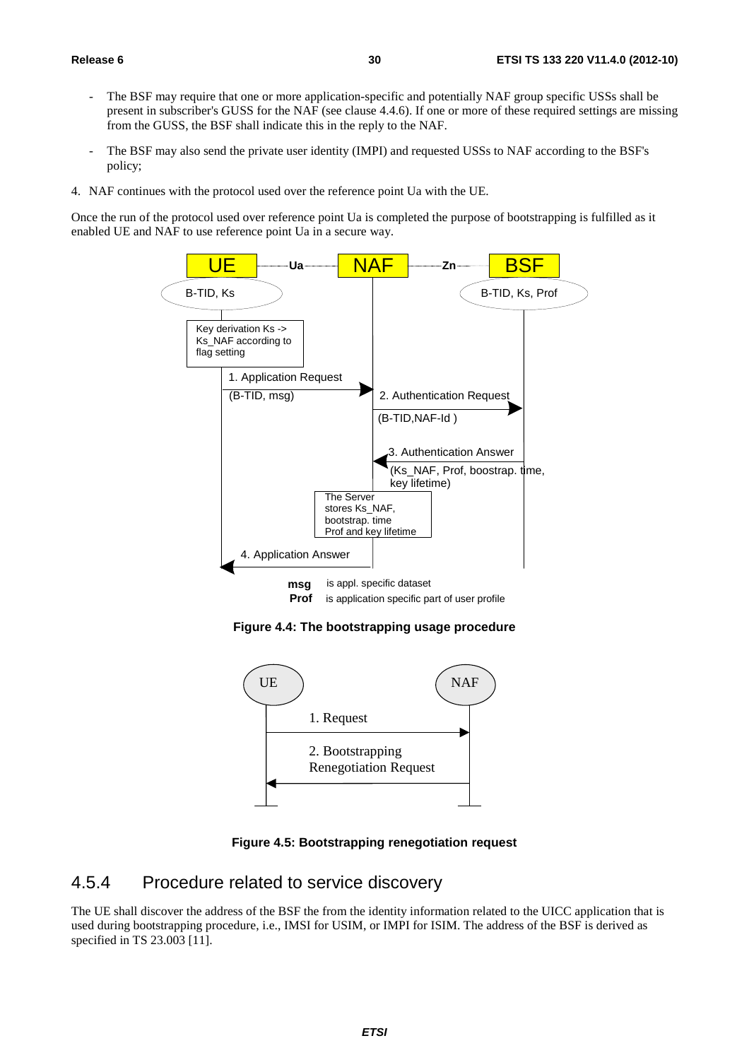- The BSF may require that one or more application-specific and potentially NAF group specific USSs shall be present in subscriber's GUSS for the NAF (see clause 4.4.6). If one or more of these required settings are missing from the GUSS, the BSF shall indicate this in the reply to the NAF.

- The BSF may also send the private user identity (IMPI) and requested USSs to NAF according to the BSF's policy;

4. NAF continues with the protocol used over the reference point Ua with the UE.

Once the run of the protocol used over reference point Ua is completed the purpose of bootstrapping is fulfilled as it enabled UE and NAF to use reference point Ua in a secure way.

**Figure 4.4: The bootstrapping usage procedure**

**Figure 4.5: Bootstrapping renegotiation request**

## 4.5.4 Procedure related to service discovery

The UE shall discover the address of the BSF the from the identity information related to the UICC application that is used during bootstrapping procedure, i.e., IMSI for USIM, or IMPI for ISIM. The address of the BSF is derived as specified in TS 23.003 [11].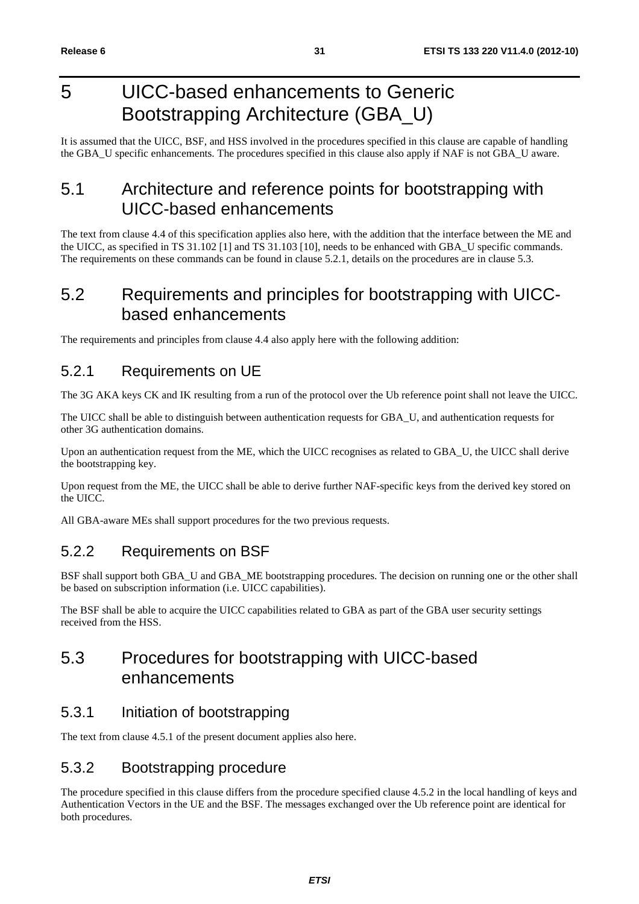# 5 UICC-based enhancements to Generic Bootstrapping Architecture (GBA_U)

It is assumed that the UICC, BSF, and HSS involved in the procedures specified in this clause are capable of handling the GBA_U specific enhancements. The procedures specified in this clause also apply if NAF is not GBA_U aware.

## 5.1 Architecture and reference points for bootstrapping with UICC-based enhancements

The text from clause 4.4 of this specification applies also here, with the addition that the interface between the ME and the UICC, as specified in TS 31.102 [1] and TS 31.103 [10], needs to be enhanced with GBA_U specific commands. The requirements on these commands can be found in clause 5.2.1, details on the procedures are in clause 5.3.

## 5.2 Requirements and principles for bootstrapping with UICC-based enhancements

The requirements and principles from clause 4.4 also apply here with the following addition:

### 5.2.1 Requirements on UE

The 3G AKA keys CK and IK resulting from a run of the protocol over the Ub reference point shall not leave the UICC.

The UICC shall be able to distinguish between authentication requests for GBA_U, and authentication requests for other 3G authentication domains.

Upon an authentication request from the ME, which the UICC recognises as related to GBA_U, the UICC shall derive the bootstrapping key.

Upon request from the ME, the UICC shall be able to derive further NAF-specific keys from the derived key stored on the UICC.

All GBA-aware MEs shall support procedures for the two previous requests.

### 5.2.2 Requirements on BSF

BSF shall support both GBA_U and GBA_ME bootstrapping procedures. The decision on running one or the other shall be based on subscription information (i.e. UICC capabilities).

The BSF shall be able to acquire the UICC capabilities related to GBA as part of the GBA user security settings received from the HSS.

## 5.3 Procedures for bootstrapping with UICC-based enhancements

### 5.3.1 Initiation of bootstrapping

The text from clause 4.5.1 of the present document applies also here.

### 5.3.2 Bootstrapping procedure

The procedure specified in this clause differs from the procedure specified clause 4.5.2 in the local handling of keys and Authentication Vectors in the UE and the BSF. The messages exchanged over the Ub reference point are identical for both procedures.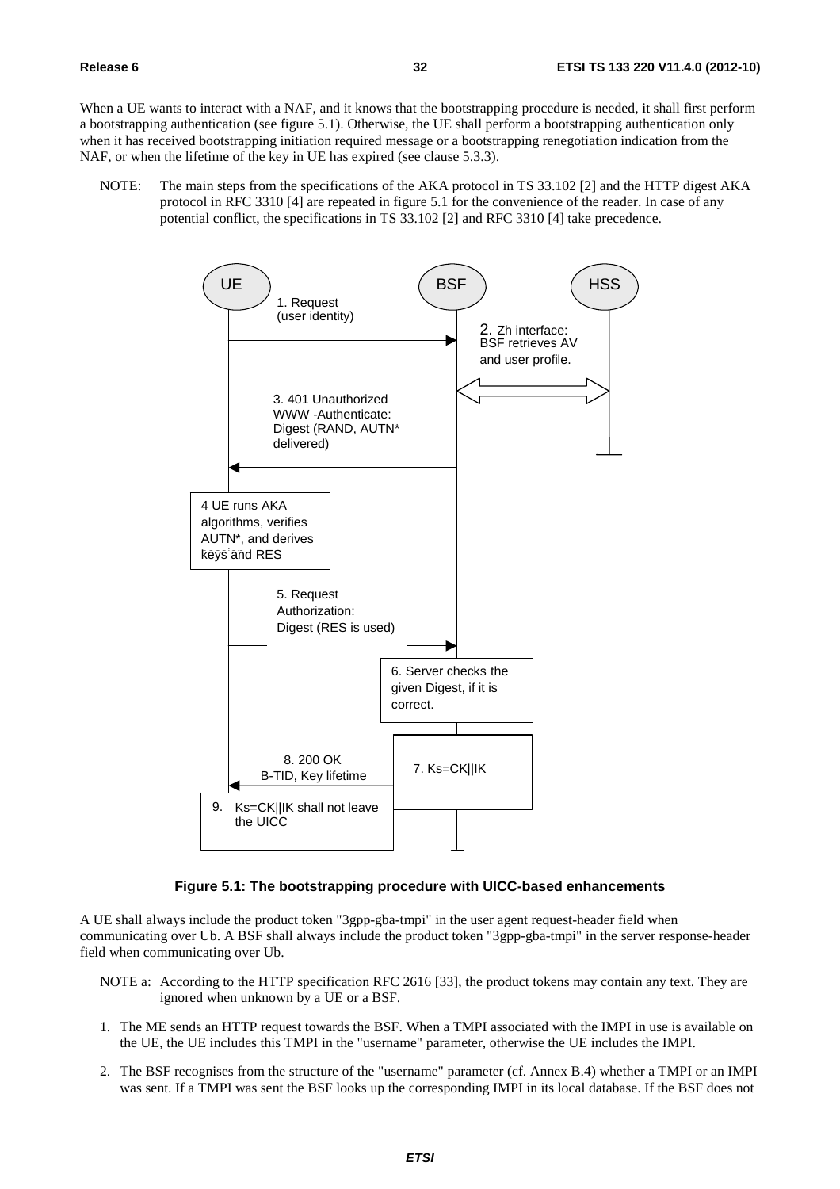When a UE wants to interact with a NAF, and it knows that the bootstrapping procedure is needed, it shall first perform a bootstrapping authentication (see figure 5.1). Otherwise, the UE shall perform a bootstrapping authentication only when it has received bootstrapping initiation required message or a bootstrapping renegotiation indication from the NAF, or when the lifetime of the key in UE has expired (see clause 5.3.3).

NOTE: The main steps from the specifications of the AKA protocol in TS 33.102 [2] and the HTTP digest AKA protocol in RFC 3310 [4] are repeated in figure 5.1 for the convenience of the reader. In case of any potential conflict, the specifications in TS 33.102 [2] and RFC 3310 [4] take precedence.

UE | BSF | HSS

1. Request (user identity)

2. Zh interface: BSF retrieves AV and user profile.

3. 401 Unauthorized WWW -Authenticate: Digest (RAND, AUTN* delivered)

4 UE runs AKA algorithms, verifies AUTN*, and derives keys and RES

5. Request Authorization: Digest (RES is used)

6. Server checks the given Digest, if it is correct.

7. Ks=CK||IK

8. 200 OK B-TID, Key lifetime

9. Ks=CK||IK shall not leave the UICC

**Figure 5.1: The bootstrapping procedure with UICC-based enhancements**

A UE shall always include the product token "3gpp-gba-tmpi" in the user agent request-header field when communicating over Ub. A BSF shall always include the product token "3gpp-gba-tmpi" in the server response-header field when communicating over Ub.

NOTE a: According to the HTTP specification RFC 2616 [33], the product tokens may contain any text. They are ignored when unknown by a UE or a BSF.

1. The ME sends an HTTP request towards the BSF. When a TMPI associated with the IMPI in use is available on the UE, the UE includes this TMPI in the "username" parameter, otherwise the UE includes the IMPI.
2. The BSF recognises from the structure of the "username" parameter (cf. Annex B.4) whether a TMPI or an IMPI was sent. If a TMPI was sent the BSF looks up the corresponding IMPI in its local database. If the BSF does not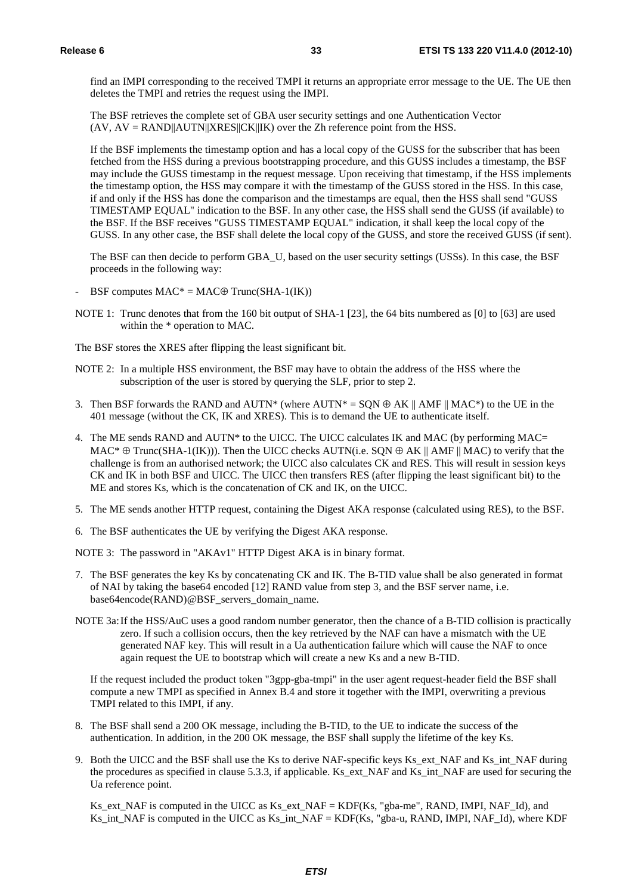find an IMPI corresponding to the received TMPI it returns an appropriate error message to the UE. The UE then deletes the TMPI and retries the request using the IMPI.

The BSF retrieves the complete set of GBA user security settings and one Authentication Vector (AV, AV = RAND||AUTN||XRES||CK||IK) over the Zh reference point from the HSS.

If the BSF implements the timestamp option and has a local copy of the GUSS for the subscriber that has been fetched from the HSS during a previous bootstrapping procedure, and this GUSS includes a timestamp, the BSF may include the GUSS timestamp in the request message. Upon receiving that timestamp, if the HSS implements the timestamp option, the HSS may compare it with the timestamp of the GUSS stored in the HSS. In this case, if and only if the HSS has done the comparison and the timestamps are equal, then the HSS shall send "GUSS TIMESTAMP EQUAL" indication to the BSF. In any other case, the HSS shall send the GUSS (if available) to the BSF. If the BSF receives "GUSS TIMESTAMP EQUAL" indication, it shall keep the local copy of the GUSS. In any other case, the BSF shall delete the local copy of the GUSS, and store the received GUSS (if sent).

The BSF can then decide to perform GBA_U, based on the user security settings (USSs). In this case, the BSF proceeds in the following way:

- BSF computes MAC* = MAC⊕ Trunc(SHA-1(IK))

NOTE 1: Trunc denotes that from the 160 bit output of SHA-1 [23], the 64 bits numbered as [0] to [63] are used within the * operation to MAC.

The BSF stores the XRES after flipping the least significant bit.

NOTE 2: In a multiple HSS environment, the BSF may have to obtain the address of the HSS where the subscription of the user is stored by querying the SLF, prior to step 2.

3. Then BSF forwards the RAND and AUTN* (where AUTN* = SQN ⊕ AK || AMF || MAC*) to the UE in the 401 message (without the CK, IK and XRES). This is to demand the UE to authenticate itself.

4. The ME sends RAND and AUTN* to the UICC. The UICC calculates IK and MAC (by performing MAC= MAC* ⊕ Trunc(SHA-1(IK))). Then the UICC checks AUTN(i.e. SQN ⊕ AK || AMF || MAC) to verify that the challenge is from an authorised network; the UICC also calculates CK and RES. This will result in session keys CK and IK in both BSF and UICC. The UICC then transfers RES (after flipping the least significant bit) to the ME and stores Ks, which is the concatenation of CK and IK, on the UICC.

5. The ME sends another HTTP request, containing the Digest AKA response (calculated using RES), to the BSF.

6. The BSF authenticates the UE by verifying the Digest AKA response.

NOTE 3: The password in "AKAv1" HTTP Digest AKA is in binary format.

7. The BSF generates the key Ks by concatenating CK and IK. The B-TID value shall be also generated in format of NAI by taking the base64 encoded [12] RAND value from step 3, and the BSF server name, i.e. base64encode(RAND)@BSF_servers_domain_name.

NOTE 3a: If the HSS/AuC uses a good random number generator, then the chance of a B-TID collision is practically zero. If such a collision occurs, then the key retrieved by the NAF can have a mismatch with the UE generated NAF key. This will result in a Ua authentication failure which will cause the NAF to once again request the UE to bootstrap which will create a new Ks and a new B-TID.

If the request included the product token "3gpp-gba-tmpi" in the user agent request-header field the BSF shall compute a new TMPI as specified in Annex B.4 and store it together with the IMPI, overwriting a previous TMPI related to this IMPI, if any.

8. The BSF shall send a 200 OK message, including the B-TID, to the UE to indicate the success of the authentication. In addition, in the 200 OK message, the BSF shall supply the lifetime of the key Ks.

9. Both the UICC and the BSF shall use the Ks to derive NAF-specific keys Ks_ext_NAF and Ks_int_NAF during the procedures as specified in clause 5.3.3, if applicable. Ks_ext_NAF and Ks_int_NAF are used for securing the Ua reference point.

Ks_ext_NAF is computed in the UICC as Ks_ext_NAF = KDF(Ks, "gba-me", RAND, IMPI, NAF_Id), and Ks_int_NAF is computed in the UICC as Ks_int_NAF = KDF(Ks, "gba-u, RAND, IMPI, NAF_Id), where KDF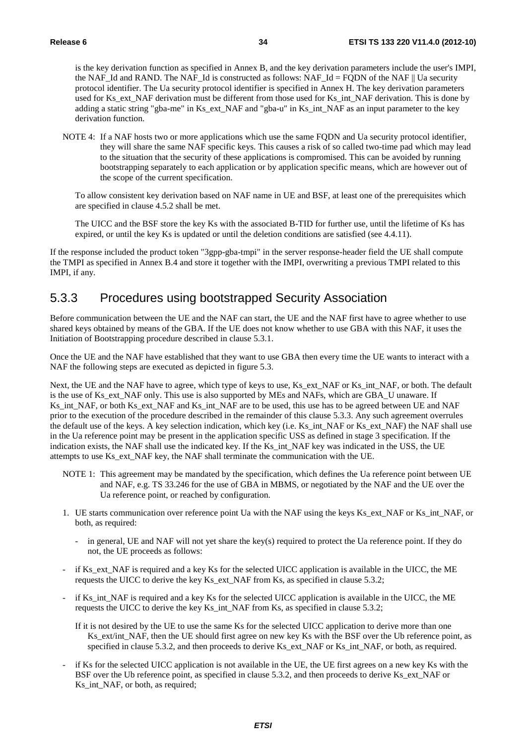is the key derivation function as specified in Annex B, and the key derivation parameters include the user's IMPI, the NAF_Id and RAND. The NAF_Id is constructed as follows: NAF_Id = FQDN of the NAF || Ua security protocol identifier. The Ua security protocol identifier is specified in Annex H. The key derivation parameters used for Ks_ext_NAF derivation must be different from those used for Ks_int_NAF derivation. This is done by adding a static string "gba-me" in Ks_ext_NAF and "gba-u" in Ks_int_NAF as an input parameter to the key derivation function.

NOTE 4: If a NAF hosts two or more applications which use the same FQDN and Ua security protocol identifier, they will share the same NAF specific keys. This causes a risk of so called two-time pad which may lead to the situation that the security of these applications is compromised. This can be avoided by running bootstrapping separately to each application or by application specific means, which are however out of the scope of the current specification.

To allow consistent key derivation based on NAF name in UE and BSF, at least one of the prerequisites which are specified in clause 4.5.2 shall be met.

The UICC and the BSF store the key Ks with the associated B-TID for further use, until the lifetime of Ks has expired, or until the key Ks is updated or until the deletion conditions are satisfied (see 4.4.11).

If the response included the product token "3gpp-gba-tmpi" in the server response-header field the UE shall compute the TMPI as specified in Annex B.4 and store it together with the IMPI, overwriting a previous TMPI related to this IMPI, if any.

## 5.3.3 Procedures using bootstrapped Security Association

Before communication between the UE and the NAF can start, the UE and the NAF first have to agree whether to use shared keys obtained by means of the GBA. If the UE does not know whether to use GBA with this NAF, it uses the Initiation of Bootstrapping procedure described in clause 5.3.1.

Once the UE and the NAF have established that they want to use GBA then every time the UE wants to interact with a NAF the following steps are executed as depicted in figure 5.3.

Next, the UE and the NAF have to agree, which type of keys to use, Ks_ext_NAF or Ks_int_NAF, or both. The default is the use of Ks_ext_NAF only. This use is also supported by MEs and NAFs, which are GBA_U unaware. If Ks_int_NAF, or both Ks_ext_NAF and Ks_int_NAF are to be used, this use has to be agreed between UE and NAF prior to the execution of the procedure described in the remainder of this clause 5.3.3. Any such agreement overrules the default use of the keys. A key selection indication, which key (i.e. Ks_int_NAF or Ks_ext_NAF) the NAF shall use in the Ua reference point may be present in the application specific USS as defined in stage 3 specification. If the indication exists, the NAF shall use the indicated key. If the Ks_int_NAF key was indicated in the USS, the UE attempts to use Ks_ext_NAF key, the NAF shall terminate the communication with the UE.

NOTE 1: This agreement may be mandated by the specification, which defines the Ua reference point between UE and NAF, e.g. TS 33.246 for the use of GBA in MBMS, or negotiated by the NAF and the UE over the Ua reference point, or reached by configuration.

1. UE starts communication over reference point Ua with the NAF using the keys Ks_ext_NAF or Ks_int_NAF, or both, as required:
   - in general, UE and NAF will not yet share the key(s) required to protect the Ua reference point. If they do not, the UE proceeds as follows:

- if Ks_ext_NAF is required and a key Ks for the selected UICC application is available in the UICC, the ME requests the UICC to derive the key Ks_ext_NAF from Ks, as specified in clause 5.3.2;
- if Ks_int_NAF is required and a key Ks for the selected UICC application is available in the UICC, the ME requests the UICC to derive the key Ks_int_NAF from Ks, as specified in clause 5.3.2;

  If it is not desired by the UE to use the same Ks for the selected UICC application to derive more than one Ks_ext/int_NAF, then the UE should first agree on new key Ks with the BSF over the Ub reference point, as specified in clause 5.3.2, and then proceeds to derive Ks_ext_NAF or Ks_int_NAF, or both, as required.

- if Ks for the selected UICC application is not available in the UE, the UE first agrees on a new key Ks with the BSF over the Ub reference point, as specified in clause 5.3.2, and then proceeds to derive Ks_ext_NAF or Ks_int_NAF, or both, as required;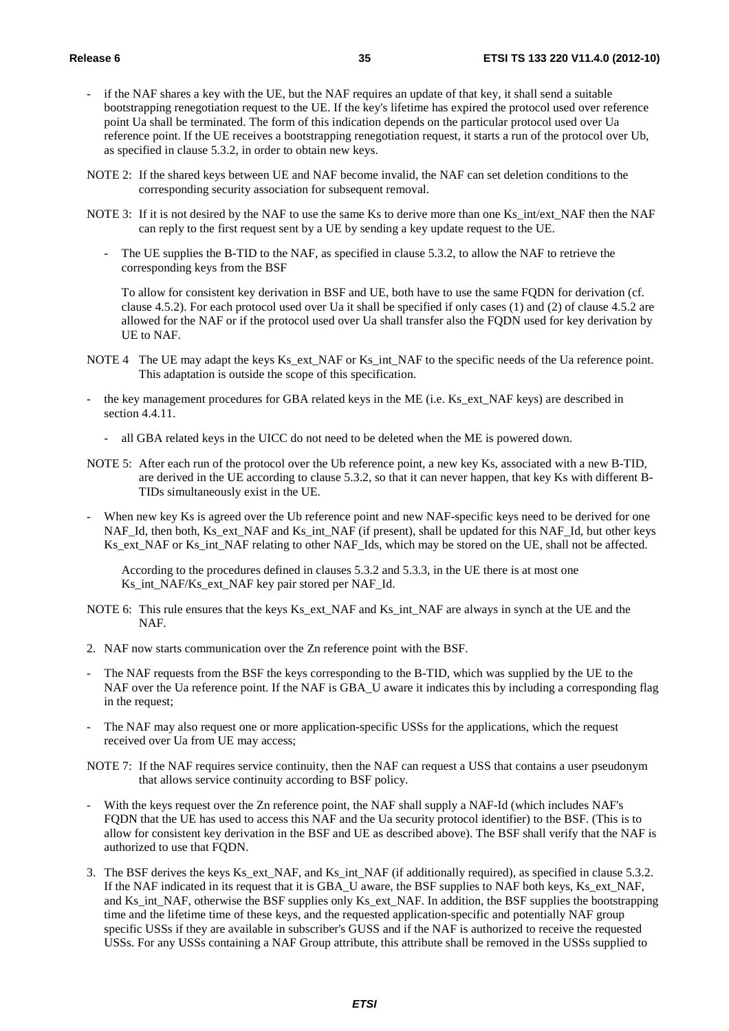- if the NAF shares a key with the UE, but the NAF requires an update of that key, it shall send a suitable bootstrapping renegotiation request to the UE. If the key's lifetime has expired the protocol used over reference point Ua shall be terminated. The form of this indication depends on the particular protocol used over Ua reference point. If the UE receives a bootstrapping renegotiation request, it starts a run of the protocol over Ub, as specified in clause 5.3.2, in order to obtain new keys.

NOTE 2: If the shared keys between UE and NAF become invalid, the NAF can set deletion conditions to the corresponding security association for subsequent removal.

NOTE 3: If it is not desired by the NAF to use the same Ks to derive more than one Ks_int/ext_NAF then the NAF can reply to the first request sent by a UE by sending a key update request to the UE.

- The UE supplies the B-TID to the NAF, as specified in clause 5.3.2, to allow the NAF to retrieve the corresponding keys from the BSF

  To allow for consistent key derivation in BSF and UE, both have to use the same FQDN for derivation (cf. clause 4.5.2). For each protocol used over Ua it shall be specified if only cases (1) and (2) of clause 4.5.2 are allowed for the NAF or if the protocol used over Ua shall transfer also the FQDN used for key derivation by UE to NAF.

NOTE 4 The UE may adapt the keys Ks_ext_NAF or Ks_int_NAF to the specific needs of the Ua reference point. This adaptation is outside the scope of this specification.

- the key management procedures for GBA related keys in the ME (i.e. Ks_ext_NAF keys) are described in section 4.4.11.
  - all GBA related keys in the UICC do not need to be deleted when the ME is powered down.

NOTE 5: After each run of the protocol over the Ub reference point, a new key Ks, associated with a new B-TID, are derived in the UE according to clause 5.3.2, so that it can never happen, that key Ks with different B-TIDs simultaneously exist in the UE.

- When new key Ks is agreed over the Ub reference point and new NAF-specific keys need to be derived for one NAF_Id, then both, Ks_ext_NAF and Ks_int_NAF (if present), shall be updated for this NAF_Id, but other keys Ks_ext_NAF or Ks_int_NAF relating to other NAF_Ids, which may be stored on the UE, shall not be affected.

  According to the procedures defined in clauses 5.3.2 and 5.3.3, in the UE there is at most one Ks_int_NAF/Ks_ext_NAF key pair stored per NAF_Id.

NOTE 6: This rule ensures that the keys Ks_ext_NAF and Ks_int_NAF are always in synch at the UE and the NAF.

2. NAF now starts communication over the Zn reference point with the BSF.

- The NAF requests from the BSF the keys corresponding to the B-TID, which was supplied by the UE to the NAF over the Ua reference point. If the NAF is GBA_U aware it indicates this by including a corresponding flag in the request;

- The NAF may also request one or more application-specific USSs for the applications, which the request received over Ua from UE may access;

NOTE 7: If the NAF requires service continuity, then the NAF can request a USS that contains a user pseudonym that allows service continuity according to BSF policy.

- With the keys request over the Zn reference point, the NAF shall supply a NAF-Id (which includes NAF's FQDN that the UE has used to access this NAF and the Ua security protocol identifier) to the BSF. (This is to allow for consistent key derivation in the BSF and UE as described above). The BSF shall verify that the NAF is authorized to use that FQDN.

3. The BSF derives the keys Ks_ext_NAF, and Ks_int_NAF (if additionally required), as specified in clause 5.3.2. If the NAF indicated in its request that it is GBA_U aware, the BSF supplies to NAF both keys, Ks_ext_NAF, and Ks_int_NAF, otherwise the BSF supplies only Ks_ext_NAF. In addition, the BSF supplies the bootstrapping time and the lifetime time of these keys, and the requested application-specific and potentially NAF group specific USSs if they are available in subscriber's GUSS and if the NAF is authorized to receive the requested USSs. For any USSs containing a NAF Group attribute, this attribute shall be removed in the USSs supplied to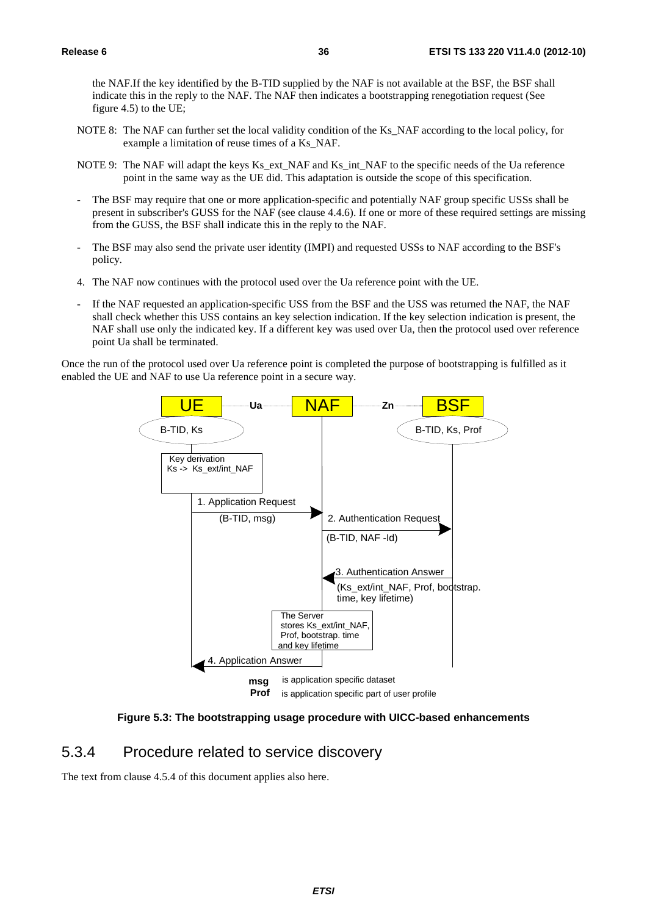the NAF.If the key identified by the B-TID supplied by the NAF is not available at the BSF, the BSF shall indicate this in the reply to the NAF. The NAF then indicates a bootstrapping renegotiation request (See figure 4.5) to the UE;

NOTE 8: The NAF can further set the local validity condition of the Ks_NAF according to the local policy, for example a limitation of reuse times of a Ks_NAF.

NOTE 9: The NAF will adapt the keys Ks_ext_NAF and Ks_int_NAF to the specific needs of the Ua reference point in the same way as the UE did. This adaptation is outside the scope of this specification.

- The BSF may require that one or more application-specific and potentially NAF group specific USSs shall be present in subscriber's GUSS for the NAF (see clause 4.4.6). If one or more of these required settings are missing from the GUSS, the BSF shall indicate this in the reply to the NAF.

- The BSF may also send the private user identity (IMPI) and requested USSs to NAF according to the BSF's policy.

4. The NAF now continues with the protocol used over the Ua reference point with the UE.

- If the NAF requested an application-specific USS from the BSF and the USS was returned the NAF, the NAF shall check whether this USS contains an key selection indication. If the key selection indication is present, the NAF shall use only the indicated key. If a different key was used over Ua, then the protocol used over reference point Ua shall be terminated.

Once the run of the protocol used over Ua reference point is completed the purpose of bootstrapping is fulfilled as it enabled the UE and NAF to use Ua reference point in a secure way.

**Figure 5.3: The bootstrapping usage procedure with UICC-based enhancements**

## 5.3.4 Procedure related to service discovery

The text from clause 4.5.4 of this document applies also here.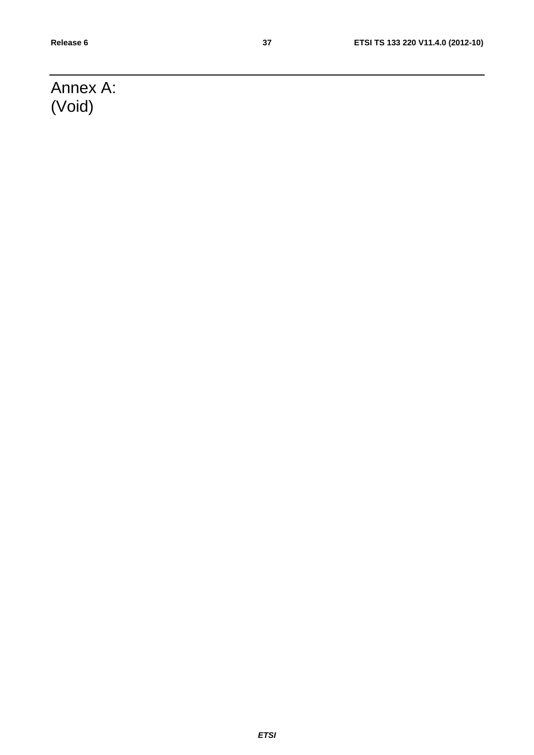# Annex A:
(Void)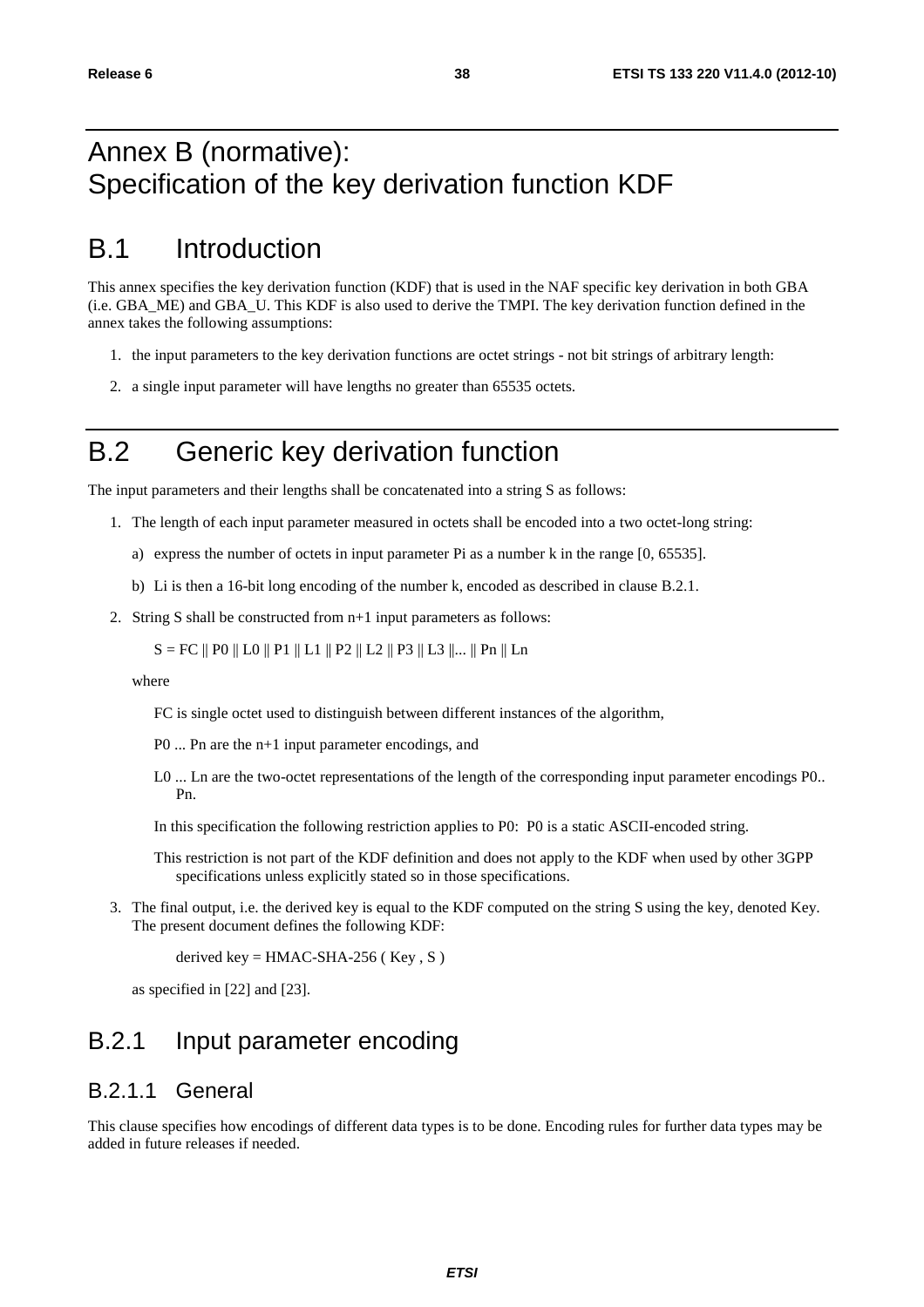# Annex B (normative): Specification of the key derivation function KDF

## B.1 Introduction

This annex specifies the key derivation function (KDF) that is used in the NAF specific key derivation in both GBA (i.e. GBA_ME) and GBA_U. This KDF is also used to derive the TMPI. The key derivation function defined in the annex takes the following assumptions:

1. the input parameters to the key derivation functions are octet strings - not bit strings of arbitrary length:
2. a single input parameter will have lengths no greater than 65535 octets.

## B.2 Generic key derivation function

The input parameters and their lengths shall be concatenated into a string S as follows:

1. The length of each input parameter measured in octets shall be encoded into a two octet-long string:
   a) express the number of octets in input parameter Pi as a number k in the range [0, 65535].
   b) Li is then a 16-bit long encoding of the number k, encoded as described in clause B.2.1.
2. String S shall be constructed from n+1 input parameters as follows:

   S = FC || P0 || L0 || P1 || L1 || P2 || L2 || P3 || L3 ||... || Pn || Ln

   where

   FC is single octet used to distinguish between different instances of the algorithm,

   P0 ... Pn are the n+1 input parameter encodings, and

   L0 ... Ln are the two-octet representations of the length of the corresponding input parameter encodings P0.. Pn.

   In this specification the following restriction applies to P0: P0 is a static ASCII-encoded string.

   This restriction is not part of the KDF definition and does not apply to the KDF when used by other 3GPP specifications unless explicitly stated so in those specifications.
3. The final output, i.e. the derived key is equal to the KDF computed on the string S using the key, denoted Key. The present document defines the following KDF:

   derived key = HMAC-SHA-256 ( Key , S )

   as specified in [22] and [23].

### B.2.1 Input parameter encoding

#### B.2.1.1 General

This clause specifies how encodings of different data types is to be done. Encoding rules for further data types may be added in future releases if needed.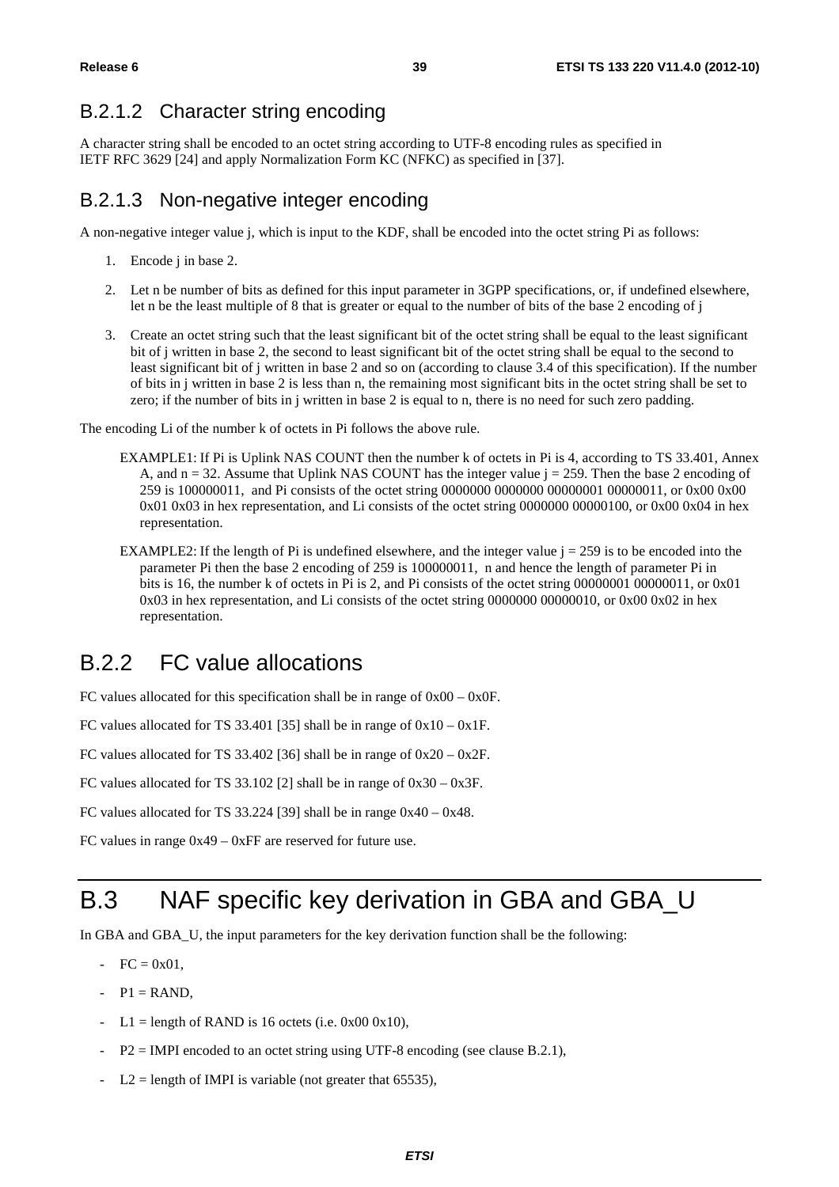### B.2.1.2 Character string encoding

A character string shall be encoded to an octet string according to UTF-8 encoding rules as specified in IETF RFC 3629 [24] and apply Normalization Form KC (NFKC) as specified in [37].

### B.2.1.3 Non-negative integer encoding

A non-negative integer value j, which is input to the KDF, shall be encoded into the octet string Pi as follows:

1. Encode j in base 2.
2. Let n be number of bits as defined for this input parameter in 3GPP specifications, or, if undefined elsewhere, let n be the least multiple of 8 that is greater or equal to the number of bits of the base 2 encoding of j
3. Create an octet string such that the least significant bit of the octet string shall be equal to the least significant bit of j written in base 2, the second to least significant bit of the octet string shall be equal to the second to least significant bit of j written in base 2 and so on (according to clause 3.4 of this specification). If the number of bits in j written in base 2 is less than n, the remaining most significant bits in the octet string shall be set to zero; if the number of bits in j written in base 2 is equal to n, there is no need for such zero padding.

The encoding Li of the number k of octets in Pi follows the above rule.

EXAMPLE1: If Pi is Uplink NAS COUNT then the number k of octets in Pi is 4, according to TS 33.401, Annex A, and n = 32. Assume that Uplink NAS COUNT has the integer value j = 259. Then the base 2 encoding of 259 is 100000011, and Pi consists of the octet string 0000000 0000000 00000001 00000011, or 0x00 0x00 0x01 0x03 in hex representation, and Li consists of the octet string 0000000 00000100, or 0x00 0x04 in hex representation.

EXAMPLE2: If the length of Pi is undefined elsewhere, and the integer value j = 259 is to be encoded into the parameter Pi then the base 2 encoding of 259 is 100000011, n and hence the length of parameter Pi in bits is 16, the number k of octets in Pi is 2, and Pi consists of the octet string 00000001 00000011, or 0x01 0x03 in hex representation, and Li consists of the octet string 0000000 00000010, or 0x00 0x02 in hex representation.

## B.2.2 FC value allocations

FC values allocated for this specification shall be in range of 0x00 – 0x0F.

FC values allocated for TS 33.401 [35] shall be in range of 0x10 – 0x1F.

FC values allocated for TS 33.402 [36] shall be in range of 0x20 – 0x2F.

FC values allocated for TS 33.102 [2] shall be in range of 0x30 – 0x3F.

FC values allocated for TS 33.224 [39] shall be in range 0x40 – 0x48.

FC values in range 0x49 – 0xFF are reserved for future use.

# B.3 NAF specific key derivation in GBA and GBA_U

In GBA and GBA_U, the input parameters for the key derivation function shall be the following:

- FC = 0x01,
- P1 = RAND,
- L1 = length of RAND is 16 octets (i.e. 0x00 0x10),
- P2 = IMPI encoded to an octet string using UTF-8 encoding (see clause B.2.1),
- L2 = length of IMPI is variable (not greater that 65535),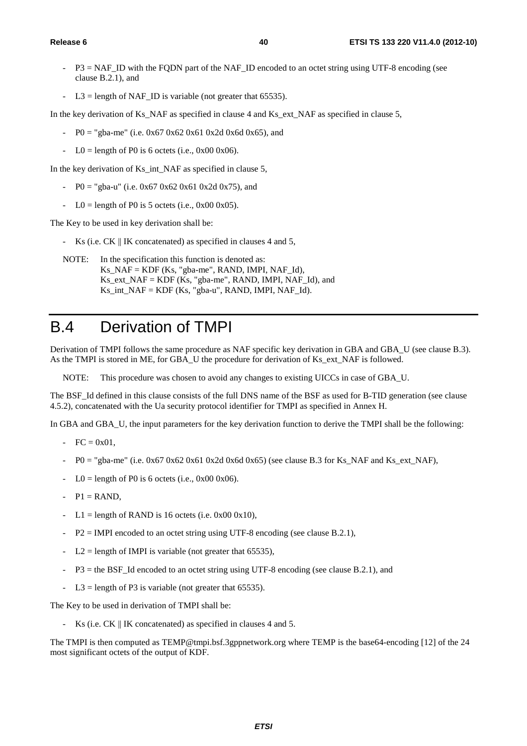- P3 = NAF_ID with the FQDN part of the NAF_ID encoded to an octet string using UTF-8 encoding (see clause B.2.1), and

- L3 = length of NAF_ID is variable (not greater that 65535).

In the key derivation of Ks_NAF as specified in clause 4 and Ks_ext_NAF as specified in clause 5,

- P0 = "gba-me" (i.e. 0x67 0x62 0x61 0x2d 0x6d 0x65), and

- L0 = length of P0 is 6 octets (i.e., 0x00 0x06).

In the key derivation of Ks_int_NAF as specified in clause 5,

- P0 = "gba-u" (i.e. 0x67 0x62 0x61 0x2d 0x75), and

- L0 = length of P0 is 5 octets (i.e., 0x00 0x05).

The Key to be used in key derivation shall be:

- Ks (i.e. CK || IK concatenated) as specified in clauses 4 and 5,

NOTE: In the specification this function is denoted as:
Ks_NAF = KDF (Ks, "gba-me", RAND, IMPI, NAF_Id),
Ks_ext_NAF = KDF (Ks, "gba-me", RAND, IMPI, NAF_Id), and
Ks_int_NAF = KDF (Ks, "gba-u", RAND, IMPI, NAF_Id).

# B.4 Derivation of TMPI

Derivation of TMPI follows the same procedure as NAF specific key derivation in GBA and GBA_U (see clause B.3). As the TMPI is stored in ME, for GBA_U the procedure for derivation of Ks_ext_NAF is followed.

NOTE: This procedure was chosen to avoid any changes to existing UICCs in case of GBA_U.

The BSF_Id defined in this clause consists of the full DNS name of the BSF as used for B-TID generation (see clause 4.5.2), concatenated with the Ua security protocol identifier for TMPI as specified in Annex H.

In GBA and GBA_U, the input parameters for the key derivation function to derive the TMPI shall be the following:

- FC = 0x01,

- P0 = "gba-me" (i.e. 0x67 0x62 0x61 0x2d 0x6d 0x65) (see clause B.3 for Ks_NAF and Ks_ext_NAF),

- L0 = length of P0 is 6 octets (i.e., 0x00 0x06).

- P1 = RAND,

- L1 = length of RAND is 16 octets (i.e. 0x00 0x10),

- P2 = IMPI encoded to an octet string using UTF-8 encoding (see clause B.2.1),

- L2 = length of IMPI is variable (not greater that 65535),

- P3 = the BSF_Id encoded to an octet string using UTF-8 encoding (see clause B.2.1), and

- L3 = length of P3 is variable (not greater that 65535).

The Key to be used in derivation of TMPI shall be:

- Ks (i.e. CK || IK concatenated) as specified in clauses 4 and 5.

The TMPI is then computed as TEMP@tmpi.bsf.3gppnetwork.org where TEMP is the base64-encoding [12] of the 24 most significant octets of the output of KDF.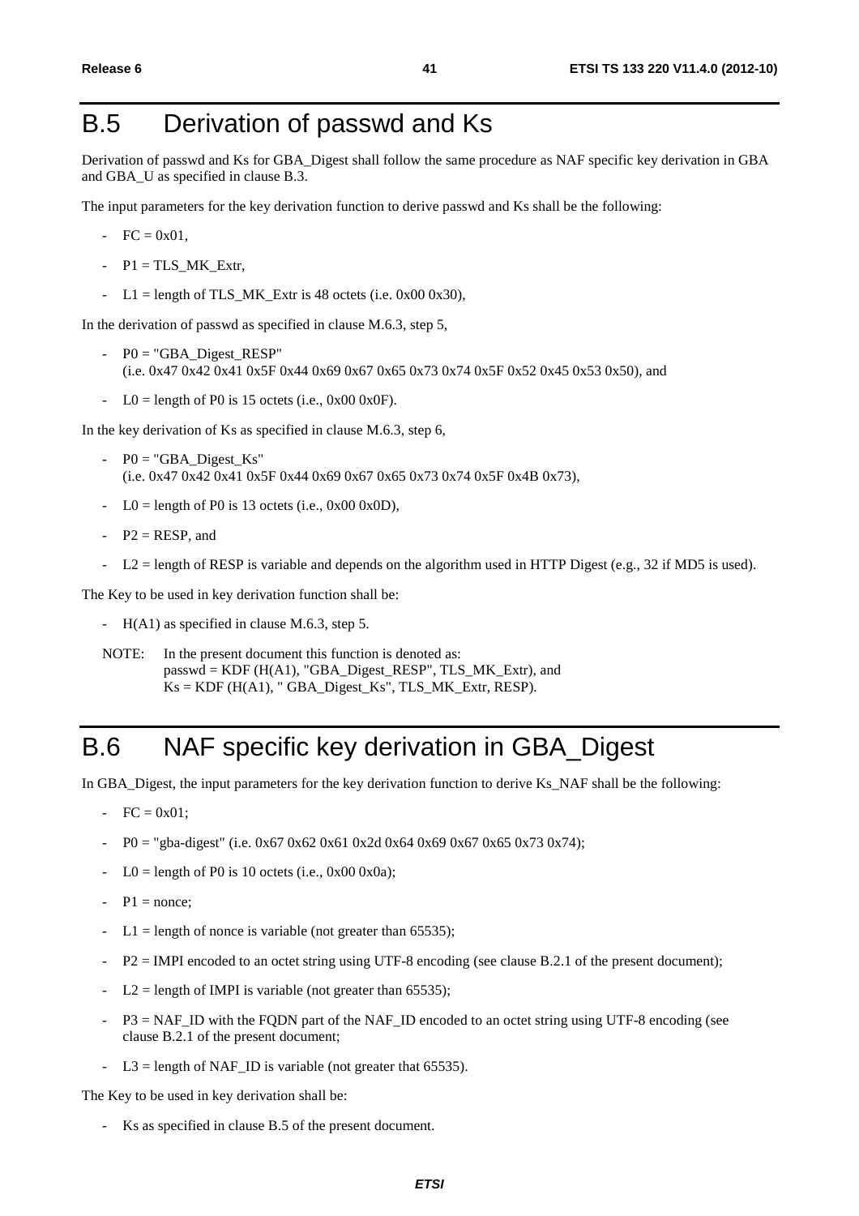# B.5 Derivation of passwd and Ks

Derivation of passwd and Ks for GBA_Digest shall follow the same procedure as NAF specific key derivation in GBA and GBA_U as specified in clause B.3.

The input parameters for the key derivation function to derive passwd and Ks shall be the following:

- FC = 0x01,
- P1 = TLS_MK_Extr,
- L1 = length of TLS_MK_Extr is 48 octets (i.e. 0x00 0x30),

In the derivation of passwd as specified in clause M.6.3, step 5,

- P0 = "GBA_Digest_RESP"
  (i.e. 0x47 0x42 0x41 0x5F 0x44 0x69 0x67 0x65 0x73 0x74 0x5F 0x52 0x45 0x53 0x50), and
- L0 = length of P0 is 15 octets (i.e., 0x00 0x0F).

In the key derivation of Ks as specified in clause M.6.3, step 6,

- P0 = "GBA_Digest_Ks"
  (i.e. 0x47 0x42 0x41 0x5F 0x44 0x69 0x67 0x65 0x73 0x74 0x5F 0x4B 0x73),
- L0 = length of P0 is 13 octets (i.e., 0x00 0x0D),
- P2 = RESP, and
- L2 = length of RESP is variable and depends on the algorithm used in HTTP Digest (e.g., 32 if MD5 is used).

The Key to be used in key derivation function shall be:

- H(A1) as specified in clause M.6.3, step 5.

NOTE: In the present document this function is denoted as:
passwd = KDF (H(A1), "GBA_Digest_RESP", TLS_MK_Extr), and
Ks = KDF (H(A1), " GBA_Digest_Ks", TLS_MK_Extr, RESP).

# B.6 NAF specific key derivation in GBA_Digest

In GBA_Digest, the input parameters for the key derivation function to derive Ks_NAF shall be the following:

- FC = 0x01;
- P0 = "gba-digest" (i.e. 0x67 0x62 0x61 0x2d 0x64 0x69 0x67 0x65 0x73 0x74);
- L0 = length of P0 is 10 octets (i.e., 0x00 0x0a);
- P1 = nonce;
- L1 = length of nonce is variable (not greater than 65535);
- P2 = IMPI encoded to an octet string using UTF-8 encoding (see clause B.2.1 of the present document);
- L2 = length of IMPI is variable (not greater than 65535);
- P3 = NAF_ID with the FQDN part of the NAF_ID encoded to an octet string using UTF-8 encoding (see clause B.2.1 of the present document;
- L3 = length of NAF_ID is variable (not greater that 65535).

The Key to be used in key derivation shall be:

- Ks as specified in clause B.5 of the present document.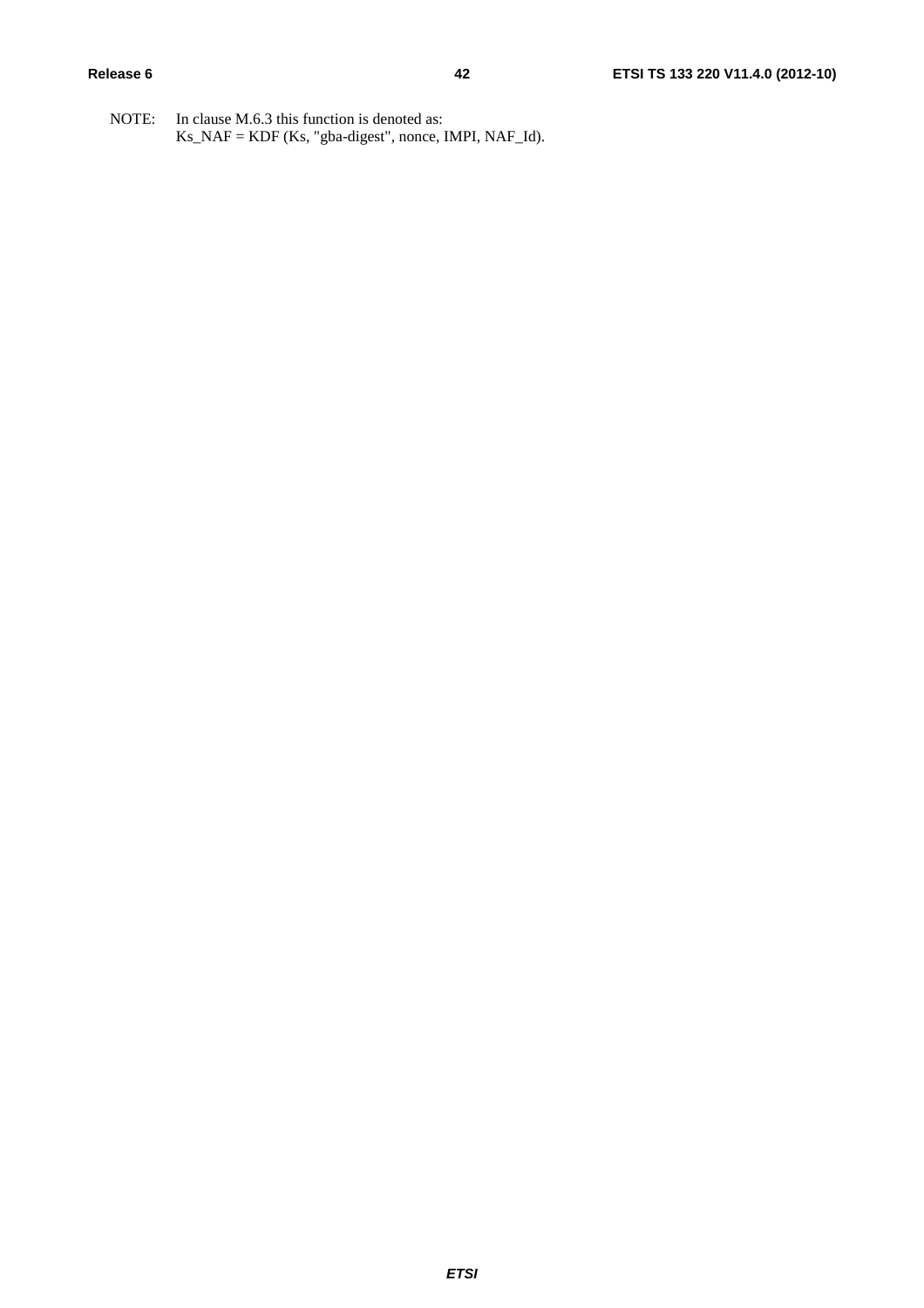NOTE: In clause M.6.3 this function is denoted as:
Ks_NAF = KDF (Ks, "gba-digest", nonce, IMPI, NAF_Id).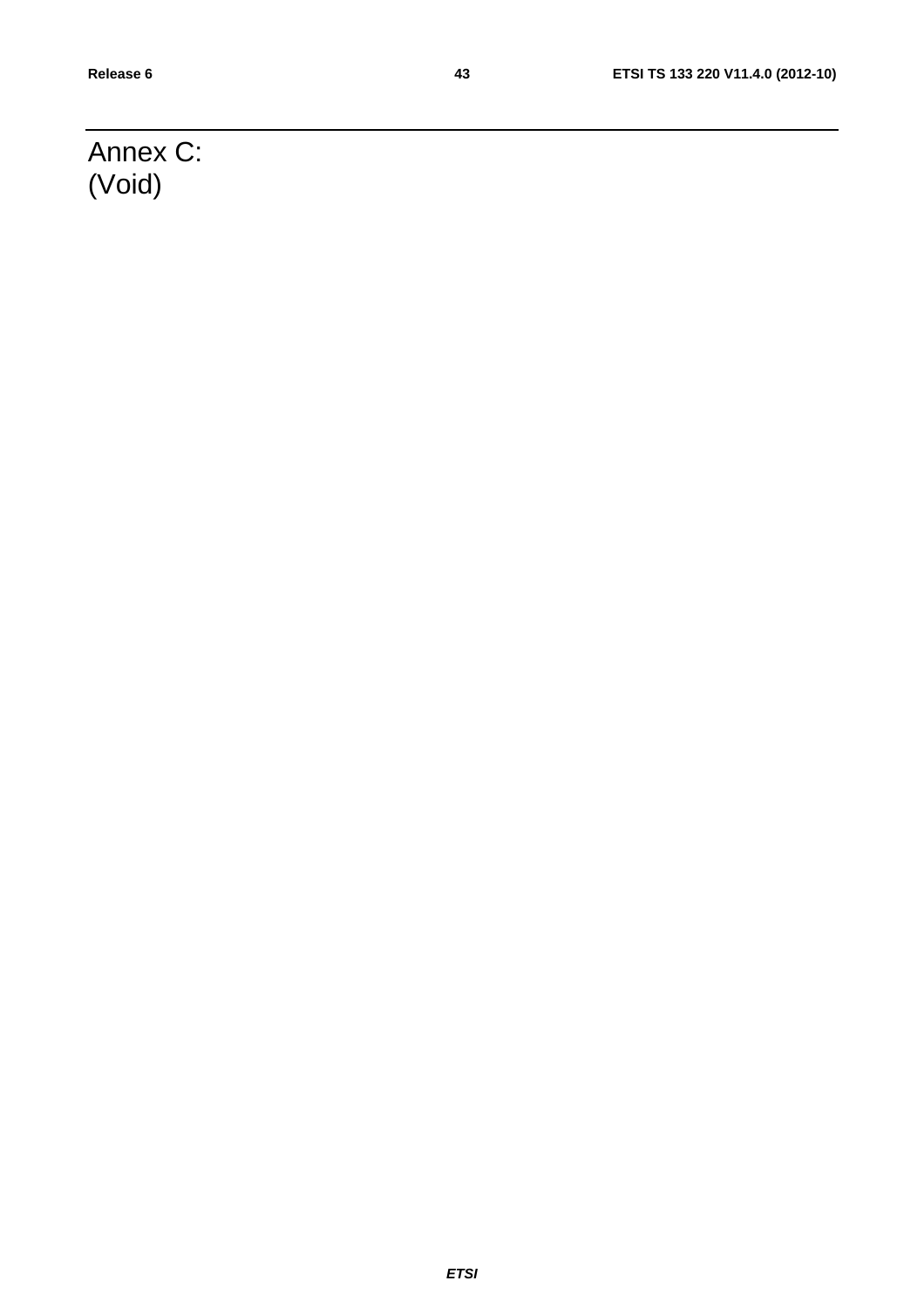# Annex C: (Void)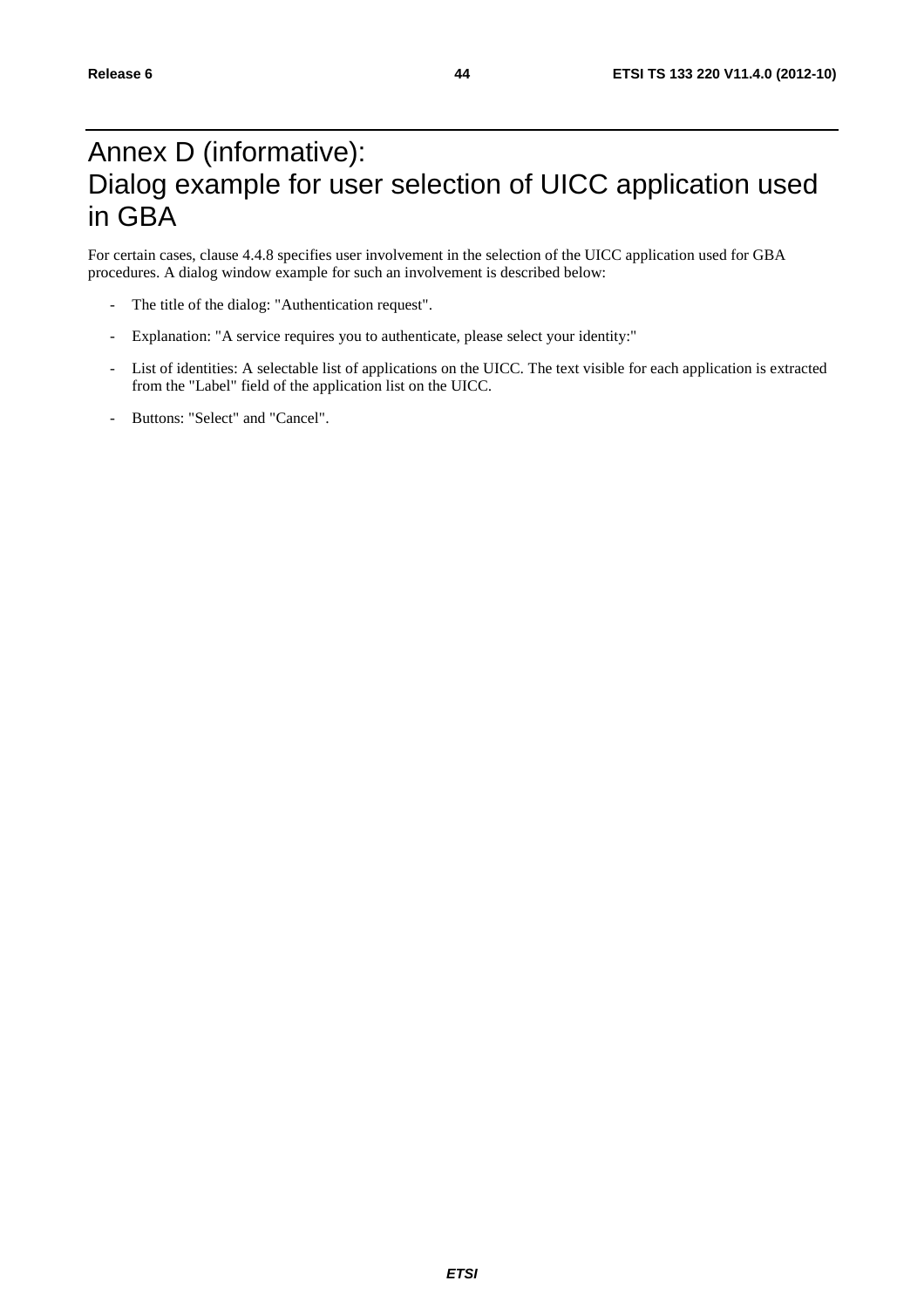# Annex D (informative): Dialog example for user selection of UICC application used in GBA

For certain cases, clause 4.4.8 specifies user involvement in the selection of the UICC application used for GBA procedures. A dialog window example for such an involvement is described below:

- The title of the dialog: "Authentication request".
- Explanation: "A service requires you to authenticate, please select your identity:"
- List of identities: A selectable list of applications on the UICC. The text visible for each application is extracted from the "Label" field of the application list on the UICC.
- Buttons: "Select" and "Cancel".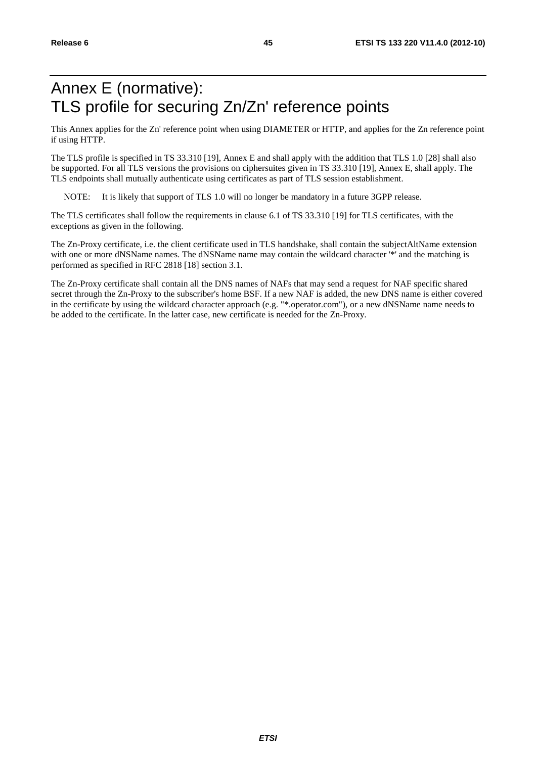# Annex E (normative): TLS profile for securing Zn/Zn' reference points

This Annex applies for the Zn' reference point when using DIAMETER or HTTP, and applies for the Zn reference point if using HTTP.

The TLS profile is specified in TS 33.310 [19], Annex E and shall apply with the addition that TLS 1.0 [28] shall also be supported. For all TLS versions the provisions on ciphersuites given in TS 33.310 [19], Annex E, shall apply. The TLS endpoints shall mutually authenticate using certificates as part of TLS session establishment.

NOTE: It is likely that support of TLS 1.0 will no longer be mandatory in a future 3GPP release.

The TLS certificates shall follow the requirements in clause 6.1 of TS 33.310 [19] for TLS certificates, with the exceptions as given in the following.

The Zn-Proxy certificate, i.e. the client certificate used in TLS handshake, shall contain the subjectAltName extension with one or more dNSName names. The dNSName name may contain the wildcard character '*' and the matching is performed as specified in RFC 2818 [18] section 3.1.

The Zn-Proxy certificate shall contain all the DNS names of NAFs that may send a request for NAF specific shared secret through the Zn-Proxy to the subscriber's home BSF. If a new NAF is added, the new DNS name is either covered in the certificate by using the wildcard character approach (e.g. "*.operator.com"), or a new dNSName name needs to be added to the certificate. In the latter case, new certificate is needed for the Zn-Proxy.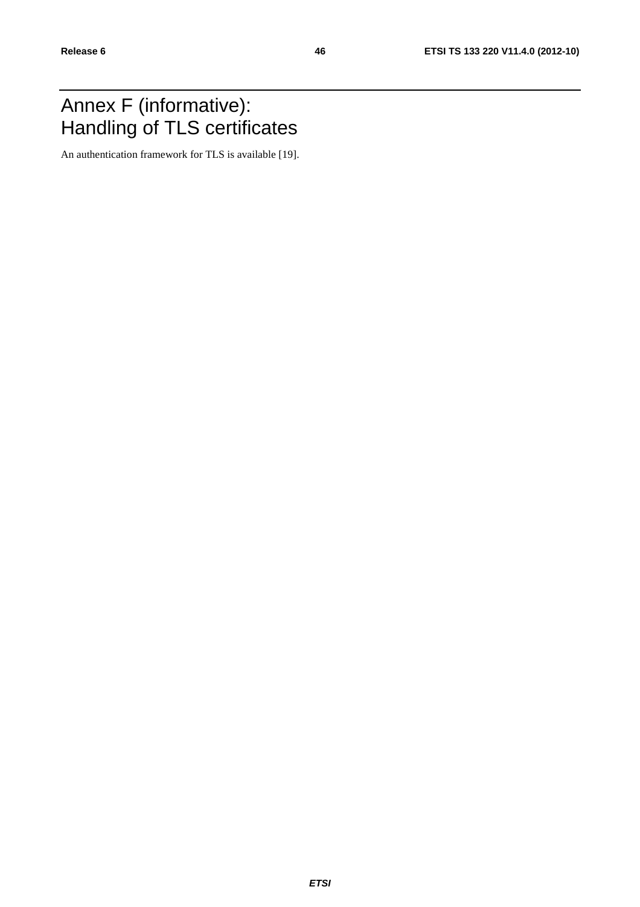# Annex F (informative): Handling of TLS certificates

An authentication framework for TLS is available [19].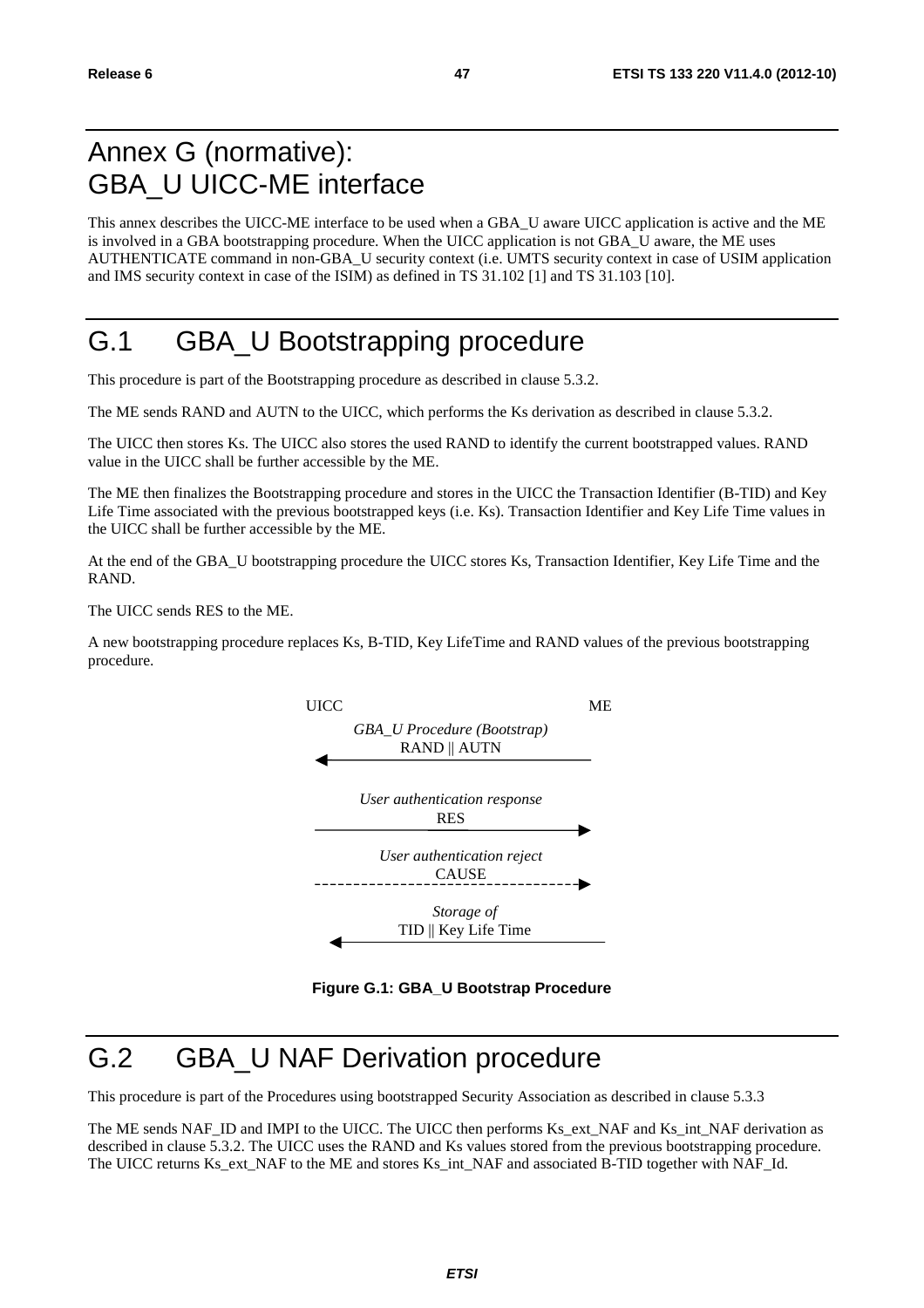# Annex G (normative): GBA_U UICC-ME interface

This annex describes the UICC-ME interface to be used when a GBA_U aware UICC application is active and the ME is involved in a GBA bootstrapping procedure. When the UICC application is not GBA_U aware, the ME uses AUTHENTICATE command in non-GBA_U security context (i.e. UMTS security context in case of USIM application and IMS security context in case of the ISIM) as defined in TS 31.102 [1] and TS 31.103 [10].

# G.1 GBA_U Bootstrapping procedure

This procedure is part of the Bootstrapping procedure as described in clause 5.3.2.

The ME sends RAND and AUTN to the UICC, which performs the Ks derivation as described in clause 5.3.2.

The UICC then stores Ks. The UICC also stores the used RAND to identify the current bootstrapped values. RAND value in the UICC shall be further accessible by the ME.

The ME then finalizes the Bootstrapping procedure and stores in the UICC the Transaction Identifier (B-TID) and Key Life Time associated with the previous bootstrapped keys (i.e. Ks). Transaction Identifier and Key Life Time values in the UICC shall be further accessible by the ME.

At the end of the GBA_U bootstrapping procedure the UICC stores Ks, Transaction Identifier, Key Life Time and the RAND.

The UICC sends RES to the ME.

A new bootstrapping procedure replaces Ks, B-TID, Key LifeTime and RAND values of the previous bootstrapping procedure.

UICC ME

*GBA_U Procedure (Bootstrap)*
RAND || AUTN

*User authentication response*
RES

*User authentication reject*
CAUSE

*Storage of*
TID || Key Life Time

**Figure G.1: GBA_U Bootstrap Procedure**

# G.2 GBA_U NAF Derivation procedure

This procedure is part of the Procedures using bootstrapped Security Association as described in clause 5.3.3

The ME sends NAF_ID and IMPI to the UICC. The UICC then performs Ks_ext_NAF and Ks_int_NAF derivation as described in clause 5.3.2. The UICC uses the RAND and Ks values stored from the previous bootstrapping procedure. The UICC returns Ks_ext_NAF to the ME and stores Ks_int_NAF and associated B-TID together with NAF_Id.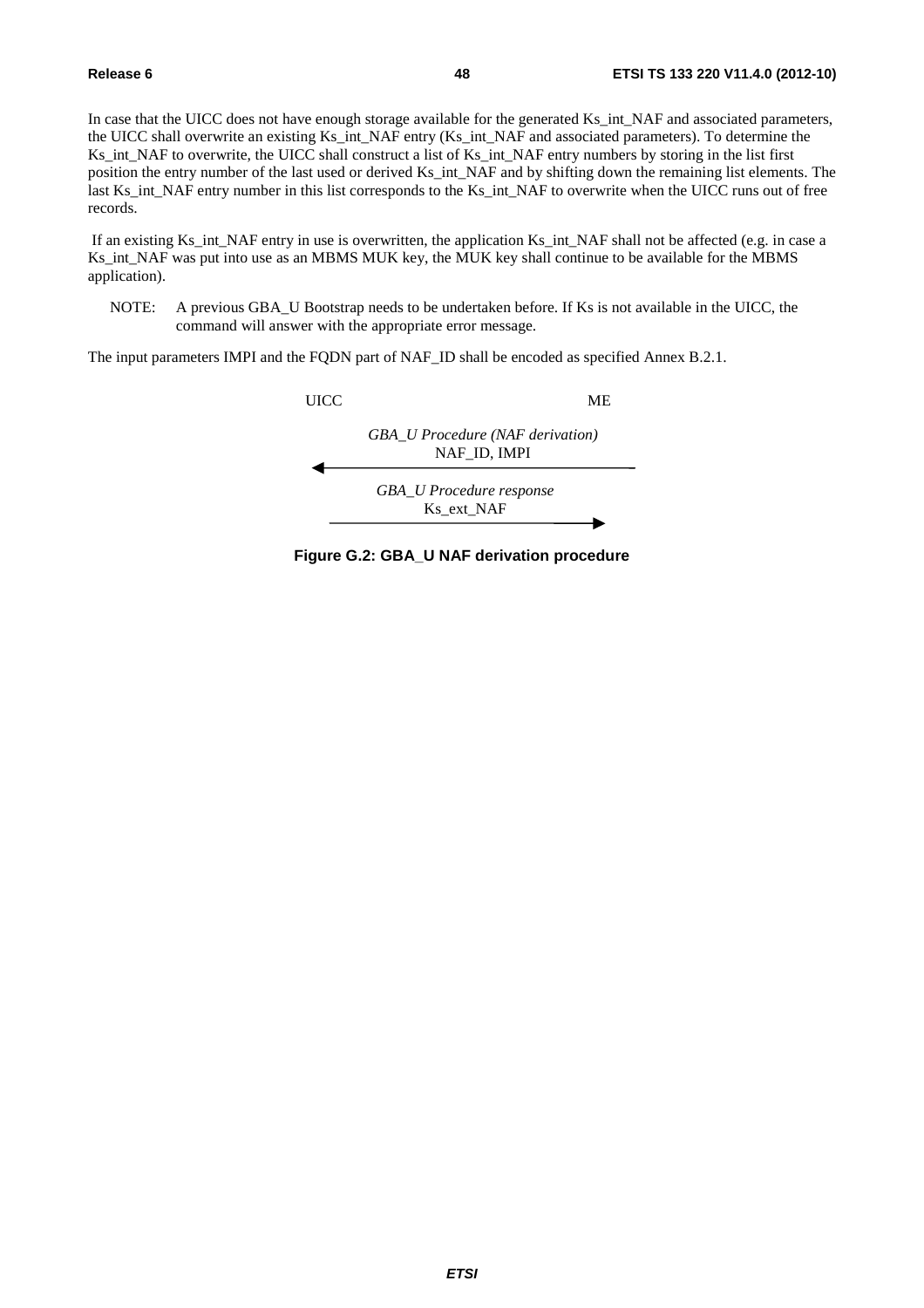In case that the UICC does not have enough storage available for the generated Ks_int_NAF and associated parameters, the UICC shall overwrite an existing Ks_int_NAF entry (Ks_int_NAF and associated parameters). To determine the Ks_int_NAF to overwrite, the UICC shall construct a list of Ks_int_NAF entry numbers by storing in the list first position the entry number of the last used or derived Ks_int_NAF and by shifting down the remaining list elements. The last Ks_int_NAF entry number in this list corresponds to the Ks_int_NAF to overwrite when the UICC runs out of free records.

If an existing Ks_int_NAF entry in use is overwritten, the application Ks_int_NAF shall not be affected (e.g. in case a Ks_int_NAF was put into use as an MBMS MUK key, the MUK key shall continue to be available for the MBMS application).

NOTE: A previous GBA_U Bootstrap needs to be undertaken before. If Ks is not available in the UICC, the command will answer with the appropriate error message.

The input parameters IMPI and the FQDN part of NAF_ID shall be encoded as specified Annex B.2.1.

UICC ME

*GBA_U Procedure (NAF derivation)*
NAF_ID, IMPI
←

*GBA_U Procedure response*
Ks_ext_NAF
→

**Figure G.2: GBA_U NAF derivation procedure**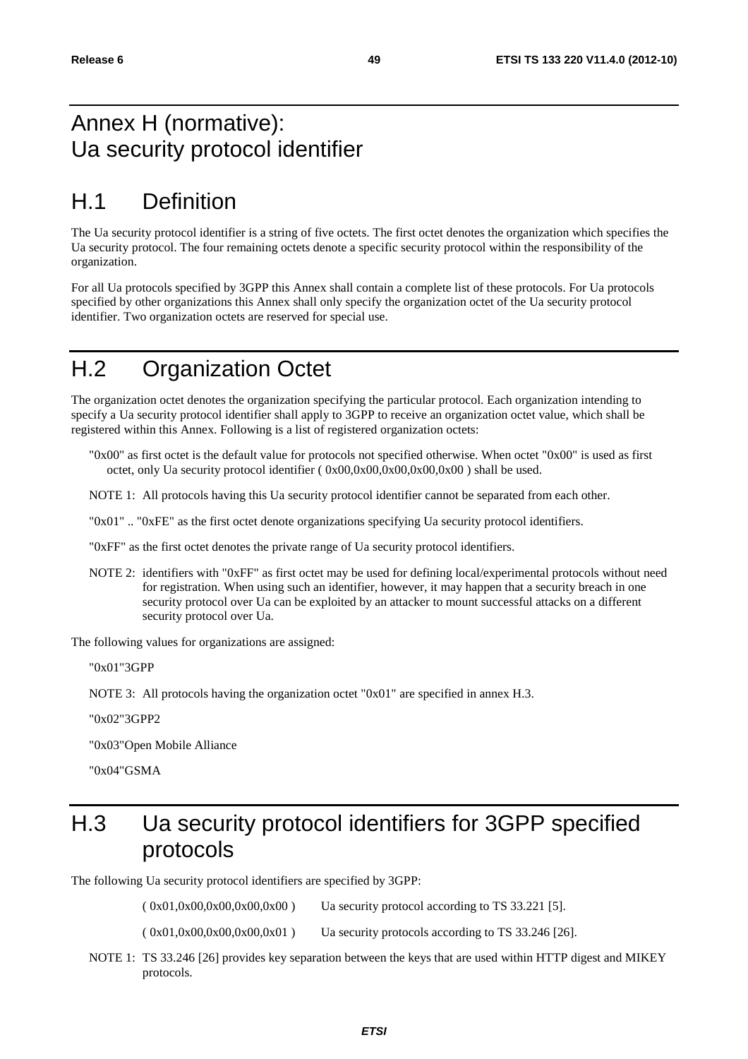# Annex H (normative): Ua security protocol identifier

## H.1 Definition

The Ua security protocol identifier is a string of five octets. The first octet denotes the organization which specifies the Ua security protocol. The four remaining octets denote a specific security protocol within the responsibility of the organization.

For all Ua protocols specified by 3GPP this Annex shall contain a complete list of these protocols. For Ua protocols specified by other organizations this Annex shall only specify the organization octet of the Ua security protocol identifier. Two organization octets are reserved for special use.

## H.2 Organization Octet

The organization octet denotes the organization specifying the particular protocol. Each organization intending to specify a Ua security protocol identifier shall apply to 3GPP to receive an organization octet value, which shall be registered within this Annex. Following is a list of registered organization octets:

"0x00" as first octet is the default value for protocols not specified otherwise. When octet "0x00" is used as first octet, only Ua security protocol identifier ( 0x00,0x00,0x00,0x00,0x00 ) shall be used.

NOTE 1: All protocols having this Ua security protocol identifier cannot be separated from each other.

"0x01" .. "0xFE" as the first octet denote organizations specifying Ua security protocol identifiers.

"0xFF" as the first octet denotes the private range of Ua security protocol identifiers.

NOTE 2: identifiers with "0xFF" as first octet may be used for defining local/experimental protocols without need for registration. When using such an identifier, however, it may happen that a security breach in one security protocol over Ua can be exploited by an attacker to mount successful attacks on a different security protocol over Ua.

The following values for organizations are assigned:

"0x01"3GPP

NOTE 3: All protocols having the organization octet "0x01" are specified in annex H.3.

"0x02"3GPP2

"0x03"Open Mobile Alliance

"0x04"GSMA

## H.3 Ua security protocol identifiers for 3GPP specified protocols

The following Ua security protocol identifiers are specified by 3GPP:

( 0x01,0x00,0x00,0x00,0x00 ) Ua security protocol according to TS 33.221 [5].

( 0x01,0x00,0x00,0x00,0x01 ) Ua security protocols according to TS 33.246 [26].

NOTE 1: TS 33.246 [26] provides key separation between the keys that are used within HTTP digest and MIKEY protocols.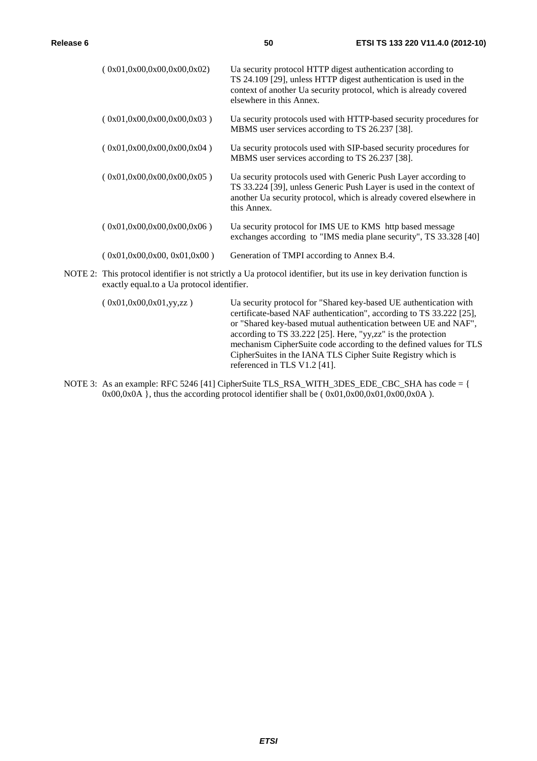| | |
|---|---|
| ( 0x01,0x00,0x00,0x00,0x02) | Ua security protocol HTTP digest authentication according to TS 24.109 [29], unless HTTP digest authentication is used in the context of another Ua security protocol, which is already covered elsewhere in this Annex. |
| ( 0x01,0x00,0x00,0x00,0x03 ) | Ua security protocols used with HTTP-based security procedures for MBMS user services according to TS 26.237 [38]. |
| ( 0x01,0x00,0x00,0x00,0x04 ) | Ua security protocols used with SIP-based security procedures for MBMS user services according to TS 26.237 [38]. |
| ( 0x01,0x00,0x00,0x00,0x05 ) | Ua security protocols used with Generic Push Layer according to TS 33.224 [39], unless Generic Push Layer is used in the context of another Ua security protocol, which is already covered elsewhere in this Annex. |
| ( 0x01,0x00,0x00,0x00,0x06 ) | Ua security protocol for IMS UE to KMS http based message exchanges according to "IMS media plane security", TS 33.328 [40] |
| ( 0x01,0x00,0x00, 0x01,0x00 ) | Generation of TMPI according to Annex B.4. |

NOTE 2: This protocol identifier is not strictly a Ua protocol identifier, but its use in key derivation function is exactly equal.to a Ua protocol identifier.

| | |
|---|---|
| ( 0x01,0x00,0x01,yy,zz ) | Ua security protocol for "Shared key-based UE authentication with certificate-based NAF authentication", according to TS 33.222 [25], or "Shared key-based mutual authentication between UE and NAF", according to TS 33.222 [25]. Here, "yy,zz" is the protection mechanism CipherSuite code according to the defined values for TLS CipherSuites in the IANA TLS Cipher Suite Registry which is referenced in TLS V1.2 [41]. |

NOTE 3: As an example: RFC 5246 [41] CipherSuite TLS_RSA_WITH_3DES_EDE_CBC_SHA has code = { 0x00,0x0A }, thus the according protocol identifier shall be ( 0x01,0x00,0x01,0x00,0x0A ).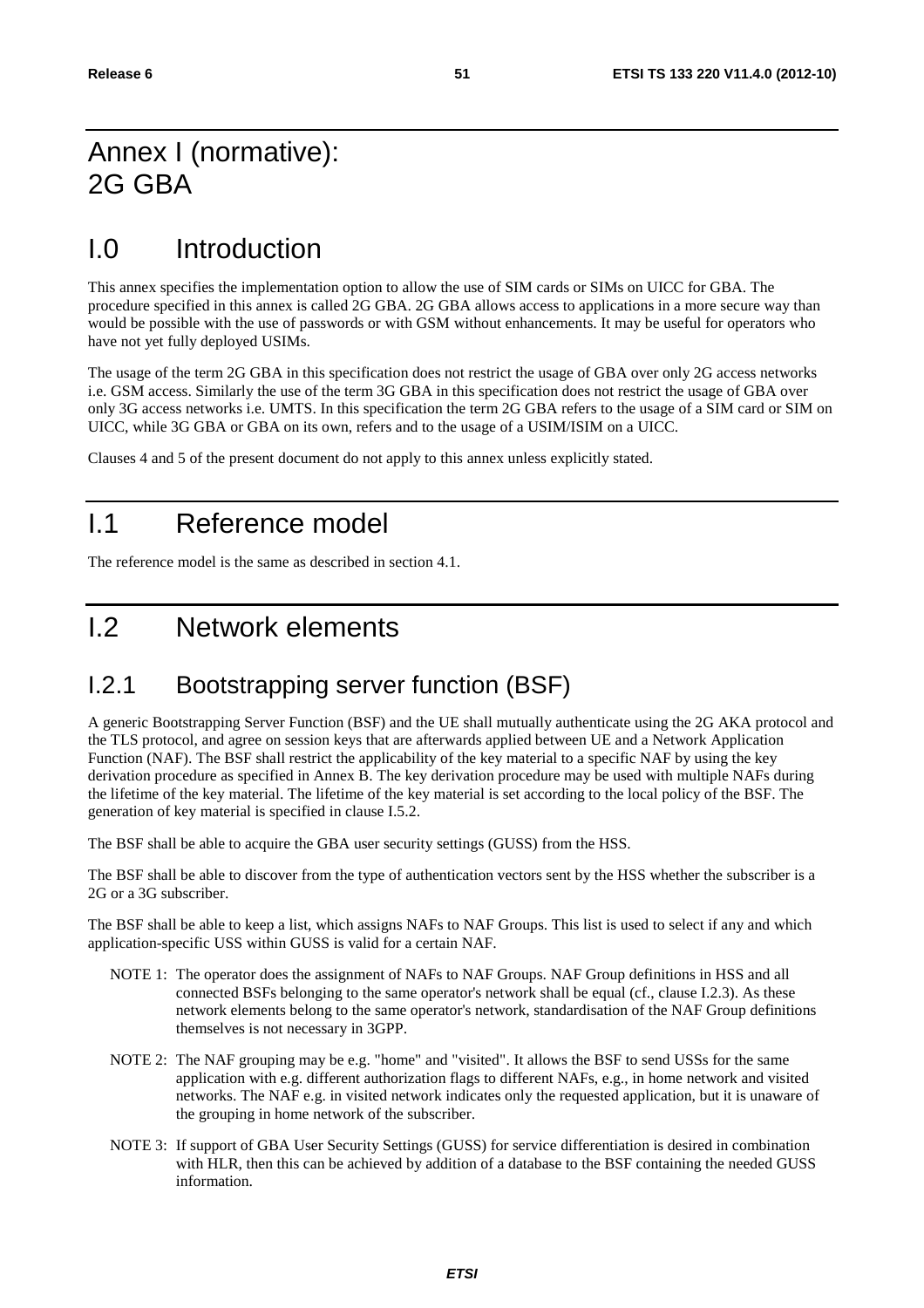# Annex I (normative): 2G GBA

# I.0 Introduction

This annex specifies the implementation option to allow the use of SIM cards or SIMs on UICC for GBA. The procedure specified in this annex is called 2G GBA. 2G GBA allows access to applications in a more secure way than would be possible with the use of passwords or with GSM without enhancements. It may be useful for operators who have not yet fully deployed USIMs.

The usage of the term 2G GBA in this specification does not restrict the usage of GBA over only 2G access networks i.e. GSM access. Similarly the use of the term 3G GBA in this specification does not restrict the usage of GBA over only 3G access networks i.e. UMTS. In this specification the term 2G GBA refers to the usage of a SIM card or SIM on UICC, while 3G GBA or GBA on its own, refers and to the usage of a USIM/ISIM on a UICC.

Clauses 4 and 5 of the present document do not apply to this annex unless explicitly stated.

# I.1 Reference model

The reference model is the same as described in section 4.1.

# I.2 Network elements

## I.2.1 Bootstrapping server function (BSF)

A generic Bootstrapping Server Function (BSF) and the UE shall mutually authenticate using the 2G AKA protocol and the TLS protocol, and agree on session keys that are afterwards applied between UE and a Network Application Function (NAF). The BSF shall restrict the applicability of the key material to a specific NAF by using the key derivation procedure as specified in Annex B. The key derivation procedure may be used with multiple NAFs during the lifetime of the key material. The lifetime of the key material is set according to the local policy of the BSF. The generation of key material is specified in clause I.5.2.

The BSF shall be able to acquire the GBA user security settings (GUSS) from the HSS.

The BSF shall be able to discover from the type of authentication vectors sent by the HSS whether the subscriber is a 2G or a 3G subscriber.

The BSF shall be able to keep a list, which assigns NAFs to NAF Groups. This list is used to select if any and which application-specific USS within GUSS is valid for a certain NAF.

NOTE 1: The operator does the assignment of NAFs to NAF Groups. NAF Group definitions in HSS and all connected BSFs belonging to the same operator's network shall be equal (cf., clause I.2.3). As these network elements belong to the same operator's network, standardisation of the NAF Group definitions themselves is not necessary in 3GPP.

NOTE 2: The NAF grouping may be e.g. "home" and "visited". It allows the BSF to send USSs for the same application with e.g. different authorization flags to different NAFs, e.g., in home network and visited networks. The NAF e.g. in visited network indicates only the requested application, but it is unaware of the grouping in home network of the subscriber.

NOTE 3: If support of GBA User Security Settings (GUSS) for service differentiation is desired in combination with HLR, then this can be achieved by addition of a database to the BSF containing the needed GUSS information.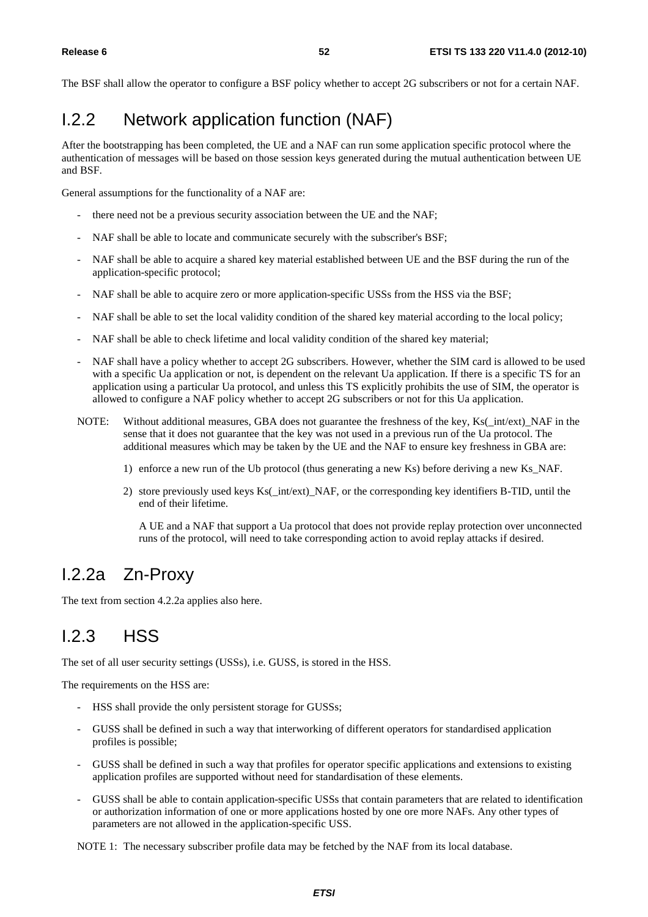The BSF shall allow the operator to configure a BSF policy whether to accept 2G subscribers or not for a certain NAF.

## I.2.2 Network application function (NAF)

After the bootstrapping has been completed, the UE and a NAF can run some application specific protocol where the authentication of messages will be based on those session keys generated during the mutual authentication between UE and BSF.

General assumptions for the functionality of a NAF are:

- there need not be a previous security association between the UE and the NAF;
- NAF shall be able to locate and communicate securely with the subscriber's BSF;
- NAF shall be able to acquire a shared key material established between UE and the BSF during the run of the application-specific protocol;
- NAF shall be able to acquire zero or more application-specific USSs from the HSS via the BSF;
- NAF shall be able to set the local validity condition of the shared key material according to the local policy;
- NAF shall be able to check lifetime and local validity condition of the shared key material;
- NAF shall have a policy whether to accept 2G subscribers. However, whether the SIM card is allowed to be used with a specific Ua application or not, is dependent on the relevant Ua application. If there is a specific TS for an application using a particular Ua protocol, and unless this TS explicitly prohibits the use of SIM, the operator is allowed to configure a NAF policy whether to accept 2G subscribers or not for this Ua application.

NOTE: Without additional measures, GBA does not guarantee the freshness of the key, Ks(_int/ext)_NAF in the sense that it does not guarantee that the key was not used in a previous run of the Ua protocol. The additional measures which may be taken by the UE and the NAF to ensure key freshness in GBA are:

1) enforce a new run of the Ub protocol (thus generating a new Ks) before deriving a new Ks_NAF.
2) store previously used keys Ks(_int/ext)_NAF, or the corresponding key identifiers B-TID, until the end of their lifetime.

A UE and a NAF that support a Ua protocol that does not provide replay protection over unconnected runs of the protocol, will need to take corresponding action to avoid replay attacks if desired.

## I.2.2a Zn-Proxy

The text from section 4.2.2a applies also here.

## I.2.3 HSS

The set of all user security settings (USSs), i.e. GUSS, is stored in the HSS.

The requirements on the HSS are:

- HSS shall provide the only persistent storage for GUSSs;
- GUSS shall be defined in such a way that interworking of different operators for standardised application profiles is possible;
- GUSS shall be defined in such a way that profiles for operator specific applications and extensions to existing application profiles are supported without need for standardisation of these elements.
- GUSS shall be able to contain application-specific USSs that contain parameters that are related to identification or authorization information of one or more applications hosted by one ore more NAFs. Any other types of parameters are not allowed in the application-specific USS.

NOTE 1: The necessary subscriber profile data may be fetched by the NAF from its local database.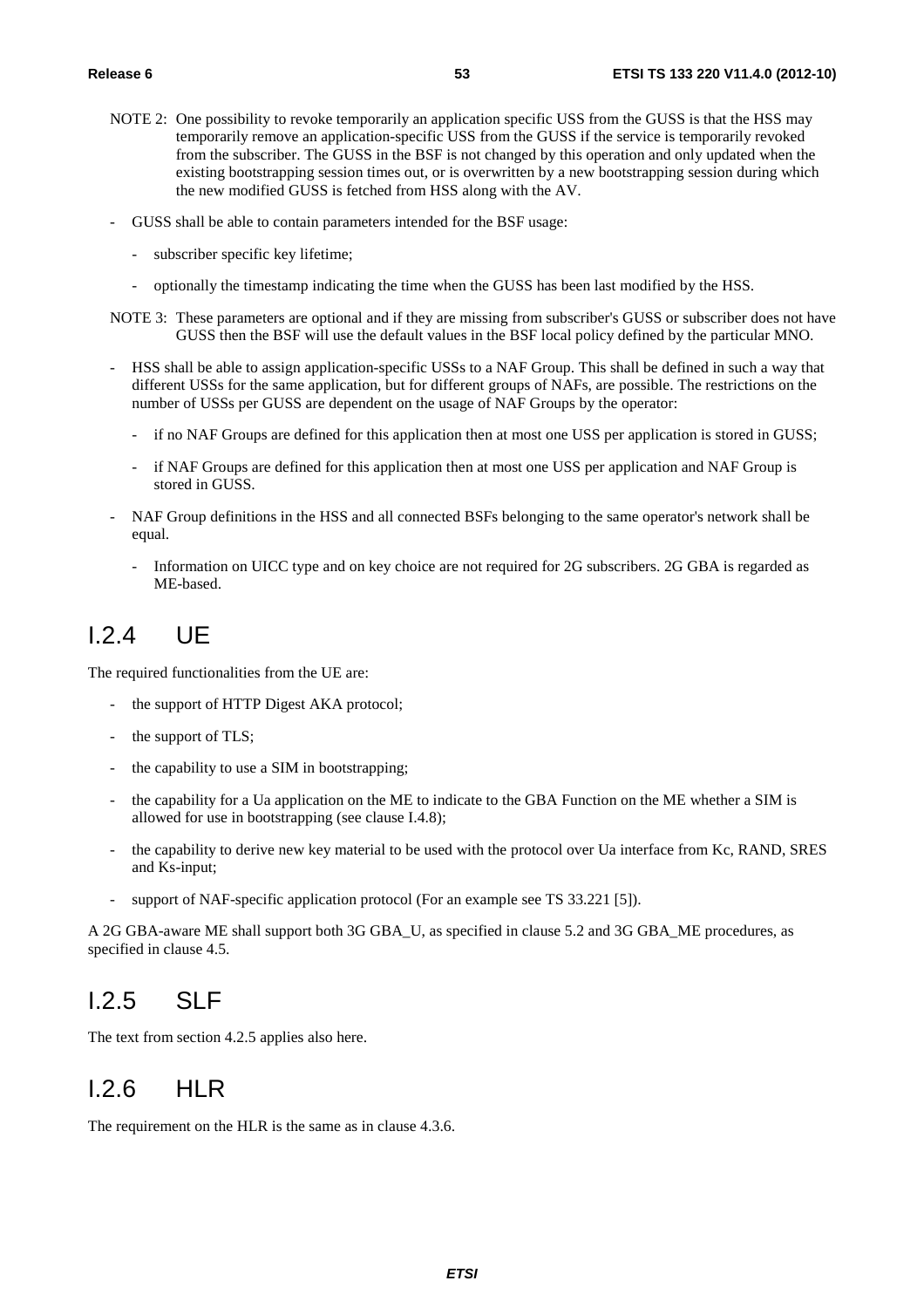NOTE 2: One possibility to revoke temporarily an application specific USS from the GUSS is that the HSS may temporarily remove an application-specific USS from the GUSS if the service is temporarily revoked from the subscriber. The GUSS in the BSF is not changed by this operation and only updated when the existing bootstrapping session times out, or is overwritten by a new bootstrapping session during which the new modified GUSS is fetched from HSS along with the AV.

- GUSS shall be able to contain parameters intended for the BSF usage:
  - subscriber specific key lifetime;
  - optionally the timestamp indicating the time when the GUSS has been last modified by the HSS.

NOTE 3: These parameters are optional and if they are missing from subscriber's GUSS or subscriber does not have GUSS then the BSF will use the default values in the BSF local policy defined by the particular MNO.

- HSS shall be able to assign application-specific USSs to a NAF Group. This shall be defined in such a way that different USSs for the same application, but for different groups of NAFs, are possible. The restrictions on the number of USSs per GUSS are dependent on the usage of NAF Groups by the operator:
  - if no NAF Groups are defined for this application then at most one USS per application is stored in GUSS;
  - if NAF Groups are defined for this application then at most one USS per application and NAF Group is stored in GUSS.
- NAF Group definitions in the HSS and all connected BSFs belonging to the same operator's network shall be equal.
  - Information on UICC type and on key choice are not required for 2G subscribers. 2G GBA is regarded as ME-based.

# I.2.4 UE

The required functionalities from the UE are:

- the support of HTTP Digest AKA protocol;
- the support of TLS;
- the capability to use a SIM in bootstrapping;
- the capability for a Ua application on the ME to indicate to the GBA Function on the ME whether a SIM is allowed for use in bootstrapping (see clause I.4.8);
- the capability to derive new key material to be used with the protocol over Ua interface from Kc, RAND, SRES and Ks-input;
- support of NAF-specific application protocol (For an example see TS 33.221 [5]).

A 2G GBA-aware ME shall support both 3G GBA_U, as specified in clause 5.2 and 3G GBA_ME procedures, as specified in clause 4.5.

# I.2.5 SLF

The text from section 4.2.5 applies also here.

# I.2.6 HLR

The requirement on the HLR is the same as in clause 4.3.6.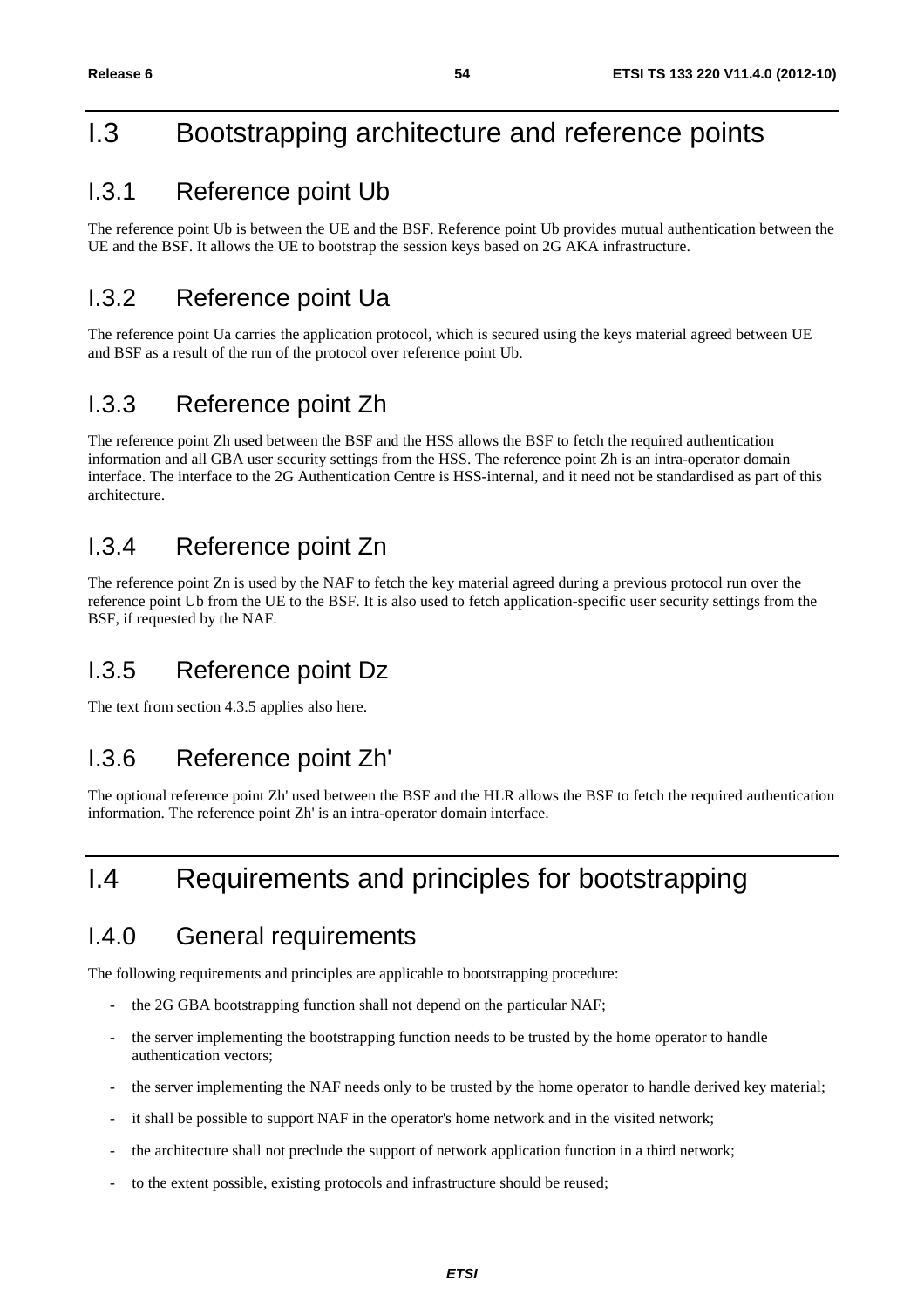# I.3 Bootstrapping architecture and reference points

## I.3.1 Reference point Ub

The reference point Ub is between the UE and the BSF. Reference point Ub provides mutual authentication between the UE and the BSF. It allows the UE to bootstrap the session keys based on 2G AKA infrastructure.

## I.3.2 Reference point Ua

The reference point Ua carries the application protocol, which is secured using the keys material agreed between UE and BSF as a result of the run of the protocol over reference point Ub.

## I.3.3 Reference point Zh

The reference point Zh used between the BSF and the HSS allows the BSF to fetch the required authentication information and all GBA user security settings from the HSS. The reference point Zh is an intra-operator domain interface. The interface to the 2G Authentication Centre is HSS-internal, and it need not be standardised as part of this architecture.

## I.3.4 Reference point Zn

The reference point Zn is used by the NAF to fetch the key material agreed during a previous protocol run over the reference point Ub from the UE to the BSF. It is also used to fetch application-specific user security settings from the BSF, if requested by the NAF.

## I.3.5 Reference point Dz

The text from section 4.3.5 applies also here.

## I.3.6 Reference point Zh'

The optional reference point Zh' used between the BSF and the HLR allows the BSF to fetch the required authentication information. The reference point Zh' is an intra-operator domain interface.

# I.4 Requirements and principles for bootstrapping

## I.4.0 General requirements

The following requirements and principles are applicable to bootstrapping procedure:

- the 2G GBA bootstrapping function shall not depend on the particular NAF;
- the server implementing the bootstrapping function needs to be trusted by the home operator to handle authentication vectors;
- the server implementing the NAF needs only to be trusted by the home operator to handle derived key material;
- it shall be possible to support NAF in the operator's home network and in the visited network;
- the architecture shall not preclude the support of network application function in a third network;
- to the extent possible, existing protocols and infrastructure should be reused;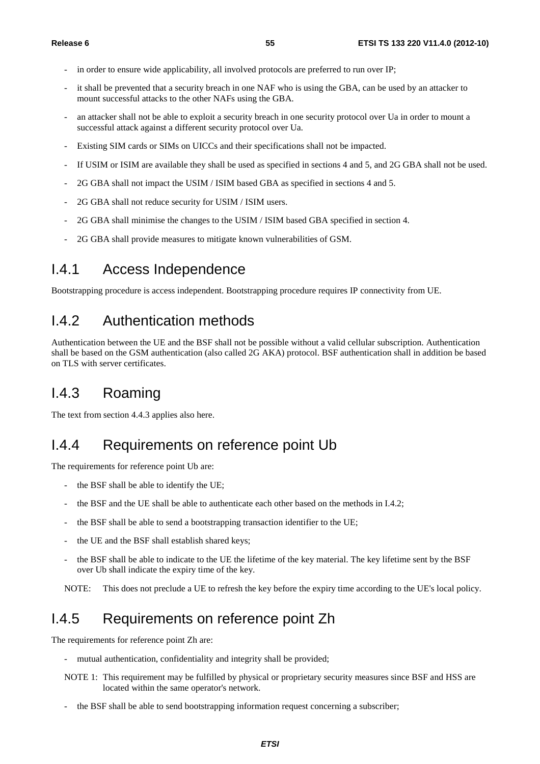- in order to ensure wide applicability, all involved protocols are preferred to run over IP;
- it shall be prevented that a security breach in one NAF who is using the GBA, can be used by an attacker to mount successful attacks to the other NAFs using the GBA.
- an attacker shall not be able to exploit a security breach in one security protocol over Ua in order to mount a successful attack against a different security protocol over Ua.
- Existing SIM cards or SIMs on UICCs and their specifications shall not be impacted.
- If USIM or ISIM are available they shall be used as specified in sections 4 and 5, and 2G GBA shall not be used.
- 2G GBA shall not impact the USIM / ISIM based GBA as specified in sections 4 and 5.
- 2G GBA shall not reduce security for USIM / ISIM users.
- 2G GBA shall minimise the changes to the USIM / ISIM based GBA specified in section 4.
- 2G GBA shall provide measures to mitigate known vulnerabilities of GSM.

## I.4.1 Access Independence

Bootstrapping procedure is access independent. Bootstrapping procedure requires IP connectivity from UE.

## I.4.2 Authentication methods

Authentication between the UE and the BSF shall not be possible without a valid cellular subscription. Authentication shall be based on the GSM authentication (also called 2G AKA) protocol. BSF authentication shall in addition be based on TLS with server certificates.

## I.4.3 Roaming

The text from section 4.4.3 applies also here.

## I.4.4 Requirements on reference point Ub

The requirements for reference point Ub are:

- the BSF shall be able to identify the UE;
- the BSF and the UE shall be able to authenticate each other based on the methods in I.4.2;
- the BSF shall be able to send a bootstrapping transaction identifier to the UE;
- the UE and the BSF shall establish shared keys;
- the BSF shall be able to indicate to the UE the lifetime of the key material. The key lifetime sent by the BSF over Ub shall indicate the expiry time of the key.

NOTE: This does not preclude a UE to refresh the key before the expiry time according to the UE's local policy.

## I.4.5 Requirements on reference point Zh

The requirements for reference point Zh are:

- mutual authentication, confidentiality and integrity shall be provided;

NOTE 1: This requirement may be fulfilled by physical or proprietary security measures since BSF and HSS are located within the same operator's network.

- the BSF shall be able to send bootstrapping information request concerning a subscriber;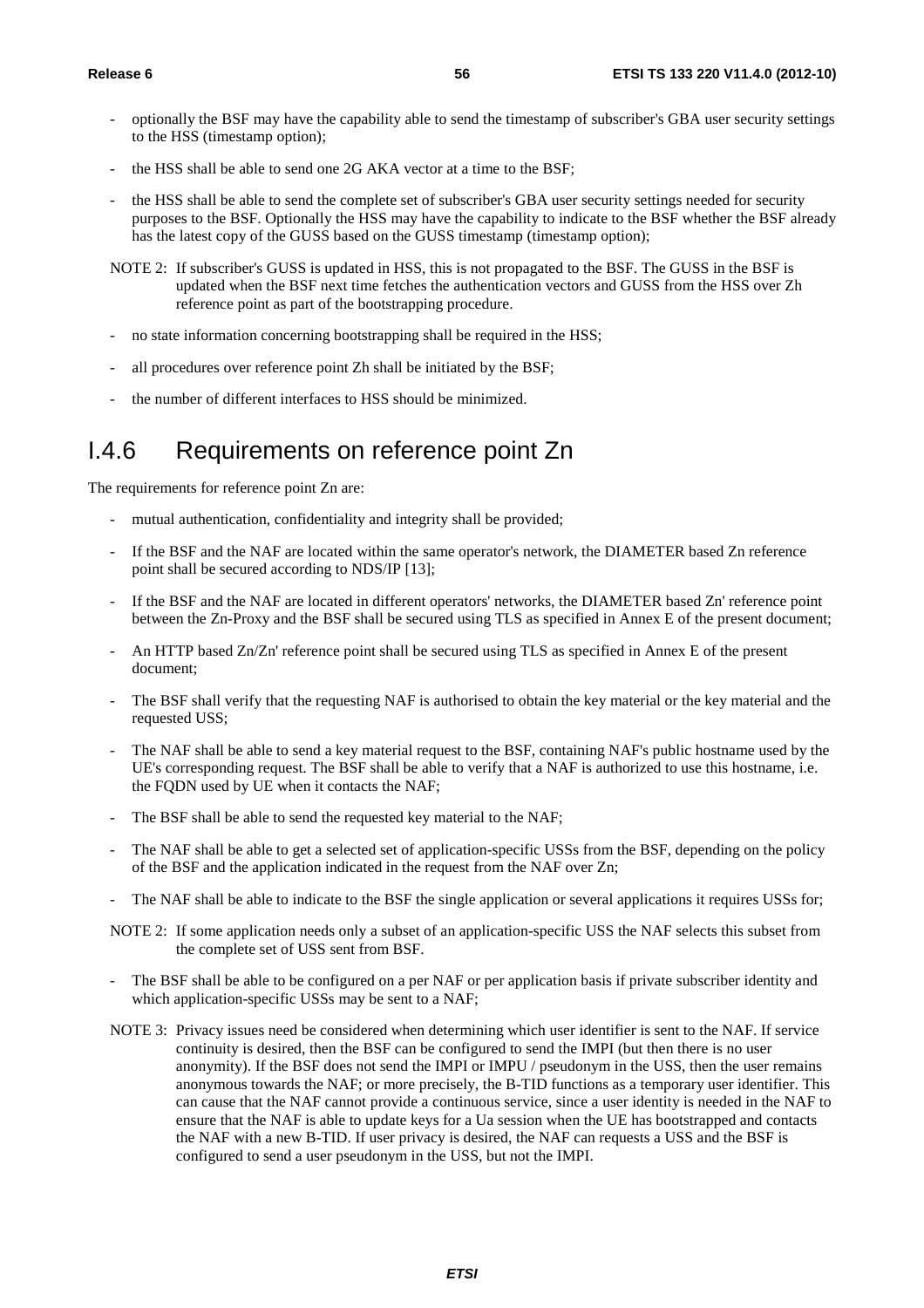- optionally the BSF may have the capability able to send the timestamp of subscriber's GBA user security settings to the HSS (timestamp option);
- the HSS shall be able to send one 2G AKA vector at a time to the BSF;
- the HSS shall be able to send the complete set of subscriber's GBA user security settings needed for security purposes to the BSF. Optionally the HSS may have the capability to indicate to the BSF whether the BSF already has the latest copy of the GUSS based on the GUSS timestamp (timestamp option);

NOTE 2: If subscriber's GUSS is updated in HSS, this is not propagated to the BSF. The GUSS in the BSF is updated when the BSF next time fetches the authentication vectors and GUSS from the HSS over Zh reference point as part of the bootstrapping procedure.

- no state information concerning bootstrapping shall be required in the HSS;
- all procedures over reference point Zh shall be initiated by the BSF;
- the number of different interfaces to HSS should be minimized.

## I.4.6 Requirements on reference point Zn

The requirements for reference point Zn are:

- mutual authentication, confidentiality and integrity shall be provided;
- If the BSF and the NAF are located within the same operator's network, the DIAMETER based Zn reference point shall be secured according to NDS/IP [13];
- If the BSF and the NAF are located in different operators' networks, the DIAMETER based Zn' reference point between the Zn-Proxy and the BSF shall be secured using TLS as specified in Annex E of the present document;
- An HTTP based Zn/Zn' reference point shall be secured using TLS as specified in Annex E of the present document;
- The BSF shall verify that the requesting NAF is authorised to obtain the key material or the key material and the requested USS;
- The NAF shall be able to send a key material request to the BSF, containing NAF's public hostname used by the UE's corresponding request. The BSF shall be able to verify that a NAF is authorized to use this hostname, i.e. the FQDN used by UE when it contacts the NAF;
- The BSF shall be able to send the requested key material to the NAF;
- The NAF shall be able to get a selected set of application-specific USSs from the BSF, depending on the policy of the BSF and the application indicated in the request from the NAF over Zn;
- The NAF shall be able to indicate to the BSF the single application or several applications it requires USSs for;

NOTE 2: If some application needs only a subset of an application-specific USS the NAF selects this subset from the complete set of USS sent from BSF.

- The BSF shall be able to be configured on a per NAF or per application basis if private subscriber identity and which application-specific USSs may be sent to a NAF;

NOTE 3: Privacy issues need be considered when determining which user identifier is sent to the NAF. If service continuity is desired, then the BSF can be configured to send the IMPI (but then there is no user anonymity). If the BSF does not send the IMPI or IMPU / pseudonym in the USS, then the user remains anonymous towards the NAF; or more precisely, the B-TID functions as a temporary user identifier. This can cause that the NAF cannot provide a continuous service, since a user identity is needed in the NAF to ensure that the NAF is able to update keys for a Ua session when the UE has bootstrapped and contacts the NAF with a new B-TID. If user privacy is desired, the NAF can requests a USS and the BSF is configured to send a user pseudonym in the USS, but not the IMPI.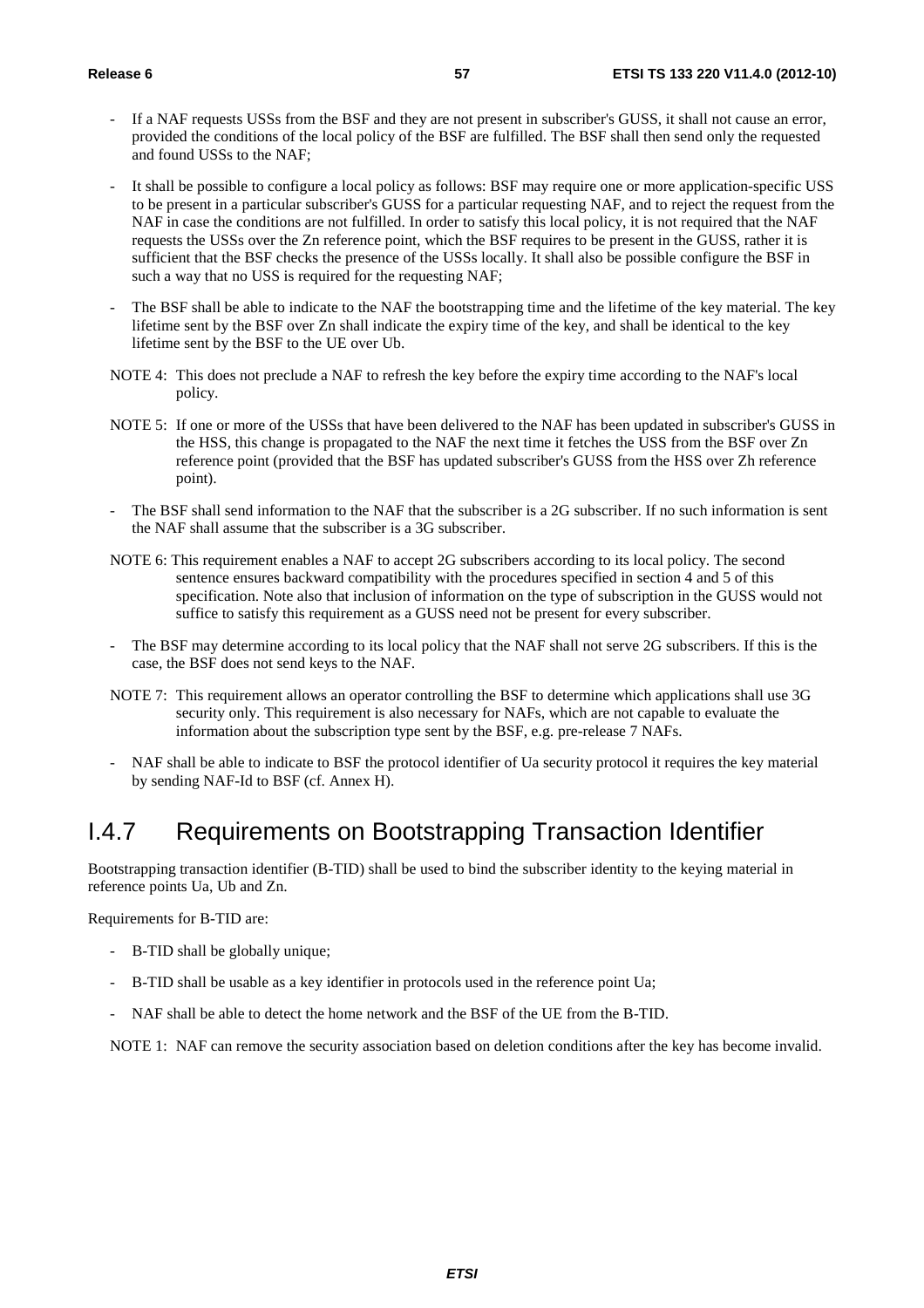- If a NAF requests USSs from the BSF and they are not present in subscriber's GUSS, it shall not cause an error, provided the conditions of the local policy of the BSF are fulfilled. The BSF shall then send only the requested and found USSs to the NAF;

- It shall be possible to configure a local policy as follows: BSF may require one or more application-specific USS to be present in a particular subscriber's GUSS for a particular requesting NAF, and to reject the request from the NAF in case the conditions are not fulfilled. In order to satisfy this local policy, it is not required that the NAF requests the USSs over the Zn reference point, which the BSF requires to be present in the GUSS, rather it is sufficient that the BSF checks the presence of the USSs locally. It shall also be possible configure the BSF in such a way that no USS is required for the requesting NAF;

- The BSF shall be able to indicate to the NAF the bootstrapping time and the lifetime of the key material. The key lifetime sent by the BSF over Zn shall indicate the expiry time of the key, and shall be identical to the key lifetime sent by the BSF to the UE over Ub.

NOTE 4: This does not preclude a NAF to refresh the key before the expiry time according to the NAF's local policy.

NOTE 5: If one or more of the USSs that have been delivered to the NAF has been updated in subscriber's GUSS in the HSS, this change is propagated to the NAF the next time it fetches the USS from the BSF over Zn reference point (provided that the BSF has updated subscriber's GUSS from the HSS over Zh reference point).

- The BSF shall send information to the NAF that the subscriber is a 2G subscriber. If no such information is sent the NAF shall assume that the subscriber is a 3G subscriber.

NOTE 6: This requirement enables a NAF to accept 2G subscribers according to its local policy. The second sentence ensures backward compatibility with the procedures specified in section 4 and 5 of this specification. Note also that inclusion of information on the type of subscription in the GUSS would not suffice to satisfy this requirement as a GUSS need not be present for every subscriber.

- The BSF may determine according to its local policy that the NAF shall not serve 2G subscribers. If this is the case, the BSF does not send keys to the NAF.

NOTE 7: This requirement allows an operator controlling the BSF to determine which applications shall use 3G security only. This requirement is also necessary for NAFs, which are not capable to evaluate the information about the subscription type sent by the BSF, e.g. pre-release 7 NAFs.

- NAF shall be able to indicate to BSF the protocol identifier of Ua security protocol it requires the key material by sending NAF-Id to BSF (cf. Annex H).

## I.4.7 Requirements on Bootstrapping Transaction Identifier

Bootstrapping transaction identifier (B-TID) shall be used to bind the subscriber identity to the keying material in reference points Ua, Ub and Zn.

Requirements for B-TID are:

- B-TID shall be globally unique;
- B-TID shall be usable as a key identifier in protocols used in the reference point Ua;
- NAF shall be able to detect the home network and the BSF of the UE from the B-TID.

NOTE 1: NAF can remove the security association based on deletion conditions after the key has become invalid.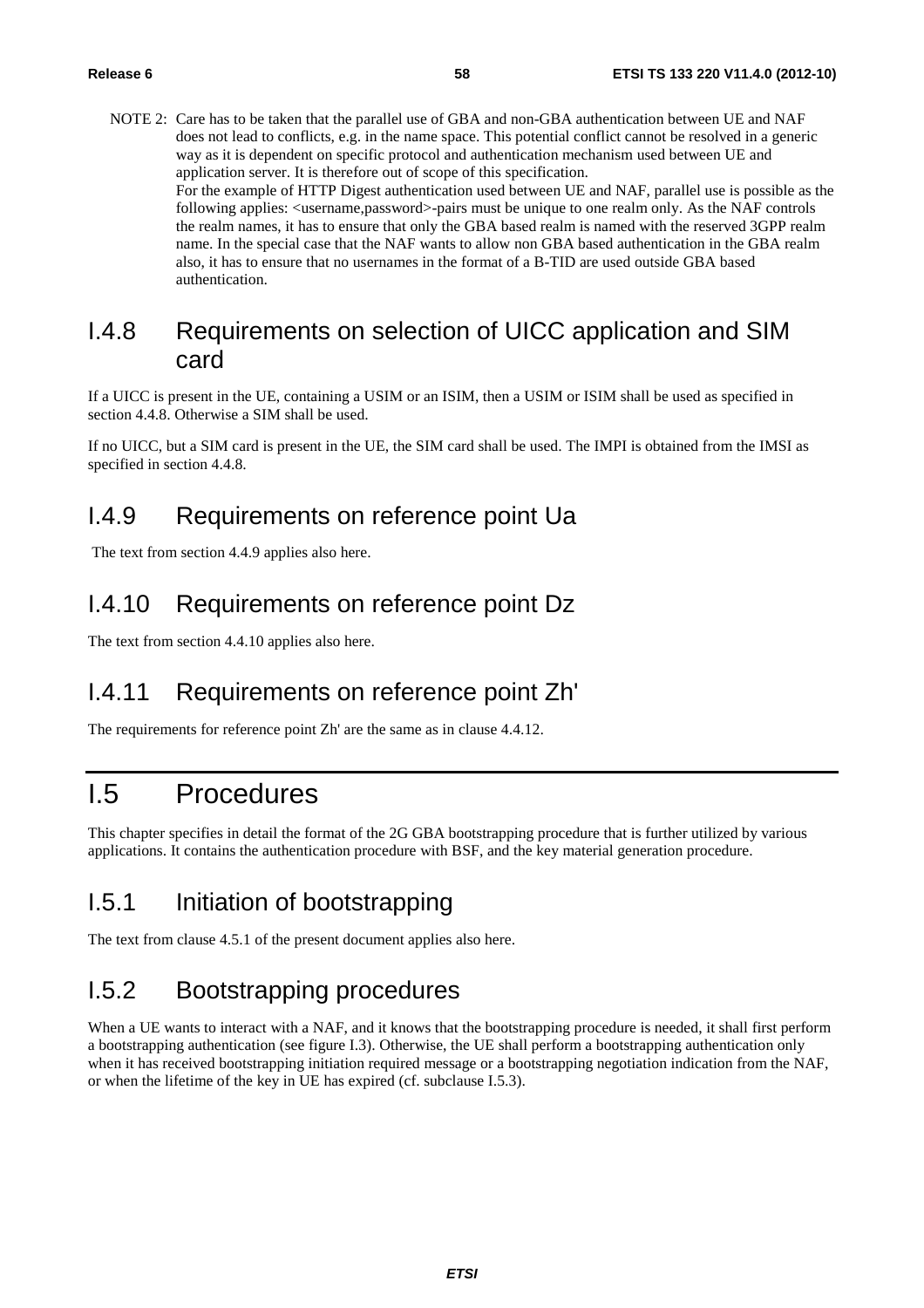NOTE 2: Care has to be taken that the parallel use of GBA and non-GBA authentication between UE and NAF does not lead to conflicts, e.g. in the name space. This potential conflict cannot be resolved in a generic way as it is dependent on specific protocol and authentication mechanism used between UE and application server. It is therefore out of scope of this specification.
For the example of HTTP Digest authentication used between UE and NAF, parallel use is possible as the following applies: <username,password>-pairs must be unique to one realm only. As the NAF controls the realm names, it has to ensure that only the GBA based realm is named with the reserved 3GPP realm name. In the special case that the NAF wants to allow non GBA based authentication in the GBA realm also, it has to ensure that no usernames in the format of a B-TID are used outside GBA based authentication.

## I.4.8 Requirements on selection of UICC application and SIM card

If a UICC is present in the UE, containing a USIM or an ISIM, then a USIM or ISIM shall be used as specified in section 4.4.8. Otherwise a SIM shall be used.

If no UICC, but a SIM card is present in the UE, the SIM card shall be used. The IMPI is obtained from the IMSI as specified in section 4.4.8.

## I.4.9 Requirements on reference point Ua

The text from section 4.4.9 applies also here.

## I.4.10 Requirements on reference point Dz

The text from section 4.4.10 applies also here.

## I.4.11 Requirements on reference point Zh'

The requirements for reference point Zh' are the same as in clause 4.4.12.

# I.5 Procedures

This chapter specifies in detail the format of the 2G GBA bootstrapping procedure that is further utilized by various applications. It contains the authentication procedure with BSF, and the key material generation procedure.

## I.5.1 Initiation of bootstrapping

The text from clause 4.5.1 of the present document applies also here.

## I.5.2 Bootstrapping procedures

When a UE wants to interact with a NAF, and it knows that the bootstrapping procedure is needed, it shall first perform a bootstrapping authentication (see figure I.3). Otherwise, the UE shall perform a bootstrapping authentication only when it has received bootstrapping initiation required message or a bootstrapping negotiation indication from the NAF, or when the lifetime of the key in UE has expired (cf. subclause I.5.3).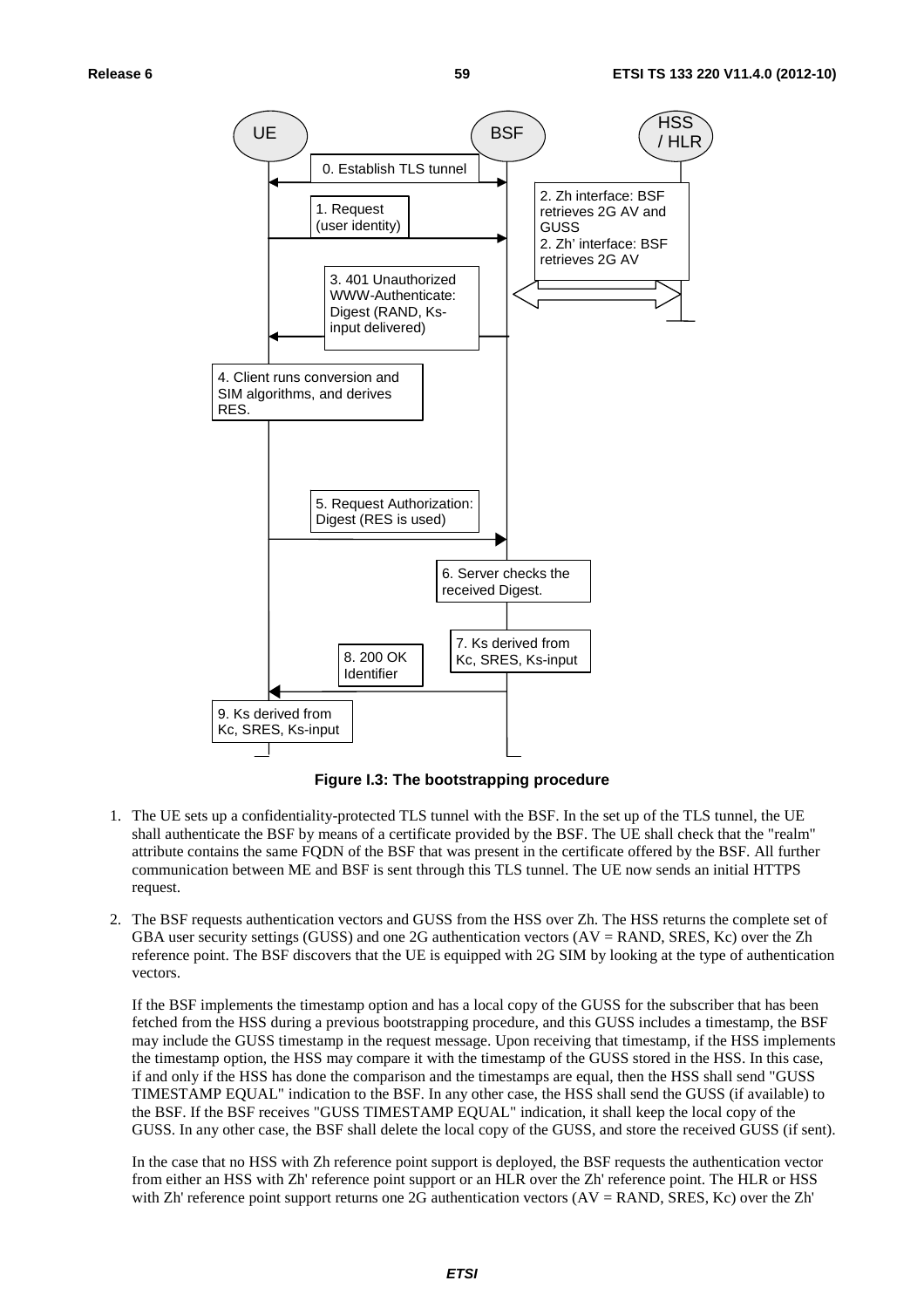**Figure I.3: The bootstrapping procedure**

1. The UE sets up a confidentiality-protected TLS tunnel with the BSF. In the set up of the TLS tunnel, the UE shall authenticate the BSF by means of a certificate provided by the BSF. The UE shall check that the "realm" attribute contains the same FQDN of the BSF that was present in the certificate offered by the BSF. All further communication between ME and BSF is sent through this TLS tunnel. The UE now sends an initial HTTPS request.

2. The BSF requests authentication vectors and GUSS from the HSS over Zh. The HSS returns the complete set of GBA user security settings (GUSS) and one 2G authentication vectors (AV = RAND, SRES, Kc) over the Zh reference point. The BSF discovers that the UE is equipped with 2G SIM by looking at the type of authentication vectors.

   If the BSF implements the timestamp option and has a local copy of the GUSS for the subscriber that has been fetched from the HSS during a previous bootstrapping procedure, and this GUSS includes a timestamp, the BSF may include the GUSS timestamp in the request message. Upon receiving that timestamp, if the HSS implements the timestamp option, the HSS may compare it with the timestamp of the GUSS stored in the HSS. In this case, if and only if the HSS has done the comparison and the timestamps are equal, then the HSS shall send "GUSS TIMESTAMP EQUAL" indication to the BSF. In any other case, the HSS shall send the GUSS (if available) to the BSF. If the BSF receives "GUSS TIMESTAMP EQUAL" indication, it shall keep the local copy of the GUSS. In any other case, the BSF shall delete the local copy of the GUSS, and store the received GUSS (if sent).

   In the case that no HSS with Zh reference point support is deployed, the BSF requests the authentication vector from either an HSS with Zh' reference point support or an HLR over the Zh' reference point. The HLR or HSS with Zh' reference point support returns one 2G authentication vectors (AV = RAND, SRES, Kc) over the Zh'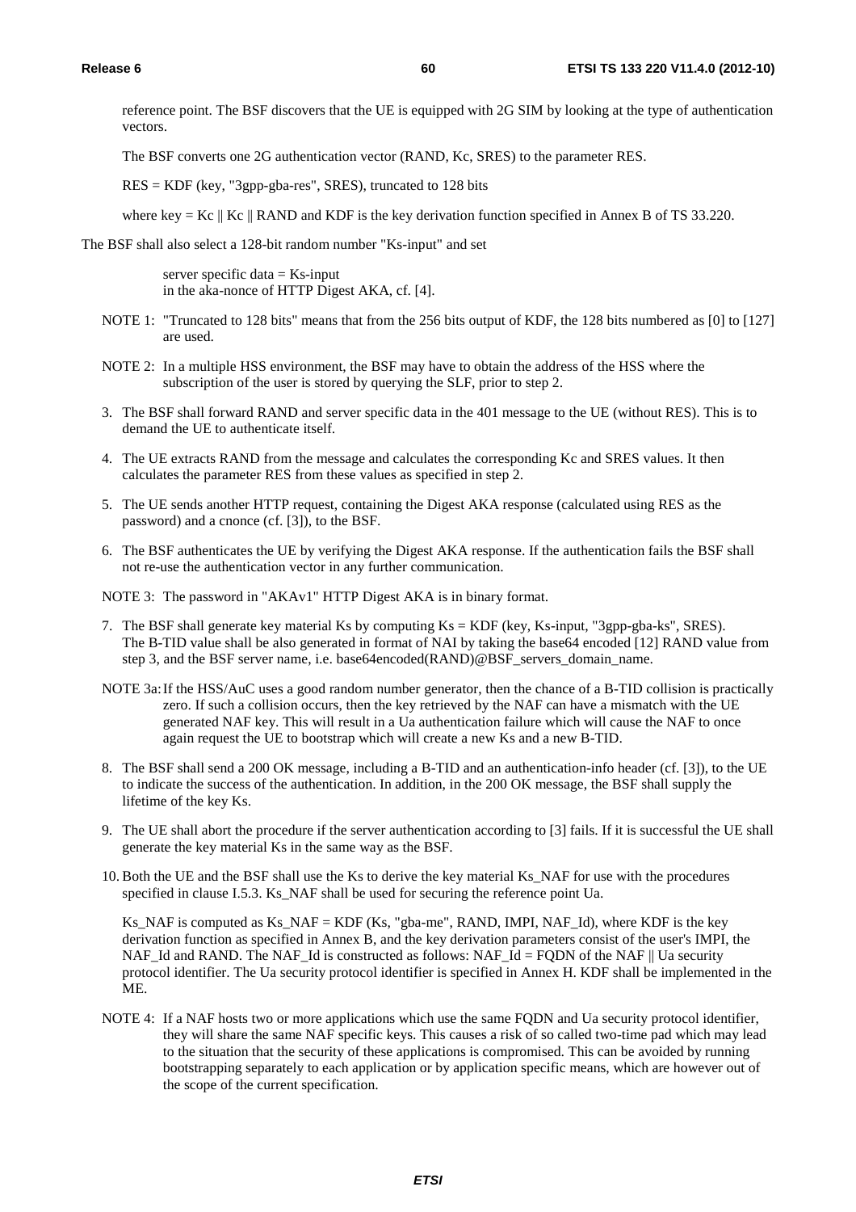reference point. The BSF discovers that the UE is equipped with 2G SIM by looking at the type of authentication vectors.

The BSF converts one 2G authentication vector (RAND, Kc, SRES) to the parameter RES.

RES = KDF (key, "3gpp-gba-res", SRES), truncated to 128 bits

where key = Kc || Kc || RAND and KDF is the key derivation function specified in Annex B of TS 33.220.

The BSF shall also select a 128-bit random number "Ks-input" and set

server specific data = Ks-input
in the aka-nonce of HTTP Digest AKA, cf. [4].

NOTE 1: "Truncated to 128 bits" means that from the 256 bits output of KDF, the 128 bits numbered as [0] to [127] are used.

NOTE 2: In a multiple HSS environment, the BSF may have to obtain the address of the HSS where the subscription of the user is stored by querying the SLF, prior to step 2.

3. The BSF shall forward RAND and server specific data in the 401 message to the UE (without RES). This is to demand the UE to authenticate itself.

4. The UE extracts RAND from the message and calculates the corresponding Kc and SRES values. It then calculates the parameter RES from these values as specified in step 2.

5. The UE sends another HTTP request, containing the Digest AKA response (calculated using RES as the password) and a cnonce (cf. [3]), to the BSF.

6. The BSF authenticates the UE by verifying the Digest AKA response. If the authentication fails the BSF shall not re-use the authentication vector in any further communication.

NOTE 3: The password in "AKAv1" HTTP Digest AKA is in binary format.

7. The BSF shall generate key material Ks by computing Ks = KDF (key, Ks-input, "3gpp-gba-ks", SRES). The B-TID value shall be also generated in format of NAI by taking the base64 encoded [12] RAND value from step 3, and the BSF server name, i.e. base64encoded(RAND)@BSF_servers_domain_name.

NOTE 3a: If the HSS/AuC uses a good random number generator, then the chance of a B-TID collision is practically zero. If such a collision occurs, then the key retrieved by the NAF can have a mismatch with the UE generated NAF key. This will result in a Ua authentication failure which will cause the NAF to once again request the UE to bootstrap which will create a new Ks and a new B-TID.

8. The BSF shall send a 200 OK message, including a B-TID and an authentication-info header (cf. [3]), to the UE to indicate the success of the authentication. In addition, in the 200 OK message, the BSF shall supply the lifetime of the key Ks.

9. The UE shall abort the procedure if the server authentication according to [3] fails. If it is successful the UE shall generate the key material Ks in the same way as the BSF.

10. Both the UE and the BSF shall use the Ks to derive the key material Ks_NAF for use with the procedures specified in clause I.5.3. Ks_NAF shall be used for securing the reference point Ua.

Ks_NAF is computed as Ks_NAF = KDF (Ks, "gba-me", RAND, IMPI, NAF_Id), where KDF is the key derivation function as specified in Annex B, and the key derivation parameters consist of the user's IMPI, the NAF_Id and RAND. The NAF_Id is constructed as follows: NAF_Id = FQDN of the NAF || Ua security protocol identifier. The Ua security protocol identifier is specified in Annex H. KDF shall be implemented in the ME.

NOTE 4: If a NAF hosts two or more applications which use the same FQDN and Ua security protocol identifier, they will share the same NAF specific keys. This causes a risk of so called two-time pad which may lead to the situation that the security of these applications is compromised. This can be avoided by running bootstrapping separately to each application or by application specific means, which are however out of the scope of the current specification.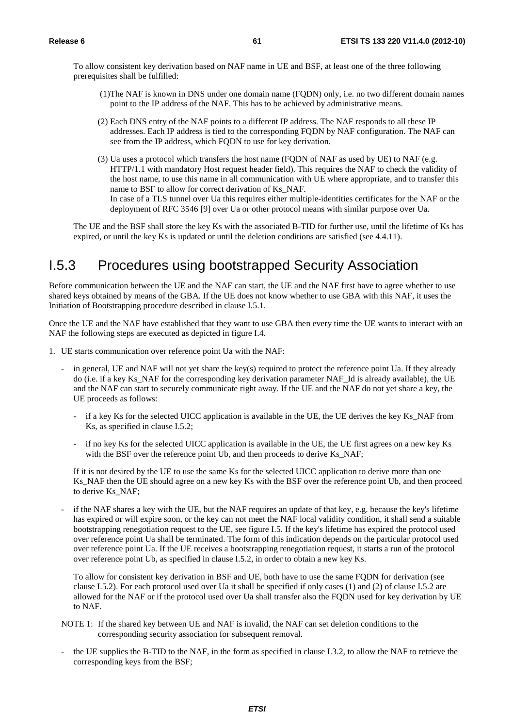To allow consistent key derivation based on NAF name in UE and BSF, at least one of the three following prerequisites shall be fulfilled:

(1) The NAF is known in DNS under one domain name (FQDN) only, i.e. no two different domain names point to the IP address of the NAF. This has to be achieved by administrative means.

(2) Each DNS entry of the NAF points to a different IP address. The NAF responds to all these IP addresses. Each IP address is tied to the corresponding FQDN by NAF configuration. The NAF can see from the IP address, which FQDN to use for key derivation.

(3) Ua uses a protocol which transfers the host name (FQDN of NAF as used by UE) to NAF (e.g. HTTP/1.1 with mandatory Host request header field). This requires the NAF to check the validity of the host name, to use this name in all communication with UE where appropriate, and to transfer this name to BSF to allow for correct derivation of Ks_NAF.
In case of a TLS tunnel over Ua this requires either multiple-identities certificates for the NAF or the deployment of RFC 3546 [9] over Ua or other protocol means with similar purpose over Ua.

The UE and the BSF shall store the key Ks with the associated B-TID for further use, until the lifetime of Ks has expired, or until the key Ks is updated or until the deletion conditions are satisfied (see 4.4.11).

## I.5.3 Procedures using bootstrapped Security Association

Before communication between the UE and the NAF can start, the UE and the NAF first have to agree whether to use shared keys obtained by means of the GBA. If the UE does not know whether to use GBA with this NAF, it uses the Initiation of Bootstrapping procedure described in clause I.5.1.

Once the UE and the NAF have established that they want to use GBA then every time the UE wants to interact with an NAF the following steps are executed as depicted in figure I.4.

1. UE starts communication over reference point Ua with the NAF:

   - in general, UE and NAF will not yet share the key(s) required to protect the reference point Ua. If they already do (i.e. if a key Ks_NAF for the corresponding key derivation parameter NAF_Id is already available), the UE and the NAF can start to securely communicate right away. If the UE and the NAF do not yet share a key, the UE proceeds as follows:

     - if a key Ks for the selected UICC application is available in the UE, the UE derives the key Ks_NAF from Ks, as specified in clause I.5.2;

     - if no key Ks for the selected UICC application is available in the UE, the UE first agrees on a new key Ks with the BSF over the reference point Ub, and then proceeds to derive Ks_NAF;

     If it is not desired by the UE to use the same Ks for the selected UICC application to derive more than one Ks_NAF then the UE should agree on a new key Ks with the BSF over the reference point Ub, and then proceed to derive Ks_NAF;

   - if the NAF shares a key with the UE, but the NAF requires an update of that key, e.g. because the key's lifetime has expired or will expire soon, or the key can not meet the NAF local validity condition, it shall send a suitable bootstrapping renegotiation request to the UE, see figure I.5. If the key's lifetime has expired the protocol used over reference point Ua shall be terminated. The form of this indication depends on the particular protocol used over reference point Ua. If the UE receives a bootstrapping renegotiation request, it starts a run of the protocol over reference point Ub, as specified in clause I.5.2, in order to obtain a new key Ks.

     To allow for consistent key derivation in BSF and UE, both have to use the same FQDN for derivation (see clause I.5.2). For each protocol used over Ua it shall be specified if only cases (1) and (2) of clause I.5.2 are allowed for the NAF or if the protocol used over Ua shall transfer also the FQDN used for key derivation by UE to NAF.

   NOTE 1: If the shared key between UE and NAF is invalid, the NAF can set deletion conditions to the corresponding security association for subsequent removal.

   - the UE supplies the B-TID to the NAF, in the form as specified in clause I.3.2, to allow the NAF to retrieve the corresponding keys from the BSF;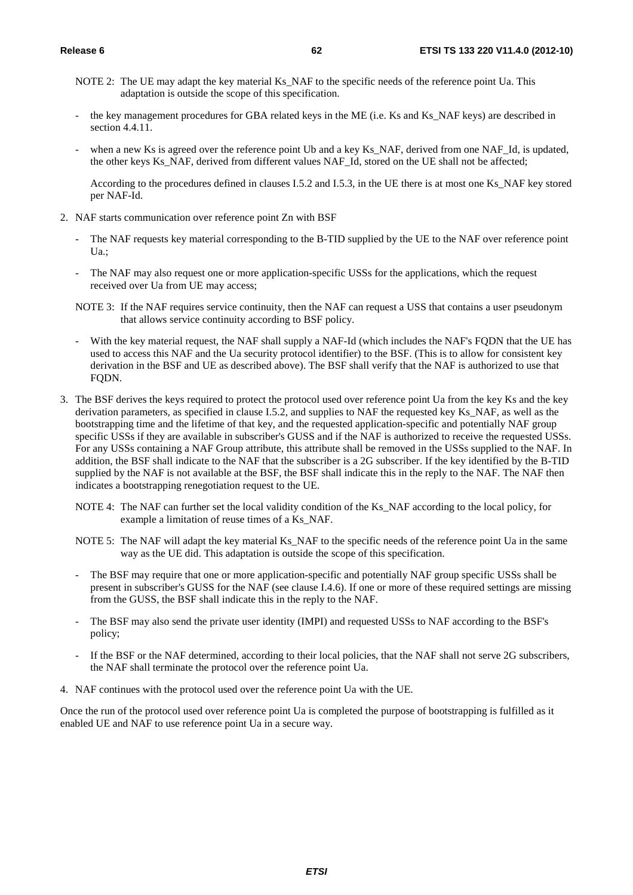NOTE 2: The UE may adapt the key material Ks_NAF to the specific needs of the reference point Ua. This adaptation is outside the scope of this specification.

- the key management procedures for GBA related keys in the ME (i.e. Ks and Ks_NAF keys) are described in section 4.4.11.
- when a new Ks is agreed over the reference point Ub and a key Ks_NAF, derived from one NAF_Id, is updated, the other keys Ks_NAF, derived from different values NAF_Id, stored on the UE shall not be affected;

  According to the procedures defined in clauses I.5.2 and I.5.3, in the UE there is at most one Ks_NAF key stored per NAF-Id.

2. NAF starts communication over reference point Zn with BSF
   - The NAF requests key material corresponding to the B-TID supplied by the UE to the NAF over reference point Ua.;
   - The NAF may also request one or more application-specific USSs for the applications, which the request received over Ua from UE may access;

   NOTE 3: If the NAF requires service continuity, then the NAF can request a USS that contains a user pseudonym that allows service continuity according to BSF policy.

   - With the key material request, the NAF shall supply a NAF-Id (which includes the NAF's FQDN that the UE has used to access this NAF and the Ua security protocol identifier) to the BSF. (This is to allow for consistent key derivation in the BSF and UE as described above). The BSF shall verify that the NAF is authorized to use that FQDN.

3. The BSF derives the keys required to protect the protocol used over reference point Ua from the key Ks and the key derivation parameters, as specified in clause I.5.2, and supplies to NAF the requested key Ks_NAF, as well as the bootstrapping time and the lifetime of that key, and the requested application-specific and potentially NAF group specific USSs if they are available in subscriber's GUSS and if the NAF is authorized to receive the requested USSs. For any USSs containing a NAF Group attribute, this attribute shall be removed in the USSs supplied to the NAF. In addition, the BSF shall indicate to the NAF that the subscriber is a 2G subscriber. If the key identified by the B-TID supplied by the NAF is not available at the BSF, the BSF shall indicate this in the reply to the NAF. The NAF then indicates a bootstrapping renegotiation request to the UE.

   NOTE 4: The NAF can further set the local validity condition of the Ks_NAF according to the local policy, for example a limitation of reuse times of a Ks_NAF.

   NOTE 5: The NAF will adapt the key material Ks_NAF to the specific needs of the reference point Ua in the same way as the UE did. This adaptation is outside the scope of this specification.

   - The BSF may require that one or more application-specific and potentially NAF group specific USSs shall be present in subscriber's GUSS for the NAF (see clause I.4.6). If one or more of these required settings are missing from the GUSS, the BSF shall indicate this in the reply to the NAF.
   - The BSF may also send the private user identity (IMPI) and requested USSs to NAF according to the BSF's policy;
   - If the BSF or the NAF determined, according to their local policies, that the NAF shall not serve 2G subscribers, the NAF shall terminate the protocol over the reference point Ua.

4. NAF continues with the protocol used over the reference point Ua with the UE.

Once the run of the protocol used over reference point Ua is completed the purpose of bootstrapping is fulfilled as it enabled UE and NAF to use reference point Ua in a secure way.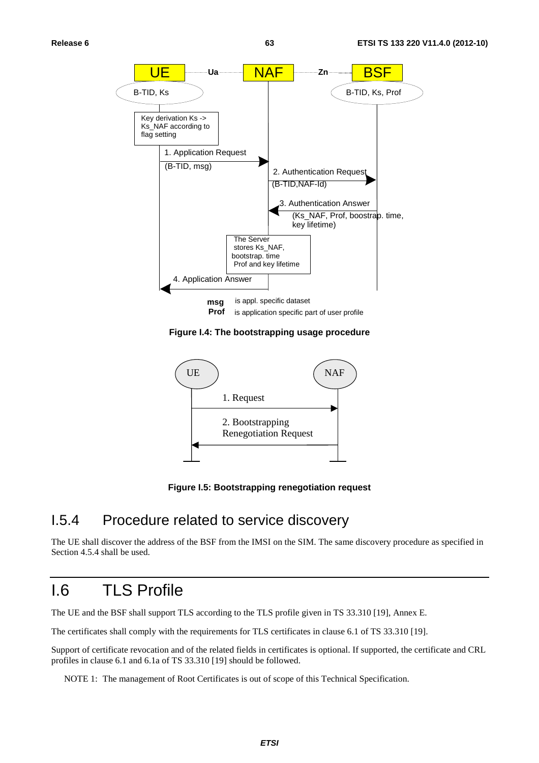**Figure I.4: The bootstrapping usage procedure**

**Figure I.5: Bootstrapping renegotiation request**

## I.5.4 Procedure related to service discovery

The UE shall discover the address of the BSF from the IMSI on the SIM. The same discovery procedure as specified in Section 4.5.4 shall be used.

# I.6 TLS Profile

The UE and the BSF shall support TLS according to the TLS profile given in TS 33.310 [19], Annex E.

The certificates shall comply with the requirements for TLS certificates in clause 6.1 of TS 33.310 [19].

Support of certificate revocation and of the related fields in certificates is optional. If supported, the certificate and CRL profiles in clause 6.1 and 6.1a of TS 33.310 [19] should be followed.

NOTE 1: The management of Root Certificates is out of scope of this Technical Specification.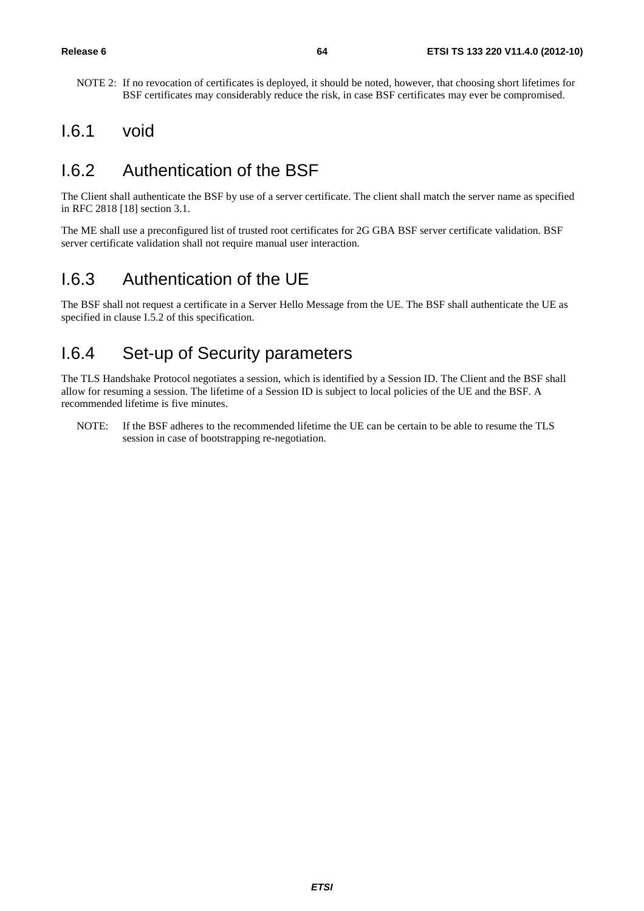NOTE 2: If no revocation of certificates is deployed, it should be noted, however, that choosing short lifetimes for BSF certificates may considerably reduce the risk, in case BSF certificates may ever be compromised.

## I.6.1 void

## I.6.2 Authentication of the BSF

The Client shall authenticate the BSF by use of a server certificate. The client shall match the server name as specified in RFC 2818 [18] section 3.1.

The ME shall use a preconfigured list of trusted root certificates for 2G GBA BSF server certificate validation. BSF server certificate validation shall not require manual user interaction.

## I.6.3 Authentication of the UE

The BSF shall not request a certificate in a Server Hello Message from the UE. The BSF shall authenticate the UE as specified in clause I.5.2 of this specification.

## I.6.4 Set-up of Security parameters

The TLS Handshake Protocol negotiates a session, which is identified by a Session ID. The Client and the BSF shall allow for resuming a session. The lifetime of a Session ID is subject to local policies of the UE and the BSF. A recommended lifetime is five minutes.

NOTE: If the BSF adheres to the recommended lifetime the UE can be certain to be able to resume the TLS session in case of bootstrapping re-negotiation.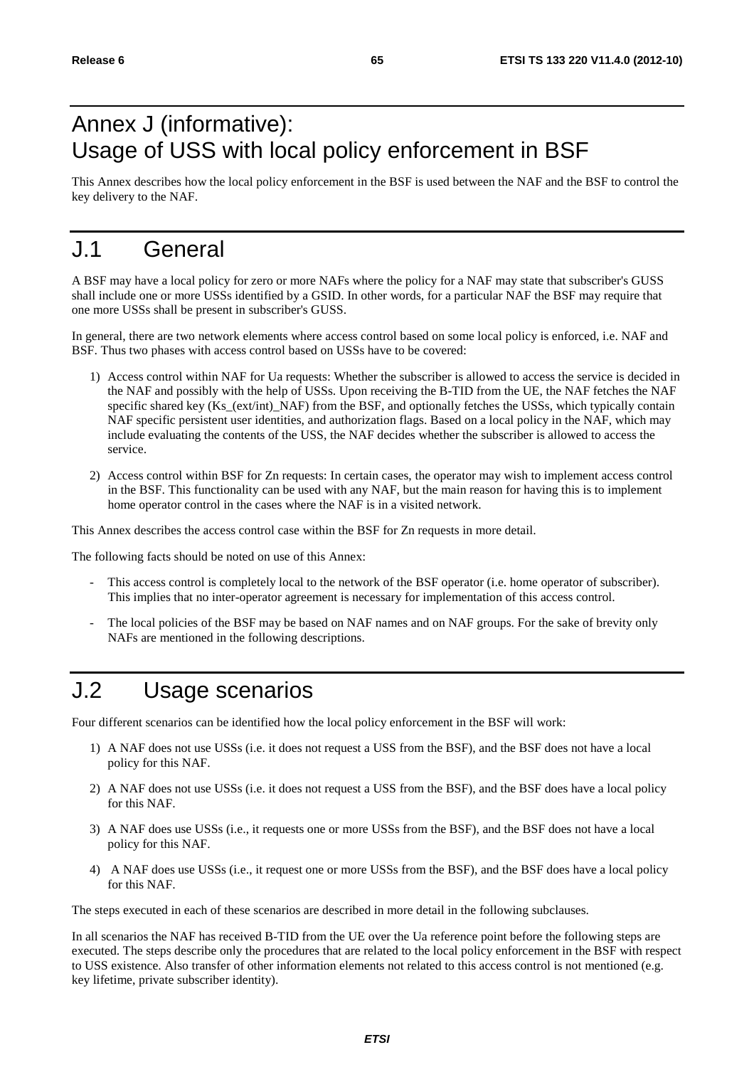# Annex J (informative): Usage of USS with local policy enforcement in BSF

This Annex describes how the local policy enforcement in the BSF is used between the NAF and the BSF to control the key delivery to the NAF.

# J.1 General

A BSF may have a local policy for zero or more NAFs where the policy for a NAF may state that subscriber's GUSS shall include one or more USSs identified by a GSID. In other words, for a particular NAF the BSF may require that one more USSs shall be present in subscriber's GUSS.

In general, there are two network elements where access control based on some local policy is enforced, i.e. NAF and BSF. Thus two phases with access control based on USSs have to be covered:

1) Access control within NAF for Ua requests: Whether the subscriber is allowed to access the service is decided in the NAF and possibly with the help of USSs. Upon receiving the B-TID from the UE, the NAF fetches the NAF specific shared key (Ks_(ext/int)_NAF) from the BSF, and optionally fetches the USSs, which typically contain NAF specific persistent user identities, and authorization flags. Based on a local policy in the NAF, which may include evaluating the contents of the USS, the NAF decides whether the subscriber is allowed to access the service.

2) Access control within BSF for Zn requests: In certain cases, the operator may wish to implement access control in the BSF. This functionality can be used with any NAF, but the main reason for having this is to implement home operator control in the cases where the NAF is in a visited network.

This Annex describes the access control case within the BSF for Zn requests in more detail.

The following facts should be noted on use of this Annex:

- This access control is completely local to the network of the BSF operator (i.e. home operator of subscriber). This implies that no inter-operator agreement is necessary for implementation of this access control.

- The local policies of the BSF may be based on NAF names and on NAF groups. For the sake of brevity only NAFs are mentioned in the following descriptions.

# J.2 Usage scenarios

Four different scenarios can be identified how the local policy enforcement in the BSF will work:

1) A NAF does not use USSs (i.e. it does not request a USS from the BSF), and the BSF does not have a local policy for this NAF.

2) A NAF does not use USSs (i.e. it does not request a USS from the BSF), and the BSF does have a local policy for this NAF.

3) A NAF does use USSs (i.e., it requests one or more USSs from the BSF), and the BSF does not have a local policy for this NAF.

4) A NAF does use USSs (i.e., it request one or more USSs from the BSF), and the BSF does have a local policy for this NAF.

The steps executed in each of these scenarios are described in more detail in the following subclauses.

In all scenarios the NAF has received B-TID from the UE over the Ua reference point before the following steps are executed. The steps describe only the procedures that are related to the local policy enforcement in the BSF with respect to USS existence. Also transfer of other information elements not related to this access control is not mentioned (e.g. key lifetime, private subscriber identity).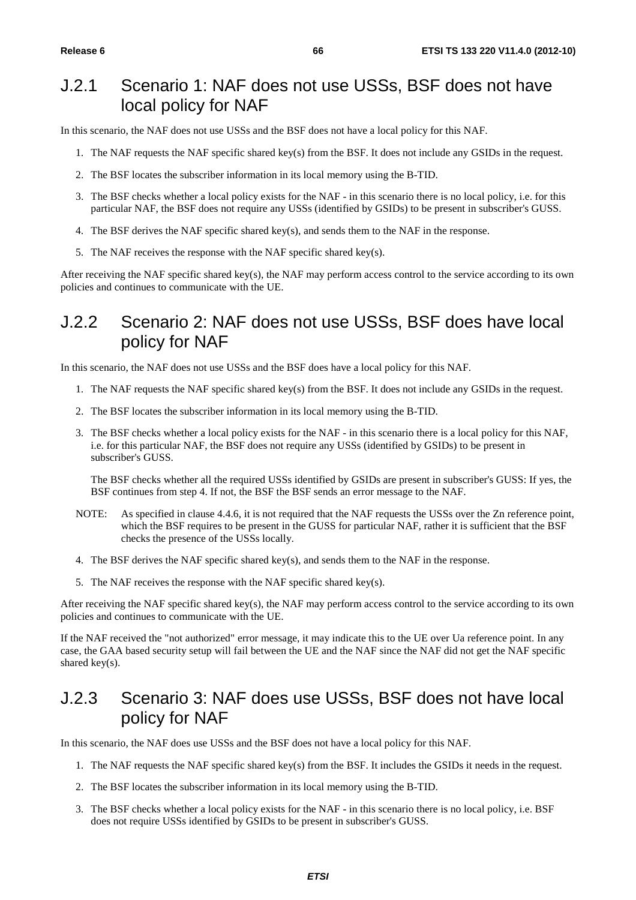## J.2.1 Scenario 1: NAF does not use USSs, BSF does not have local policy for NAF

In this scenario, the NAF does not use USSs and the BSF does not have a local policy for this NAF.

1. The NAF requests the NAF specific shared key(s) from the BSF. It does not include any GSIDs in the request.
2. The BSF locates the subscriber information in its local memory using the B-TID.
3. The BSF checks whether a local policy exists for the NAF - in this scenario there is no local policy, i.e. for this particular NAF, the BSF does not require any USSs (identified by GSIDs) to be present in subscriber's GUSS.
4. The BSF derives the NAF specific shared key(s), and sends them to the NAF in the response.
5. The NAF receives the response with the NAF specific shared key(s).

After receiving the NAF specific shared key(s), the NAF may perform access control to the service according to its own policies and continues to communicate with the UE.

## J.2.2 Scenario 2: NAF does not use USSs, BSF does have local policy for NAF

In this scenario, the NAF does not use USSs and the BSF does have a local policy for this NAF.

1. The NAF requests the NAF specific shared key(s) from the BSF. It does not include any GSIDs in the request.
2. The BSF locates the subscriber information in its local memory using the B-TID.
3. The BSF checks whether a local policy exists for the NAF - in this scenario there is a local policy for this NAF, i.e. for this particular NAF, the BSF does not require any USSs (identified by GSIDs) to be present in subscriber's GUSS.

   The BSF checks whether all the required USSs identified by GSIDs are present in subscriber's GUSS: If yes, the BSF continues from step 4. If not, the BSF the BSF sends an error message to the NAF.

NOTE: As specified in clause 4.4.6, it is not required that the NAF requests the USSs over the Zn reference point, which the BSF requires to be present in the GUSS for particular NAF, rather it is sufficient that the BSF checks the presence of the USSs locally.

4. The BSF derives the NAF specific shared key(s), and sends them to the NAF in the response.
5. The NAF receives the response with the NAF specific shared key(s).

After receiving the NAF specific shared key(s), the NAF may perform access control to the service according to its own policies and continues to communicate with the UE.

If the NAF received the "not authorized" error message, it may indicate this to the UE over Ua reference point. In any case, the GAA based security setup will fail between the UE and the NAF since the NAF did not get the NAF specific shared key(s).

## J.2.3 Scenario 3: NAF does use USSs, BSF does not have local policy for NAF

In this scenario, the NAF does use USSs and the BSF does not have a local policy for this NAF.

1. The NAF requests the NAF specific shared key(s) from the BSF. It includes the GSIDs it needs in the request.
2. The BSF locates the subscriber information in its local memory using the B-TID.
3. The BSF checks whether a local policy exists for the NAF - in this scenario there is no local policy, i.e. BSF does not require USSs identified by GSIDs to be present in subscriber's GUSS.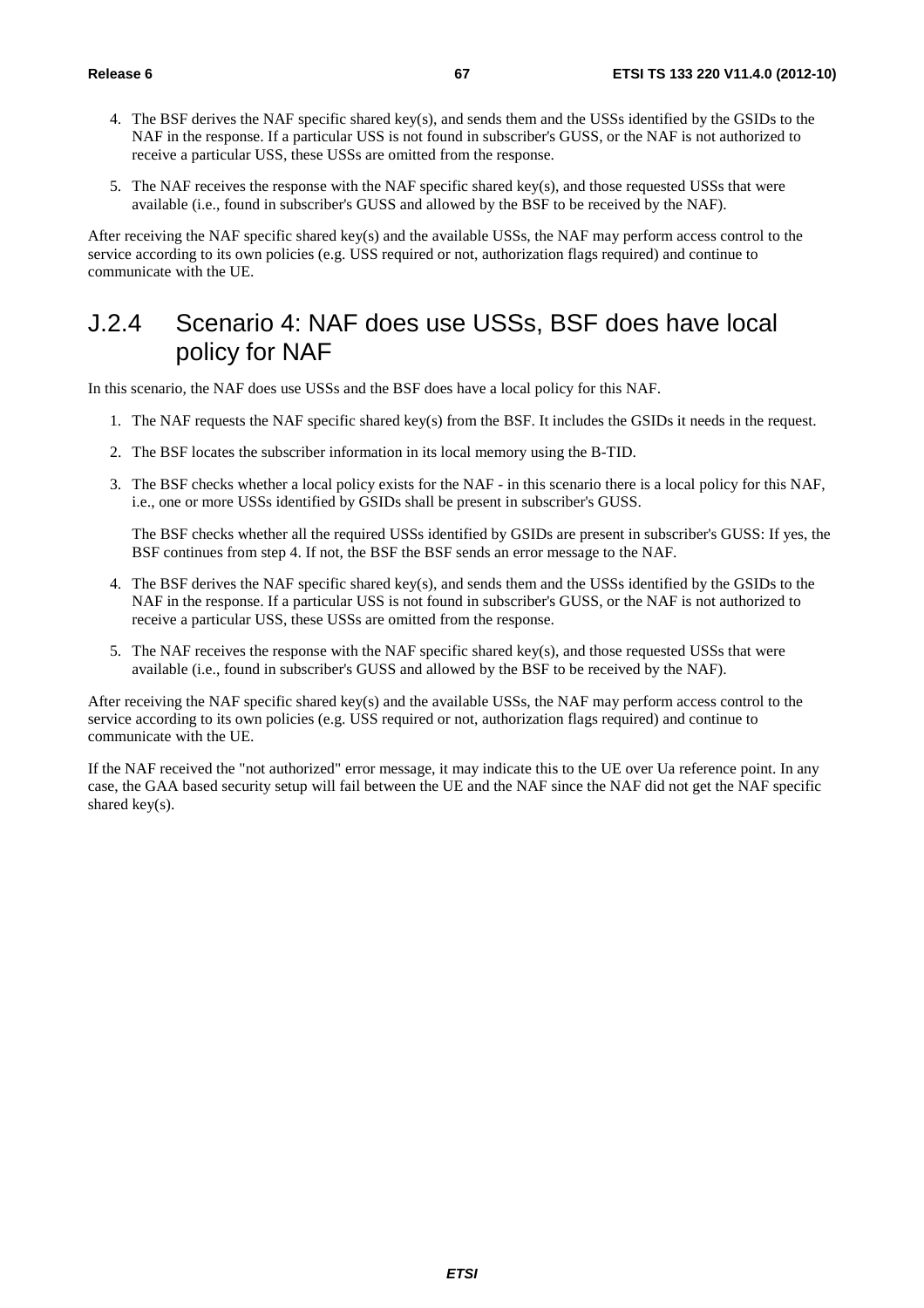4. The BSF derives the NAF specific shared key(s), and sends them and the USSs identified by the GSIDs to the NAF in the response. If a particular USS is not found in subscriber's GUSS, or the NAF is not authorized to receive a particular USS, these USSs are omitted from the response.

5. The NAF receives the response with the NAF specific shared key(s), and those requested USSs that were available (i.e., found in subscriber's GUSS and allowed by the BSF to be received by the NAF).

After receiving the NAF specific shared key(s) and the available USSs, the NAF may perform access control to the service according to its own policies (e.g. USS required or not, authorization flags required) and continue to communicate with the UE.

### J.2.4 Scenario 4: NAF does use USSs, BSF does have local policy for NAF

In this scenario, the NAF does use USSs and the BSF does have a local policy for this NAF.

1. The NAF requests the NAF specific shared key(s) from the BSF. It includes the GSIDs it needs in the request.

2. The BSF locates the subscriber information in its local memory using the B-TID.

3. The BSF checks whether a local policy exists for the NAF - in this scenario there is a local policy for this NAF, i.e., one or more USSs identified by GSIDs shall be present in subscriber's GUSS.

   The BSF checks whether all the required USSs identified by GSIDs are present in subscriber's GUSS: If yes, the BSF continues from step 4. If not, the BSF the BSF sends an error message to the NAF.

4. The BSF derives the NAF specific shared key(s), and sends them and the USSs identified by the GSIDs to the NAF in the response. If a particular USS is not found in subscriber's GUSS, or the NAF is not authorized to receive a particular USS, these USSs are omitted from the response.

5. The NAF receives the response with the NAF specific shared key(s), and those requested USSs that were available (i.e., found in subscriber's GUSS and allowed by the BSF to be received by the NAF).

After receiving the NAF specific shared key(s) and the available USSs, the NAF may perform access control to the service according to its own policies (e.g. USS required or not, authorization flags required) and continue to communicate with the UE.

If the NAF received the "not authorized" error message, it may indicate this to the UE over Ua reference point. In any case, the GAA based security setup will fail between the UE and the NAF since the NAF did not get the NAF specific shared key(s).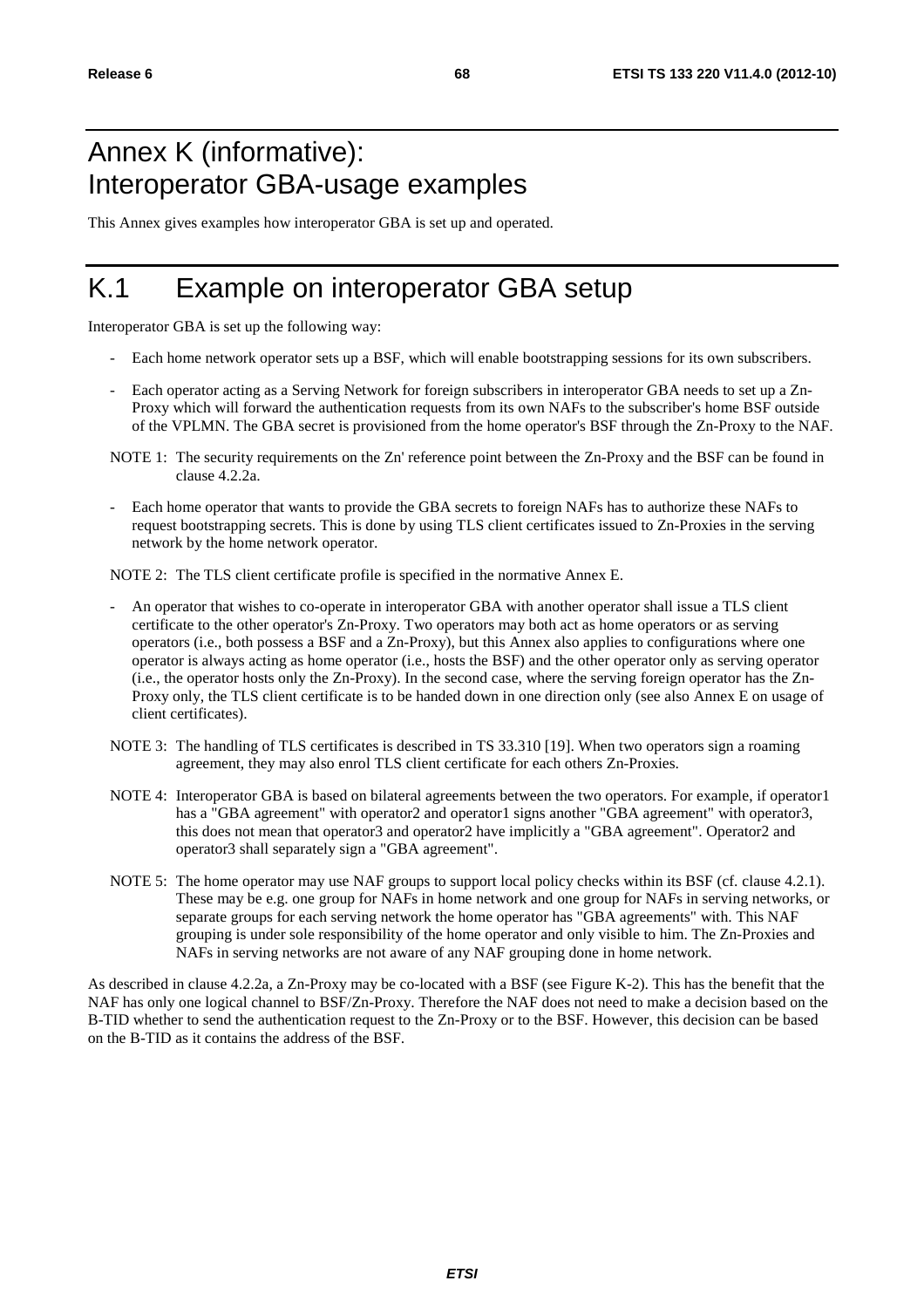# Annex K (informative): Interoperator GBA-usage examples

This Annex gives examples how interoperator GBA is set up and operated.

# K.1 Example on interoperator GBA setup

Interoperator GBA is set up the following way:

- Each home network operator sets up a BSF, which will enable bootstrapping sessions for its own subscribers.
- Each operator acting as a Serving Network for foreign subscribers in interoperator GBA needs to set up a Zn-Proxy which will forward the authentication requests from its own NAFs to the subscriber's home BSF outside of the VPLMN. The GBA secret is provisioned from the home operator's BSF through the Zn-Proxy to the NAF.

NOTE 1: The security requirements on the Zn' reference point between the Zn-Proxy and the BSF can be found in clause 4.2.2a.

- Each home operator that wants to provide the GBA secrets to foreign NAFs has to authorize these NAFs to request bootstrapping secrets. This is done by using TLS client certificates issued to Zn-Proxies in the serving network by the home network operator.

NOTE 2: The TLS client certificate profile is specified in the normative Annex E.

- An operator that wishes to co-operate in interoperator GBA with another operator shall issue a TLS client certificate to the other operator's Zn-Proxy. Two operators may both act as home operators or as serving operators (i.e., both possess a BSF and a Zn-Proxy), but this Annex also applies to configurations where one operator is always acting as home operator (i.e., hosts the BSF) and the other operator only as serving operator (i.e., the operator hosts only the Zn-Proxy). In the second case, where the serving foreign operator has the Zn-Proxy only, the TLS client certificate is to be handed down in one direction only (see also Annex E on usage of client certificates).

NOTE 3: The handling of TLS certificates is described in TS 33.310 [19]. When two operators sign a roaming agreement, they may also enrol TLS client certificate for each others Zn-Proxies.

NOTE 4: Interoperator GBA is based on bilateral agreements between the two operators. For example, if operator1 has a "GBA agreement" with operator2 and operator1 signs another "GBA agreement" with operator3, this does not mean that operator3 and operator2 have implicitly a "GBA agreement". Operator2 and operator3 shall separately sign a "GBA agreement".

NOTE 5: The home operator may use NAF groups to support local policy checks within its BSF (cf. clause 4.2.1). These may be e.g. one group for NAFs in home network and one group for NAFs in serving networks, or separate groups for each serving network the home operator has "GBA agreements" with. This NAF grouping is under sole responsibility of the home operator and only visible to him. The Zn-Proxies and NAFs in serving networks are not aware of any NAF grouping done in home network.

As described in clause 4.2.2a, a Zn-Proxy may be co-located with a BSF (see Figure K-2). This has the benefit that the NAF has only one logical channel to BSF/Zn-Proxy. Therefore the NAF does not need to make a decision based on the B-TID whether to send the authentication request to the Zn-Proxy or to the BSF. However, this decision can be based on the B-TID as it contains the address of the BSF.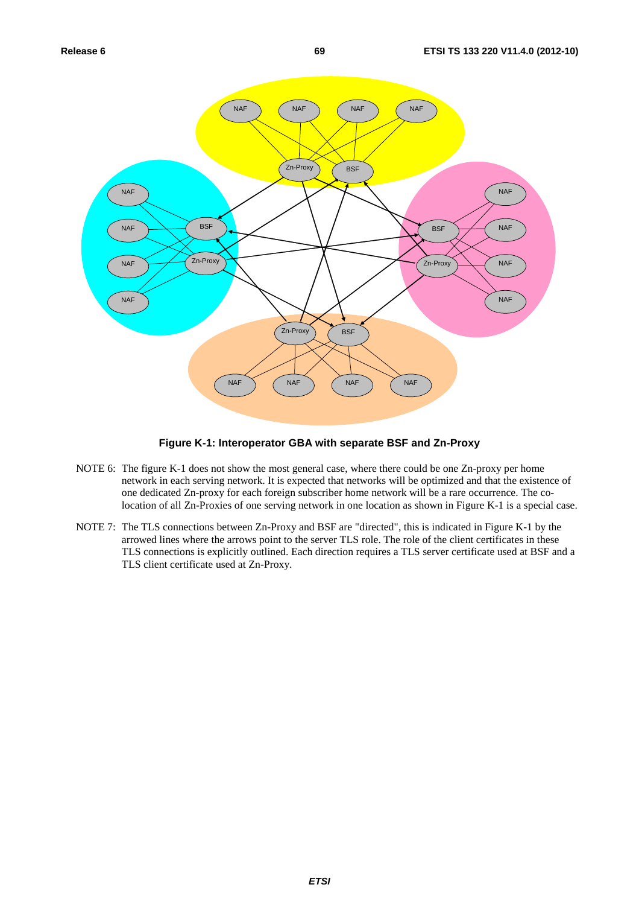**Figure K-1: Interoperator GBA with separate BSF and Zn-Proxy**

NOTE 6: The figure K-1 does not show the most general case, where there could be one Zn-proxy per home network in each serving network. It is expected that networks will be optimized and that the existence of one dedicated Zn-proxy for each foreign subscriber home network will be a rare occurrence. The co-location of all Zn-Proxies of one serving network in one location as shown in Figure K-1 is a special case.

NOTE 7: The TLS connections between Zn-Proxy and BSF are "directed", this is indicated in Figure K-1 by the arrowed lines where the arrows point to the server TLS role. The role of the client certificates in these TLS connections is explicitly outlined. Each direction requires a TLS server certificate used at BSF and a TLS client certificate used at Zn-Proxy.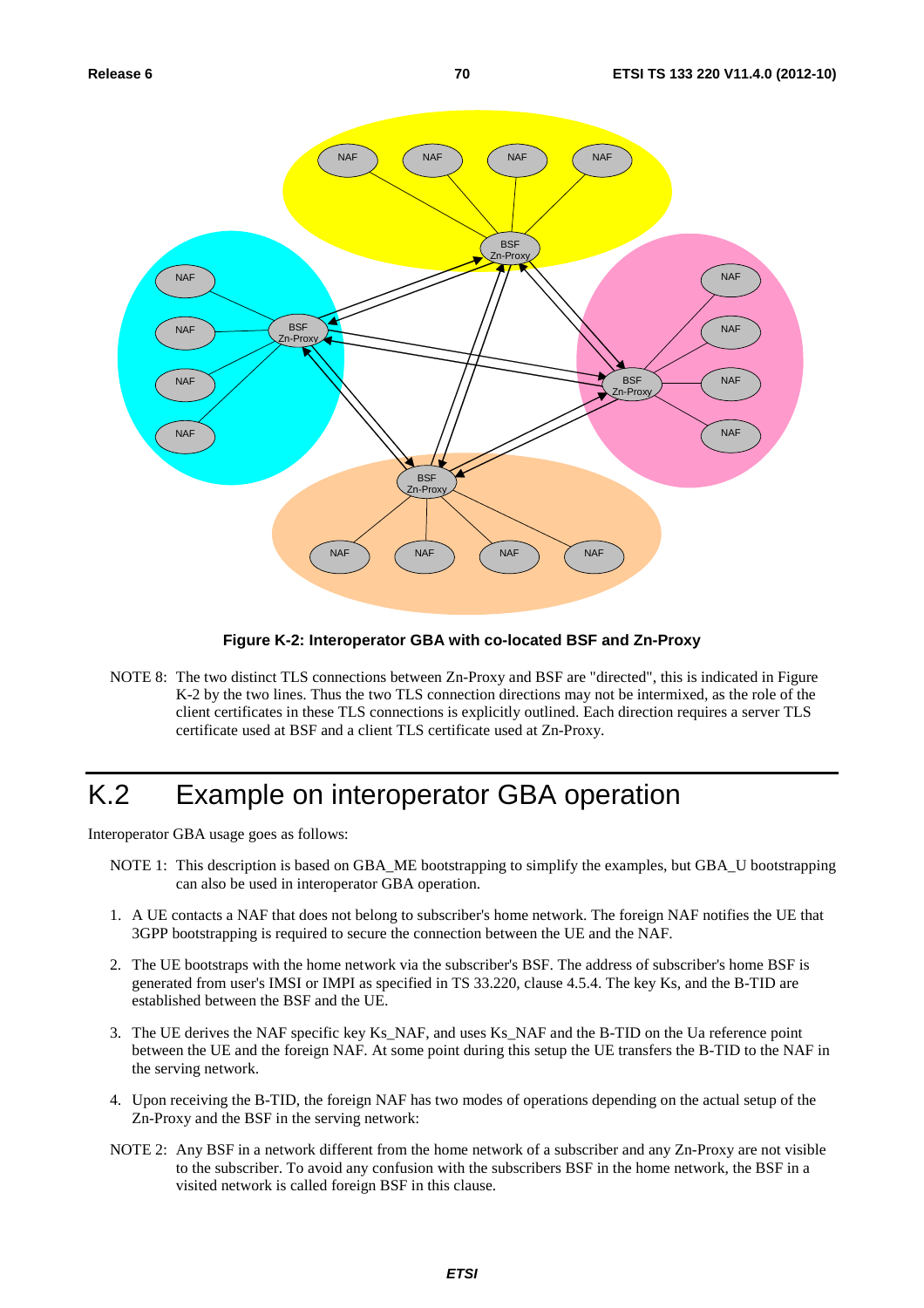**Figure K-2: Interoperator GBA with co-located BSF and Zn-Proxy**

NOTE 8: The two distinct TLS connections between Zn-Proxy and BSF are "directed", this is indicated in Figure K-2 by the two lines. Thus the two TLS connection directions may not be intermixed, as the role of the client certificates in these TLS connections is explicitly outlined. Each direction requires a server TLS certificate used at BSF and a client TLS certificate used at Zn-Proxy.

# K.2 Example on interoperator GBA operation

Interoperator GBA usage goes as follows:

NOTE 1: This description is based on GBA_ME bootstrapping to simplify the examples, but GBA_U bootstrapping can also be used in interoperator GBA operation.

1. A UE contacts a NAF that does not belong to subscriber's home network. The foreign NAF notifies the UE that 3GPP bootstrapping is required to secure the connection between the UE and the NAF.

2. The UE bootstraps with the home network via the subscriber's BSF. The address of subscriber's home BSF is generated from user's IMSI or IMPI as specified in TS 33.220, clause 4.5.4. The key Ks, and the B-TID are established between the BSF and the UE.

3. The UE derives the NAF specific key Ks_NAF, and uses Ks_NAF and the B-TID on the Ua reference point between the UE and the foreign NAF. At some point during this setup the UE transfers the B-TID to the NAF in the serving network.

4. Upon receiving the B-TID, the foreign NAF has two modes of operations depending on the actual setup of the Zn-Proxy and the BSF in the serving network:

NOTE 2: Any BSF in a network different from the home network of a subscriber and any Zn-Proxy are not visible to the subscriber. To avoid any confusion with the subscribers BSF in the home network, the BSF in a visited network is called foreign BSF in this clause.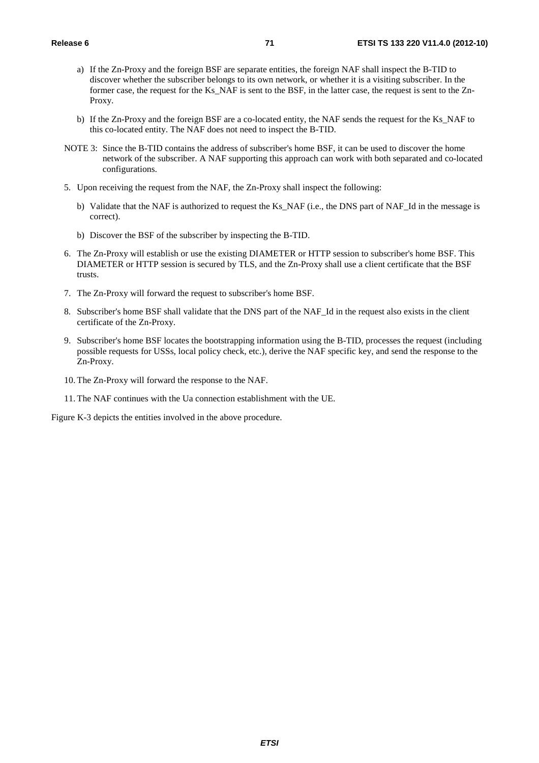a) If the Zn-Proxy and the foreign BSF are separate entities, the foreign NAF shall inspect the B-TID to discover whether the subscriber belongs to its own network, or whether it is a visiting subscriber. In the former case, the request for the Ks_NAF is sent to the BSF, in the latter case, the request is sent to the Zn-Proxy.

   b) If the Zn-Proxy and the foreign BSF are a co-located entity, the NAF sends the request for the Ks_NAF to this co-located entity. The NAF does not need to inspect the B-TID.

NOTE 3: Since the B-TID contains the address of subscriber's home BSF, it can be used to discover the home network of the subscriber. A NAF supporting this approach can work with both separated and co-located configurations.

5. Upon receiving the request from the NAF, the Zn-Proxy shall inspect the following:

   b) Validate that the NAF is authorized to request the Ks_NAF (i.e., the DNS part of NAF_Id in the message is correct).

   b) Discover the BSF of the subscriber by inspecting the B-TID.

6. The Zn-Proxy will establish or use the existing DIAMETER or HTTP session to subscriber's home BSF. This DIAMETER or HTTP session is secured by TLS, and the Zn-Proxy shall use a client certificate that the BSF trusts.

7. The Zn-Proxy will forward the request to subscriber's home BSF.

8. Subscriber's home BSF shall validate that the DNS part of the NAF_Id in the request also exists in the client certificate of the Zn-Proxy.

9. Subscriber's home BSF locates the bootstrapping information using the B-TID, processes the request (including possible requests for USSs, local policy check, etc.), derive the NAF specific key, and send the response to the Zn-Proxy.

10. The Zn-Proxy will forward the response to the NAF.

11. The NAF continues with the Ua connection establishment with the UE.

Figure K-3 depicts the entities involved in the above procedure.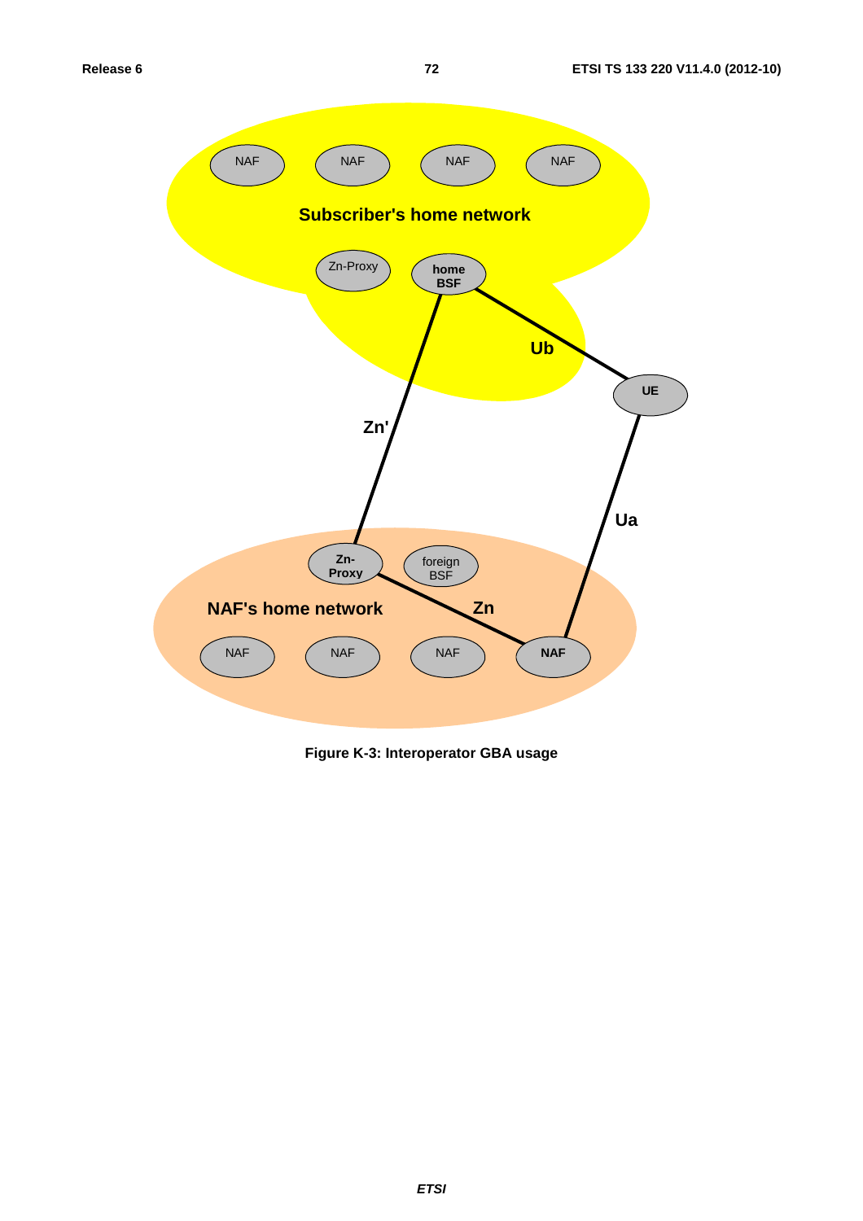Figure K-3: Interoperator GBA usage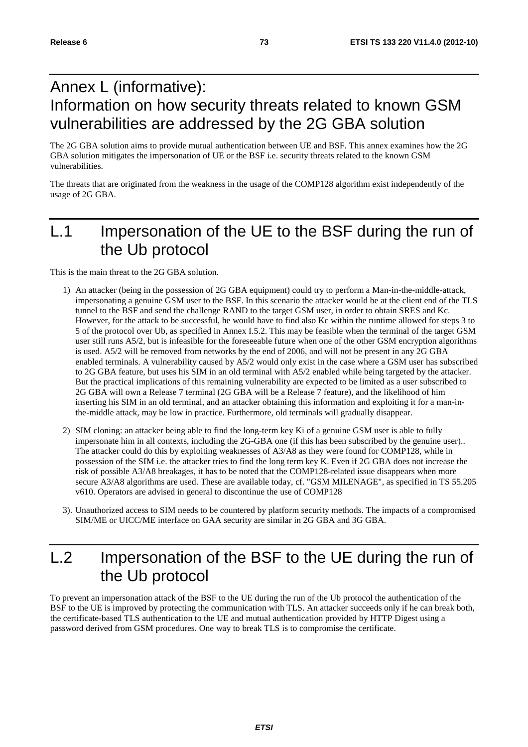# Annex L (informative): Information on how security threats related to known GSM vulnerabilities are addressed by the 2G GBA solution

The 2G GBA solution aims to provide mutual authentication between UE and BSF. This annex examines how the 2G GBA solution mitigates the impersonation of UE or the BSF i.e. security threats related to the known GSM vulnerabilities.

The threats that are originated from the weakness in the usage of the COMP128 algorithm exist independently of the usage of 2G GBA.

# L.1 Impersonation of the UE to the BSF during the run of the Ub protocol

This is the main threat to the 2G GBA solution.

1) An attacker (being in the possession of 2G GBA equipment) could try to perform a Man-in-the-middle-attack, impersonating a genuine GSM user to the BSF. In this scenario the attacker would be at the client end of the TLS tunnel to the BSF and send the challenge RAND to the target GSM user, in order to obtain SRES and Kc. However, for the attack to be successful, he would have to find also Kc within the runtime allowed for steps 3 to 5 of the protocol over Ub, as specified in Annex I.5.2. This may be feasible when the terminal of the target GSM user still runs A5/2, but is infeasible for the foreseeable future when one of the other GSM encryption algorithms is used. A5/2 will be removed from networks by the end of 2006, and will not be present in any 2G GBA enabled terminals. A vulnerability caused by A5/2 would only exist in the case where a GSM user has subscribed to 2G GBA feature, but uses his SIM in an old terminal with A5/2 enabled while being targeted by the attacker. But the practical implications of this remaining vulnerability are expected to be limited as a user subscribed to 2G GBA will own a Release 7 terminal (2G GBA will be a Release 7 feature), and the likelihood of him inserting his SIM in an old terminal, and an attacker obtaining this information and exploiting it for a man-in-the-middle attack, may be low in practice. Furthermore, old terminals will gradually disappear.

2) SIM cloning: an attacker being able to find the long-term key Ki of a genuine GSM user is able to fully impersonate him in all contexts, including the 2G-GBA one (if this has been subscribed by the genuine user).. The attacker could do this by exploiting weaknesses of A3/A8 as they were found for COMP128, while in possession of the SIM i.e. the attacker tries to find the long term key K. Even if 2G GBA does not increase the risk of possible A3/A8 breakages, it has to be noted that the COMP128-related issue disappears when more secure A3/A8 algorithms are used. These are available today, cf. "GSM MILENAGE", as specified in TS 55.205 v610. Operators are advised in general to discontinue the use of COMP128

3). Unauthorized access to SIM needs to be countered by platform security methods. The impacts of a compromised SIM/ME or UICC/ME interface on GAA security are similar in 2G GBA and 3G GBA.

# L.2 Impersonation of the BSF to the UE during the run of the Ub protocol

To prevent an impersonation attack of the BSF to the UE during the run of the Ub protocol the authentication of the BSF to the UE is improved by protecting the communication with TLS. An attacker succeeds only if he can break both, the certificate-based TLS authentication to the UE and mutual authentication provided by HTTP Digest using a password derived from GSM procedures. One way to break TLS is to compromise the certificate.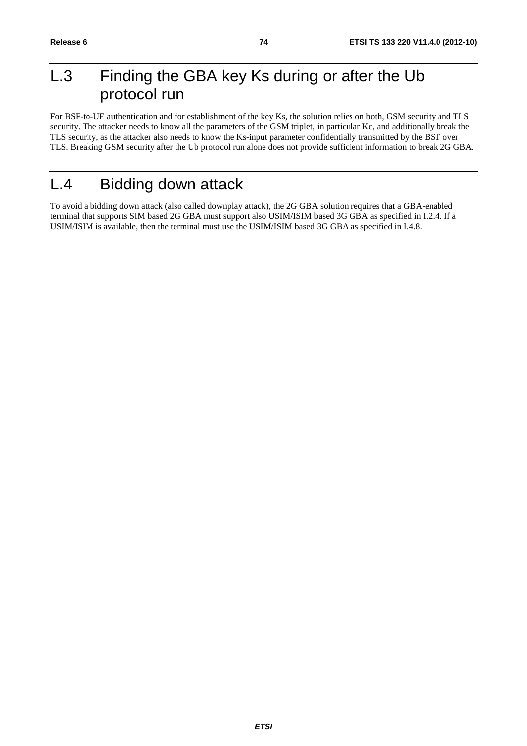# L.3 Finding the GBA key Ks during or after the Ub protocol run

For BSF-to-UE authentication and for establishment of the key Ks, the solution relies on both, GSM security and TLS security. The attacker needs to know all the parameters of the GSM triplet, in particular Kc, and additionally break the TLS security, as the attacker also needs to know the Ks-input parameter confidentially transmitted by the BSF over TLS. Breaking GSM security after the Ub protocol run alone does not provide sufficient information to break 2G GBA.

# L.4 Bidding down attack

To avoid a bidding down attack (also called downplay attack), the 2G GBA solution requires that a GBA-enabled terminal that supports SIM based 2G GBA must support also USIM/ISIM based 3G GBA as specified in I.2.4. If a USIM/ISIM is available, then the terminal must use the USIM/ISIM based 3G GBA as specified in I.4.8.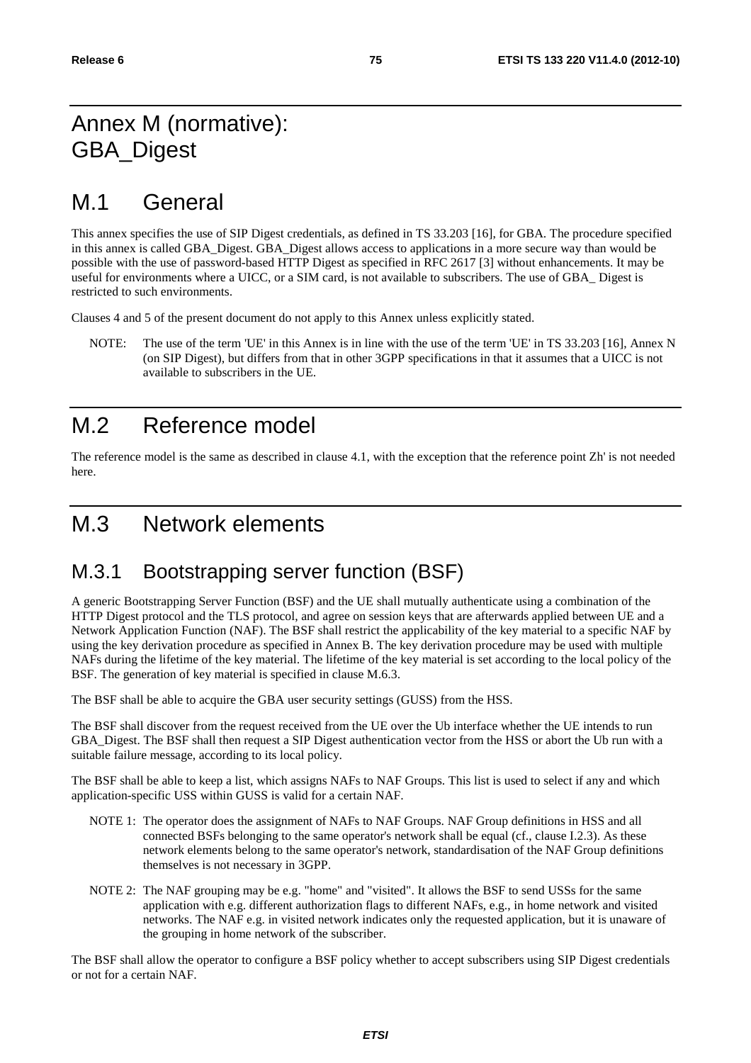# Annex M (normative): GBA_Digest

# M.1 General

This annex specifies the use of SIP Digest credentials, as defined in TS 33.203 [16], for GBA. The procedure specified in this annex is called GBA_Digest. GBA_Digest allows access to applications in a more secure way than would be possible with the use of password-based HTTP Digest as specified in RFC 2617 [3] without enhancements. It may be useful for environments where a UICC, or a SIM card, is not available to subscribers. The use of GBA_ Digest is restricted to such environments.

Clauses 4 and 5 of the present document do not apply to this Annex unless explicitly stated.

NOTE: The use of the term 'UE' in this Annex is in line with the use of the term 'UE' in TS 33.203 [16], Annex N (on SIP Digest), but differs from that in other 3GPP specifications in that it assumes that a UICC is not available to subscribers in the UE.

# M.2 Reference model

The reference model is the same as described in clause 4.1, with the exception that the reference point Zh' is not needed here.

# M.3 Network elements

## M.3.1 Bootstrapping server function (BSF)

A generic Bootstrapping Server Function (BSF) and the UE shall mutually authenticate using a combination of the HTTP Digest protocol and the TLS protocol, and agree on session keys that are afterwards applied between UE and a Network Application Function (NAF). The BSF shall restrict the applicability of the key material to a specific NAF by using the key derivation procedure as specified in Annex B. The key derivation procedure may be used with multiple NAFs during the lifetime of the key material. The lifetime of the key material is set according to the local policy of the BSF. The generation of key material is specified in clause M.6.3.

The BSF shall be able to acquire the GBA user security settings (GUSS) from the HSS.

The BSF shall discover from the request received from the UE over the Ub interface whether the UE intends to run GBA_Digest. The BSF shall then request a SIP Digest authentication vector from the HSS or abort the Ub run with a suitable failure message, according to its local policy.

The BSF shall be able to keep a list, which assigns NAFs to NAF Groups. This list is used to select if any and which application-specific USS within GUSS is valid for a certain NAF.

NOTE 1: The operator does the assignment of NAFs to NAF Groups. NAF Group definitions in HSS and all connected BSFs belonging to the same operator's network shall be equal (cf., clause I.2.3). As these network elements belong to the same operator's network, standardisation of the NAF Group definitions themselves is not necessary in 3GPP.

NOTE 2: The NAF grouping may be e.g. "home" and "visited". It allows the BSF to send USSs for the same application with e.g. different authorization flags to different NAFs, e.g., in home network and visited networks. The NAF e.g. in visited network indicates only the requested application, but it is unaware of the grouping in home network of the subscriber.

The BSF shall allow the operator to configure a BSF policy whether to accept subscribers using SIP Digest credentials or not for a certain NAF.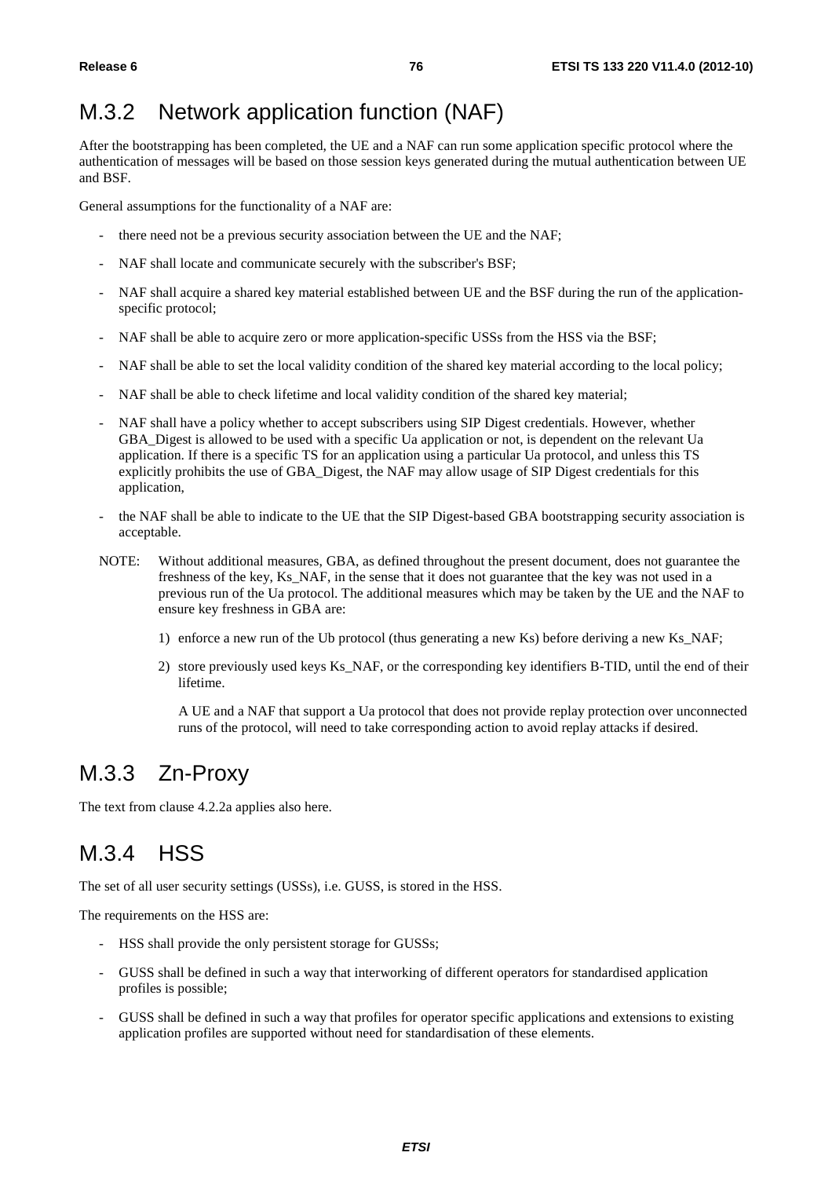## M.3.2 Network application function (NAF)

After the bootstrapping has been completed, the UE and a NAF can run some application specific protocol where the authentication of messages will be based on those session keys generated during the mutual authentication between UE and BSF.

General assumptions for the functionality of a NAF are:

- there need not be a previous security association between the UE and the NAF;
- NAF shall locate and communicate securely with the subscriber's BSF;
- NAF shall acquire a shared key material established between UE and the BSF during the run of the application-specific protocol;
- NAF shall be able to acquire zero or more application-specific USSs from the HSS via the BSF;
- NAF shall be able to set the local validity condition of the shared key material according to the local policy;
- NAF shall be able to check lifetime and local validity condition of the shared key material;
- NAF shall have a policy whether to accept subscribers using SIP Digest credentials. However, whether GBA_Digest is allowed to be used with a specific Ua application or not, is dependent on the relevant Ua application. If there is a specific TS for an application using a particular Ua protocol, and unless this TS explicitly prohibits the use of GBA_Digest, the NAF may allow usage of SIP Digest credentials for this application,
- the NAF shall be able to indicate to the UE that the SIP Digest-based GBA bootstrapping security association is acceptable.

NOTE: Without additional measures, GBA, as defined throughout the present document, does not guarantee the freshness of the key, Ks_NAF, in the sense that it does not guarantee that the key was not used in a previous run of the Ua protocol. The additional measures which may be taken by the UE and the NAF to ensure key freshness in GBA are:

1) enforce a new run of the Ub protocol (thus generating a new Ks) before deriving a new Ks_NAF;
2) store previously used keys Ks_NAF, or the corresponding key identifiers B-TID, until the end of their lifetime.

A UE and a NAF that support a Ua protocol that does not provide replay protection over unconnected runs of the protocol, will need to take corresponding action to avoid replay attacks if desired.

## M.3.3 Zn-Proxy

The text from clause 4.2.2a applies also here.

## M.3.4 HSS

The set of all user security settings (USSs), i.e. GUSS, is stored in the HSS.

The requirements on the HSS are:

- HSS shall provide the only persistent storage for GUSSs;
- GUSS shall be defined in such a way that interworking of different operators for standardised application profiles is possible;
- GUSS shall be defined in such a way that profiles for operator specific applications and extensions to existing application profiles are supported without need for standardisation of these elements.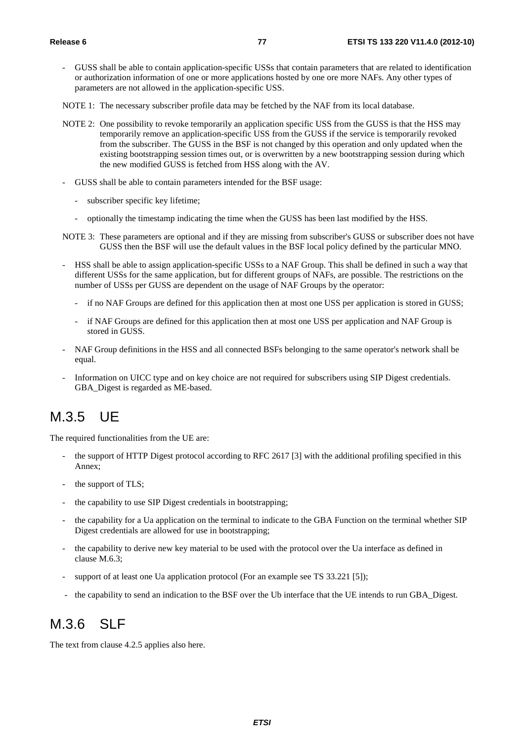- GUSS shall be able to contain application-specific USSs that contain parameters that are related to identification or authorization information of one or more applications hosted by one ore more NAFs. Any other types of parameters are not allowed in the application-specific USS.

NOTE 1: The necessary subscriber profile data may be fetched by the NAF from its local database.

NOTE 2: One possibility to revoke temporarily an application specific USS from the GUSS is that the HSS may temporarily remove an application-specific USS from the GUSS if the service is temporarily revoked from the subscriber. The GUSS in the BSF is not changed by this operation and only updated when the existing bootstrapping session times out, or is overwritten by a new bootstrapping session during which the new modified GUSS is fetched from HSS along with the AV.

- GUSS shall be able to contain parameters intended for the BSF usage:
  - subscriber specific key lifetime;
  - optionally the timestamp indicating the time when the GUSS has been last modified by the HSS.

NOTE 3: These parameters are optional and if they are missing from subscriber's GUSS or subscriber does not have GUSS then the BSF will use the default values in the BSF local policy defined by the particular MNO.

- HSS shall be able to assign application-specific USSs to a NAF Group. This shall be defined in such a way that different USSs for the same application, but for different groups of NAFs, are possible. The restrictions on the number of USSs per GUSS are dependent on the usage of NAF Groups by the operator:
  - if no NAF Groups are defined for this application then at most one USS per application is stored in GUSS;
  - if NAF Groups are defined for this application then at most one USS per application and NAF Group is stored in GUSS.
- NAF Group definitions in the HSS and all connected BSFs belonging to the same operator's network shall be equal.
- Information on UICC type and on key choice are not required for subscribers using SIP Digest credentials. GBA_Digest is regarded as ME-based.

# M.3.5 UE

The required functionalities from the UE are:

- the support of HTTP Digest protocol according to RFC 2617 [3] with the additional profiling specified in this Annex;
- the support of TLS;
- the capability to use SIP Digest credentials in bootstrapping;
- the capability for a Ua application on the terminal to indicate to the GBA Function on the terminal whether SIP Digest credentials are allowed for use in bootstrapping;
- the capability to derive new key material to be used with the protocol over the Ua interface as defined in clause M.6.3;
- support of at least one Ua application protocol (For an example see TS 33.221 [5]);
- the capability to send an indication to the BSF over the Ub interface that the UE intends to run GBA_Digest.

# M.3.6 SLF

The text from clause 4.2.5 applies also here.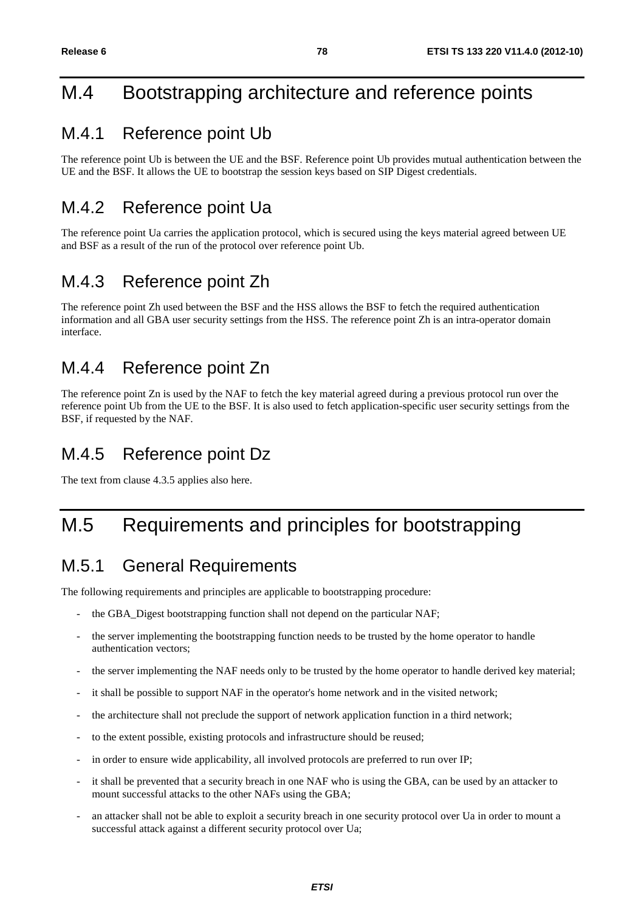# M.4 Bootstrapping architecture and reference points

## M.4.1 Reference point Ub

The reference point Ub is between the UE and the BSF. Reference point Ub provides mutual authentication between the UE and the BSF. It allows the UE to bootstrap the session keys based on SIP Digest credentials.

## M.4.2 Reference point Ua

The reference point Ua carries the application protocol, which is secured using the keys material agreed between UE and BSF as a result of the run of the protocol over reference point Ub.

## M.4.3 Reference point Zh

The reference point Zh used between the BSF and the HSS allows the BSF to fetch the required authentication information and all GBA user security settings from the HSS. The reference point Zh is an intra-operator domain interface.

## M.4.4 Reference point Zn

The reference point Zn is used by the NAF to fetch the key material agreed during a previous protocol run over the reference point Ub from the UE to the BSF. It is also used to fetch application-specific user security settings from the BSF, if requested by the NAF.

## M.4.5 Reference point Dz

The text from clause 4.3.5 applies also here.

# M.5 Requirements and principles for bootstrapping

## M.5.1 General Requirements

The following requirements and principles are applicable to bootstrapping procedure:

- the GBA_Digest bootstrapping function shall not depend on the particular NAF;
- the server implementing the bootstrapping function needs to be trusted by the home operator to handle authentication vectors;
- the server implementing the NAF needs only to be trusted by the home operator to handle derived key material;
- it shall be possible to support NAF in the operator's home network and in the visited network;
- the architecture shall not preclude the support of network application function in a third network;
- to the extent possible, existing protocols and infrastructure should be reused;
- in order to ensure wide applicability, all involved protocols are preferred to run over IP;
- it shall be prevented that a security breach in one NAF who is using the GBA, can be used by an attacker to mount successful attacks to the other NAFs using the GBA;
- an attacker shall not be able to exploit a security breach in one security protocol over Ua in order to mount a successful attack against a different security protocol over Ua;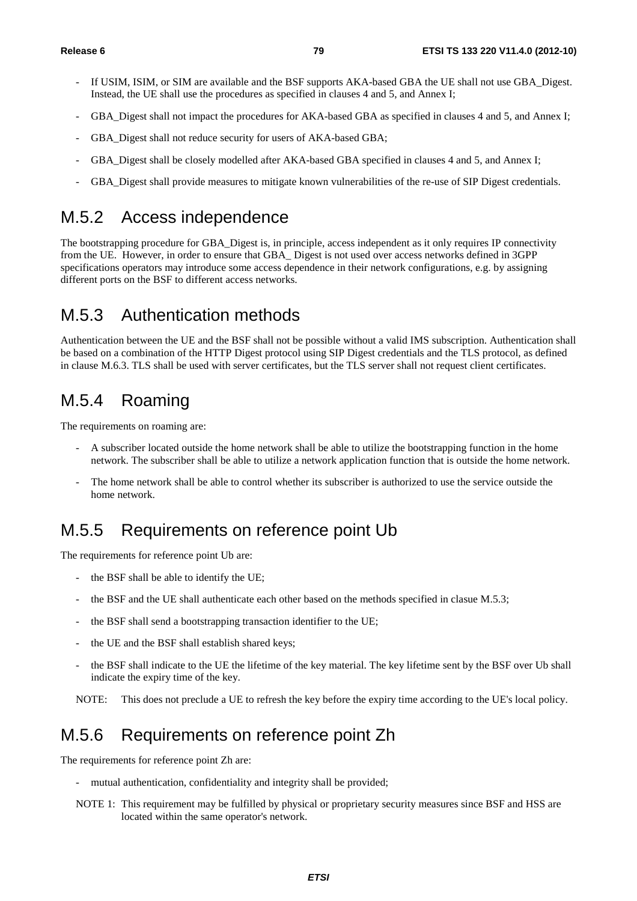- If USIM, ISIM, or SIM are available and the BSF supports AKA-based GBA the UE shall not use GBA_Digest. Instead, the UE shall use the procedures as specified in clauses 4 and 5, and Annex I;
- GBA_Digest shall not impact the procedures for AKA-based GBA as specified in clauses 4 and 5, and Annex I;
- GBA_Digest shall not reduce security for users of AKA-based GBA;
- GBA_Digest shall be closely modelled after AKA-based GBA specified in clauses 4 and 5, and Annex I;
- GBA_Digest shall provide measures to mitigate known vulnerabilities of the re-use of SIP Digest credentials.

## M.5.2 Access independence

The bootstrapping procedure for GBA_Digest is, in principle, access independent as it only requires IP connectivity from the UE. However, in order to ensure that GBA_ Digest is not used over access networks defined in 3GPP specifications operators may introduce some access dependence in their network configurations, e.g. by assigning different ports on the BSF to different access networks.

## M.5.3 Authentication methods

Authentication between the UE and the BSF shall not be possible without a valid IMS subscription. Authentication shall be based on a combination of the HTTP Digest protocol using SIP Digest credentials and the TLS protocol, as defined in clause M.6.3. TLS shall be used with server certificates, but the TLS server shall not request client certificates.

## M.5.4 Roaming

The requirements on roaming are:

- A subscriber located outside the home network shall be able to utilize the bootstrapping function in the home network. The subscriber shall be able to utilize a network application function that is outside the home network.
- The home network shall be able to control whether its subscriber is authorized to use the service outside the home network.

## M.5.5 Requirements on reference point Ub

The requirements for reference point Ub are:

- the BSF shall be able to identify the UE;
- the BSF and the UE shall authenticate each other based on the methods specified in clasue M.5.3;
- the BSF shall send a bootstrapping transaction identifier to the UE;
- the UE and the BSF shall establish shared keys;
- the BSF shall indicate to the UE the lifetime of the key material. The key lifetime sent by the BSF over Ub shall indicate the expiry time of the key.

NOTE: This does not preclude a UE to refresh the key before the expiry time according to the UE's local policy.

## M.5.6 Requirements on reference point Zh

The requirements for reference point Zh are:

- mutual authentication, confidentiality and integrity shall be provided;

NOTE 1: This requirement may be fulfilled by physical or proprietary security measures since BSF and HSS are located within the same operator's network.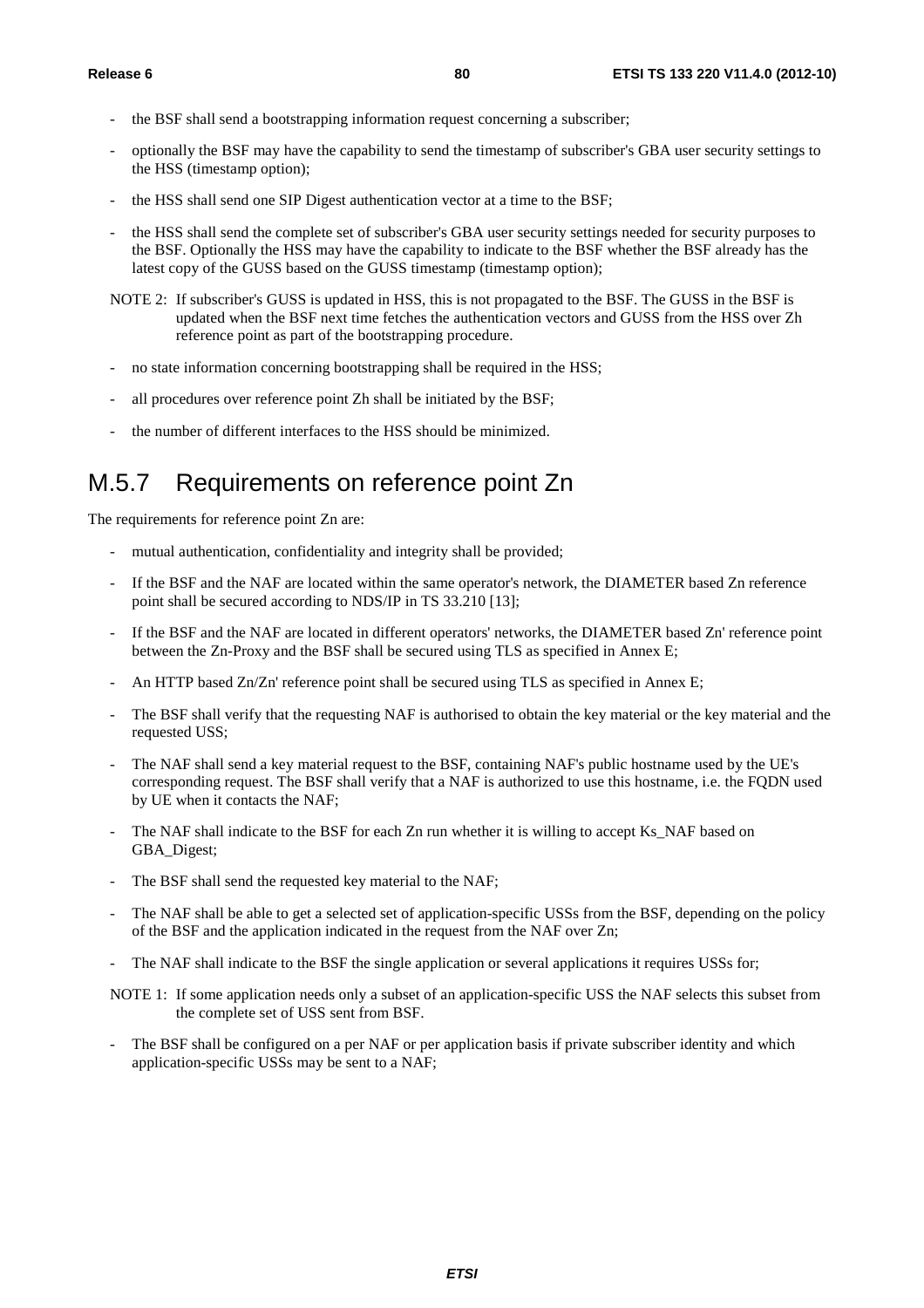- the BSF shall send a bootstrapping information request concerning a subscriber;
- optionally the BSF may have the capability to send the timestamp of subscriber's GBA user security settings to the HSS (timestamp option);
- the HSS shall send one SIP Digest authentication vector at a time to the BSF;
- the HSS shall send the complete set of subscriber's GBA user security settings needed for security purposes to the BSF. Optionally the HSS may have the capability to indicate to the BSF whether the BSF already has the latest copy of the GUSS based on the GUSS timestamp (timestamp option);

NOTE 2: If subscriber's GUSS is updated in HSS, this is not propagated to the BSF. The GUSS in the BSF is updated when the BSF next time fetches the authentication vectors and GUSS from the HSS over Zh reference point as part of the bootstrapping procedure.

- no state information concerning bootstrapping shall be required in the HSS;
- all procedures over reference point Zh shall be initiated by the BSF;
- the number of different interfaces to the HSS should be minimized.

# M.5.7 Requirements on reference point Zn

The requirements for reference point Zn are:

- mutual authentication, confidentiality and integrity shall be provided;
- If the BSF and the NAF are located within the same operator's network, the DIAMETER based Zn reference point shall be secured according to NDS/IP in TS 33.210 [13];
- If the BSF and the NAF are located in different operators' networks, the DIAMETER based Zn' reference point between the Zn-Proxy and the BSF shall be secured using TLS as specified in Annex E;
- An HTTP based Zn/Zn' reference point shall be secured using TLS as specified in Annex E;
- The BSF shall verify that the requesting NAF is authorised to obtain the key material or the key material and the requested USS;
- The NAF shall send a key material request to the BSF, containing NAF's public hostname used by the UE's corresponding request. The BSF shall verify that a NAF is authorized to use this hostname, i.e. the FQDN used by UE when it contacts the NAF;
- The NAF shall indicate to the BSF for each Zn run whether it is willing to accept Ks_NAF based on GBA_Digest;
- The BSF shall send the requested key material to the NAF;
- The NAF shall be able to get a selected set of application-specific USSs from the BSF, depending on the policy of the BSF and the application indicated in the request from the NAF over Zn;
- The NAF shall indicate to the BSF the single application or several applications it requires USSs for;

NOTE 1: If some application needs only a subset of an application-specific USS the NAF selects this subset from the complete set of USS sent from BSF.

- The BSF shall be configured on a per NAF or per application basis if private subscriber identity and which application-specific USSs may be sent to a NAF;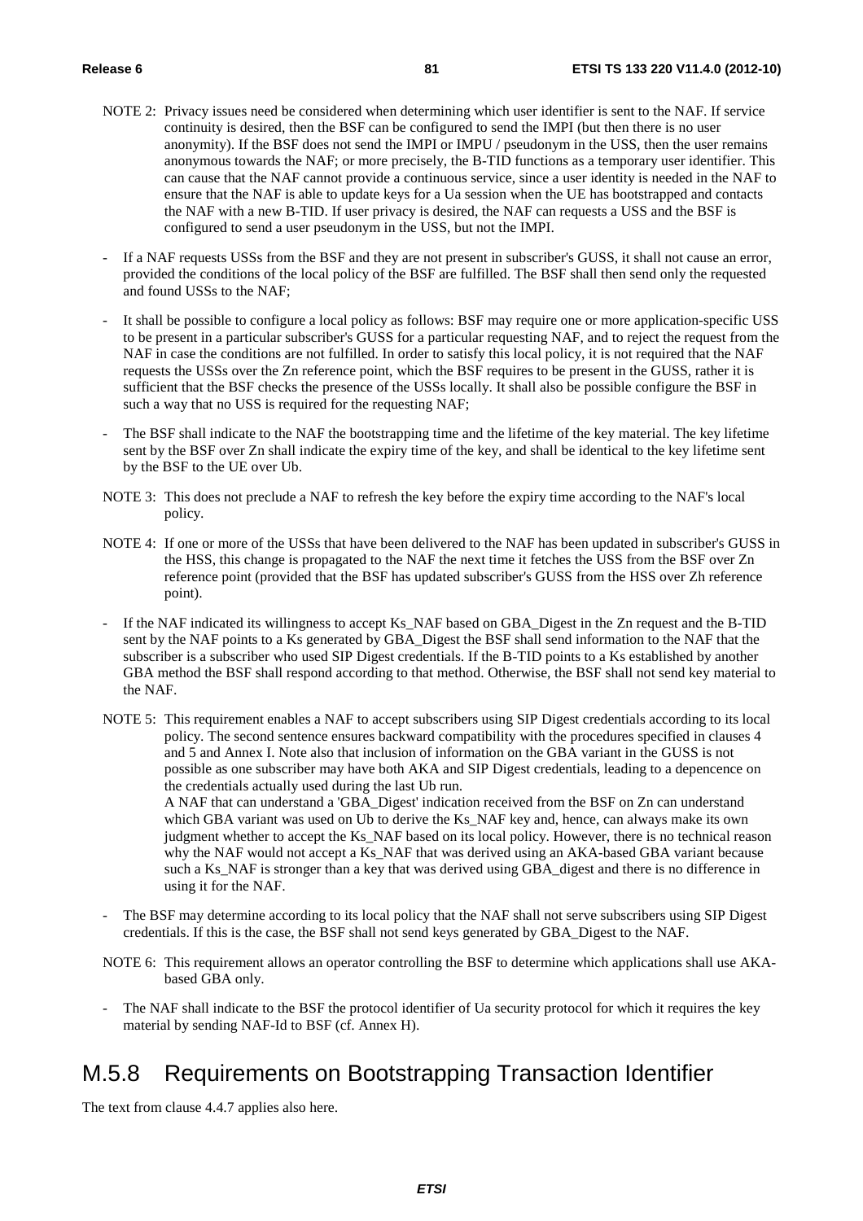NOTE 2: Privacy issues need be considered when determining which user identifier is sent to the NAF. If service continuity is desired, then the BSF can be configured to send the IMPI (but then there is no user anonymity). If the BSF does not send the IMPI or IMPU / pseudonym in the USS, then the user remains anonymous towards the NAF; or more precisely, the B-TID functions as a temporary user identifier. This can cause that the NAF cannot provide a continuous service, since a user identity is needed in the NAF to ensure that the NAF is able to update keys for a Ua session when the UE has bootstrapped and contacts the NAF with a new B-TID. If user privacy is desired, the NAF can requests a USS and the BSF is configured to send a user pseudonym in the USS, but not the IMPI.

- If a NAF requests USSs from the BSF and they are not present in subscriber's GUSS, it shall not cause an error, provided the conditions of the local policy of the BSF are fulfilled. The BSF shall then send only the requested and found USSs to the NAF;

- It shall be possible to configure a local policy as follows: BSF may require one or more application-specific USS to be present in a particular subscriber's GUSS for a particular requesting NAF, and to reject the request from the NAF in case the conditions are not fulfilled. In order to satisfy this local policy, it is not required that the NAF requests the USSs over the Zn reference point, which the BSF requires to be present in the GUSS, rather it is sufficient that the BSF checks the presence of the USSs locally. It shall also be possible configure the BSF in such a way that no USS is required for the requesting NAF;

- The BSF shall indicate to the NAF the bootstrapping time and the lifetime of the key material. The key lifetime sent by the BSF over Zn shall indicate the expiry time of the key, and shall be identical to the key lifetime sent by the BSF to the UE over Ub.

NOTE 3: This does not preclude a NAF to refresh the key before the expiry time according to the NAF's local policy.

NOTE 4: If one or more of the USSs that have been delivered to the NAF has been updated in subscriber's GUSS in the HSS, this change is propagated to the NAF the next time it fetches the USS from the BSF over Zn reference point (provided that the BSF has updated subscriber's GUSS from the HSS over Zh reference point).

- If the NAF indicated its willingness to accept Ks_NAF based on GBA_Digest in the Zn request and the B-TID sent by the NAF points to a Ks generated by GBA_Digest the BSF shall send information to the NAF that the subscriber is a subscriber who used SIP Digest credentials. If the B-TID points to a Ks established by another GBA method the BSF shall respond according to that method. Otherwise, the BSF shall not send key material to the NAF.

NOTE 5: This requirement enables a NAF to accept subscribers using SIP Digest credentials according to its local policy. The second sentence ensures backward compatibility with the procedures specified in clauses 4 and 5 and Annex I. Note also that inclusion of information on the GBA variant in the GUSS is not possible as one subscriber may have both AKA and SIP Digest credentials, leading to a depencence on the credentials actually used during the last Ub run.
A NAF that can understand a 'GBA_Digest' indication received from the BSF on Zn can understand which GBA variant was used on Ub to derive the Ks_NAF key and, hence, can always make its own judgment whether to accept the Ks_NAF based on its local policy. However, there is no technical reason why the NAF would not accept a Ks_NAF that was derived using an AKA-based GBA variant because such a Ks_NAF is stronger than a key that was derived using GBA_digest and there is no difference in using it for the NAF.

- The BSF may determine according to its local policy that the NAF shall not serve subscribers using SIP Digest credentials. If this is the case, the BSF shall not send keys generated by GBA_Digest to the NAF.

NOTE 6: This requirement allows an operator controlling the BSF to determine which applications shall use AKA-based GBA only.

- The NAF shall indicate to the BSF the protocol identifier of Ua security protocol for which it requires the key material by sending NAF-Id to BSF (cf. Annex H).

## M.5.8 Requirements on Bootstrapping Transaction Identifier

The text from clause 4.4.7 applies also here.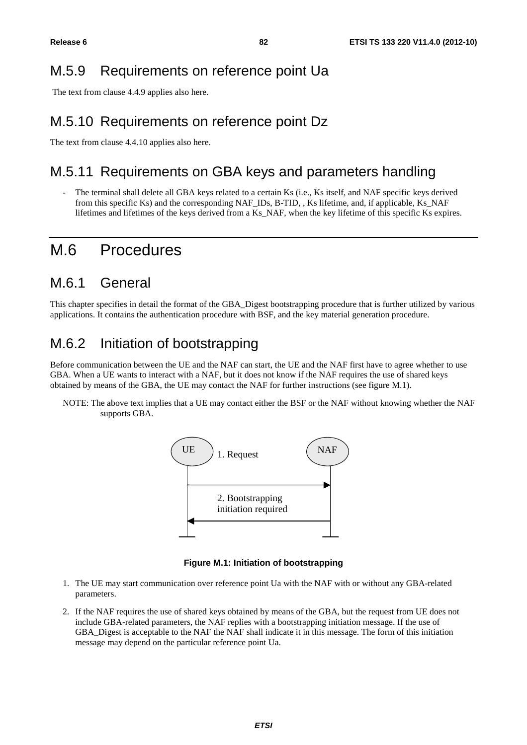## M.5.9 Requirements on reference point Ua

The text from clause 4.4.9 applies also here.

## M.5.10 Requirements on reference point Dz

The text from clause 4.4.10 applies also here.

## M.5.11 Requirements on GBA keys and parameters handling

- The terminal shall delete all GBA keys related to a certain Ks (i.e., Ks itself, and NAF specific keys derived from this specific Ks) and the corresponding NAF_IDs, B-TID, , Ks lifetime, and, if applicable, Ks_NAF lifetimes and lifetimes of the keys derived from a Ks_NAF, when the key lifetime of this specific Ks expires.

# M.6 Procedures

## M.6.1 General

This chapter specifies in detail the format of the GBA_Digest bootstrapping procedure that is further utilized by various applications. It contains the authentication procedure with BSF, and the key material generation procedure.

## M.6.2 Initiation of bootstrapping

Before communication between the UE and the NAF can start, the UE and the NAF first have to agree whether to use GBA. When a UE wants to interact with a NAF, but it does not know if the NAF requires the use of shared keys obtained by means of the GBA, the UE may contact the NAF for further instructions (see figure M.1).

NOTE: The above text implies that a UE may contact either the BSF or the NAF without knowing whether the NAF supports GBA.

UE — 1. Request → NAF

NAF — 2. Bootstrapping initiation required → UE

**Figure M.1: Initiation of bootstrapping**

1. The UE may start communication over reference point Ua with the NAF with or without any GBA-related parameters.
2. If the NAF requires the use of shared keys obtained by means of the GBA, but the request from UE does not include GBA-related parameters, the NAF replies with a bootstrapping initiation message. If the use of GBA_Digest is acceptable to the NAF the NAF shall indicate it in this message. The form of this initiation message may depend on the particular reference point Ua.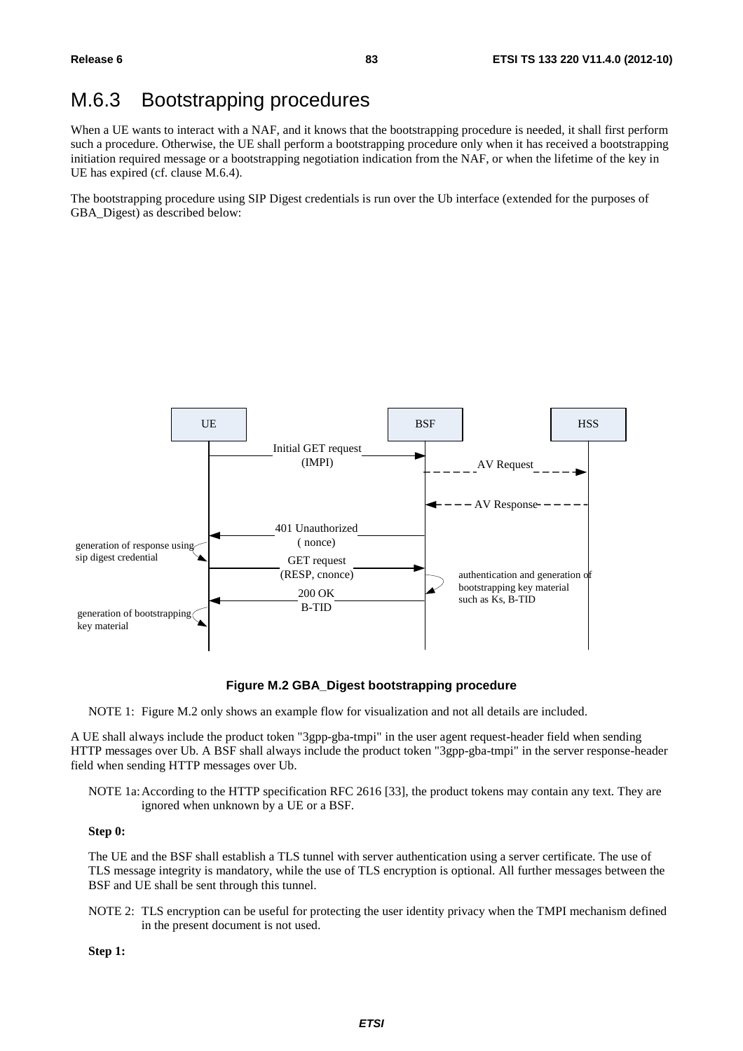## M.6.3 Bootstrapping procedures

When a UE wants to interact with a NAF, and it knows that the bootstrapping procedure is needed, it shall first perform such a procedure. Otherwise, the UE shall perform a bootstrapping procedure only when it has received a bootstrapping initiation required message or a bootstrapping negotiation indication from the NAF, or when the lifetime of the key in UE has expired (cf. clause M.6.4).

The bootstrapping procedure using SIP Digest credentials is run over the Ub interface (extended for the purposes of GBA_Digest) as described below:

**Figure M.2 GBA_Digest bootstrapping procedure**

NOTE 1: Figure M.2 only shows an example flow for visualization and not all details are included.

A UE shall always include the product token "3gpp-gba-tmpi" in the user agent request-header field when sending HTTP messages over Ub. A BSF shall always include the product token "3gpp-gba-tmpi" in the server response-header field when sending HTTP messages over Ub.

NOTE 1a: According to the HTTP specification RFC 2616 [33], the product tokens may contain any text. They are ignored when unknown by a UE or a BSF.

**Step 0:**

The UE and the BSF shall establish a TLS tunnel with server authentication using a server certificate. The use of TLS message integrity is mandatory, while the use of TLS encryption is optional. All further messages between the BSF and UE shall be sent through this tunnel.

NOTE 2: TLS encryption can be useful for protecting the user identity privacy when the TMPI mechanism defined in the present document is not used.

**Step 1:**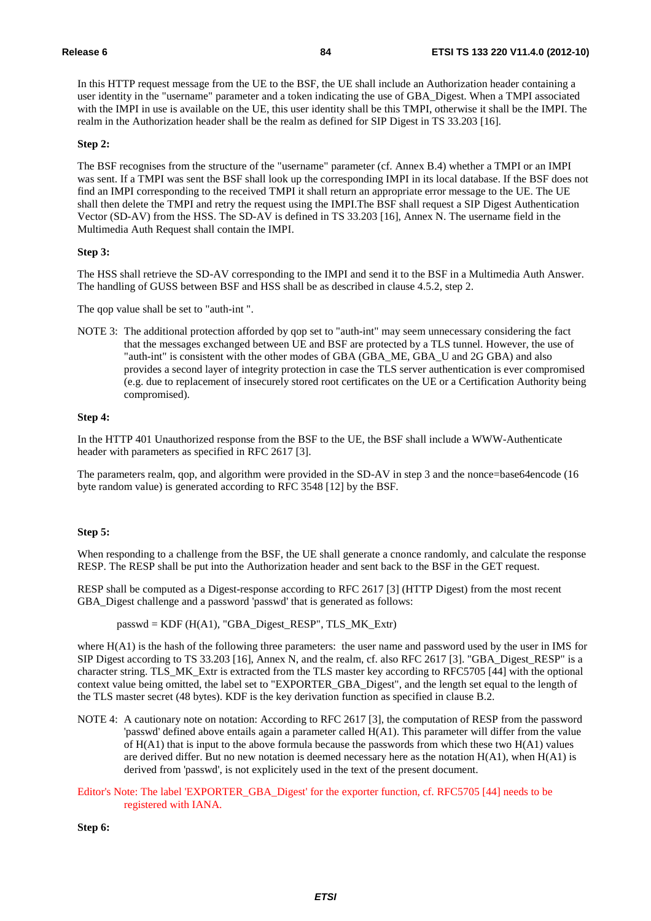In this HTTP request message from the UE to the BSF, the UE shall include an Authorization header containing a user identity in the "username" parameter and a token indicating the use of GBA_Digest. When a TMPI associated with the IMPI in use is available on the UE, this user identity shall be this TMPI, otherwise it shall be the IMPI. The realm in the Authorization header shall be the realm as defined for SIP Digest in TS 33.203 [16].

**Step 2:**

The BSF recognises from the structure of the "username" parameter (cf. Annex B.4) whether a TMPI or an IMPI was sent. If a TMPI was sent the BSF shall look up the corresponding IMPI in its local database. If the BSF does not find an IMPI corresponding to the received TMPI it shall return an appropriate error message to the UE. The UE shall then delete the TMPI and retry the request using the IMPI.The BSF shall request a SIP Digest Authentication Vector (SD-AV) from the HSS. The SD-AV is defined in TS 33.203 [16], Annex N. The username field in the Multimedia Auth Request shall contain the IMPI.

**Step 3:**

The HSS shall retrieve the SD-AV corresponding to the IMPI and send it to the BSF in a Multimedia Auth Answer. The handling of GUSS between BSF and HSS shall be as described in clause 4.5.2, step 2.

The qop value shall be set to "auth-int ".

NOTE 3: The additional protection afforded by qop set to "auth-int" may seem unnecessary considering the fact that the messages exchanged between UE and BSF are protected by a TLS tunnel. However, the use of "auth-int" is consistent with the other modes of GBA (GBA_ME, GBA_U and 2G GBA) and also provides a second layer of integrity protection in case the TLS server authentication is ever compromised (e.g. due to replacement of insecurely stored root certificates on the UE or a Certification Authority being compromised).

**Step 4:**

In the HTTP 401 Unauthorized response from the BSF to the UE, the BSF shall include a WWW-Authenticate header with parameters as specified in RFC 2617 [3].

The parameters realm, qop, and algorithm were provided in the SD-AV in step 3 and the nonce=base64encode (16 byte random value) is generated according to RFC 3548 [12] by the BSF.

**Step 5:**

When responding to a challenge from the BSF, the UE shall generate a cnonce randomly, and calculate the response RESP. The RESP shall be put into the Authorization header and sent back to the BSF in the GET request.

RESP shall be computed as a Digest-response according to RFC 2617 [3] (HTTP Digest) from the most recent GBA_Digest challenge and a password 'passwd' that is generated as follows:

passwd = KDF (H(A1), "GBA_Digest_RESP", TLS_MK_Extr)

where H(A1) is the hash of the following three parameters: the user name and password used by the user in IMS for SIP Digest according to TS 33.203 [16], Annex N, and the realm, cf. also RFC 2617 [3]. "GBA_Digest_RESP" is a character string. TLS_MK_Extr is extracted from the TLS master key according to RFC5705 [44] with the optional context value being omitted, the label set to "EXPORTER_GBA_Digest", and the length set equal to the length of the TLS master secret (48 bytes). KDF is the key derivation function as specified in clause B.2.

NOTE 4: A cautionary note on notation: According to RFC 2617 [3], the computation of RESP from the password 'passwd' defined above entails again a parameter called H(A1). This parameter will differ from the value of H(A1) that is input to the above formula because the passwords from which these two H(A1) values are derived differ. But no new notation is deemed necessary here as the notation H(A1), when H(A1) is derived from 'passwd', is not explicitely used in the text of the present document.

Editor's Note: The label 'EXPORTER_GBA_Digest' for the exporter function, cf. RFC5705 [44] needs to be registered with IANA.

**Step 6:**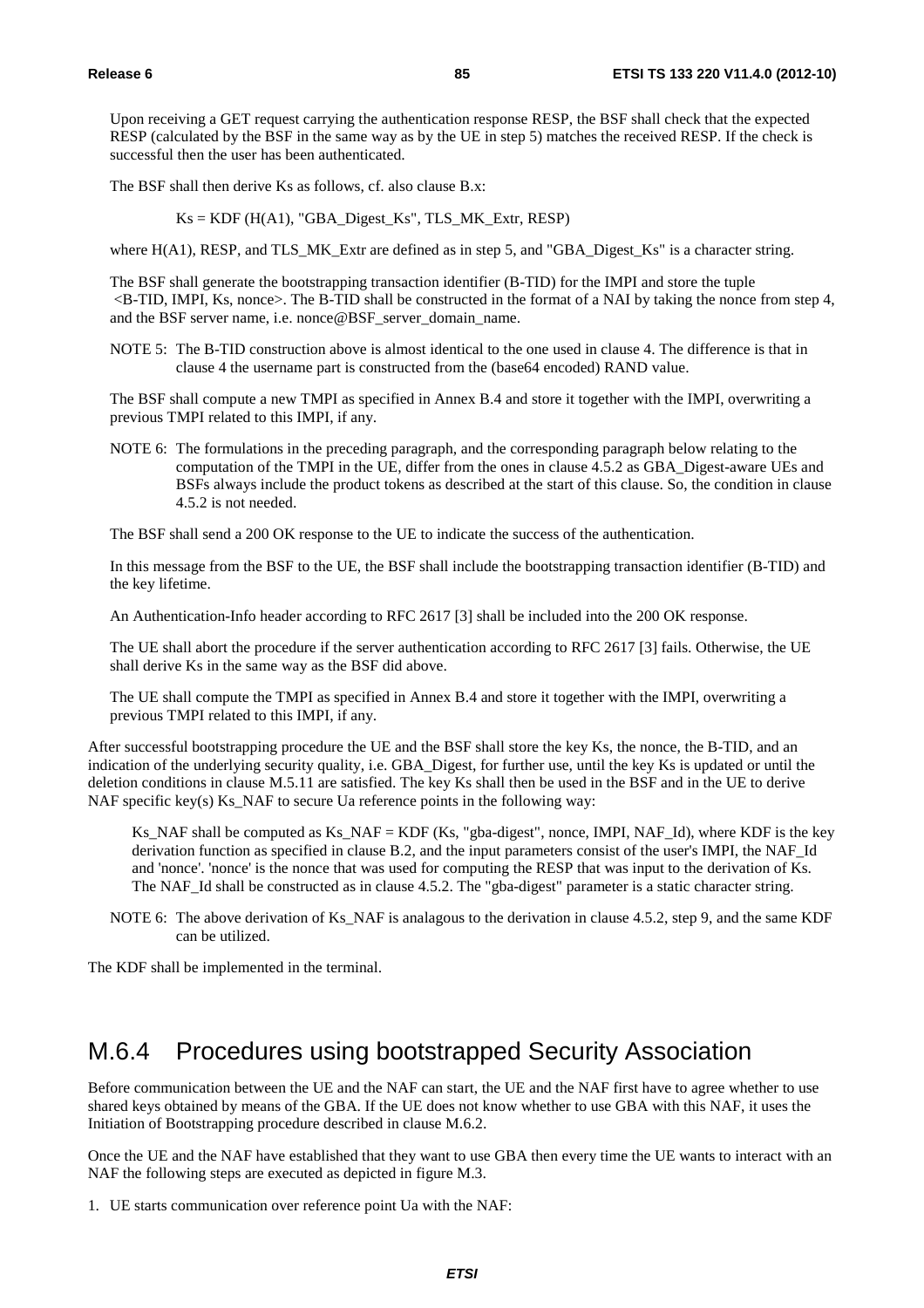Upon receiving a GET request carrying the authentication response RESP, the BSF shall check that the expected RESP (calculated by the BSF in the same way as by the UE in step 5) matches the received RESP. If the check is successful then the user has been authenticated.

The BSF shall then derive Ks as follows, cf. also clause B.x:

Ks = KDF (H(A1), "GBA_Digest_Ks", TLS_MK_Extr, RESP)

where H(A1), RESP, and TLS_MK_Extr are defined as in step 5, and "GBA_Digest_Ks" is a character string.

The BSF shall generate the bootstrapping transaction identifier (B-TID) for the IMPI and store the tuple <B-TID, IMPI, Ks, nonce>. The B-TID shall be constructed in the format of a NAI by taking the nonce from step 4, and the BSF server name, i.e. nonce@BSF_server_domain_name.

NOTE 5: The B-TID construction above is almost identical to the one used in clause 4. The difference is that in clause 4 the username part is constructed from the (base64 encoded) RAND value.

The BSF shall compute a new TMPI as specified in Annex B.4 and store it together with the IMPI, overwriting a previous TMPI related to this IMPI, if any.

NOTE 6: The formulations in the preceding paragraph, and the corresponding paragraph below relating to the computation of the TMPI in the UE, differ from the ones in clause 4.5.2 as GBA_Digest-aware UEs and BSFs always include the product tokens as described at the start of this clause. So, the condition in clause 4.5.2 is not needed.

The BSF shall send a 200 OK response to the UE to indicate the success of the authentication.

In this message from the BSF to the UE, the BSF shall include the bootstrapping transaction identifier (B-TID) and the key lifetime.

An Authentication-Info header according to RFC 2617 [3] shall be included into the 200 OK response.

The UE shall abort the procedure if the server authentication according to RFC 2617 [3] fails. Otherwise, the UE shall derive Ks in the same way as the BSF did above.

The UE shall compute the TMPI as specified in Annex B.4 and store it together with the IMPI, overwriting a previous TMPI related to this IMPI, if any.

After successful bootstrapping procedure the UE and the BSF shall store the key Ks, the nonce, the B-TID, and an indication of the underlying security quality, i.e. GBA_Digest, for further use, until the key Ks is updated or until the deletion conditions in clause M.5.11 are satisfied. The key Ks shall then be used in the BSF and in the UE to derive NAF specific key(s) Ks_NAF to secure Ua reference points in the following way:

Ks_NAF shall be computed as Ks_NAF = KDF (Ks, "gba-digest", nonce, IMPI, NAF_Id), where KDF is the key derivation function as specified in clause B.2, and the input parameters consist of the user's IMPI, the NAF_Id and 'nonce'. 'nonce' is the nonce that was used for computing the RESP that was input to the derivation of Ks. The NAF_Id shall be constructed as in clause 4.5.2. The "gba-digest" parameter is a static character string.

NOTE 6: The above derivation of Ks_NAF is analagous to the derivation in clause 4.5.2, step 9, and the same KDF can be utilized.

The KDF shall be implemented in the terminal.

## M.6.4 Procedures using bootstrapped Security Association

Before communication between the UE and the NAF can start, the UE and the NAF first have to agree whether to use shared keys obtained by means of the GBA. If the UE does not know whether to use GBA with this NAF, it uses the Initiation of Bootstrapping procedure described in clause M.6.2.

Once the UE and the NAF have established that they want to use GBA then every time the UE wants to interact with an NAF the following steps are executed as depicted in figure M.3.

1. UE starts communication over reference point Ua with the NAF: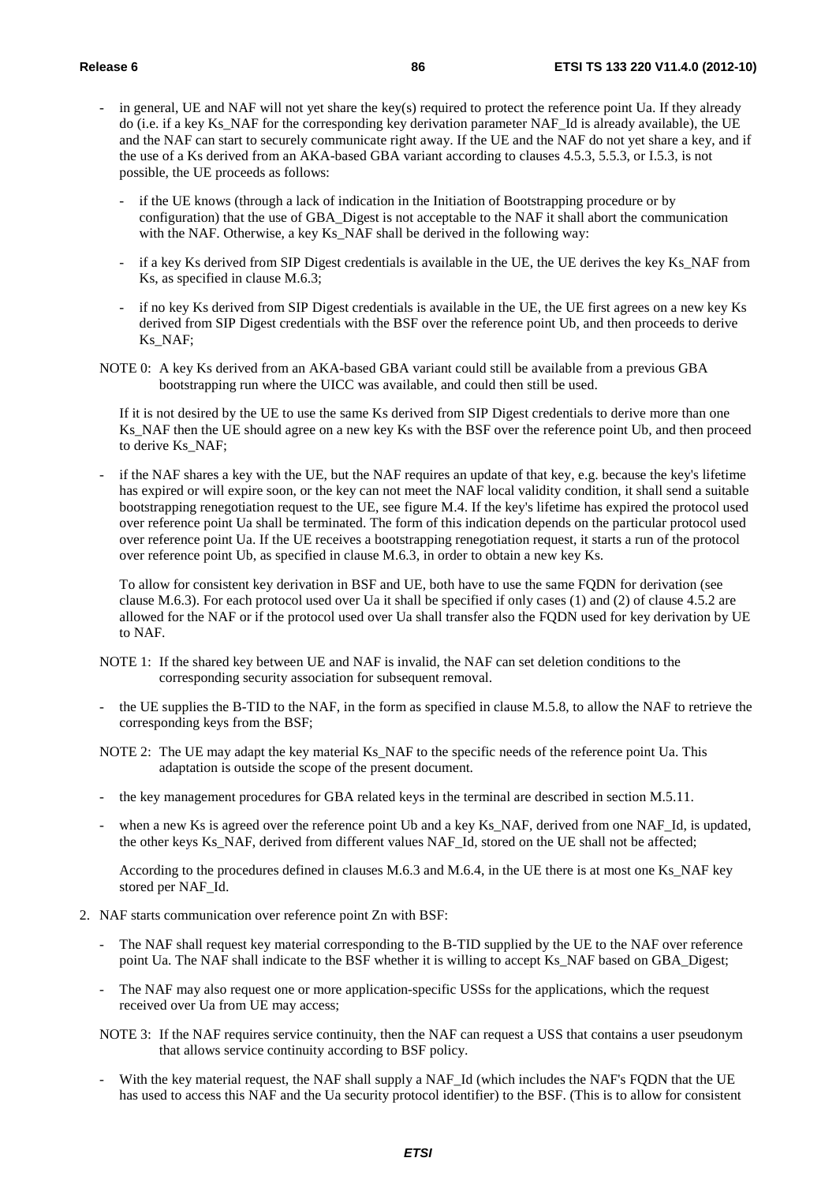- in general, UE and NAF will not yet share the key(s) required to protect the reference point Ua. If they already do (i.e. if a key Ks_NAF for the corresponding key derivation parameter NAF_Id is already available), the UE and the NAF can start to securely communicate right away. If the UE and the NAF do not yet share a key, and if the use of a Ks derived from an AKA-based GBA variant according to clauses 4.5.3, 5.5.3, or I.5.3, is not possible, the UE proceeds as follows:

  - if the UE knows (through a lack of indication in the Initiation of Bootstrapping procedure or by configuration) that the use of GBA_Digest is not acceptable to the NAF it shall abort the communication with the NAF. Otherwise, a key Ks_NAF shall be derived in the following way:

  - if a key Ks derived from SIP Digest credentials is available in the UE, the UE derives the key Ks_NAF from Ks, as specified in clause M.6.3;

  - if no key Ks derived from SIP Digest credentials is available in the UE, the UE first agrees on a new key Ks derived from SIP Digest credentials with the BSF over the reference point Ub, and then proceeds to derive Ks_NAF;

NOTE 0: A key Ks derived from an AKA-based GBA variant could still be available from a previous GBA bootstrapping run where the UICC was available, and could then still be used.

If it is not desired by the UE to use the same Ks derived from SIP Digest credentials to derive more than one Ks_NAF then the UE should agree on a new key Ks with the BSF over the reference point Ub, and then proceed to derive Ks_NAF;

- if the NAF shares a key with the UE, but the NAF requires an update of that key, e.g. because the key's lifetime has expired or will expire soon, or the key can not meet the NAF local validity condition, it shall send a suitable bootstrapping renegotiation request to the UE, see figure M.4. If the key's lifetime has expired the protocol used over reference point Ua shall be terminated. The form of this indication depends on the particular protocol used over reference point Ua. If the UE receives a bootstrapping renegotiation request, it starts a run of the protocol over reference point Ub, as specified in clause M.6.3, in order to obtain a new key Ks.

  To allow for consistent key derivation in BSF and UE, both have to use the same FQDN for derivation (see clause M.6.3). For each protocol used over Ua it shall be specified if only cases (1) and (2) of clause 4.5.2 are allowed for the NAF or if the protocol used over Ua shall transfer also the FQDN used for key derivation by UE to NAF.

NOTE 1: If the shared key between UE and NAF is invalid, the NAF can set deletion conditions to the corresponding security association for subsequent removal.

- the UE supplies the B-TID to the NAF, in the form as specified in clause M.5.8, to allow the NAF to retrieve the corresponding keys from the BSF;

NOTE 2: The UE may adapt the key material Ks_NAF to the specific needs of the reference point Ua. This adaptation is outside the scope of the present document.

- the key management procedures for GBA related keys in the terminal are described in section M.5.11.

- when a new Ks is agreed over the reference point Ub and a key Ks_NAF, derived from one NAF_Id, is updated, the other keys Ks_NAF, derived from different values NAF_Id, stored on the UE shall not be affected;

  According to the procedures defined in clauses M.6.3 and M.6.4, in the UE there is at most one Ks_NAF key stored per NAF_Id.

2. NAF starts communication over reference point Zn with BSF:

   - The NAF shall request key material corresponding to the B-TID supplied by the UE to the NAF over reference point Ua. The NAF shall indicate to the BSF whether it is willing to accept Ks_NAF based on GBA_Digest;

   - The NAF may also request one or more application-specific USSs for the applications, which the request received over Ua from UE may access;

   NOTE 3: If the NAF requires service continuity, then the NAF can request a USS that contains a user pseudonym that allows service continuity according to BSF policy.

   - With the key material request, the NAF shall supply a NAF_Id (which includes the NAF's FQDN that the UE has used to access this NAF and the Ua security protocol identifier) to the BSF. (This is to allow for consistent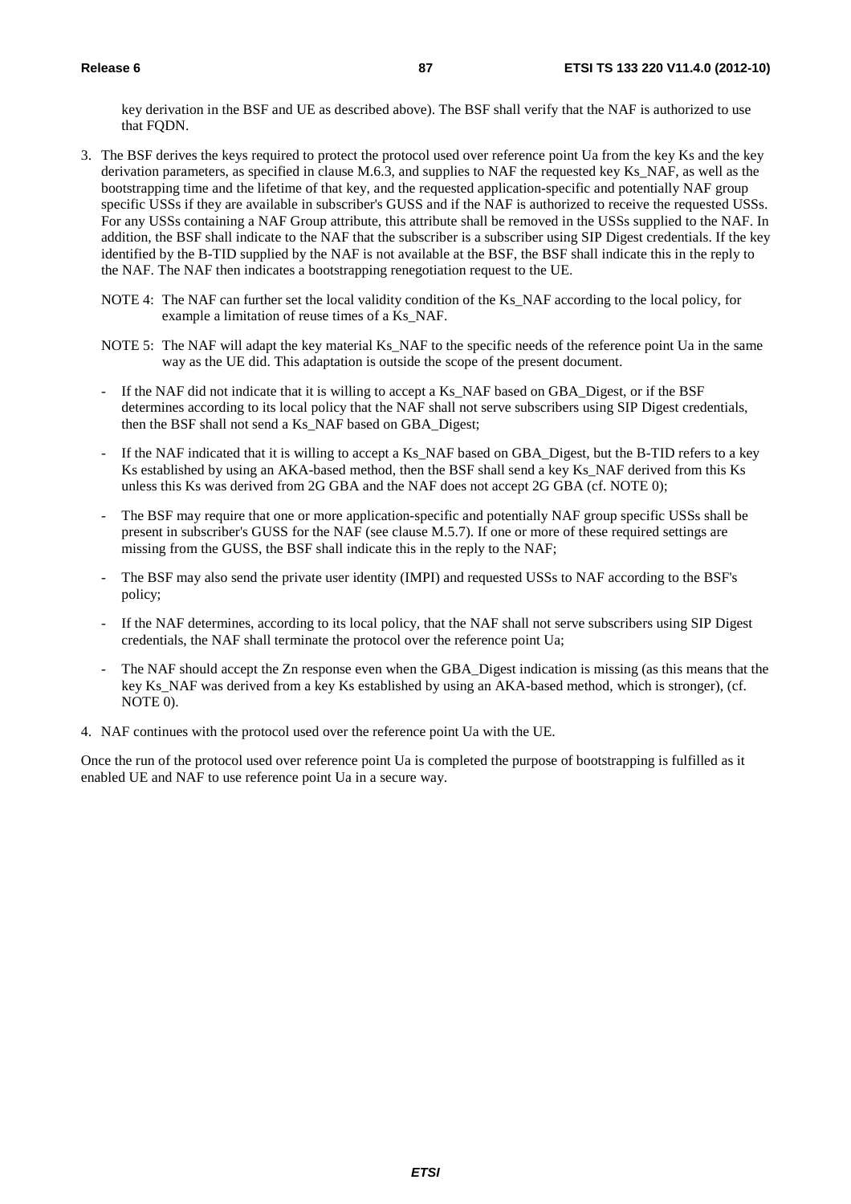key derivation in the BSF and UE as described above). The BSF shall verify that the NAF is authorized to use that FQDN.

3. The BSF derives the keys required to protect the protocol used over reference point Ua from the key Ks and the key derivation parameters, as specified in clause M.6.3, and supplies to NAF the requested key Ks_NAF, as well as the bootstrapping time and the lifetime of that key, and the requested application-specific and potentially NAF group specific USSs if they are available in subscriber's GUSS and if the NAF is authorized to receive the requested USSs. For any USSs containing a NAF Group attribute, this attribute shall be removed in the USSs supplied to the NAF. In addition, the BSF shall indicate to the NAF that the subscriber is a subscriber using SIP Digest credentials. If the key identified by the B-TID supplied by the NAF is not available at the BSF, the BSF shall indicate this in the reply to the NAF. The NAF then indicates a bootstrapping renegotiation request to the UE.

   NOTE 4: The NAF can further set the local validity condition of the Ks_NAF according to the local policy, for example a limitation of reuse times of a Ks_NAF.

   NOTE 5: The NAF will adapt the key material Ks_NAF to the specific needs of the reference point Ua in the same way as the UE did. This adaptation is outside the scope of the present document.

   - If the NAF did not indicate that it is willing to accept a Ks_NAF based on GBA_Digest, or if the BSF determines according to its local policy that the NAF shall not serve subscribers using SIP Digest credentials, then the BSF shall not send a Ks_NAF based on GBA_Digest;

   - If the NAF indicated that it is willing to accept a Ks_NAF based on GBA_Digest, but the B-TID refers to a key Ks established by using an AKA-based method, then the BSF shall send a key Ks_NAF derived from this Ks unless this Ks was derived from 2G GBA and the NAF does not accept 2G GBA (cf. NOTE 0);

   - The BSF may require that one or more application-specific and potentially NAF group specific USSs shall be present in subscriber's GUSS for the NAF (see clause M.5.7). If one or more of these required settings are missing from the GUSS, the BSF shall indicate this in the reply to the NAF;

   - The BSF may also send the private user identity (IMPI) and requested USSs to NAF according to the BSF's policy;

   - If the NAF determines, according to its local policy, that the NAF shall not serve subscribers using SIP Digest credentials, the NAF shall terminate the protocol over the reference point Ua;

   - The NAF should accept the Zn response even when the GBA_Digest indication is missing (as this means that the key Ks_NAF was derived from a key Ks established by using an AKA-based method, which is stronger), (cf. NOTE 0).

4. NAF continues with the protocol used over the reference point Ua with the UE.

Once the run of the protocol used over reference point Ua is completed the purpose of bootstrapping is fulfilled as it enabled UE and NAF to use reference point Ua in a secure way.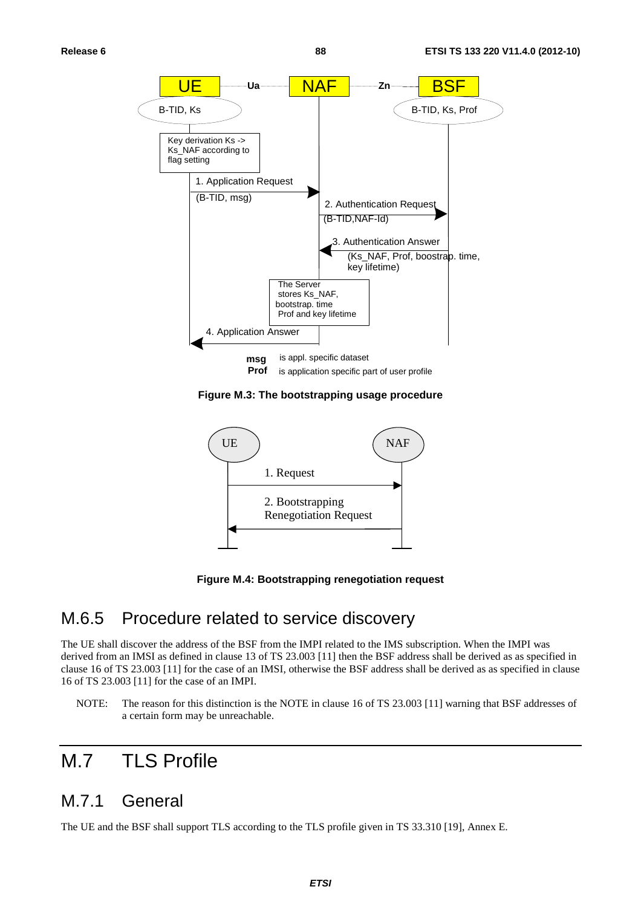Figure M.3: The bootstrapping usage procedure

Figure M.4: Bootstrapping renegotiation request

### M.6.5 Procedure related to service discovery

The UE shall discover the address of the BSF from the IMPI related to the IMS subscription. When the IMPI was derived from an IMSI as defined in clause 13 of TS 23.003 [11] then the BSF address shall be derived as as specified in clause 16 of TS 23.003 [11] for the case of an IMSI, otherwise the BSF address shall be derived as as specified in clause 16 of TS 23.003 [11] for the case of an IMPI.

NOTE: The reason for this distinction is the NOTE in clause 16 of TS 23.003 [11] warning that BSF addresses of a certain form may be unreachable.

## M.7 TLS Profile

### M.7.1 General

The UE and the BSF shall support TLS according to the TLS profile given in TS 33.310 [19], Annex E.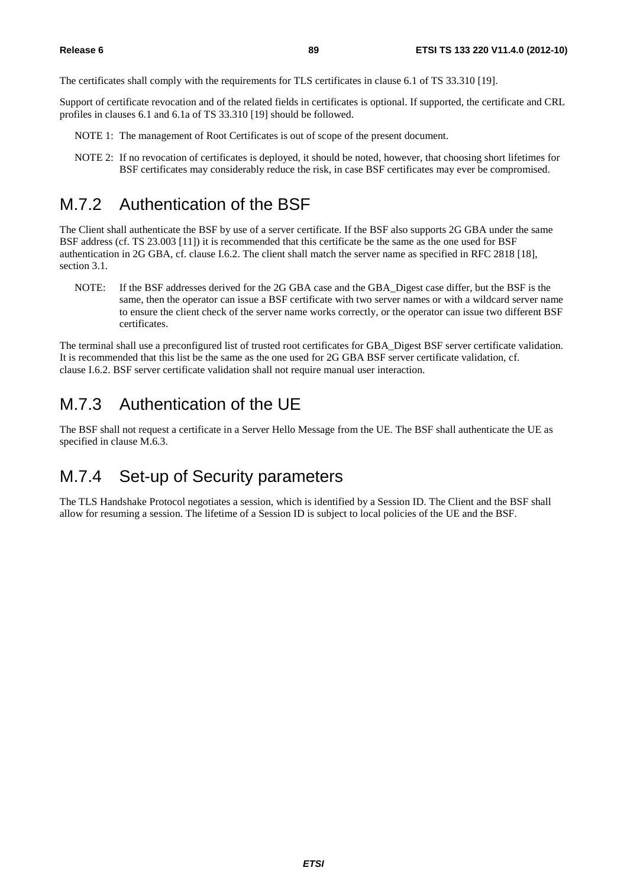The certificates shall comply with the requirements for TLS certificates in clause 6.1 of TS 33.310 [19].

Support of certificate revocation and of the related fields in certificates is optional. If supported, the certificate and CRL profiles in clauses 6.1 and 6.1a of TS 33.310 [19] should be followed.

NOTE 1: The management of Root Certificates is out of scope of the present document.

NOTE 2: If no revocation of certificates is deployed, it should be noted, however, that choosing short lifetimes for BSF certificates may considerably reduce the risk, in case BSF certificates may ever be compromised.

## M.7.2 Authentication of the BSF

The Client shall authenticate the BSF by use of a server certificate. If the BSF also supports 2G GBA under the same BSF address (cf. TS 23.003 [11]) it is recommended that this certificate be the same as the one used for BSF authentication in 2G GBA, cf. clause I.6.2. The client shall match the server name as specified in RFC 2818 [18], section 3.1.

NOTE: If the BSF addresses derived for the 2G GBA case and the GBA_Digest case differ, but the BSF is the same, then the operator can issue a BSF certificate with two server names or with a wildcard server name to ensure the client check of the server name works correctly, or the operator can issue two different BSF certificates.

The terminal shall use a preconfigured list of trusted root certificates for GBA_Digest BSF server certificate validation. It is recommended that this list be the same as the one used for 2G GBA BSF server certificate validation, cf. clause I.6.2. BSF server certificate validation shall not require manual user interaction.

## M.7.3 Authentication of the UE

The BSF shall not request a certificate in a Server Hello Message from the UE. The BSF shall authenticate the UE as specified in clause M.6.3.

## M.7.4 Set-up of Security parameters

The TLS Handshake Protocol negotiates a session, which is identified by a Session ID. The Client and the BSF shall allow for resuming a session. The lifetime of a Session ID is subject to local policies of the UE and the BSF.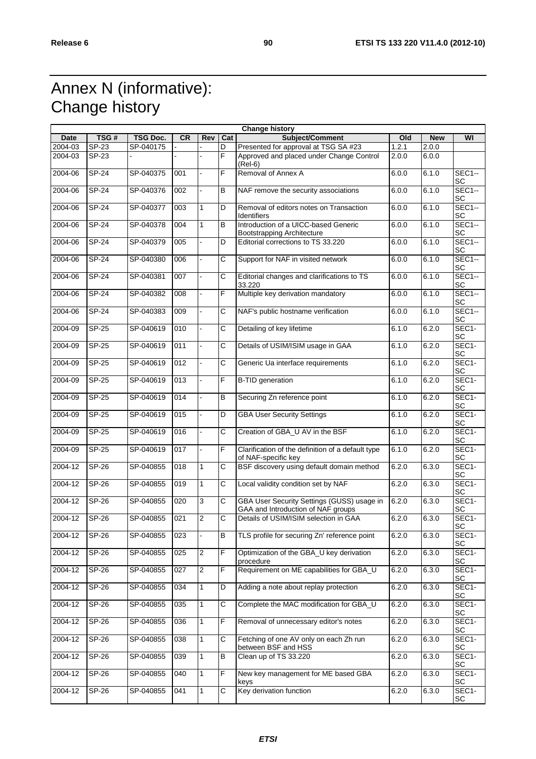# Annex N (informative): Change history

| Change history | | | | | | | | | |
|---|---|---|---|---|---|---|---|---|---|
| **Date** | **TSG #** | **TSG Doc.** | **CR** | **Rev** | **Cat** | **Subject/Comment** | **Old** | **New** | **WI** |
| 2004-03 | SP-23 | SP-040175 | - | - | D | Presented for approval at TSG SA #23 | 1.2.1 | 2.0.0 | |
| 2004-03 | SP-23 | - | - | - | F | Approved and placed under Change Control (Rel-6) | 2.0.0 | 6.0.0 | |
| 2004-06 | SP-24 | SP-040375 | 001 | - | F | Removal of Annex A | 6.0.0 | 6.1.0 | SEC1--SC |
| 2004-06 | SP-24 | SP-040376 | 002 | - | B | NAF remove the security associations | 6.0.0 | 6.1.0 | SEC1--SC |
| 2004-06 | SP-24 | SP-040377 | 003 | 1 | D | Removal of editors notes on Transaction Identifiers | 6.0.0 | 6.1.0 | SEC1--SC |
| 2004-06 | SP-24 | SP-040378 | 004 | 1 | B | Introduction of a UICC-based Generic Bootstrapping Architecture | 6.0.0 | 6.1.0 | SEC1--SC |
| 2004-06 | SP-24 | SP-040379 | 005 | - | D | Editorial corrections to TS 33.220 | 6.0.0 | 6.1.0 | SEC1--SC |
| 2004-06 | SP-24 | SP-040380 | 006 | - | C | Support for NAF in visited network | 6.0.0 | 6.1.0 | SEC1--SC |
| 2004-06 | SP-24 | SP-040381 | 007 | - | C | Editorial changes and clarifications to TS 33.220 | 6.0.0 | 6.1.0 | SEC1--SC |
| 2004-06 | SP-24 | SP-040382 | 008 | - | F | Multiple key derivation mandatory | 6.0.0 | 6.1.0 | SEC1--SC |
| 2004-06 | SP-24 | SP-040383 | 009 | - | C | NAF's public hostname verification | 6.0.0 | 6.1.0 | SEC1--SC |
| 2004-09 | SP-25 | SP-040619 | 010 | - | C | Detailing of key lifetime | 6.1.0 | 6.2.0 | SEC1-SC |
| 2004-09 | SP-25 | SP-040619 | 011 | - | C | Details of USIM/ISIM usage in GAA | 6.1.0 | 6.2.0 | SEC1-SC |
| 2004-09 | SP-25 | SP-040619 | 012 | - | C | Generic Ua interface requirements | 6.1.0 | 6.2.0 | SEC1-SC |
| 2004-09 | SP-25 | SP-040619 | 013 | - | F | B-TID generation | 6.1.0 | 6.2.0 | SEC1-SC |
| 2004-09 | SP-25 | SP-040619 | 014 | - | B | Securing Zn reference point | 6.1.0 | 6.2.0 | SEC1-SC |
| 2004-09 | SP-25 | SP-040619 | 015 | - | D | GBA User Security Settings | 6.1.0 | 6.2.0 | SEC1-SC |
| 2004-09 | SP-25 | SP-040619 | 016 | - | C | Creation of GBA_U AV in the BSF | 6.1.0 | 6.2.0 | SEC1-SC |
| 2004-09 | SP-25 | SP-040619 | 017 | - | F | Clarification of the definition of a default type of NAF-specific key | 6.1.0 | 6.2.0 | SEC1-SC |
| 2004-12 | SP-26 | SP-040855 | 018 | 1 | C | BSF discovery using default domain method | 6.2.0 | 6.3.0 | SEC1-SC |
| 2004-12 | SP-26 | SP-040855 | 019 | 1 | C | Local validity condition set by NAF | 6.2.0 | 6.3.0 | SEC1-SC |
| 2004-12 | SP-26 | SP-040855 | 020 | 3 | C | GBA User Security Settings (GUSS) usage in GAA and Introduction of NAF groups | 6.2.0 | 6.3.0 | SEC1-SC |
| 2004-12 | SP-26 | SP-040855 | 021 | 2 | C | Details of USIM/ISIM selection in GAA | 6.2.0 | 6.3.0 | SEC1-SC |
| 2004-12 | SP-26 | SP-040855 | 023 | - | B | TLS profile for securing Zn' reference point | 6.2.0 | 6.3.0 | SEC1-SC |
| 2004-12 | SP-26 | SP-040855 | 025 | 2 | F | Optimization of the GBA_U key derivation procedure | 6.2.0 | 6.3.0 | SEC1-SC |
| 2004-12 | SP-26 | SP-040855 | 027 | 2 | F | Requirement on ME capabilities for GBA_U | 6.2.0 | 6.3.0 | SEC1-SC |
| 2004-12 | SP-26 | SP-040855 | 034 | 1 | D | Adding a note about replay protection | 6.2.0 | 6.3.0 | SEC1-SC |
| 2004-12 | SP-26 | SP-040855 | 035 | 1 | C | Complete the MAC modification for GBA_U | 6.2.0 | 6.3.0 | SEC1-SC |
| 2004-12 | SP-26 | SP-040855 | 036 | 1 | F | Removal of unnecessary editor's notes | 6.2.0 | 6.3.0 | SEC1-SC |
| 2004-12 | SP-26 | SP-040855 | 038 | 1 | C | Fetching of one AV only on each Zh run between BSF and HSS | 6.2.0 | 6.3.0 | SEC1-SC |
| 2004-12 | SP-26 | SP-040855 | 039 | 1 | B | Clean up of TS 33.220 | 6.2.0 | 6.3.0 | SEC1-SC |
| 2004-12 | SP-26 | SP-040855 | 040 | 1 | F | New key management for ME based GBA keys | 6.2.0 | 6.3.0 | SEC1-SC |
| 2004-12 | SP-26 | SP-040855 | 041 | 1 | C | Key derivation function | 6.2.0 | 6.3.0 | SEC1-SC |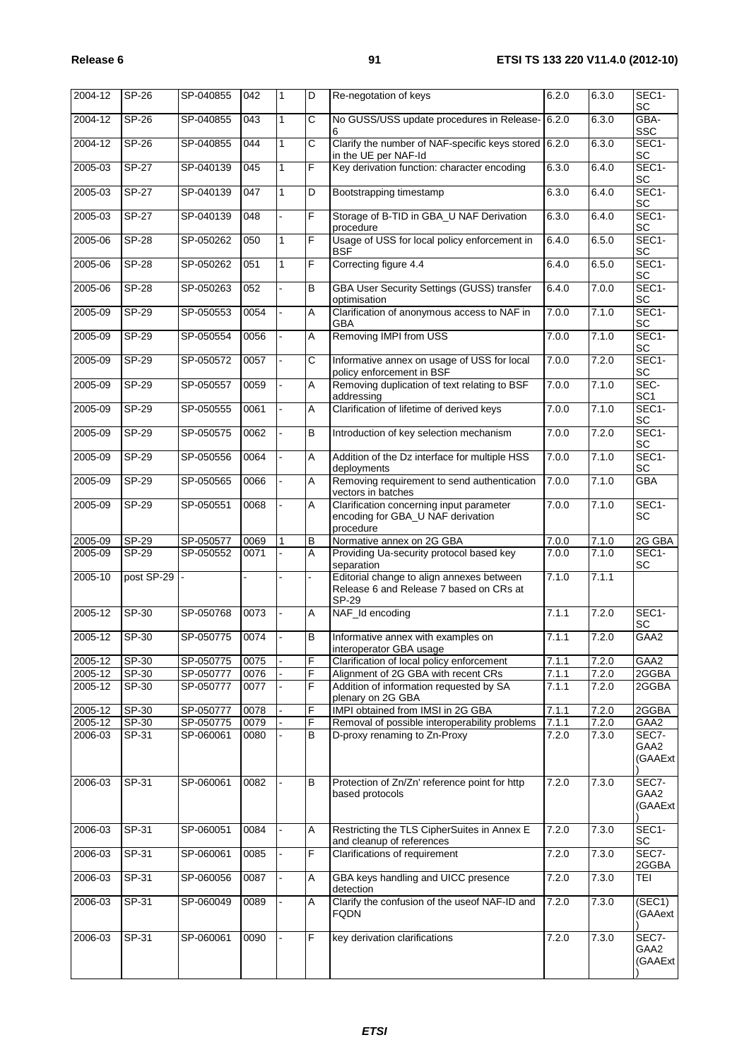| 2004-12 | SP-26 | SP-040855 | 042 | 1 | D | Re-negotation of keys | 6.2.0 | 6.3.0 | SEC1-SC |
|---|---|---|---|---|---|---|---|---|---|
| 2004-12 | SP-26 | SP-040855 | 043 | 1 | C | No GUSS/USS update procedures in Release-6 | 6.2.0 | 6.3.0 | GBA-SSC |
| 2004-12 | SP-26 | SP-040855 | 044 | 1 | C | Clarify the number of NAF-specific keys stored in the UE per NAF-Id | 6.2.0 | 6.3.0 | SEC1-SC |
| 2005-03 | SP-27 | SP-040139 | 045 | 1 | F | Key derivation function: character encoding | 6.3.0 | 6.4.0 | SEC1-SC |
| 2005-03 | SP-27 | SP-040139 | 047 | 1 | D | Bootstrapping timestamp | 6.3.0 | 6.4.0 | SEC1-SC |
| 2005-03 | SP-27 | SP-040139 | 048 | - | F | Storage of B-TID in GBA_U NAF Derivation procedure | 6.3.0 | 6.4.0 | SEC1-SC |
| 2005-06 | SP-28 | SP-050262 | 050 | 1 | F | Usage of USS for local policy enforcement in BSF | 6.4.0 | 6.5.0 | SEC1-SC |
| 2005-06 | SP-28 | SP-050262 | 051 | 1 | F | Correcting figure 4.4 | 6.4.0 | 6.5.0 | SEC1-SC |
| 2005-06 | SP-28 | SP-050263 | 052 | - | B | GBA User Security Settings (GUSS) transfer optimisation | 6.4.0 | 7.0.0 | SEC1-SC |
| 2005-09 | SP-29 | SP-050553 | 0054 | - | A | Clarification of anonymous access to NAF in GBA | 7.0.0 | 7.1.0 | SEC1-SC |
| 2005-09 | SP-29 | SP-050554 | 0056 | - | A | Removing IMPI from USS | 7.0.0 | 7.1.0 | SEC1-SC |
| 2005-09 | SP-29 | SP-050572 | 0057 | - | C | Informative annex on usage of USS for local policy enforcement in BSF | 7.0.0 | 7.2.0 | SEC1-SC |
| 2005-09 | SP-29 | SP-050557 | 0059 | - | A | Removing duplication of text relating to BSF addressing | 7.0.0 | 7.1.0 | SEC-SC1 |
| 2005-09 | SP-29 | SP-050555 | 0061 | - | A | Clarification of lifetime of derived keys | 7.0.0 | 7.1.0 | SEC1-SC |
| 2005-09 | SP-29 | SP-050575 | 0062 | - | B | Introduction of key selection mechanism | 7.0.0 | 7.2.0 | SEC1-SC |
| 2005-09 | SP-29 | SP-050556 | 0064 | - | A | Addition of the Dz interface for multiple HSS deployments | 7.0.0 | 7.1.0 | SEC1-SC |
| 2005-09 | SP-29 | SP-050565 | 0066 | - | A | Removing requirement to send authentication vectors in batches | 7.0.0 | 7.1.0 | GBA |
| 2005-09 | SP-29 | SP-050551 | 0068 | - | A | Clarification concerning input parameter encoding for GBA_U NAF derivation procedure | 7.0.0 | 7.1.0 | SEC1-SC |
| 2005-09 | SP-29 | SP-050577 | 0069 | 1 | B | Normative annex on 2G GBA | 7.0.0 | 7.1.0 | 2G GBA |
| 2005-09 | SP-29 | SP-050552 | 0071 | - | A | Providing Ua-security protocol based key separation | 7.0.0 | 7.1.0 | SEC1-SC |
| 2005-10 | post SP-29 | - | - | - | - | Editorial change to align annexes between Release 6 and Release 7 based on CRs at SP-29 | 7.1.0 | 7.1.1 | |
| 2005-12 | SP-30 | SP-050768 | 0073 | - | A | NAF_Id encoding | 7.1.1 | 7.2.0 | SEC1-SC |
| 2005-12 | SP-30 | SP-050775 | 0074 | - | B | Informative annex with examples on interoperator GBA usage | 7.1.1 | 7.2.0 | GAA2 |
| 2005-12 | SP-30 | SP-050775 | 0075 | - | F | Clarification of local policy enforcement | 7.1.1 | 7.2.0 | GAA2 |
| 2005-12 | SP-30 | SP-050777 | 0076 | - | F | Alignment of 2G GBA with recent CRs | 7.1.1 | 7.2.0 | 2GGBA |
| 2005-12 | SP-30 | SP-050777 | 0077 | - | F | Addition of information requested by SA plenary on 2G GBA | 7.1.1 | 7.2.0 | 2GGBA |
| 2005-12 | SP-30 | SP-050777 | 0078 | - | F | IMPI obtained from IMSI in 2G GBA | 7.1.1 | 7.2.0 | 2GGBA |
| 2005-12 | SP-30 | SP-050775 | 0079 | - | F | Removal of possible interoperability problems | 7.1.1 | 7.2.0 | GAA2 |
| 2006-03 | SP-31 | SP-060061 | 0080 | - | B | D-proxy renaming to Zn-Proxy | 7.2.0 | 7.3.0 | SEC7-GAA2 (GAAExt) |
| 2006-03 | SP-31 | SP-060061 | 0082 | - | B | Protection of Zn/Zn' reference point for http based protocols | 7.2.0 | 7.3.0 | SEC7-GAA2 (GAAExt) |
| 2006-03 | SP-31 | SP-060051 | 0084 | - | A | Restricting the TLS CipherSuites in Annex E and cleanup of references | 7.2.0 | 7.3.0 | SEC1-SC |
| 2006-03 | SP-31 | SP-060061 | 0085 | - | F | Clarifications of requirement | 7.2.0 | 7.3.0 | SEC7-2GGBA |
| 2006-03 | SP-31 | SP-060056 | 0087 | - | A | GBA keys handling and UICC presence detection | 7.2.0 | 7.3.0 | TEI |
| 2006-03 | SP-31 | SP-060049 | 0089 | - | A | Clarify the confusion of the useof NAF-ID and FQDN | 7.2.0 | 7.3.0 | (SEC1) (GAAext) |
| 2006-03 | SP-31 | SP-060061 | 0090 | - | F | key derivation clarifications | 7.2.0 | 7.3.0 | SEC7-GAA2 (GAAExt) |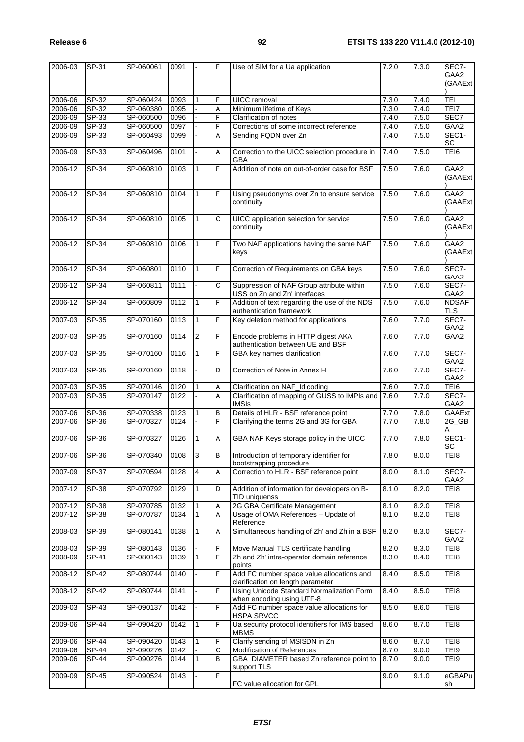| 2006-03 | SP-31 | SP-060061 | 0091 | - | F | Use of SIM for a Ua application | 7.2.0 | 7.3.0 | SEC7-GAA2 (GAAExt) |
|---|---|---|---|---|---|---|---|---|---|
| 2006-06 | SP-32 | SP-060424 | 0093 | 1 | F | UICC removal | 7.3.0 | 7.4.0 | TEI |
| 2006-06 | SP-32 | SP-060380 | 0095 | - | A | Minimum lifetime of Keys | 7.3.0 | 7.4.0 | TEI7 |
| 2006-09 | SP-33 | SP-060500 | 0096 | - | F | Clarification of notes | 7.4.0 | 7.5.0 | SEC7 |
| 2006-09 | SP-33 | SP-060500 | 0097 | - | F | Corrections of some incorrect reference | 7.4.0 | 7.5.0 | GAA2 |
| 2006-09 | SP-33 | SP-060493 | 0099 | - | A | Sending FQDN over Zn | 7.4.0 | 7.5.0 | SEC1-SC |
| 2006-09 | SP-33 | SP-060496 | 0101 | - | A | Correction to the UICC selection procedure in GBA | 7.4.0 | 7.5.0 | TEI6 |
| 2006-12 | SP-34 | SP-060810 | 0103 | 1 | F | Addition of note on out-of-order case for BSF | 7.5.0 | 7.6.0 | GAA2 (GAAExt) |
| 2006-12 | SP-34 | SP-060810 | 0104 | 1 | F | Using pseudonyms over Zn to ensure service continuity | 7.5.0 | 7.6.0 | GAA2 (GAAExt) |
| 2006-12 | SP-34 | SP-060810 | 0105 | 1 | C | UICC application selection for service continuity | 7.5.0 | 7.6.0 | GAA2 (GAAExt) |
| 2006-12 | SP-34 | SP-060810 | 0106 | 1 | F | Two NAF applications having the same NAF keys | 7.5.0 | 7.6.0 | GAA2 (GAAExt) |
| 2006-12 | SP-34 | SP-060801 | 0110 | 1 | F | Correction of Requirements on GBA keys | 7.5.0 | 7.6.0 | SEC7-GAA2 |
| 2006-12 | SP-34 | SP-060811 | 0111 | - | C | Suppression of NAF Group attribute within USS on Zn and Zn' interfaces | 7.5.0 | 7.6.0 | SEC7-GAA2 |
| 2006-12 | SP-34 | SP-060809 | 0112 | 1 | F | Addition of text regarding the use of the NDS authentication framework | 7.5.0 | 7.6.0 | NDSAF TLS |
| 2007-03 | SP-35 | SP-070160 | 0113 | 1 | F | Key deletion method for applications | 7.6.0 | 7.7.0 | SEC7-GAA2 |
| 2007-03 | SP-35 | SP-070160 | 0114 | 2 | F | Encode problems in HTTP digest AKA authentication between UE and BSF | 7.6.0 | 7.7.0 | GAA2 |
| 2007-03 | SP-35 | SP-070160 | 0116 | 1 | F | GBA key names clarification | 7.6.0 | 7.7.0 | SEC7-GAA2 |
| 2007-03 | SP-35 | SP-070160 | 0118 | - | D | Correction of Note in Annex H | 7.6.0 | 7.7.0 | SEC7-GAA2 |
| 2007-03 | SP-35 | SP-070146 | 0120 | 1 | A | Clarification on NAF_Id coding | 7.6.0 | 7.7.0 | TEI6 |
| 2007-03 | SP-35 | SP-070147 | 0122 | - | A | Clarification of mapping of GUSS to IMPIs and IMSIs | 7.6.0 | 7.7.0 | SEC7-GAA2 |
| 2007-06 | SP-36 | SP-070338 | 0123 | 1 | B | Details of HLR - BSF reference point | 7.7.0 | 7.8.0 | GAAExt |
| 2007-06 | SP-36 | SP-070327 | 0124 | - | F | Clarifying the terms 2G and 3G for GBA | 7.7.0 | 7.8.0 | 2G_GBA |
| 2007-06 | SP-36 | SP-070327 | 0126 | 1 | A | GBA NAF Keys storage policy in the UICC | 7.7.0 | 7.8.0 | SEC1-SC |
| 2007-06 | SP-36 | SP-070340 | 0108 | 3 | B | Introduction of temporary identifier for bootstrapping procedure | 7.8.0 | 8.0.0 | TEI8 |
| 2007-09 | SP-37 | SP-070594 | 0128 | 4 | A | Correction to HLR - BSF reference point | 8.0.0 | 8.1.0 | SEC7-GAA2 |
| 2007-12 | SP-38 | SP-070792 | 0129 | 1 | D | Addition of information for developers on B-TID uniquenss | 8.1.0 | 8.2.0 | TEI8 |
| 2007-12 | SP-38 | SP-070785 | 0132 | 1 | A | 2G GBA Certificate Management | 8.1.0 | 8.2.0 | TEI8 |
| 2007-12 | SP-38 | SP-070787 | 0134 | 1 | A | Usage of OMA References – Update of Reference | 8.1.0 | 8.2.0 | TEI8 |
| 2008-03 | SP-39 | SP-080141 | 0138 | 1 | A | Simultaneous handling of Zh' and Zh in a BSF | 8.2.0 | 8.3.0 | SEC7-GAA2 |
| 2008-03 | SP-39 | SP-080143 | 0136 | - | F | Move Manual TLS certificate handling | 8.2.0 | 8.3.0 | TEI8 |
| 2008-09 | SP-41 | SP-080143 | 0139 | 1 | F | Zh and Zh' intra-operator domain reference points | 8.3.0 | 8.4.0 | TEI8 |
| 2008-12 | SP-42 | SP-080744 | 0140 | - | F | Add FC number space value allocations and clarification on length parameter | 8.4.0 | 8.5.0 | TEI8 |
| 2008-12 | SP-42 | SP-080744 | 0141 | - | F | Using Unicode Standard Normalization Form when encoding using UTF-8 | 8.4.0 | 8.5.0 | TEI8 |
| 2009-03 | SP-43 | SP-090137 | 0142 | - | F | Add FC number space value allocations for HSPA SRVCC | 8.5.0 | 8.6.0 | TEI8 |
| 2009-06 | SP-44 | SP-090420 | 0142 | 1 | F | Ua security protocol identifiers for IMS based MBMS | 8.6.0 | 8.7.0 | TEI8 |
| 2009-06 | SP-44 | SP-090420 | 0143 | 1 | F | Clarify sending of MSISDN in Zn | 8.6.0 | 8.7.0 | TEI8 |
| 2009-06 | SP-44 | SP-090276 | 0142 | - | C | Modification of References | 8.7.0 | 9.0.0 | TEI9 |
| 2009-06 | SP-44 | SP-090276 | 0144 | 1 | B | GBA DIAMETER based Zn reference point to support TLS | 8.7.0 | 9.0.0 | TEI9 |
| 2009-09 | SP-45 | SP-090524 | 0143 | - | F | FC value allocation for GPL | 9.0.0 | 9.1.0 | eGBAPush |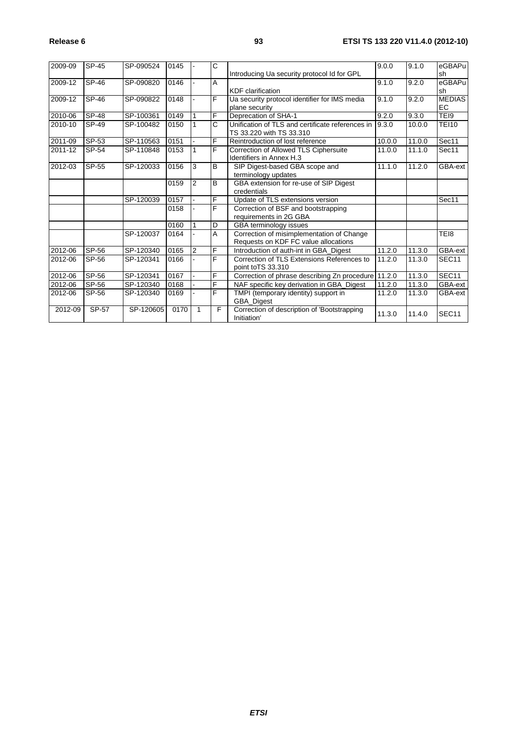| 2009-09 | SP-45 | SP-090524 | 0145 | - | C | Introducing Ua security protocol Id for GPL | 9.0.0 | 9.1.0 | eGBAPush |
|---|---|---|---|---|---|---|---|---|---|
| 2009-12 | SP-46 | SP-090820 | 0146 | - | A | KDF clarification | 9.1.0 | 9.2.0 | eGBAPush |
| 2009-12 | SP-46 | SP-090822 | 0148 | - | F | Ua security protocol identifier for IMS media plane security | 9.1.0 | 9.2.0 | MEDIASEC |
| 2010-06 | SP-48 | SP-100361 | 0149 | 1 | F | Deprecation of SHA-1 | 9.2.0 | 9.3.0 | TEI9 |
| 2010-10 | SP-49 | SP-100482 | 0150 | 1 | C | Unification of TLS and certificate references in TS 33.220 with TS 33.310 | 9.3.0 | 10.0.0 | TEI10 |
| 2011-09 | SP-53 | SP-110563 | 0151 | - | F | Reintroduction of lost reference | 10.0.0 | 11.0.0 | Sec11 |
| 2011-12 | SP-54 | SP-110848 | 0153 | 1 | F | Correction of Allowed TLS Ciphersuite Identifiers in Annex H.3 | 11.0.0 | 11.1.0 | Sec11 |
| 2012-03 | SP-55 | SP-120033 | 0156 | 3 | B | SIP Digest-based GBA scope and terminology updates | 11.1.0 | 11.2.0 | GBA-ext |
| | | | 0159 | 2 | B | GBA extension for re-use of SIP Digest credentials | | | |
| | | SP-120039 | 0157 | - | F | Update of TLS extensions version | | | Sec11 |
| | | | 0158 | - | F | Correction of BSF and bootstrapping requirements in 2G GBA | | | |
| | | | 0160 | 1 | D | GBA terminology issues | | | |
| | | SP-120037 | 0164 | - | A | Correction of misimplementation of Change Requests on KDF FC value allocations | | | TEI8 |
| 2012-06 | SP-56 | SP-120340 | 0165 | 2 | F | Introduction of auth-int in GBA_Digest | 11.2.0 | 11.3.0 | GBA-ext |
| 2012-06 | SP-56 | SP-120341 | 0166 | - | F | Correction of TLS Extensions References to point toTS 33.310 | 11.2.0 | 11.3.0 | SEC11 |
| 2012-06 | SP-56 | SP-120341 | 0167 | - | F | Correction of phrase describing Zn procedure | 11.2.0 | 11.3.0 | SEC11 |
| 2012-06 | SP-56 | SP-120340 | 0168 | - | F | NAF specific key derivation in GBA_Digest | 11.2.0 | 11.3.0 | GBA-ext |
| 2012-06 | SP-56 | SP-120340 | 0169 | - | F | TMPI (temporary identity) support in GBA_Digest | 11.2.0 | 11.3.0 | GBA-ext |
| 2012-09 | SP-57 | SP-120605 | 0170 | 1 | F | Correction of description of 'Bootstrapping Initiation' | 11.3.0 | 11.4.0 | SEC11 |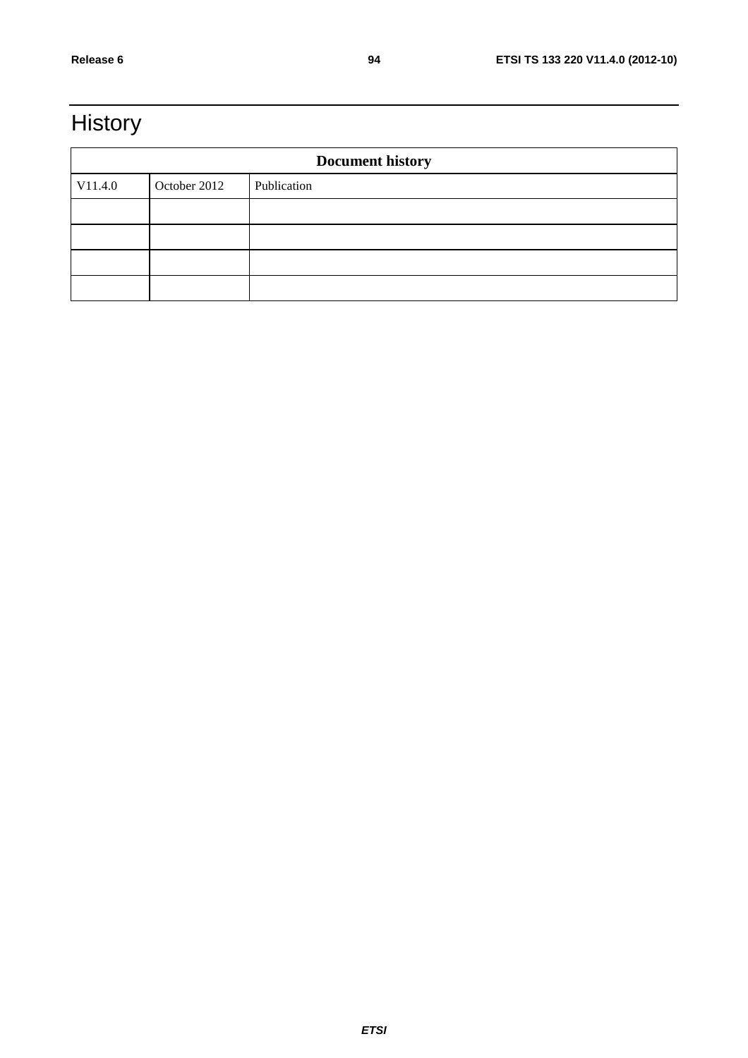# History

| Document history | | |
|---|---|---|
| V11.4.0 | October 2012 | Publication |
| | | |
| | | |
| | | |
| | | |